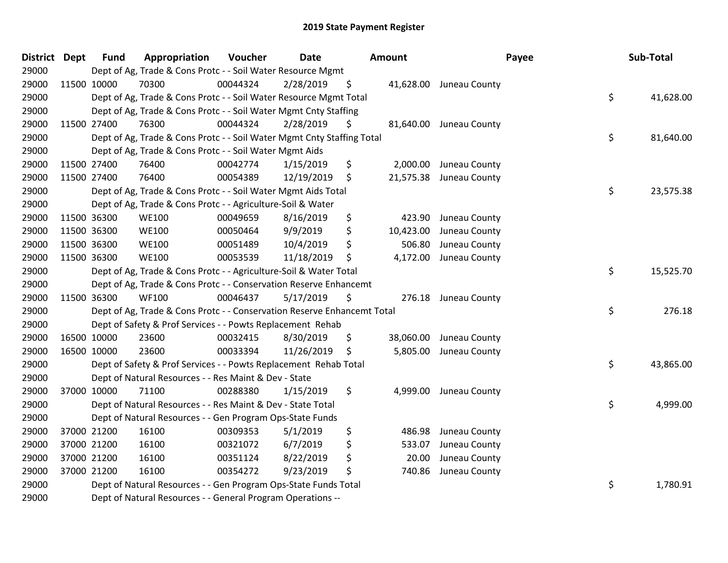# 2019 State Payment Register

| District | Dept | Fund | Appropriation | Voucher | Date | Amount | Payee | Sub-Total |
|---|---|---|---|---|---|---|---|---|
| 29000 | | Dept of Ag, Trade & Cons Protc - - Soil Water Resource Mgmt | | | | | | |
| 29000 | 11500 | 10000 | 70300 | 00044324 | 2/28/2019 | $ 41,628.00 | Juneau County | |
| 29000 | | Dept of Ag, Trade & Cons Protc - - Soil Water Resource Mgmt Total | | | | | | $ 41,628.00 |
| 29000 | | Dept of Ag, Trade & Cons Protc - - Soil Water Mgmt Cnty Staffing | | | | | | |
| 29000 | 11500 | 27400 | 76300 | 00044324 | 2/28/2019 | $ 81,640.00 | Juneau County | |
| 29000 | | Dept of Ag, Trade & Cons Protc - - Soil Water Mgmt Cnty Staffing Total | | | | | | $ 81,640.00 |
| 29000 | | Dept of Ag, Trade & Cons Protc - - Soil Water Mgmt Aids | | | | | | |
| 29000 | 11500 | 27400 | 76400 | 00042774 | 1/15/2019 | $ 2,000.00 | Juneau County | |
| 29000 | 11500 | 27400 | 76400 | 00054389 | 12/19/2019 | $ 21,575.38 | Juneau County | |
| 29000 | | Dept of Ag, Trade & Cons Protc - - Soil Water Mgmt Aids Total | | | | | | $ 23,575.38 |
| 29000 | | Dept of Ag, Trade & Cons Protc - - Agriculture-Soil & Water | | | | | | |
| 29000 | 11500 | 36300 | WE100 | 00049659 | 8/16/2019 | $ 423.90 | Juneau County | |
| 29000 | 11500 | 36300 | WE100 | 00050464 | 9/9/2019 | $ 10,423.00 | Juneau County | |
| 29000 | 11500 | 36300 | WE100 | 00051489 | 10/4/2019 | $ 506.80 | Juneau County | |
| 29000 | 11500 | 36300 | WE100 | 00053539 | 11/18/2019 | $ 4,172.00 | Juneau County | |
| 29000 | | Dept of Ag, Trade & Cons Protc - - Agriculture-Soil & Water Total | | | | | | $ 15,525.70 |
| 29000 | | Dept of Ag, Trade & Cons Protc - - Conservation Reserve Enhancemt | | | | | | |
| 29000 | 11500 | 36300 | WF100 | 00046437 | 5/17/2019 | $ 276.18 | Juneau County | |
| 29000 | | Dept of Ag, Trade & Cons Protc - - Conservation Reserve Enhancemt Total | | | | | | $ 276.18 |
| 29000 | | Dept of Safety & Prof Services - - Powts Replacement Rehab | | | | | | |
| 29000 | 16500 | 10000 | 23600 | 00032415 | 8/30/2019 | $ 38,060.00 | Juneau County | |
| 29000 | 16500 | 10000 | 23600 | 00033394 | 11/26/2019 | $ 5,805.00 | Juneau County | |
| 29000 | | Dept of Safety & Prof Services - - Powts Replacement Rehab Total | | | | | | $ 43,865.00 |
| 29000 | | Dept of Natural Resources - - Res Maint & Dev - State | | | | | | |
| 29000 | 37000 | 10000 | 71100 | 00288380 | 1/15/2019 | $ 4,999.00 | Juneau County | |
| 29000 | | Dept of Natural Resources - - Res Maint & Dev - State Total | | | | | | $ 4,999.00 |
| 29000 | | Dept of Natural Resources - - Gen Program Ops-State Funds | | | | | | |
| 29000 | 37000 | 21200 | 16100 | 00309353 | 5/1/2019 | $ 486.98 | Juneau County | |
| 29000 | 37000 | 21200 | 16100 | 00321072 | 6/7/2019 | $ 533.07 | Juneau County | |
| 29000 | 37000 | 21200 | 16100 | 00351124 | 8/22/2019 | $ 20.00 | Juneau County | |
| 29000 | 37000 | 21200 | 16100 | 00354272 | 9/23/2019 | $ 740.86 | Juneau County | |
| 29000 | | Dept of Natural Resources - - Gen Program Ops-State Funds Total | | | | | | $ 1,780.91 |
| 29000 | | Dept of Natural Resources - - General Program Operations -- | | | | | | |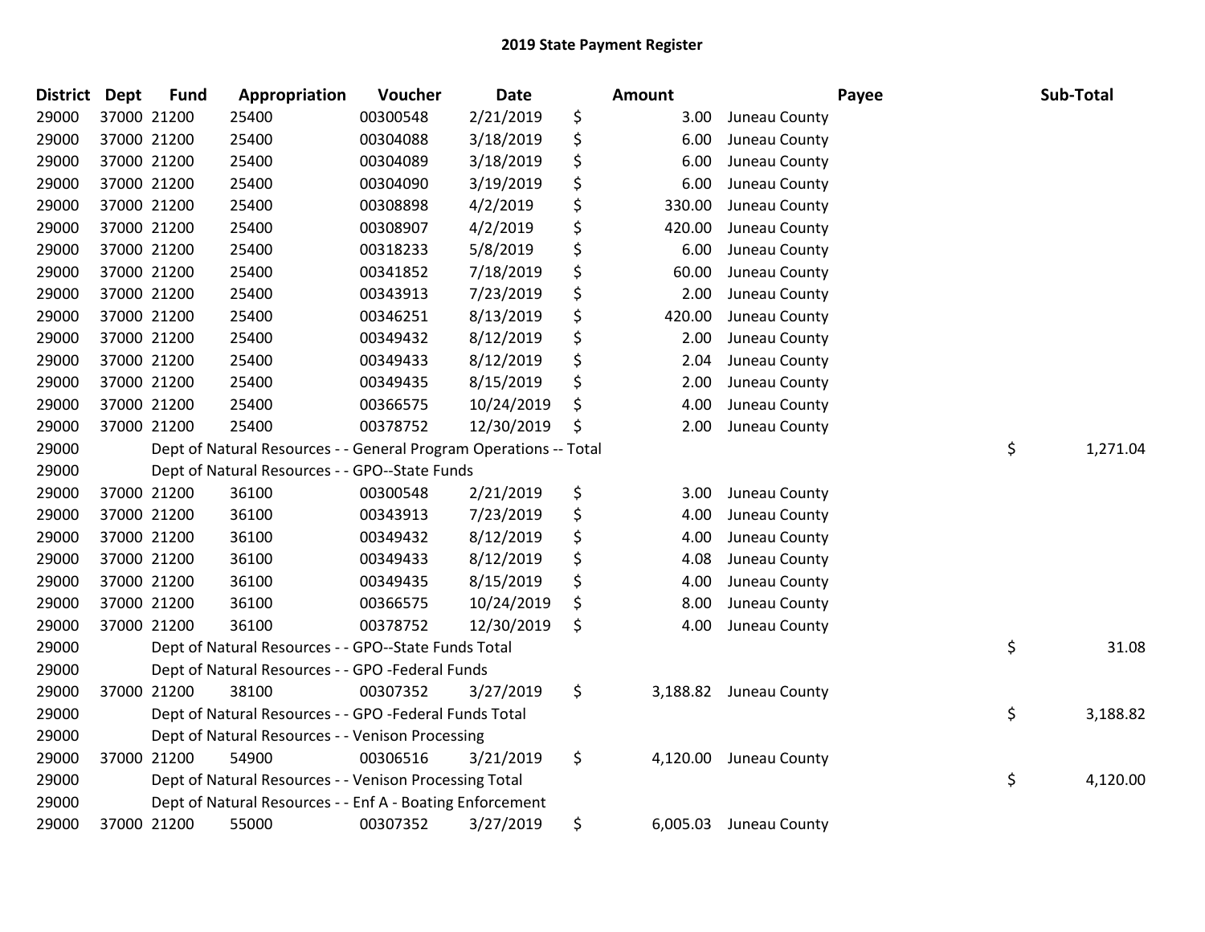## 2019 State Payment Register

| District | Dept | Fund | Appropriation | Voucher | Date | Amount | Payee | Sub-Total |
|---|---|---|---|---|---|---|---|---|
| 29000 | 37000 | 21200 | 25400 | 00300548 | 2/21/2019 | $ 3.00 | Juneau County | |
| 29000 | 37000 | 21200 | 25400 | 00304088 | 3/18/2019 | $ 6.00 | Juneau County | |
| 29000 | 37000 | 21200 | 25400 | 00304089 | 3/18/2019 | $ 6.00 | Juneau County | |
| 29000 | 37000 | 21200 | 25400 | 00304090 | 3/19/2019 | $ 6.00 | Juneau County | |
| 29000 | 37000 | 21200 | 25400 | 00308898 | 4/2/2019 | $ 330.00 | Juneau County | |
| 29000 | 37000 | 21200 | 25400 | 00308907 | 4/2/2019 | $ 420.00 | Juneau County | |
| 29000 | 37000 | 21200 | 25400 | 00318233 | 5/8/2019 | $ 6.00 | Juneau County | |
| 29000 | 37000 | 21200 | 25400 | 00341852 | 7/18/2019 | $ 60.00 | Juneau County | |
| 29000 | 37000 | 21200 | 25400 | 00343913 | 7/23/2019 | $ 2.00 | Juneau County | |
| 29000 | 37000 | 21200 | 25400 | 00346251 | 8/13/2019 | $ 420.00 | Juneau County | |
| 29000 | 37000 | 21200 | 25400 | 00349432 | 8/12/2019 | $ 2.00 | Juneau County | |
| 29000 | 37000 | 21200 | 25400 | 00349433 | 8/12/2019 | $ 2.04 | Juneau County | |
| 29000 | 37000 | 21200 | 25400 | 00349435 | 8/15/2019 | $ 2.00 | Juneau County | |
| 29000 | 37000 | 21200 | 25400 | 00366575 | 10/24/2019 | $ 4.00 | Juneau County | |
| 29000 | 37000 | 21200 | 25400 | 00378752 | 12/30/2019 | $ 2.00 | Juneau County | |
| 29000 | | | Dept of Natural Resources - - General Program Operations -- Total | | | | | $ 1,271.04 |
| 29000 | | | Dept of Natural Resources - - GPO--State Funds | | | | | |
| 29000 | 37000 | 21200 | 36100 | 00300548 | 2/21/2019 | $ 3.00 | Juneau County | |
| 29000 | 37000 | 21200 | 36100 | 00343913 | 7/23/2019 | $ 4.00 | Juneau County | |
| 29000 | 37000 | 21200 | 36100 | 00349432 | 8/12/2019 | $ 4.00 | Juneau County | |
| 29000 | 37000 | 21200 | 36100 | 00349433 | 8/12/2019 | $ 4.08 | Juneau County | |
| 29000 | 37000 | 21200 | 36100 | 00349435 | 8/15/2019 | $ 4.00 | Juneau County | |
| 29000 | 37000 | 21200 | 36100 | 00366575 | 10/24/2019 | $ 8.00 | Juneau County | |
| 29000 | 37000 | 21200 | 36100 | 00378752 | 12/30/2019 | $ 4.00 | Juneau County | |
| 29000 | | | Dept of Natural Resources - - GPO--State Funds Total | | | | | $ 31.08 |
| 29000 | | | Dept of Natural Resources - - GPO -Federal Funds | | | | | |
| 29000 | 37000 | 21200 | 38100 | 00307352 | 3/27/2019 | $ 3,188.82 | Juneau County | |
| 29000 | | | Dept of Natural Resources - - GPO -Federal Funds Total | | | | | $ 3,188.82 |
| 29000 | | | Dept of Natural Resources - - Venison Processing | | | | | |
| 29000 | 37000 | 21200 | 54900 | 00306516 | 3/21/2019 | $ 4,120.00 | Juneau County | |
| 29000 | | | Dept of Natural Resources - - Venison Processing Total | | | | | $ 4,120.00 |
| 29000 | | | Dept of Natural Resources - - Enf A - Boating Enforcement | | | | | |
| 29000 | 37000 | 21200 | 55000 | 00307352 | 3/27/2019 | $ 6,005.03 | Juneau County | |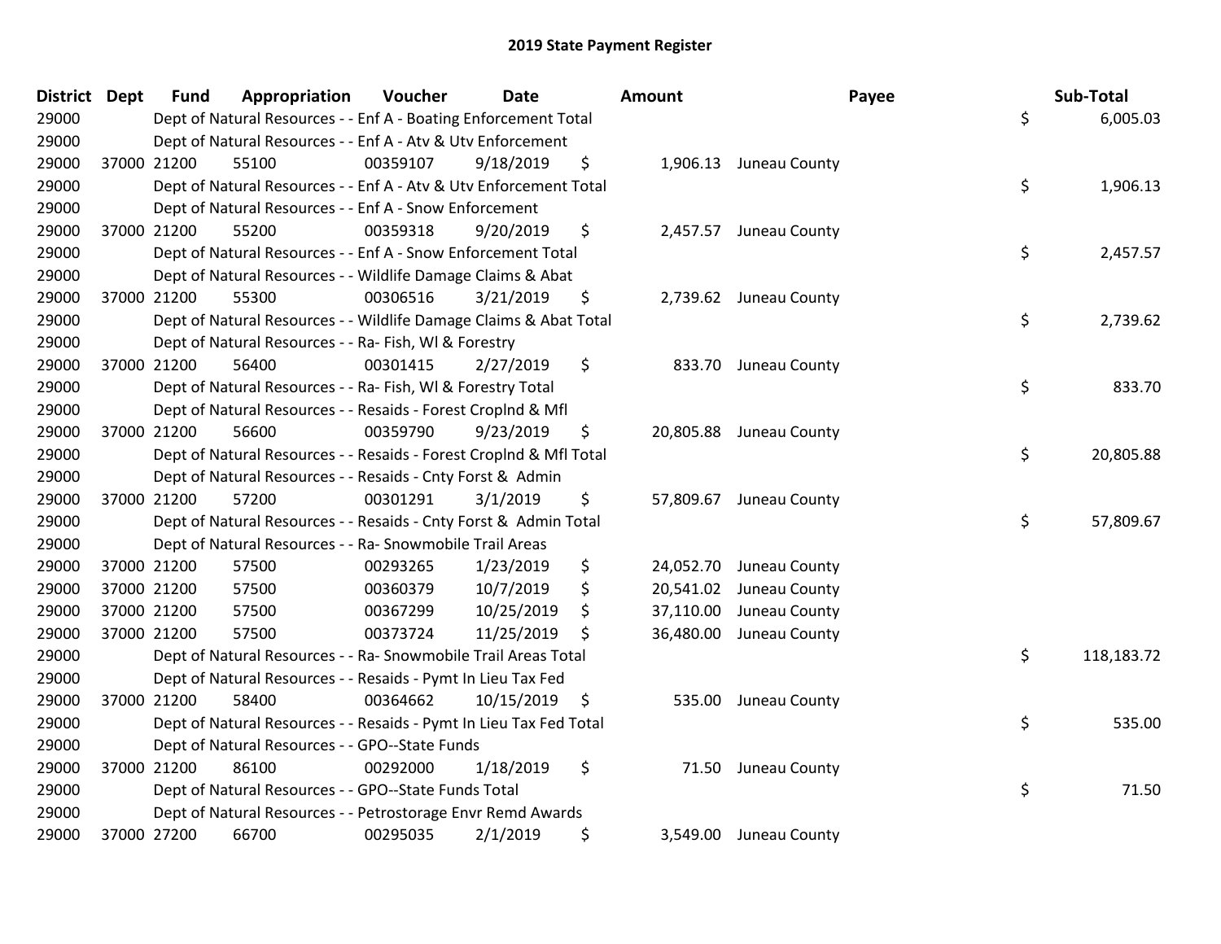# 2019 State Payment Register

| District | Dept | Fund | Appropriation | Voucher | Date | Amount | Payee | Sub-Total |
|---|---|---|---|---|---|---|---|---|
| 29000 | | Dept of Natural Resources - - Enf A - Boating Enforcement Total | | | | | | $ 6,005.03 |
| 29000 | | Dept of Natural Resources - - Enf A - Atv & Utv Enforcement | | | | | | |
| 29000 | 37000 | 21200 | 55100 | 00359107 | 9/18/2019 | $ 1,906.13 | Juneau County | |
| 29000 | | Dept of Natural Resources - - Enf A - Atv & Utv Enforcement Total | | | | | | $ 1,906.13 |
| 29000 | | Dept of Natural Resources - - Enf A - Snow Enforcement | | | | | | |
| 29000 | 37000 | 21200 | 55200 | 00359318 | 9/20/2019 | $ 2,457.57 | Juneau County | |
| 29000 | | Dept of Natural Resources - - Enf A - Snow Enforcement Total | | | | | | $ 2,457.57 |
| 29000 | | Dept of Natural Resources - - Wildlife Damage Claims & Abat | | | | | | |
| 29000 | 37000 | 21200 | 55300 | 00306516 | 3/21/2019 | $ 2,739.62 | Juneau County | |
| 29000 | | Dept of Natural Resources - - Wildlife Damage Claims & Abat Total | | | | | | $ 2,739.62 |
| 29000 | | Dept of Natural Resources - - Ra- Fish, Wl & Forestry | | | | | | |
| 29000 | 37000 | 21200 | 56400 | 00301415 | 2/27/2019 | $ 833.70 | Juneau County | |
| 29000 | | Dept of Natural Resources - - Ra- Fish, Wl & Forestry Total | | | | | | $ 833.70 |
| 29000 | | Dept of Natural Resources - - Resaids - Forest Croplnd & Mfl | | | | | | |
| 29000 | 37000 | 21200 | 56600 | 00359790 | 9/23/2019 | $ 20,805.88 | Juneau County | |
| 29000 | | Dept of Natural Resources - - Resaids - Forest Croplnd & Mfl Total | | | | | | $ 20,805.88 |
| 29000 | | Dept of Natural Resources - - Resaids - Cnty Forst & Admin | | | | | | |
| 29000 | 37000 | 21200 | 57200 | 00301291 | 3/1/2019 | $ 57,809.67 | Juneau County | |
| 29000 | | Dept of Natural Resources - - Resaids - Cnty Forst & Admin Total | | | | | | $ 57,809.67 |
| 29000 | | Dept of Natural Resources - - Ra- Snowmobile Trail Areas | | | | | | |
| 29000 | 37000 | 21200 | 57500 | 00293265 | 1/23/2019 | $ 24,052.70 | Juneau County | |
| 29000 | 37000 | 21200 | 57500 | 00360379 | 10/7/2019 | $ 20,541.02 | Juneau County | |
| 29000 | 37000 | 21200 | 57500 | 00367299 | 10/25/2019 | $ 37,110.00 | Juneau County | |
| 29000 | 37000 | 21200 | 57500 | 00373724 | 11/25/2019 | $ 36,480.00 | Juneau County | |
| 29000 | | Dept of Natural Resources - - Ra- Snowmobile Trail Areas Total | | | | | | $ 118,183.72 |
| 29000 | | Dept of Natural Resources - - Resaids - Pymt In Lieu Tax Fed | | | | | | |
| 29000 | 37000 | 21200 | 58400 | 00364662 | 10/15/2019 | $ 535.00 | Juneau County | |
| 29000 | | Dept of Natural Resources - - Resaids - Pymt In Lieu Tax Fed Total | | | | | | $ 535.00 |
| 29000 | | Dept of Natural Resources - - GPO--State Funds | | | | | | |
| 29000 | 37000 | 21200 | 86100 | 00292000 | 1/18/2019 | $ 71.50 | Juneau County | |
| 29000 | | Dept of Natural Resources - - GPO--State Funds Total | | | | | | $ 71.50 |
| 29000 | | Dept of Natural Resources - - Petrostorage Envr Remd Awards | | | | | | |
| 29000 | 37000 | 27200 | 66700 | 00295035 | 2/1/2019 | $ 3,549.00 | Juneau County | |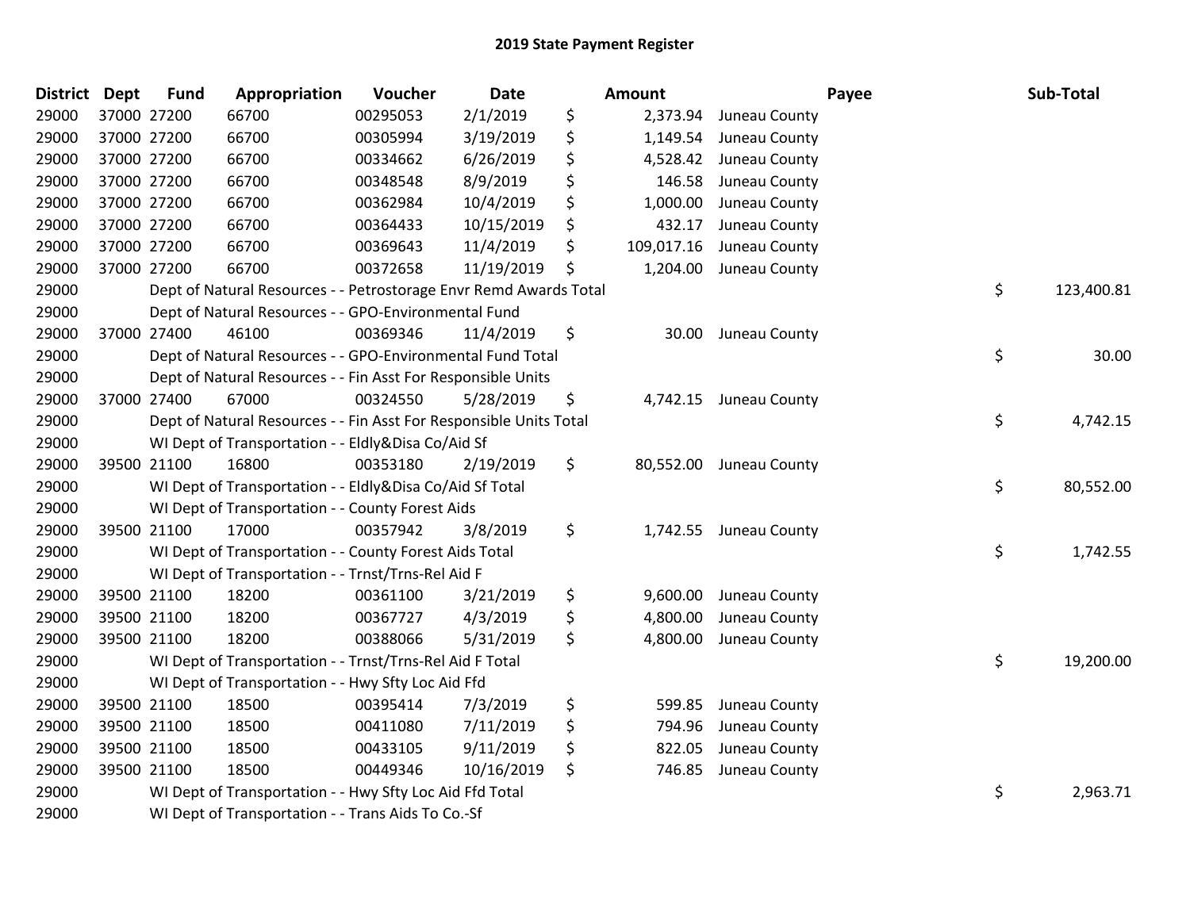# 2019 State Payment Register

| District | Dept | Fund | Appropriation | Voucher | Date | Amount | Payee | Sub-Total |
|---|---|---|---|---|---|---|---|---|
| 29000 | 37000 | 27200 | 66700 | 00295053 | 2/1/2019 | $ 2,373.94 | Juneau County | |
| 29000 | 37000 | 27200 | 66700 | 00305994 | 3/19/2019 | $ 1,149.54 | Juneau County | |
| 29000 | 37000 | 27200 | 66700 | 00334662 | 6/26/2019 | $ 4,528.42 | Juneau County | |
| 29000 | 37000 | 27200 | 66700 | 00348548 | 8/9/2019 | $ 146.58 | Juneau County | |
| 29000 | 37000 | 27200 | 66700 | 00362984 | 10/4/2019 | $ 1,000.00 | Juneau County | |
| 29000 | 37000 | 27200 | 66700 | 00364433 | 10/15/2019 | $ 432.17 | Juneau County | |
| 29000 | 37000 | 27200 | 66700 | 00369643 | 11/4/2019 | $ 109,017.16 | Juneau County | |
| 29000 | 37000 | 27200 | 66700 | 00372658 | 11/19/2019 | $ 1,204.00 | Juneau County | |
| 29000 | | | Dept of Natural Resources - - Petrostorage Envr Remd Awards Total | | | | | $ 123,400.81 |
| 29000 | | | Dept of Natural Resources - - GPO-Environmental Fund | | | | | |
| 29000 | 37000 | 27400 | 46100 | 00369346 | 11/4/2019 | $ 30.00 | Juneau County | |
| 29000 | | | Dept of Natural Resources - - GPO-Environmental Fund Total | | | | | $ 30.00 |
| 29000 | | | Dept of Natural Resources - - Fin Asst For Responsible Units | | | | | |
| 29000 | 37000 | 27400 | 67000 | 00324550 | 5/28/2019 | $ 4,742.15 | Juneau County | |
| 29000 | | | Dept of Natural Resources - - Fin Asst For Responsible Units Total | | | | | $ 4,742.15 |
| 29000 | | | WI Dept of Transportation - - Eldly&Disa Co/Aid Sf | | | | | |
| 29000 | 39500 | 21100 | 16800 | 00353180 | 2/19/2019 | $ 80,552.00 | Juneau County | |
| 29000 | | | WI Dept of Transportation - - Eldly&Disa Co/Aid Sf Total | | | | | $ 80,552.00 |
| 29000 | | | WI Dept of Transportation - - County Forest Aids | | | | | |
| 29000 | 39500 | 21100 | 17000 | 00357942 | 3/8/2019 | $ 1,742.55 | Juneau County | |
| 29000 | | | WI Dept of Transportation - - County Forest Aids Total | | | | | $ 1,742.55 |
| 29000 | | | WI Dept of Transportation - - Trnst/Trns-Rel Aid F | | | | | |
| 29000 | 39500 | 21100 | 18200 | 00361100 | 3/21/2019 | $ 9,600.00 | Juneau County | |
| 29000 | 39500 | 21100 | 18200 | 00367727 | 4/3/2019 | $ 4,800.00 | Juneau County | |
| 29000 | 39500 | 21100 | 18200 | 00388066 | 5/31/2019 | $ 4,800.00 | Juneau County | |
| 29000 | | | WI Dept of Transportation - - Trnst/Trns-Rel Aid F Total | | | | | $ 19,200.00 |
| 29000 | | | WI Dept of Transportation - - Hwy Sfty Loc Aid Ffd | | | | | |
| 29000 | 39500 | 21100 | 18500 | 00395414 | 7/3/2019 | $ 599.85 | Juneau County | |
| 29000 | 39500 | 21100 | 18500 | 00411080 | 7/11/2019 | $ 794.96 | Juneau County | |
| 29000 | 39500 | 21100 | 18500 | 00433105 | 9/11/2019 | $ 822.05 | Juneau County | |
| 29000 | 39500 | 21100 | 18500 | 00449346 | 10/16/2019 | $ 746.85 | Juneau County | |
| 29000 | | | WI Dept of Transportation - - Hwy Sfty Loc Aid Ffd Total | | | | | $ 2,963.71 |
| 29000 | | | WI Dept of Transportation - - Trans Aids To Co.-Sf | | | | | |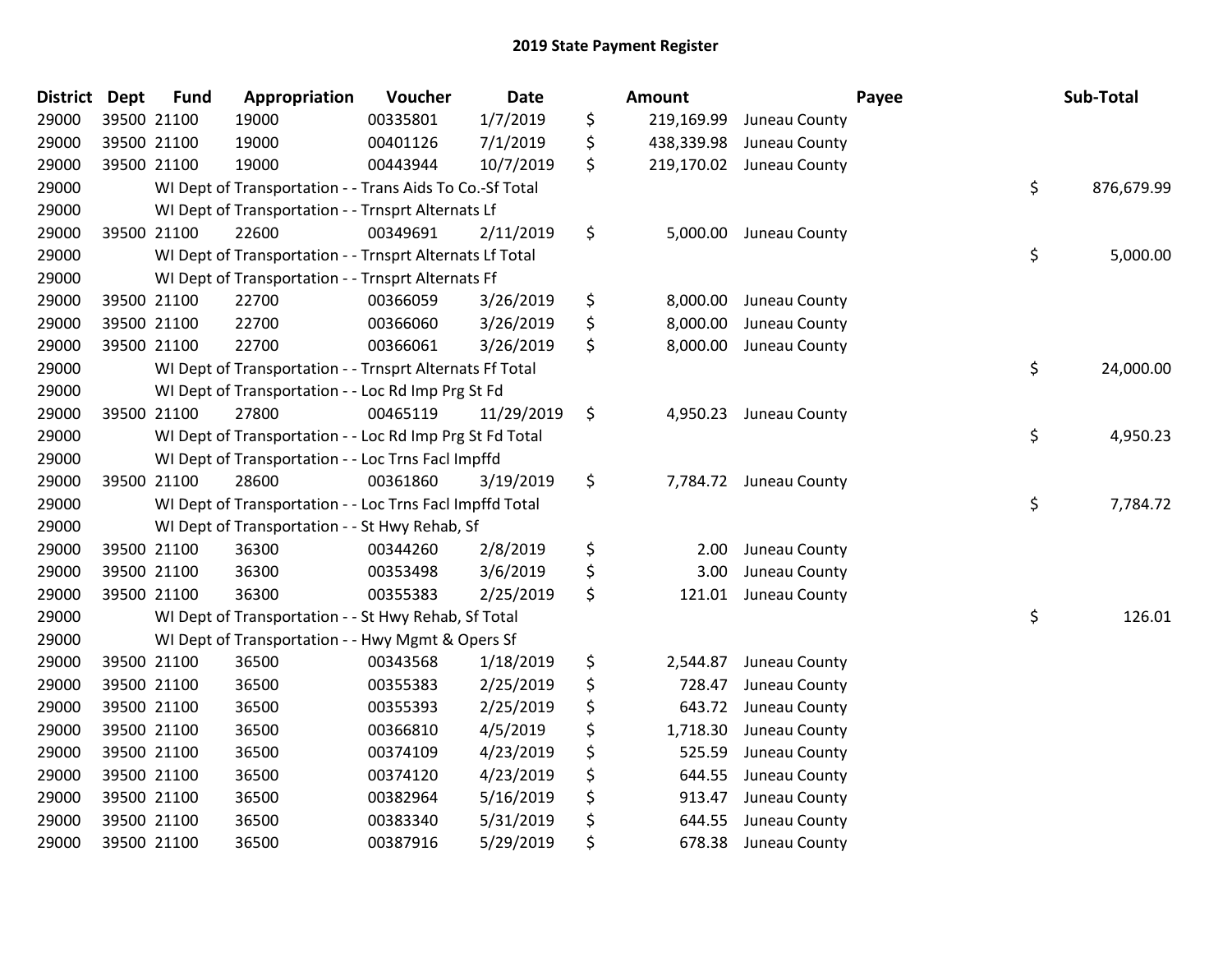## 2019 State Payment Register

| District | Dept | Fund | Appropriation | Voucher | Date | Amount | Payee | Sub-Total |
|---|---|---|---|---|---|---|---|---|
| 29000 | 39500 | 21100 | 19000 | 00335801 | 1/7/2019 | $ 219,169.99 | Juneau County | |
| 29000 | 39500 | 21100 | 19000 | 00401126 | 7/1/2019 | $ 438,339.98 | Juneau County | |
| 29000 | 39500 | 21100 | 19000 | 00443944 | 10/7/2019 | $ 219,170.02 | Juneau County | |
| 29000 | | WI Dept of Transportation - - Trans Aids To Co.-Sf Total | | | | | | $ 876,679.99 |
| 29000 | | WI Dept of Transportation - - Trnsprt Alternats Lf | | | | | | |
| 29000 | 39500 | 21100 | 22600 | 00349691 | 2/11/2019 | $ 5,000.00 | Juneau County | |
| 29000 | | WI Dept of Transportation - - Trnsprt Alternats Lf Total | | | | | | $ 5,000.00 |
| 29000 | | WI Dept of Transportation - - Trnsprt Alternats Ff | | | | | | |
| 29000 | 39500 | 21100 | 22700 | 00366059 | 3/26/2019 | $ 8,000.00 | Juneau County | |
| 29000 | 39500 | 21100 | 22700 | 00366060 | 3/26/2019 | $ 8,000.00 | Juneau County | |
| 29000 | 39500 | 21100 | 22700 | 00366061 | 3/26/2019 | $ 8,000.00 | Juneau County | |
| 29000 | | WI Dept of Transportation - - Trnsprt Alternats Ff Total | | | | | | $ 24,000.00 |
| 29000 | | WI Dept of Transportation - - Loc Rd Imp Prg St Fd | | | | | | |
| 29000 | 39500 | 21100 | 27800 | 00465119 | 11/29/2019 | $ 4,950.23 | Juneau County | |
| 29000 | | WI Dept of Transportation - - Loc Rd Imp Prg St Fd Total | | | | | | $ 4,950.23 |
| 29000 | | WI Dept of Transportation - - Loc Trns Facl Impffd | | | | | | |
| 29000 | 39500 | 21100 | 28600 | 00361860 | 3/19/2019 | $ 7,784.72 | Juneau County | |
| 29000 | | WI Dept of Transportation - - Loc Trns Facl Impffd Total | | | | | | $ 7,784.72 |
| 29000 | | WI Dept of Transportation - - St Hwy Rehab, Sf | | | | | | |
| 29000 | 39500 | 21100 | 36300 | 00344260 | 2/8/2019 | $ 2.00 | Juneau County | |
| 29000 | 39500 | 21100 | 36300 | 00353498 | 3/6/2019 | $ 3.00 | Juneau County | |
| 29000 | 39500 | 21100 | 36300 | 00355383 | 2/25/2019 | $ 121.01 | Juneau County | |
| 29000 | | WI Dept of Transportation - - St Hwy Rehab, Sf Total | | | | | | $ 126.01 |
| 29000 | | WI Dept of Transportation - - Hwy Mgmt & Opers Sf | | | | | | |
| 29000 | 39500 | 21100 | 36500 | 00343568 | 1/18/2019 | $ 2,544.87 | Juneau County | |
| 29000 | 39500 | 21100 | 36500 | 00355383 | 2/25/2019 | $ 728.47 | Juneau County | |
| 29000 | 39500 | 21100 | 36500 | 00355393 | 2/25/2019 | $ 643.72 | Juneau County | |
| 29000 | 39500 | 21100 | 36500 | 00366810 | 4/5/2019 | $ 1,718.30 | Juneau County | |
| 29000 | 39500 | 21100 | 36500 | 00374109 | 4/23/2019 | $ 525.59 | Juneau County | |
| 29000 | 39500 | 21100 | 36500 | 00374120 | 4/23/2019 | $ 644.55 | Juneau County | |
| 29000 | 39500 | 21100 | 36500 | 00382964 | 5/16/2019 | $ 913.47 | Juneau County | |
| 29000 | 39500 | 21100 | 36500 | 00383340 | 5/31/2019 | $ 644.55 | Juneau County | |
| 29000 | 39500 | 21100 | 36500 | 00387916 | 5/29/2019 | $ 678.38 | Juneau County | |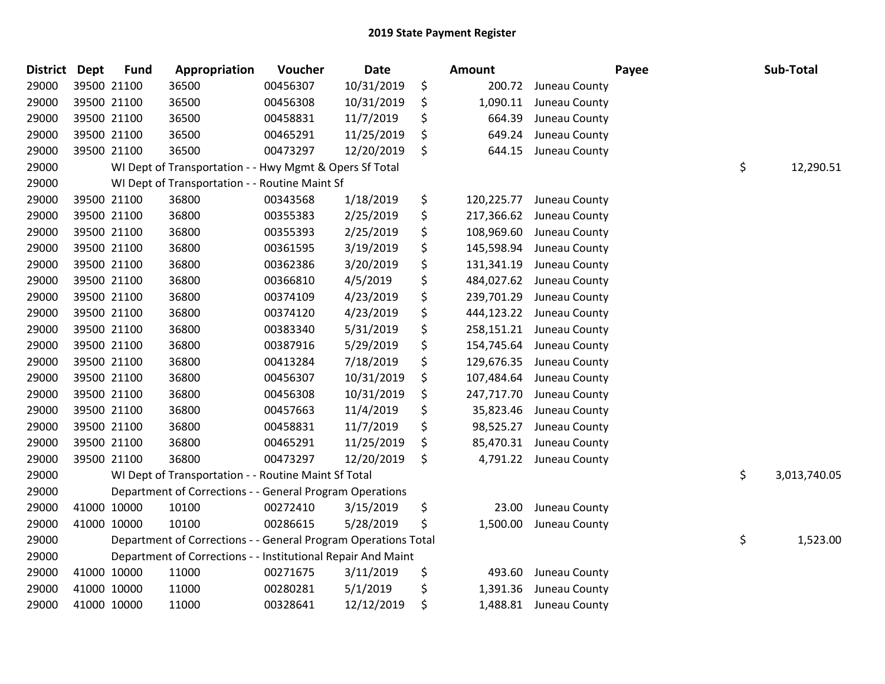# 2019 State Payment Register

| District | Dept | Fund | Appropriation | Voucher | Date | Amount | Payee | Sub-Total |
|---|---|---|---|---|---|---|---|---|
| 29000 | 39500 | 21100 | 36500 | 00456307 | 10/31/2019 | $ 200.72 | Juneau County | |
| 29000 | 39500 | 21100 | 36500 | 00456308 | 10/31/2019 | $ 1,090.11 | Juneau County | |
| 29000 | 39500 | 21100 | 36500 | 00458831 | 11/7/2019 | $ 664.39 | Juneau County | |
| 29000 | 39500 | 21100 | 36500 | 00465291 | 11/25/2019 | $ 649.24 | Juneau County | |
| 29000 | 39500 | 21100 | 36500 | 00473297 | 12/20/2019 | $ 644.15 | Juneau County | |
| 29000 | | WI Dept of Transportation - - Hwy Mgmt & Opers Sf Total | | | | | | $ 12,290.51 |
| 29000 | | WI Dept of Transportation - - Routine Maint Sf | | | | | | |
| 29000 | 39500 | 21100 | 36800 | 00343568 | 1/18/2019 | $ 120,225.77 | Juneau County | |
| 29000 | 39500 | 21100 | 36800 | 00355383 | 2/25/2019 | $ 217,366.62 | Juneau County | |
| 29000 | 39500 | 21100 | 36800 | 00355393 | 2/25/2019 | $ 108,969.60 | Juneau County | |
| 29000 | 39500 | 21100 | 36800 | 00361595 | 3/19/2019 | $ 145,598.94 | Juneau County | |
| 29000 | 39500 | 21100 | 36800 | 00362386 | 3/20/2019 | $ 131,341.19 | Juneau County | |
| 29000 | 39500 | 21100 | 36800 | 00366810 | 4/5/2019 | $ 484,027.62 | Juneau County | |
| 29000 | 39500 | 21100 | 36800 | 00374109 | 4/23/2019 | $ 239,701.29 | Juneau County | |
| 29000 | 39500 | 21100 | 36800 | 00374120 | 4/23/2019 | $ 444,123.22 | Juneau County | |
| 29000 | 39500 | 21100 | 36800 | 00383340 | 5/31/2019 | $ 258,151.21 | Juneau County | |
| 29000 | 39500 | 21100 | 36800 | 00387916 | 5/29/2019 | $ 154,745.64 | Juneau County | |
| 29000 | 39500 | 21100 | 36800 | 00413284 | 7/18/2019 | $ 129,676.35 | Juneau County | |
| 29000 | 39500 | 21100 | 36800 | 00456307 | 10/31/2019 | $ 107,484.64 | Juneau County | |
| 29000 | 39500 | 21100 | 36800 | 00456308 | 10/31/2019 | $ 247,717.70 | Juneau County | |
| 29000 | 39500 | 21100 | 36800 | 00457663 | 11/4/2019 | $ 35,823.46 | Juneau County | |
| 29000 | 39500 | 21100 | 36800 | 00458831 | 11/7/2019 | $ 98,525.27 | Juneau County | |
| 29000 | 39500 | 21100 | 36800 | 00465291 | 11/25/2019 | $ 85,470.31 | Juneau County | |
| 29000 | 39500 | 21100 | 36800 | 00473297 | 12/20/2019 | $ 4,791.22 | Juneau County | |
| 29000 | | WI Dept of Transportation - - Routine Maint Sf Total | | | | | | $ 3,013,740.05 |
| 29000 | | Department of Corrections - - General Program Operations | | | | | | |
| 29000 | 41000 | 10000 | 10100 | 00272410 | 3/15/2019 | $ 23.00 | Juneau County | |
| 29000 | 41000 | 10000 | 10100 | 00286615 | 5/28/2019 | $ 1,500.00 | Juneau County | |
| 29000 | | Department of Corrections - - General Program Operations Total | | | | | | $ 1,523.00 |
| 29000 | | Department of Corrections - - Institutional Repair And Maint | | | | | | |
| 29000 | 41000 | 10000 | 11000 | 00271675 | 3/11/2019 | $ 493.60 | Juneau County | |
| 29000 | 41000 | 10000 | 11000 | 00280281 | 5/1/2019 | $ 1,391.36 | Juneau County | |
| 29000 | 41000 | 10000 | 11000 | 00328641 | 12/12/2019 | $ 1,488.81 | Juneau County | |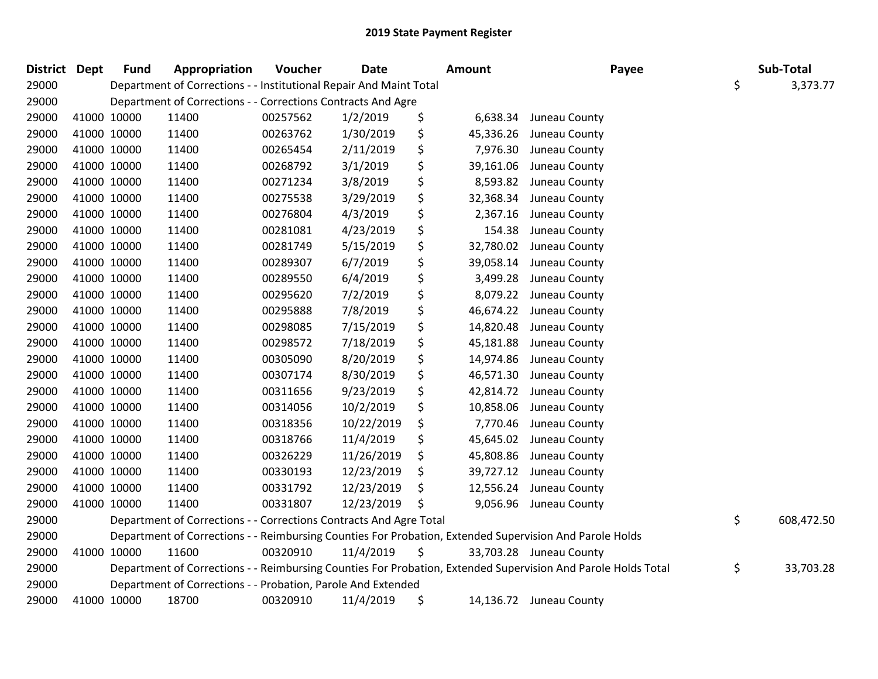# 2019 State Payment Register

| District | Dept | Fund | Appropriation | Voucher | Date | Amount | Payee | Sub-Total |
|---|---|---|---|---|---|---|---|---|
| 29000 | | Department of Corrections - - Institutional Repair And Maint Total | | | | | | $ 3,373.77 |
| 29000 | | Department of Corrections - - Corrections Contracts And Agre | | | | | | |
| 29000 | 41000 | 10000 | 11400 | 00257562 | 1/2/2019 | $ 6,638.34 | Juneau County | |
| 29000 | 41000 | 10000 | 11400 | 00263762 | 1/30/2019 | $ 45,336.26 | Juneau County | |
| 29000 | 41000 | 10000 | 11400 | 00265454 | 2/11/2019 | $ 7,976.30 | Juneau County | |
| 29000 | 41000 | 10000 | 11400 | 00268792 | 3/1/2019 | $ 39,161.06 | Juneau County | |
| 29000 | 41000 | 10000 | 11400 | 00271234 | 3/8/2019 | $ 8,593.82 | Juneau County | |
| 29000 | 41000 | 10000 | 11400 | 00275538 | 3/29/2019 | $ 32,368.34 | Juneau County | |
| 29000 | 41000 | 10000 | 11400 | 00276804 | 4/3/2019 | $ 2,367.16 | Juneau County | |
| 29000 | 41000 | 10000 | 11400 | 00281081 | 4/23/2019 | $ 154.38 | Juneau County | |
| 29000 | 41000 | 10000 | 11400 | 00281749 | 5/15/2019 | $ 32,780.02 | Juneau County | |
| 29000 | 41000 | 10000 | 11400 | 00289307 | 6/7/2019 | $ 39,058.14 | Juneau County | |
| 29000 | 41000 | 10000 | 11400 | 00289550 | 6/4/2019 | $ 3,499.28 | Juneau County | |
| 29000 | 41000 | 10000 | 11400 | 00295620 | 7/2/2019 | $ 8,079.22 | Juneau County | |
| 29000 | 41000 | 10000 | 11400 | 00295888 | 7/8/2019 | $ 46,674.22 | Juneau County | |
| 29000 | 41000 | 10000 | 11400 | 00298085 | 7/15/2019 | $ 14,820.48 | Juneau County | |
| 29000 | 41000 | 10000 | 11400 | 00298572 | 7/18/2019 | $ 45,181.88 | Juneau County | |
| 29000 | 41000 | 10000 | 11400 | 00305090 | 8/20/2019 | $ 14,974.86 | Juneau County | |
| 29000 | 41000 | 10000 | 11400 | 00307174 | 8/30/2019 | $ 46,571.30 | Juneau County | |
| 29000 | 41000 | 10000 | 11400 | 00311656 | 9/23/2019 | $ 42,814.72 | Juneau County | |
| 29000 | 41000 | 10000 | 11400 | 00314056 | 10/2/2019 | $ 10,858.06 | Juneau County | |
| 29000 | 41000 | 10000 | 11400 | 00318356 | 10/22/2019 | $ 7,770.46 | Juneau County | |
| 29000 | 41000 | 10000 | 11400 | 00318766 | 11/4/2019 | $ 45,645.02 | Juneau County | |
| 29000 | 41000 | 10000 | 11400 | 00326229 | 11/26/2019 | $ 45,808.86 | Juneau County | |
| 29000 | 41000 | 10000 | 11400 | 00330193 | 12/23/2019 | $ 39,727.12 | Juneau County | |
| 29000 | 41000 | 10000 | 11400 | 00331792 | 12/23/2019 | $ 12,556.24 | Juneau County | |
| 29000 | 41000 | 10000 | 11400 | 00331807 | 12/23/2019 | $ 9,056.96 | Juneau County | |
| 29000 | | Department of Corrections - - Corrections Contracts And Agre Total | | | | | | $ 608,472.50 |
| 29000 | | Department of Corrections - - Reimbursing Counties For Probation, Extended Supervision And Parole Holds | | | | | | |
| 29000 | 41000 | 10000 | 11600 | 00320910 | 11/4/2019 | $ 33,703.28 | Juneau County | |
| 29000 | | Department of Corrections - - Reimbursing Counties For Probation, Extended Supervision And Parole Holds Total | | | | | | $ 33,703.28 |
| 29000 | | Department of Corrections - - Probation, Parole And Extended | | | | | | |
| 29000 | 41000 | 10000 | 18700 | 00320910 | 11/4/2019 | $ 14,136.72 | Juneau County | |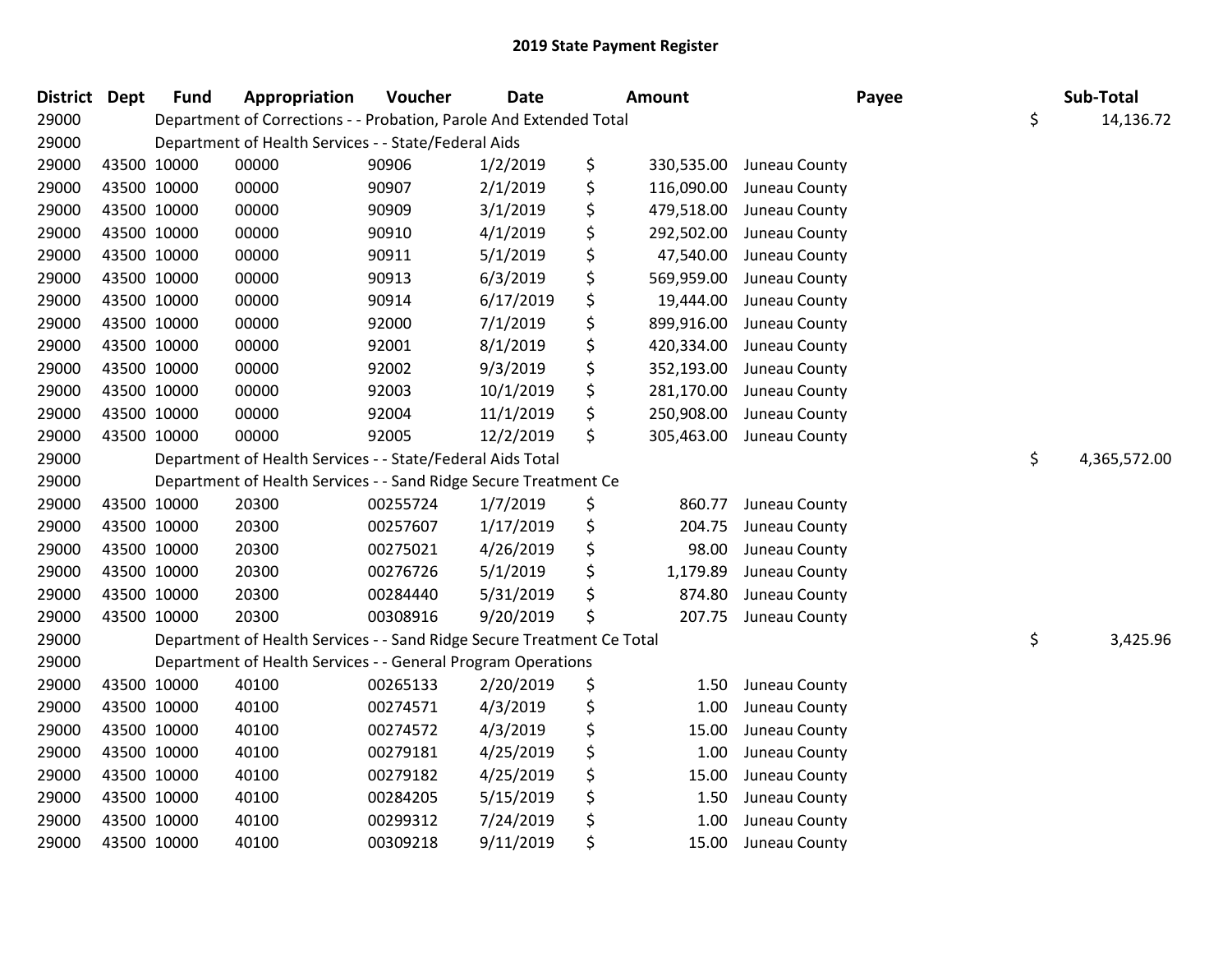# 2019 State Payment Register

| District | Dept | Fund | Appropriation | Voucher | Date | Amount | Payee | Sub-Total |
|---|---|---|---|---|---|---|---|---|
| 29000 | | Department of Corrections - - Probation, Parole And Extended Total | | | | | | $ 14,136.72 |
| 29000 | | Department of Health Services - - State/Federal Aids | | | | | | |
| 29000 | 43500 | 10000 | 00000 | 90906 | 1/2/2019 | $ 330,535.00 | Juneau County | |
| 29000 | 43500 | 10000 | 00000 | 90907 | 2/1/2019 | $ 116,090.00 | Juneau County | |
| 29000 | 43500 | 10000 | 00000 | 90909 | 3/1/2019 | $ 479,518.00 | Juneau County | |
| 29000 | 43500 | 10000 | 00000 | 90910 | 4/1/2019 | $ 292,502.00 | Juneau County | |
| 29000 | 43500 | 10000 | 00000 | 90911 | 5/1/2019 | $ 47,540.00 | Juneau County | |
| 29000 | 43500 | 10000 | 00000 | 90913 | 6/3/2019 | $ 569,959.00 | Juneau County | |
| 29000 | 43500 | 10000 | 00000 | 90914 | 6/17/2019 | $ 19,444.00 | Juneau County | |
| 29000 | 43500 | 10000 | 00000 | 92000 | 7/1/2019 | $ 899,916.00 | Juneau County | |
| 29000 | 43500 | 10000 | 00000 | 92001 | 8/1/2019 | $ 420,334.00 | Juneau County | |
| 29000 | 43500 | 10000 | 00000 | 92002 | 9/3/2019 | $ 352,193.00 | Juneau County | |
| 29000 | 43500 | 10000 | 00000 | 92003 | 10/1/2019 | $ 281,170.00 | Juneau County | |
| 29000 | 43500 | 10000 | 00000 | 92004 | 11/1/2019 | $ 250,908.00 | Juneau County | |
| 29000 | 43500 | 10000 | 00000 | 92005 | 12/2/2019 | $ 305,463.00 | Juneau County | |
| 29000 | | Department of Health Services - - State/Federal Aids Total | | | | | | $ 4,365,572.00 |
| 29000 | | Department of Health Services - - Sand Ridge Secure Treatment Ce | | | | | | |
| 29000 | 43500 | 10000 | 20300 | 00255724 | 1/7/2019 | $ 860.77 | Juneau County | |
| 29000 | 43500 | 10000 | 20300 | 00257607 | 1/17/2019 | $ 204.75 | Juneau County | |
| 29000 | 43500 | 10000 | 20300 | 00275021 | 4/26/2019 | $ 98.00 | Juneau County | |
| 29000 | 43500 | 10000 | 20300 | 00276726 | 5/1/2019 | $ 1,179.89 | Juneau County | |
| 29000 | 43500 | 10000 | 20300 | 00284440 | 5/31/2019 | $ 874.80 | Juneau County | |
| 29000 | 43500 | 10000 | 20300 | 00308916 | 9/20/2019 | $ 207.75 | Juneau County | |
| 29000 | | Department of Health Services - - Sand Ridge Secure Treatment Ce Total | | | | | | $ 3,425.96 |
| 29000 | | Department of Health Services - - General Program Operations | | | | | | |
| 29000 | 43500 | 10000 | 40100 | 00265133 | 2/20/2019 | $ 1.50 | Juneau County | |
| 29000 | 43500 | 10000 | 40100 | 00274571 | 4/3/2019 | $ 1.00 | Juneau County | |
| 29000 | 43500 | 10000 | 40100 | 00274572 | 4/3/2019 | $ 15.00 | Juneau County | |
| 29000 | 43500 | 10000 | 40100 | 00279181 | 4/25/2019 | $ 1.00 | Juneau County | |
| 29000 | 43500 | 10000 | 40100 | 00279182 | 4/25/2019 | $ 15.00 | Juneau County | |
| 29000 | 43500 | 10000 | 40100 | 00284205 | 5/15/2019 | $ 1.50 | Juneau County | |
| 29000 | 43500 | 10000 | 40100 | 00299312 | 7/24/2019 | $ 1.00 | Juneau County | |
| 29000 | 43500 | 10000 | 40100 | 00309218 | 9/11/2019 | $ 15.00 | Juneau County | |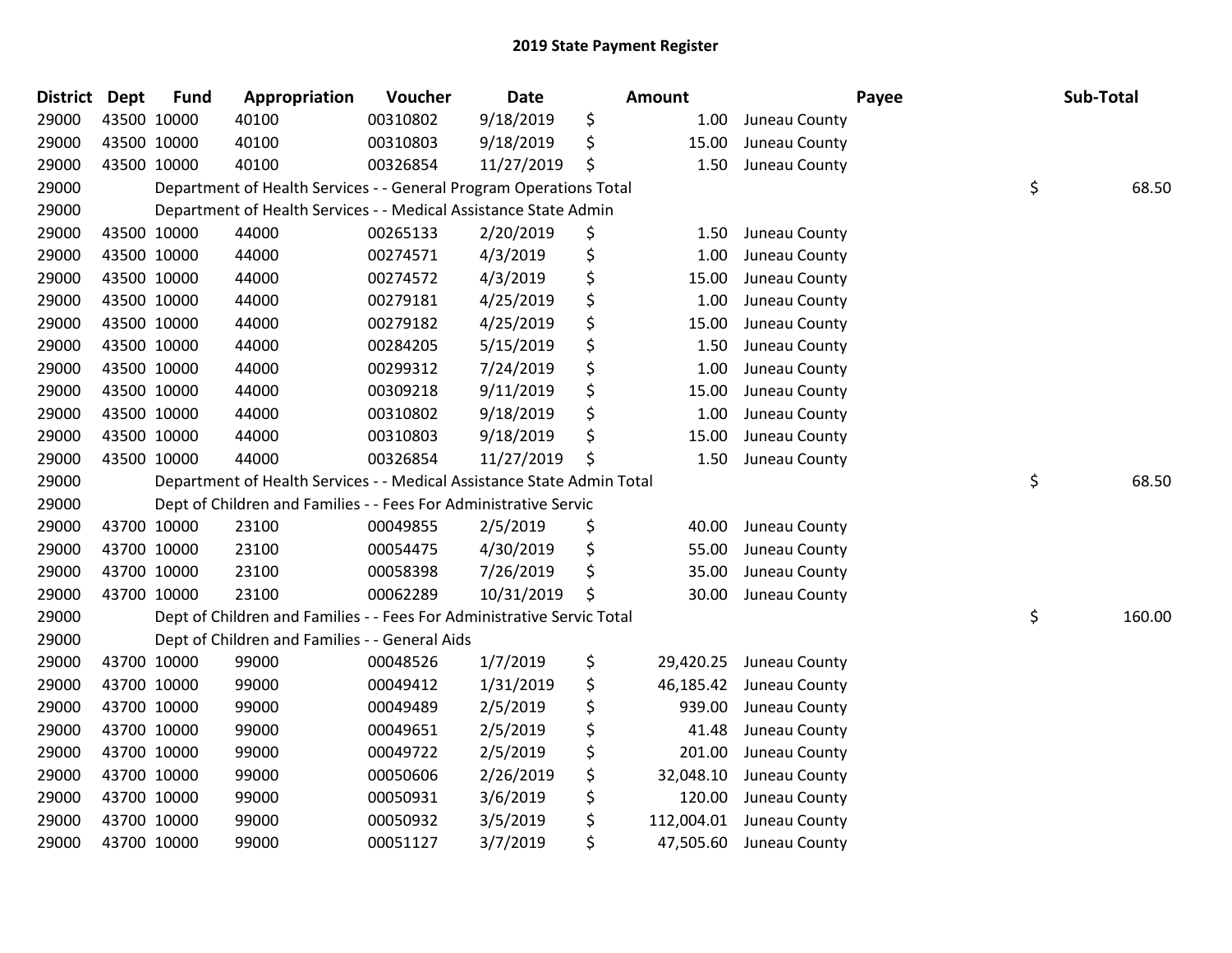## 2019 State Payment Register

| District | Dept | Fund | Appropriation | Voucher | Date | Amount | Payee | Sub-Total |
|---|---|---|---|---|---|---|---|---|
| 29000 | 43500 | 10000 | 40100 | 00310802 | 9/18/2019 | $ 1.00 | Juneau County | |
| 29000 | 43500 | 10000 | 40100 | 00310803 | 9/18/2019 | $ 15.00 | Juneau County | |
| 29000 | 43500 | 10000 | 40100 | 00326854 | 11/27/2019 | $ 1.50 | Juneau County | |
| 29000 | | Department of Health Services - - General Program Operations Total | | | | | | $ 68.50 |
| 29000 | | Department of Health Services - - Medical Assistance State Admin | | | | | | |
| 29000 | 43500 | 10000 | 44000 | 00265133 | 2/20/2019 | $ 1.50 | Juneau County | |
| 29000 | 43500 | 10000 | 44000 | 00274571 | 4/3/2019 | $ 1.00 | Juneau County | |
| 29000 | 43500 | 10000 | 44000 | 00274572 | 4/3/2019 | $ 15.00 | Juneau County | |
| 29000 | 43500 | 10000 | 44000 | 00279181 | 4/25/2019 | $ 1.00 | Juneau County | |
| 29000 | 43500 | 10000 | 44000 | 00279182 | 4/25/2019 | $ 15.00 | Juneau County | |
| 29000 | 43500 | 10000 | 44000 | 00284205 | 5/15/2019 | $ 1.50 | Juneau County | |
| 29000 | 43500 | 10000 | 44000 | 00299312 | 7/24/2019 | $ 1.00 | Juneau County | |
| 29000 | 43500 | 10000 | 44000 | 00309218 | 9/11/2019 | $ 15.00 | Juneau County | |
| 29000 | 43500 | 10000 | 44000 | 00310802 | 9/18/2019 | $ 1.00 | Juneau County | |
| 29000 | 43500 | 10000 | 44000 | 00310803 | 9/18/2019 | $ 15.00 | Juneau County | |
| 29000 | 43500 | 10000 | 44000 | 00326854 | 11/27/2019 | $ 1.50 | Juneau County | |
| 29000 | | Department of Health Services - - Medical Assistance State Admin Total | | | | | | $ 68.50 |
| 29000 | | Dept of Children and Families - - Fees For Administrative Servic | | | | | | |
| 29000 | 43700 | 10000 | 23100 | 00049855 | 2/5/2019 | $ 40.00 | Juneau County | |
| 29000 | 43700 | 10000 | 23100 | 00054475 | 4/30/2019 | $ 55.00 | Juneau County | |
| 29000 | 43700 | 10000 | 23100 | 00058398 | 7/26/2019 | $ 35.00 | Juneau County | |
| 29000 | 43700 | 10000 | 23100 | 00062289 | 10/31/2019 | $ 30.00 | Juneau County | |
| 29000 | | Dept of Children and Families - - Fees For Administrative Servic Total | | | | | | $ 160.00 |
| 29000 | | Dept of Children and Families - - General Aids | | | | | | |
| 29000 | 43700 | 10000 | 99000 | 00048526 | 1/7/2019 | $ 29,420.25 | Juneau County | |
| 29000 | 43700 | 10000 | 99000 | 00049412 | 1/31/2019 | $ 46,185.42 | Juneau County | |
| 29000 | 43700 | 10000 | 99000 | 00049489 | 2/5/2019 | $ 939.00 | Juneau County | |
| 29000 | 43700 | 10000 | 99000 | 00049651 | 2/5/2019 | $ 41.48 | Juneau County | |
| 29000 | 43700 | 10000 | 99000 | 00049722 | 2/5/2019 | $ 201.00 | Juneau County | |
| 29000 | 43700 | 10000 | 99000 | 00050606 | 2/26/2019 | $ 32,048.10 | Juneau County | |
| 29000 | 43700 | 10000 | 99000 | 00050931 | 3/6/2019 | $ 120.00 | Juneau County | |
| 29000 | 43700 | 10000 | 99000 | 00050932 | 3/5/2019 | $ 112,004.01 | Juneau County | |
| 29000 | 43700 | 10000 | 99000 | 00051127 | 3/7/2019 | $ 47,505.60 | Juneau County | |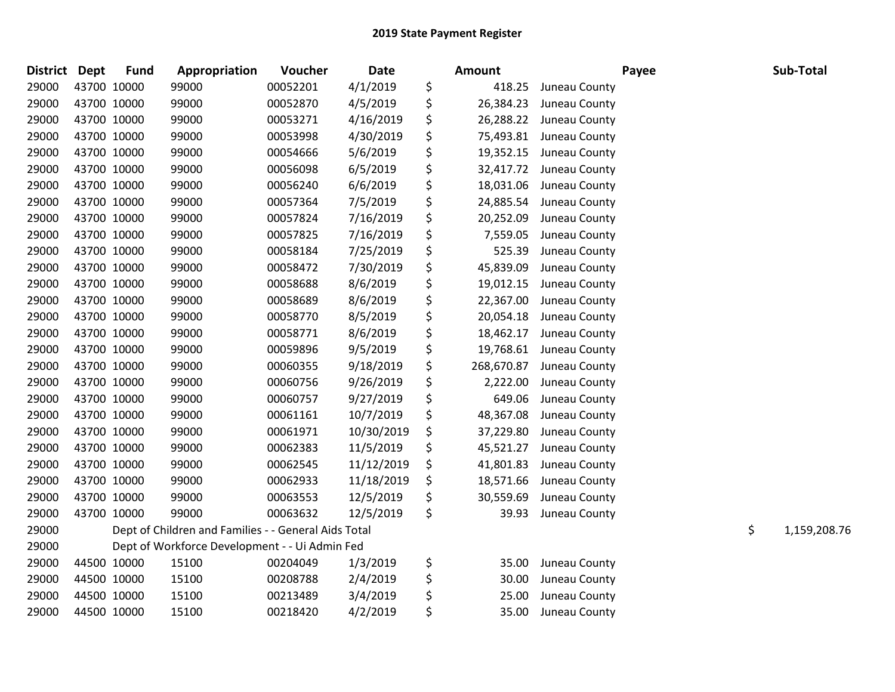# 2019 State Payment Register

| District | Dept | Fund | Appropriation | Voucher | Date | Amount | Payee | Sub-Total |
|---|---|---|---|---|---|---|---|---|
| 29000 | 43700 | 10000 | 99000 | 00052201 | 4/1/2019 | $ 418.25 | Juneau County | |
| 29000 | 43700 | 10000 | 99000 | 00052870 | 4/5/2019 | $ 26,384.23 | Juneau County | |
| 29000 | 43700 | 10000 | 99000 | 00053271 | 4/16/2019 | $ 26,288.22 | Juneau County | |
| 29000 | 43700 | 10000 | 99000 | 00053998 | 4/30/2019 | $ 75,493.81 | Juneau County | |
| 29000 | 43700 | 10000 | 99000 | 00054666 | 5/6/2019 | $ 19,352.15 | Juneau County | |
| 29000 | 43700 | 10000 | 99000 | 00056098 | 6/5/2019 | $ 32,417.72 | Juneau County | |
| 29000 | 43700 | 10000 | 99000 | 00056240 | 6/6/2019 | $ 18,031.06 | Juneau County | |
| 29000 | 43700 | 10000 | 99000 | 00057364 | 7/5/2019 | $ 24,885.54 | Juneau County | |
| 29000 | 43700 | 10000 | 99000 | 00057824 | 7/16/2019 | $ 20,252.09 | Juneau County | |
| 29000 | 43700 | 10000 | 99000 | 00057825 | 7/16/2019 | $ 7,559.05 | Juneau County | |
| 29000 | 43700 | 10000 | 99000 | 00058184 | 7/25/2019 | $ 525.39 | Juneau County | |
| 29000 | 43700 | 10000 | 99000 | 00058472 | 7/30/2019 | $ 45,839.09 | Juneau County | |
| 29000 | 43700 | 10000 | 99000 | 00058688 | 8/6/2019 | $ 19,012.15 | Juneau County | |
| 29000 | 43700 | 10000 | 99000 | 00058689 | 8/6/2019 | $ 22,367.00 | Juneau County | |
| 29000 | 43700 | 10000 | 99000 | 00058770 | 8/5/2019 | $ 20,054.18 | Juneau County | |
| 29000 | 43700 | 10000 | 99000 | 00058771 | 8/6/2019 | $ 18,462.17 | Juneau County | |
| 29000 | 43700 | 10000 | 99000 | 00059896 | 9/5/2019 | $ 19,768.61 | Juneau County | |
| 29000 | 43700 | 10000 | 99000 | 00060355 | 9/18/2019 | $ 268,670.87 | Juneau County | |
| 29000 | 43700 | 10000 | 99000 | 00060756 | 9/26/2019 | $ 2,222.00 | Juneau County | |
| 29000 | 43700 | 10000 | 99000 | 00060757 | 9/27/2019 | $ 649.06 | Juneau County | |
| 29000 | 43700 | 10000 | 99000 | 00061161 | 10/7/2019 | $ 48,367.08 | Juneau County | |
| 29000 | 43700 | 10000 | 99000 | 00061971 | 10/30/2019 | $ 37,229.80 | Juneau County | |
| 29000 | 43700 | 10000 | 99000 | 00062383 | 11/5/2019 | $ 45,521.27 | Juneau County | |
| 29000 | 43700 | 10000 | 99000 | 00062545 | 11/12/2019 | $ 41,801.83 | Juneau County | |
| 29000 | 43700 | 10000 | 99000 | 00062933 | 11/18/2019 | $ 18,571.66 | Juneau County | |
| 29000 | 43700 | 10000 | 99000 | 00063553 | 12/5/2019 | $ 30,559.69 | Juneau County | |
| 29000 | 43700 | 10000 | 99000 | 00063632 | 12/5/2019 | $ 39.93 | Juneau County | |
| 29000 | | Dept of Children and Families - - General Aids Total | | | | | | $ 1,159,208.76 |
| 29000 | | Dept of Workforce Development - - Ui Admin Fed | | | | | | |
| 29000 | 44500 | 10000 | 15100 | 00204049 | 1/3/2019 | $ 35.00 | Juneau County | |
| 29000 | 44500 | 10000 | 15100 | 00208788 | 2/4/2019 | $ 30.00 | Juneau County | |
| 29000 | 44500 | 10000 | 15100 | 00213489 | 3/4/2019 | $ 25.00 | Juneau County | |
| 29000 | 44500 | 10000 | 15100 | 00218420 | 4/2/2019 | $ 35.00 | Juneau County | |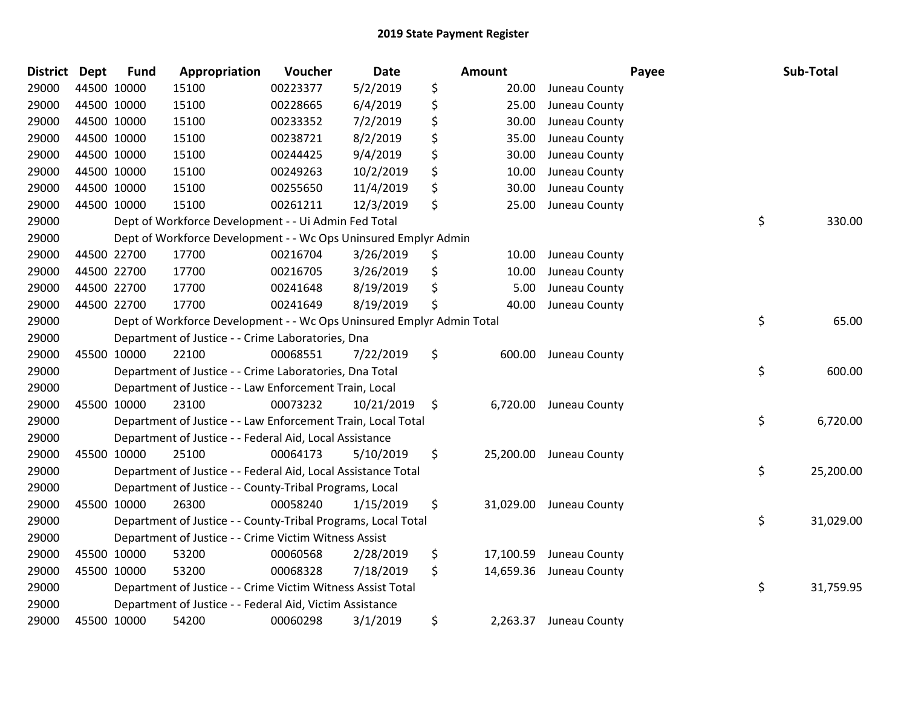# 2019 State Payment Register

| District | Dept | Fund | Appropriation | Voucher | Date | Amount | Payee | Sub-Total |
|---|---|---|---|---|---|---|---|---|
| 29000 | 44500 | 10000 | 15100 | 00223377 | 5/2/2019 | $ 20.00 | Juneau County | |
| 29000 | 44500 | 10000 | 15100 | 00228665 | 6/4/2019 | $ 25.00 | Juneau County | |
| 29000 | 44500 | 10000 | 15100 | 00233352 | 7/2/2019 | $ 30.00 | Juneau County | |
| 29000 | 44500 | 10000 | 15100 | 00238721 | 8/2/2019 | $ 35.00 | Juneau County | |
| 29000 | 44500 | 10000 | 15100 | 00244425 | 9/4/2019 | $ 30.00 | Juneau County | |
| 29000 | 44500 | 10000 | 15100 | 00249263 | 10/2/2019 | $ 10.00 | Juneau County | |
| 29000 | 44500 | 10000 | 15100 | 00255650 | 11/4/2019 | $ 30.00 | Juneau County | |
| 29000 | 44500 | 10000 | 15100 | 00261211 | 12/3/2019 | $ 25.00 | Juneau County | |
| 29000 | | | Dept of Workforce Development - - Ui Admin Fed Total | | | | | $ 330.00 |
| 29000 | | | Dept of Workforce Development - - Wc Ops Uninsured Emplyr Admin | | | | | |
| 29000 | 44500 | 22700 | 17700 | 00216704 | 3/26/2019 | $ 10.00 | Juneau County | |
| 29000 | 44500 | 22700 | 17700 | 00216705 | 3/26/2019 | $ 10.00 | Juneau County | |
| 29000 | 44500 | 22700 | 17700 | 00241648 | 8/19/2019 | $ 5.00 | Juneau County | |
| 29000 | 44500 | 22700 | 17700 | 00241649 | 8/19/2019 | $ 40.00 | Juneau County | |
| 29000 | | | Dept of Workforce Development - - Wc Ops Uninsured Emplyr Admin Total | | | | | $ 65.00 |
| 29000 | | | Department of Justice - - Crime Laboratories, Dna | | | | | |
| 29000 | 45500 | 10000 | 22100 | 00068551 | 7/22/2019 | $ 600.00 | Juneau County | |
| 29000 | | | Department of Justice - - Crime Laboratories, Dna Total | | | | | $ 600.00 |
| 29000 | | | Department of Justice - - Law Enforcement Train, Local | | | | | |
| 29000 | 45500 | 10000 | 23100 | 00073232 | 10/21/2019 | $ 6,720.00 | Juneau County | |
| 29000 | | | Department of Justice - - Law Enforcement Train, Local Total | | | | | $ 6,720.00 |
| 29000 | | | Department of Justice - - Federal Aid, Local Assistance | | | | | |
| 29000 | 45500 | 10000 | 25100 | 00064173 | 5/10/2019 | $ 25,200.00 | Juneau County | |
| 29000 | | | Department of Justice - - Federal Aid, Local Assistance Total | | | | | $ 25,200.00 |
| 29000 | | | Department of Justice - - County-Tribal Programs, Local | | | | | |
| 29000 | 45500 | 10000 | 26300 | 00058240 | 1/15/2019 | $ 31,029.00 | Juneau County | |
| 29000 | | | Department of Justice - - County-Tribal Programs, Local Total | | | | | $ 31,029.00 |
| 29000 | | | Department of Justice - - Crime Victim Witness Assist | | | | | |
| 29000 | 45500 | 10000 | 53200 | 00060568 | 2/28/2019 | $ 17,100.59 | Juneau County | |
| 29000 | 45500 | 10000 | 53200 | 00068328 | 7/18/2019 | $ 14,659.36 | Juneau County | |
| 29000 | | | Department of Justice - - Crime Victim Witness Assist Total | | | | | $ 31,759.95 |
| 29000 | | | Department of Justice - - Federal Aid, Victim Assistance | | | | | |
| 29000 | 45500 | 10000 | 54200 | 00060298 | 3/1/2019 | $ 2,263.37 | Juneau County | |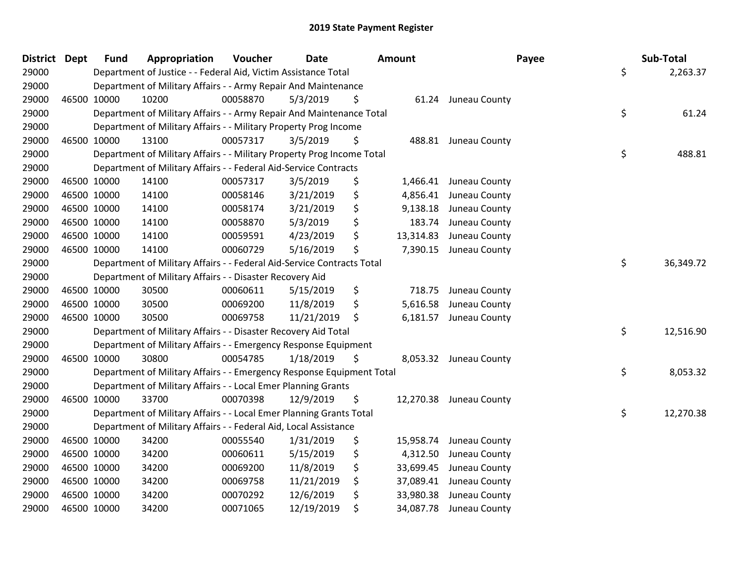## 2019 State Payment Register

| District | Dept | Fund | Appropriation | Voucher | Date | Amount | Payee | Sub-Total |
|---|---|---|---|---|---|---|---|---|
| 29000 | | | Department of Justice - - Federal Aid, Victim Assistance Total | | | | | $ 2,263.37 |
| 29000 | | | Department of Military Affairs - - Army Repair And Maintenance | | | | | |
| 29000 | 46500 | 10000 | 10200 | 00058870 | 5/3/2019 | $ 61.24 | Juneau County | |
| 29000 | | | Department of Military Affairs - - Army Repair And Maintenance Total | | | | | $ 61.24 |
| 29000 | | | Department of Military Affairs - - Military Property Prog Income | | | | | |
| 29000 | 46500 | 10000 | 13100 | 00057317 | 3/5/2019 | $ 488.81 | Juneau County | |
| 29000 | | | Department of Military Affairs - - Military Property Prog Income Total | | | | | $ 488.81 |
| 29000 | | | Department of Military Affairs - - Federal Aid-Service Contracts | | | | | |
| 29000 | 46500 | 10000 | 14100 | 00057317 | 3/5/2019 | $ 1,466.41 | Juneau County | |
| 29000 | 46500 | 10000 | 14100 | 00058146 | 3/21/2019 | $ 4,856.41 | Juneau County | |
| 29000 | 46500 | 10000 | 14100 | 00058174 | 3/21/2019 | $ 9,138.18 | Juneau County | |
| 29000 | 46500 | 10000 | 14100 | 00058870 | 5/3/2019 | $ 183.74 | Juneau County | |
| 29000 | 46500 | 10000 | 14100 | 00059591 | 4/23/2019 | $ 13,314.83 | Juneau County | |
| 29000 | 46500 | 10000 | 14100 | 00060729 | 5/16/2019 | $ 7,390.15 | Juneau County | |
| 29000 | | | Department of Military Affairs - - Federal Aid-Service Contracts Total | | | | | $ 36,349.72 |
| 29000 | | | Department of Military Affairs - - Disaster Recovery Aid | | | | | |
| 29000 | 46500 | 10000 | 30500 | 00060611 | 5/15/2019 | $ 718.75 | Juneau County | |
| 29000 | 46500 | 10000 | 30500 | 00069200 | 11/8/2019 | $ 5,616.58 | Juneau County | |
| 29000 | 46500 | 10000 | 30500 | 00069758 | 11/21/2019 | $ 6,181.57 | Juneau County | |
| 29000 | | | Department of Military Affairs - - Disaster Recovery Aid Total | | | | | $ 12,516.90 |
| 29000 | | | Department of Military Affairs - - Emergency Response Equipment | | | | | |
| 29000 | 46500 | 10000 | 30800 | 00054785 | 1/18/2019 | $ 8,053.32 | Juneau County | |
| 29000 | | | Department of Military Affairs - - Emergency Response Equipment Total | | | | | $ 8,053.32 |
| 29000 | | | Department of Military Affairs - - Local Emer Planning Grants | | | | | |
| 29000 | 46500 | 10000 | 33700 | 00070398 | 12/9/2019 | $ 12,270.38 | Juneau County | |
| 29000 | | | Department of Military Affairs - - Local Emer Planning Grants Total | | | | | $ 12,270.38 |
| 29000 | | | Department of Military Affairs - - Federal Aid, Local Assistance | | | | | |
| 29000 | 46500 | 10000 | 34200 | 00055540 | 1/31/2019 | $ 15,958.74 | Juneau County | |
| 29000 | 46500 | 10000 | 34200 | 00060611 | 5/15/2019 | $ 4,312.50 | Juneau County | |
| 29000 | 46500 | 10000 | 34200 | 00069200 | 11/8/2019 | $ 33,699.45 | Juneau County | |
| 29000 | 46500 | 10000 | 34200 | 00069758 | 11/21/2019 | $ 37,089.41 | Juneau County | |
| 29000 | 46500 | 10000 | 34200 | 00070292 | 12/6/2019 | $ 33,980.38 | Juneau County | |
| 29000 | 46500 | 10000 | 34200 | 00071065 | 12/19/2019 | $ 34,087.78 | Juneau County | |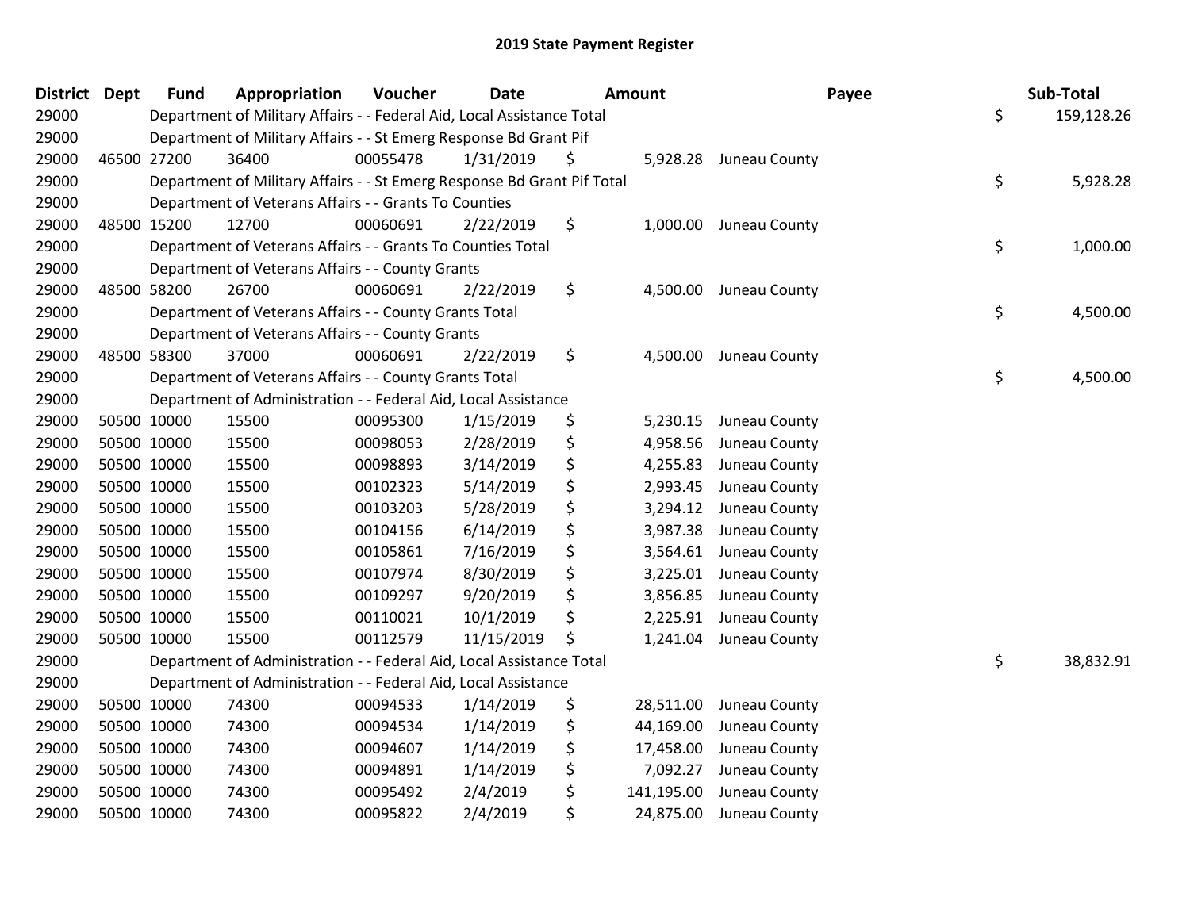# 2019 State Payment Register

| District | Dept | Fund | Appropriation | Voucher | Date | Amount | Payee | Sub-Total |
|---|---|---|---|---|---|---|---|---|
| 29000 | | Department of Military Affairs - - Federal Aid, Local Assistance Total | | | | | | $ 159,128.26 |
| 29000 | | Department of Military Affairs - - St Emerg Response Bd Grant Pif | | | | | | |
| 29000 | 46500 | 27200 | 36400 | 00055478 | 1/31/2019 | $ 5,928.28 | Juneau County | |
| 29000 | | Department of Military Affairs - - St Emerg Response Bd Grant Pif Total | | | | | | $ 5,928.28 |
| 29000 | | Department of Veterans Affairs - - Grants To Counties | | | | | | |
| 29000 | 48500 | 15200 | 12700 | 00060691 | 2/22/2019 | $ 1,000.00 | Juneau County | |
| 29000 | | Department of Veterans Affairs - - Grants To Counties Total | | | | | | $ 1,000.00 |
| 29000 | | Department of Veterans Affairs - - County Grants | | | | | | |
| 29000 | 48500 | 58200 | 26700 | 00060691 | 2/22/2019 | $ 4,500.00 | Juneau County | |
| 29000 | | Department of Veterans Affairs - - County Grants Total | | | | | | $ 4,500.00 |
| 29000 | | Department of Veterans Affairs - - County Grants | | | | | | |
| 29000 | 48500 | 58300 | 37000 | 00060691 | 2/22/2019 | $ 4,500.00 | Juneau County | |
| 29000 | | Department of Veterans Affairs - - County Grants Total | | | | | | $ 4,500.00 |
| 29000 | | Department of Administration - - Federal Aid, Local Assistance | | | | | | |
| 29000 | 50500 | 10000 | 15500 | 00095300 | 1/15/2019 | $ 5,230.15 | Juneau County | |
| 29000 | 50500 | 10000 | 15500 | 00098053 | 2/28/2019 | $ 4,958.56 | Juneau County | |
| 29000 | 50500 | 10000 | 15500 | 00098893 | 3/14/2019 | $ 4,255.83 | Juneau County | |
| 29000 | 50500 | 10000 | 15500 | 00102323 | 5/14/2019 | $ 2,993.45 | Juneau County | |
| 29000 | 50500 | 10000 | 15500 | 00103203 | 5/28/2019 | $ 3,294.12 | Juneau County | |
| 29000 | 50500 | 10000 | 15500 | 00104156 | 6/14/2019 | $ 3,987.38 | Juneau County | |
| 29000 | 50500 | 10000 | 15500 | 00105861 | 7/16/2019 | $ 3,564.61 | Juneau County | |
| 29000 | 50500 | 10000 | 15500 | 00107974 | 8/30/2019 | $ 3,225.01 | Juneau County | |
| 29000 | 50500 | 10000 | 15500 | 00109297 | 9/20/2019 | $ 3,856.85 | Juneau County | |
| 29000 | 50500 | 10000 | 15500 | 00110021 | 10/1/2019 | $ 2,225.91 | Juneau County | |
| 29000 | 50500 | 10000 | 15500 | 00112579 | 11/15/2019 | $ 1,241.04 | Juneau County | |
| 29000 | | Department of Administration - - Federal Aid, Local Assistance Total | | | | | | $ 38,832.91 |
| 29000 | | Department of Administration - - Federal Aid, Local Assistance | | | | | | |
| 29000 | 50500 | 10000 | 74300 | 00094533 | 1/14/2019 | $ 28,511.00 | Juneau County | |
| 29000 | 50500 | 10000 | 74300 | 00094534 | 1/14/2019 | $ 44,169.00 | Juneau County | |
| 29000 | 50500 | 10000 | 74300 | 00094607 | 1/14/2019 | $ 17,458.00 | Juneau County | |
| 29000 | 50500 | 10000 | 74300 | 00094891 | 1/14/2019 | $ 7,092.27 | Juneau County | |
| 29000 | 50500 | 10000 | 74300 | 00095492 | 2/4/2019 | $ 141,195.00 | Juneau County | |
| 29000 | 50500 | 10000 | 74300 | 00095822 | 2/4/2019 | $ 24,875.00 | Juneau County | |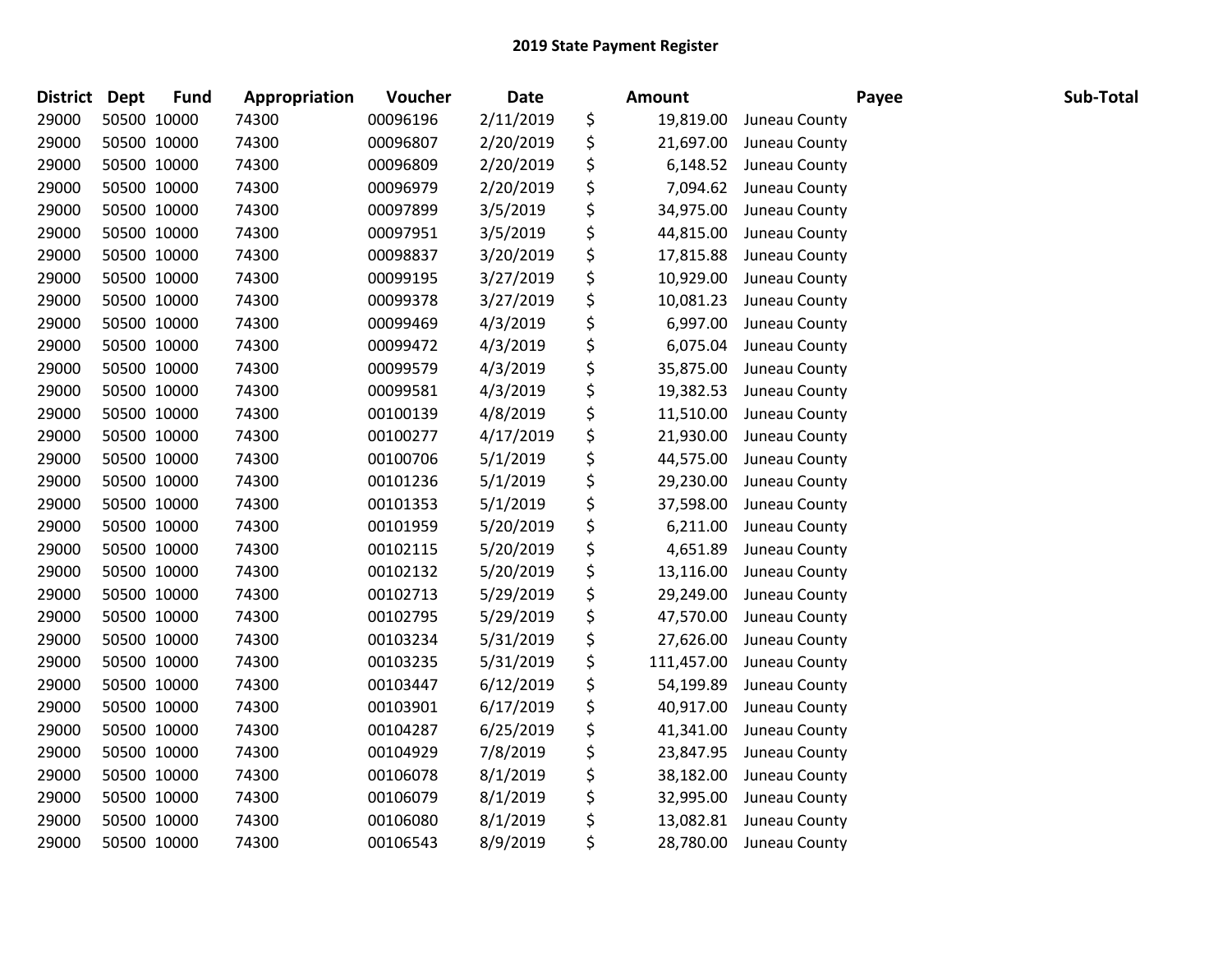## 2019 State Payment Register

| District | Dept | Fund | Appropriation | Voucher | Date | Amount | Payee | Sub-Total |
|---|---|---|---|---|---|---|---|---|
| 29000 | 50500 | 10000 | 74300 | 00096196 | 2/11/2019 | $ 19,819.00 | Juneau County | |
| 29000 | 50500 | 10000 | 74300 | 00096807 | 2/20/2019 | $ 21,697.00 | Juneau County | |
| 29000 | 50500 | 10000 | 74300 | 00096809 | 2/20/2019 | $ 6,148.52 | Juneau County | |
| 29000 | 50500 | 10000 | 74300 | 00096979 | 2/20/2019 | $ 7,094.62 | Juneau County | |
| 29000 | 50500 | 10000 | 74300 | 00097899 | 3/5/2019 | $ 34,975.00 | Juneau County | |
| 29000 | 50500 | 10000 | 74300 | 00097951 | 3/5/2019 | $ 44,815.00 | Juneau County | |
| 29000 | 50500 | 10000 | 74300 | 00098837 | 3/20/2019 | $ 17,815.88 | Juneau County | |
| 29000 | 50500 | 10000 | 74300 | 00099195 | 3/27/2019 | $ 10,929.00 | Juneau County | |
| 29000 | 50500 | 10000 | 74300 | 00099378 | 3/27/2019 | $ 10,081.23 | Juneau County | |
| 29000 | 50500 | 10000 | 74300 | 00099469 | 4/3/2019 | $ 6,997.00 | Juneau County | |
| 29000 | 50500 | 10000 | 74300 | 00099472 | 4/3/2019 | $ 6,075.04 | Juneau County | |
| 29000 | 50500 | 10000 | 74300 | 00099579 | 4/3/2019 | $ 35,875.00 | Juneau County | |
| 29000 | 50500 | 10000 | 74300 | 00099581 | 4/3/2019 | $ 19,382.53 | Juneau County | |
| 29000 | 50500 | 10000 | 74300 | 00100139 | 4/8/2019 | $ 11,510.00 | Juneau County | |
| 29000 | 50500 | 10000 | 74300 | 00100277 | 4/17/2019 | $ 21,930.00 | Juneau County | |
| 29000 | 50500 | 10000 | 74300 | 00100706 | 5/1/2019 | $ 44,575.00 | Juneau County | |
| 29000 | 50500 | 10000 | 74300 | 00101236 | 5/1/2019 | $ 29,230.00 | Juneau County | |
| 29000 | 50500 | 10000 | 74300 | 00101353 | 5/1/2019 | $ 37,598.00 | Juneau County | |
| 29000 | 50500 | 10000 | 74300 | 00101959 | 5/20/2019 | $ 6,211.00 | Juneau County | |
| 29000 | 50500 | 10000 | 74300 | 00102115 | 5/20/2019 | $ 4,651.89 | Juneau County | |
| 29000 | 50500 | 10000 | 74300 | 00102132 | 5/20/2019 | $ 13,116.00 | Juneau County | |
| 29000 | 50500 | 10000 | 74300 | 00102713 | 5/29/2019 | $ 29,249.00 | Juneau County | |
| 29000 | 50500 | 10000 | 74300 | 00102795 | 5/29/2019 | $ 47,570.00 | Juneau County | |
| 29000 | 50500 | 10000 | 74300 | 00103234 | 5/31/2019 | $ 27,626.00 | Juneau County | |
| 29000 | 50500 | 10000 | 74300 | 00103235 | 5/31/2019 | $ 111,457.00 | Juneau County | |
| 29000 | 50500 | 10000 | 74300 | 00103447 | 6/12/2019 | $ 54,199.89 | Juneau County | |
| 29000 | 50500 | 10000 | 74300 | 00103901 | 6/17/2019 | $ 40,917.00 | Juneau County | |
| 29000 | 50500 | 10000 | 74300 | 00104287 | 6/25/2019 | $ 41,341.00 | Juneau County | |
| 29000 | 50500 | 10000 | 74300 | 00104929 | 7/8/2019 | $ 23,847.95 | Juneau County | |
| 29000 | 50500 | 10000 | 74300 | 00106078 | 8/1/2019 | $ 38,182.00 | Juneau County | |
| 29000 | 50500 | 10000 | 74300 | 00106079 | 8/1/2019 | $ 32,995.00 | Juneau County | |
| 29000 | 50500 | 10000 | 74300 | 00106080 | 8/1/2019 | $ 13,082.81 | Juneau County | |
| 29000 | 50500 | 10000 | 74300 | 00106543 | 8/9/2019 | $ 28,780.00 | Juneau County | |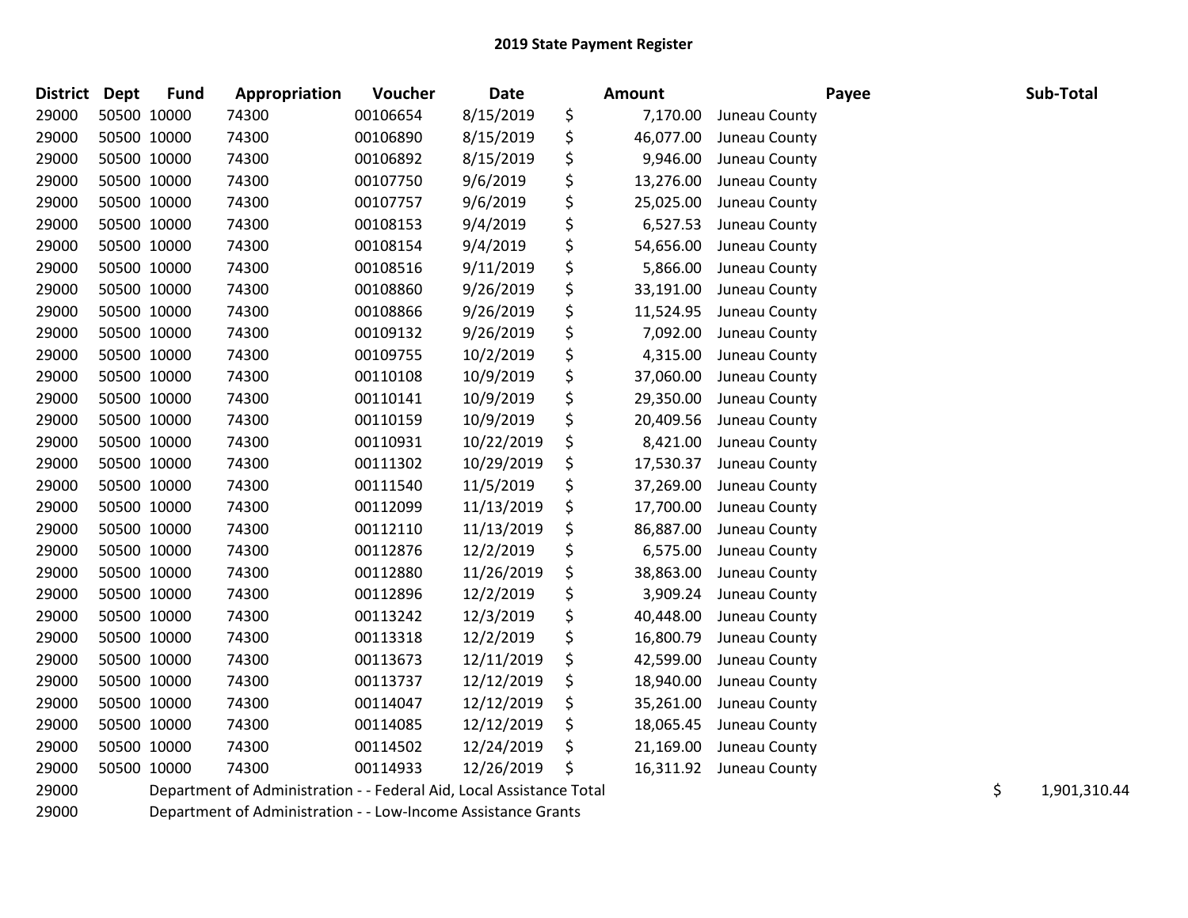# 2019 State Payment Register

| District | Dept | Fund | Appropriation | Voucher | Date | Amount | Payee | Sub-Total |
|---|---|---|---|---|---|---|---|---|
| 29000 | 50500 | 10000 | 74300 | 00106654 | 8/15/2019 | $ 7,170.00 | Juneau County | |
| 29000 | 50500 | 10000 | 74300 | 00106890 | 8/15/2019 | $ 46,077.00 | Juneau County | |
| 29000 | 50500 | 10000 | 74300 | 00106892 | 8/15/2019 | $ 9,946.00 | Juneau County | |
| 29000 | 50500 | 10000 | 74300 | 00107750 | 9/6/2019 | $ 13,276.00 | Juneau County | |
| 29000 | 50500 | 10000 | 74300 | 00107757 | 9/6/2019 | $ 25,025.00 | Juneau County | |
| 29000 | 50500 | 10000 | 74300 | 00108153 | 9/4/2019 | $ 6,527.53 | Juneau County | |
| 29000 | 50500 | 10000 | 74300 | 00108154 | 9/4/2019 | $ 54,656.00 | Juneau County | |
| 29000 | 50500 | 10000 | 74300 | 00108516 | 9/11/2019 | $ 5,866.00 | Juneau County | |
| 29000 | 50500 | 10000 | 74300 | 00108860 | 9/26/2019 | $ 33,191.00 | Juneau County | |
| 29000 | 50500 | 10000 | 74300 | 00108866 | 9/26/2019 | $ 11,524.95 | Juneau County | |
| 29000 | 50500 | 10000 | 74300 | 00109132 | 9/26/2019 | $ 7,092.00 | Juneau County | |
| 29000 | 50500 | 10000 | 74300 | 00109755 | 10/2/2019 | $ 4,315.00 | Juneau County | |
| 29000 | 50500 | 10000 | 74300 | 00110108 | 10/9/2019 | $ 37,060.00 | Juneau County | |
| 29000 | 50500 | 10000 | 74300 | 00110141 | 10/9/2019 | $ 29,350.00 | Juneau County | |
| 29000 | 50500 | 10000 | 74300 | 00110159 | 10/9/2019 | $ 20,409.56 | Juneau County | |
| 29000 | 50500 | 10000 | 74300 | 00110931 | 10/22/2019 | $ 8,421.00 | Juneau County | |
| 29000 | 50500 | 10000 | 74300 | 00111302 | 10/29/2019 | $ 17,530.37 | Juneau County | |
| 29000 | 50500 | 10000 | 74300 | 00111540 | 11/5/2019 | $ 37,269.00 | Juneau County | |
| 29000 | 50500 | 10000 | 74300 | 00112099 | 11/13/2019 | $ 17,700.00 | Juneau County | |
| 29000 | 50500 | 10000 | 74300 | 00112110 | 11/13/2019 | $ 86,887.00 | Juneau County | |
| 29000 | 50500 | 10000 | 74300 | 00112876 | 12/2/2019 | $ 6,575.00 | Juneau County | |
| 29000 | 50500 | 10000 | 74300 | 00112880 | 11/26/2019 | $ 38,863.00 | Juneau County | |
| 29000 | 50500 | 10000 | 74300 | 00112896 | 12/2/2019 | $ 3,909.24 | Juneau County | |
| 29000 | 50500 | 10000 | 74300 | 00113242 | 12/3/2019 | $ 40,448.00 | Juneau County | |
| 29000 | 50500 | 10000 | 74300 | 00113318 | 12/2/2019 | $ 16,800.79 | Juneau County | |
| 29000 | 50500 | 10000 | 74300 | 00113673 | 12/11/2019 | $ 42,599.00 | Juneau County | |
| 29000 | 50500 | 10000 | 74300 | 00113737 | 12/12/2019 | $ 18,940.00 | Juneau County | |
| 29000 | 50500 | 10000 | 74300 | 00114047 | 12/12/2019 | $ 35,261.00 | Juneau County | |
| 29000 | 50500 | 10000 | 74300 | 00114085 | 12/12/2019 | $ 18,065.45 | Juneau County | |
| 29000 | 50500 | 10000 | 74300 | 00114502 | 12/24/2019 | $ 21,169.00 | Juneau County | |
| 29000 | 50500 | 10000 | 74300 | 00114933 | 12/26/2019 | $ 16,311.92 | Juneau County | |
| 29000 | | Department of Administration - - Federal Aid, Local Assistance Total | | | | | | $ 1,901,310.44 |
| 29000 | | Department of Administration - - Low-Income Assistance Grants | | | | | | |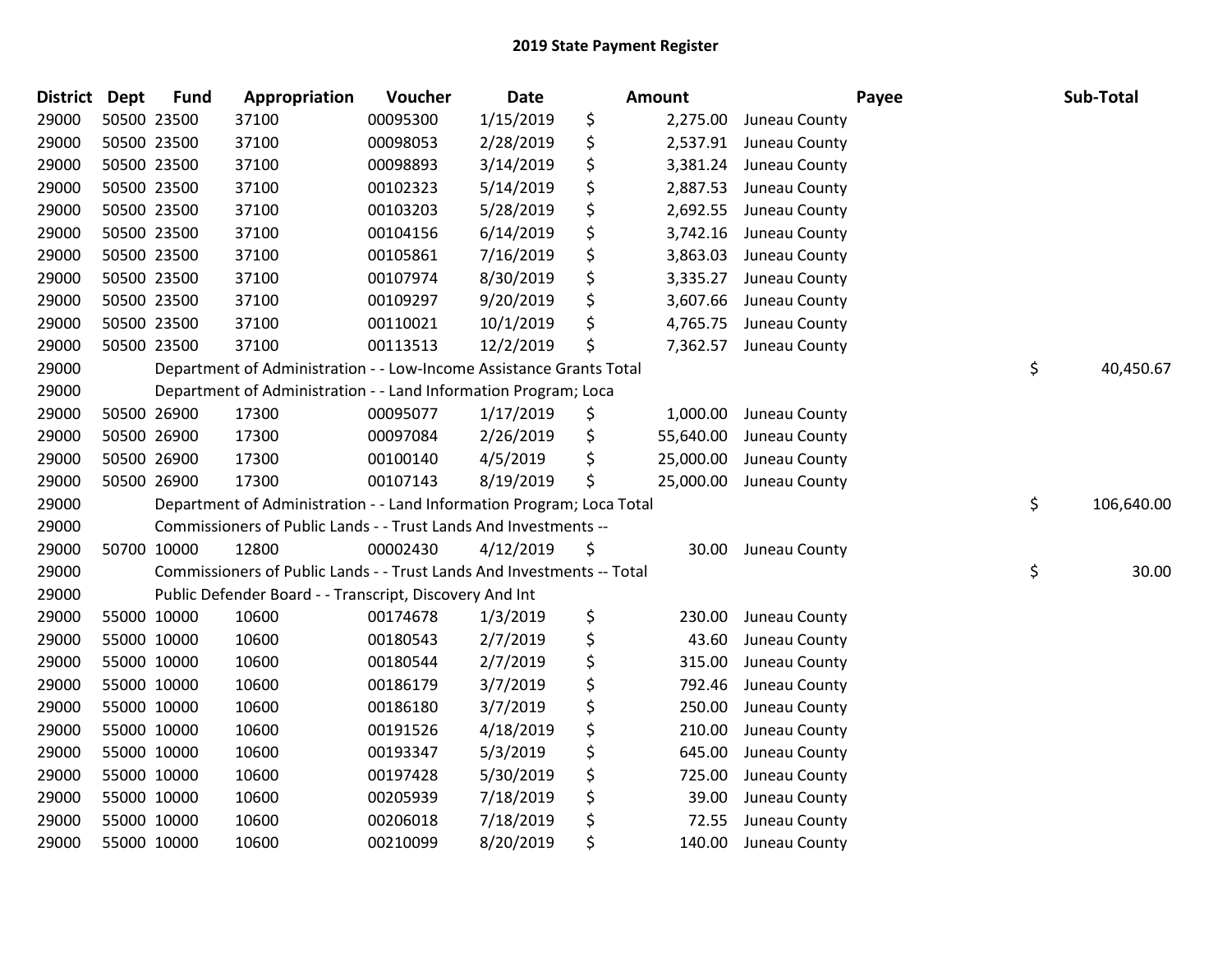# 2019 State Payment Register

| District | Dept | Fund | Appropriation | Voucher | Date | Amount | Payee | Sub-Total |
|---|---|---|---|---|---|---|---|---|
| 29000 | 50500 | 23500 | 37100 | 00095300 | 1/15/2019 | $ 2,275.00 | Juneau County | |
| 29000 | 50500 | 23500 | 37100 | 00098053 | 2/28/2019 | $ 2,537.91 | Juneau County | |
| 29000 | 50500 | 23500 | 37100 | 00098893 | 3/14/2019 | $ 3,381.24 | Juneau County | |
| 29000 | 50500 | 23500 | 37100 | 00102323 | 5/14/2019 | $ 2,887.53 | Juneau County | |
| 29000 | 50500 | 23500 | 37100 | 00103203 | 5/28/2019 | $ 2,692.55 | Juneau County | |
| 29000 | 50500 | 23500 | 37100 | 00104156 | 6/14/2019 | $ 3,742.16 | Juneau County | |
| 29000 | 50500 | 23500 | 37100 | 00105861 | 7/16/2019 | $ 3,863.03 | Juneau County | |
| 29000 | 50500 | 23500 | 37100 | 00107974 | 8/30/2019 | $ 3,335.27 | Juneau County | |
| 29000 | 50500 | 23500 | 37100 | 00109297 | 9/20/2019 | $ 3,607.66 | Juneau County | |
| 29000 | 50500 | 23500 | 37100 | 00110021 | 10/1/2019 | $ 4,765.75 | Juneau County | |
| 29000 | 50500 | 23500 | 37100 | 00113513 | 12/2/2019 | $ 7,362.57 | Juneau County | |
| 29000 | | Department of Administration - - Low-Income Assistance Grants Total | | | | | | $ 40,450.67 |
| 29000 | | Department of Administration - - Land Information Program; Loca | | | | | | |
| 29000 | 50500 | 26900 | 17300 | 00095077 | 1/17/2019 | $ 1,000.00 | Juneau County | |
| 29000 | 50500 | 26900 | 17300 | 00097084 | 2/26/2019 | $ 55,640.00 | Juneau County | |
| 29000 | 50500 | 26900 | 17300 | 00100140 | 4/5/2019 | $ 25,000.00 | Juneau County | |
| 29000 | 50500 | 26900 | 17300 | 00107143 | 8/19/2019 | $ 25,000.00 | Juneau County | |
| 29000 | | Department of Administration - - Land Information Program; Loca Total | | | | | | $ 106,640.00 |
| 29000 | | Commissioners of Public Lands - - Trust Lands And Investments -- | | | | | | |
| 29000 | 50700 | 10000 | 12800 | 00002430 | 4/12/2019 | $ 30.00 | Juneau County | |
| 29000 | | Commissioners of Public Lands - - Trust Lands And Investments -- Total | | | | | | $ 30.00 |
| 29000 | | Public Defender Board - - Transcript, Discovery And Int | | | | | | |
| 29000 | 55000 | 10000 | 10600 | 00174678 | 1/3/2019 | $ 230.00 | Juneau County | |
| 29000 | 55000 | 10000 | 10600 | 00180543 | 2/7/2019 | $ 43.60 | Juneau County | |
| 29000 | 55000 | 10000 | 10600 | 00180544 | 2/7/2019 | $ 315.00 | Juneau County | |
| 29000 | 55000 | 10000 | 10600 | 00186179 | 3/7/2019 | $ 792.46 | Juneau County | |
| 29000 | 55000 | 10000 | 10600 | 00186180 | 3/7/2019 | $ 250.00 | Juneau County | |
| 29000 | 55000 | 10000 | 10600 | 00191526 | 4/18/2019 | $ 210.00 | Juneau County | |
| 29000 | 55000 | 10000 | 10600 | 00193347 | 5/3/2019 | $ 645.00 | Juneau County | |
| 29000 | 55000 | 10000 | 10600 | 00197428 | 5/30/2019 | $ 725.00 | Juneau County | |
| 29000 | 55000 | 10000 | 10600 | 00205939 | 7/18/2019 | $ 39.00 | Juneau County | |
| 29000 | 55000 | 10000 | 10600 | 00206018 | 7/18/2019 | $ 72.55 | Juneau County | |
| 29000 | 55000 | 10000 | 10600 | 00210099 | 8/20/2019 | $ 140.00 | Juneau County | |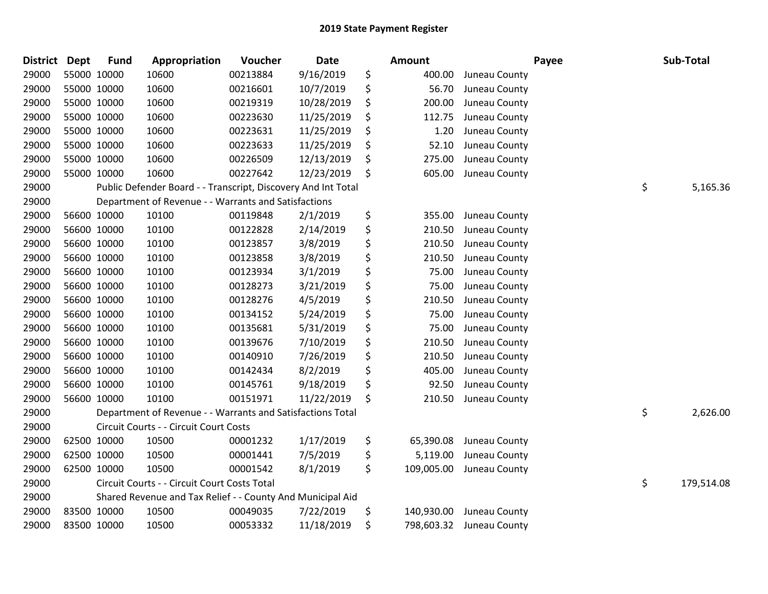# 2019 State Payment Register

| District | Dept | Fund | Appropriation | Voucher | Date | Amount | Payee | Sub-Total |
|---|---|---|---|---|---|---|---|---|
| 29000 | 55000 | 10000 | 10600 | 00213884 | 9/16/2019 | $ 400.00 | Juneau County | |
| 29000 | 55000 | 10000 | 10600 | 00216601 | 10/7/2019 | $ 56.70 | Juneau County | |
| 29000 | 55000 | 10000 | 10600 | 00219319 | 10/28/2019 | $ 200.00 | Juneau County | |
| 29000 | 55000 | 10000 | 10600 | 00223630 | 11/25/2019 | $ 112.75 | Juneau County | |
| 29000 | 55000 | 10000 | 10600 | 00223631 | 11/25/2019 | $ 1.20 | Juneau County | |
| 29000 | 55000 | 10000 | 10600 | 00223633 | 11/25/2019 | $ 52.10 | Juneau County | |
| 29000 | 55000 | 10000 | 10600 | 00226509 | 12/13/2019 | $ 275.00 | Juneau County | |
| 29000 | 55000 | 10000 | 10600 | 00227642 | 12/23/2019 | $ 605.00 | Juneau County | |
| 29000 | | Public Defender Board - - Transcript, Discovery And Int Total | | | | | | $ 5,165.36 |
| 29000 | | Department of Revenue - - Warrants and Satisfactions | | | | | | |
| 29000 | 56600 | 10000 | 10100 | 00119848 | 2/1/2019 | $ 355.00 | Juneau County | |
| 29000 | 56600 | 10000 | 10100 | 00122828 | 2/14/2019 | $ 210.50 | Juneau County | |
| 29000 | 56600 | 10000 | 10100 | 00123857 | 3/8/2019 | $ 210.50 | Juneau County | |
| 29000 | 56600 | 10000 | 10100 | 00123858 | 3/8/2019 | $ 210.50 | Juneau County | |
| 29000 | 56600 | 10000 | 10100 | 00123934 | 3/1/2019 | $ 75.00 | Juneau County | |
| 29000 | 56600 | 10000 | 10100 | 00128273 | 3/21/2019 | $ 75.00 | Juneau County | |
| 29000 | 56600 | 10000 | 10100 | 00128276 | 4/5/2019 | $ 210.50 | Juneau County | |
| 29000 | 56600 | 10000 | 10100 | 00134152 | 5/24/2019 | $ 75.00 | Juneau County | |
| 29000 | 56600 | 10000 | 10100 | 00135681 | 5/31/2019 | $ 75.00 | Juneau County | |
| 29000 | 56600 | 10000 | 10100 | 00139676 | 7/10/2019 | $ 210.50 | Juneau County | |
| 29000 | 56600 | 10000 | 10100 | 00140910 | 7/26/2019 | $ 210.50 | Juneau County | |
| 29000 | 56600 | 10000 | 10100 | 00142434 | 8/2/2019 | $ 405.00 | Juneau County | |
| 29000 | 56600 | 10000 | 10100 | 00145761 | 9/18/2019 | $ 92.50 | Juneau County | |
| 29000 | 56600 | 10000 | 10100 | 00151971 | 11/22/2019 | $ 210.50 | Juneau County | |
| 29000 | | Department of Revenue - - Warrants and Satisfactions Total | | | | | | $ 2,626.00 |
| 29000 | | Circuit Courts - - Circuit Court Costs | | | | | | |
| 29000 | 62500 | 10000 | 10500 | 00001232 | 1/17/2019 | $ 65,390.08 | Juneau County | |
| 29000 | 62500 | 10000 | 10500 | 00001441 | 7/5/2019 | $ 5,119.00 | Juneau County | |
| 29000 | 62500 | 10000 | 10500 | 00001542 | 8/1/2019 | $ 109,005.00 | Juneau County | |
| 29000 | | Circuit Courts - - Circuit Court Costs Total | | | | | | $ 179,514.08 |
| 29000 | | Shared Revenue and Tax Relief - - County And Municipal Aid | | | | | | |
| 29000 | 83500 | 10000 | 10500 | 00049035 | 7/22/2019 | $ 140,930.00 | Juneau County | |
| 29000 | 83500 | 10000 | 10500 | 00053332 | 11/18/2019 | $ 798,603.32 | Juneau County | |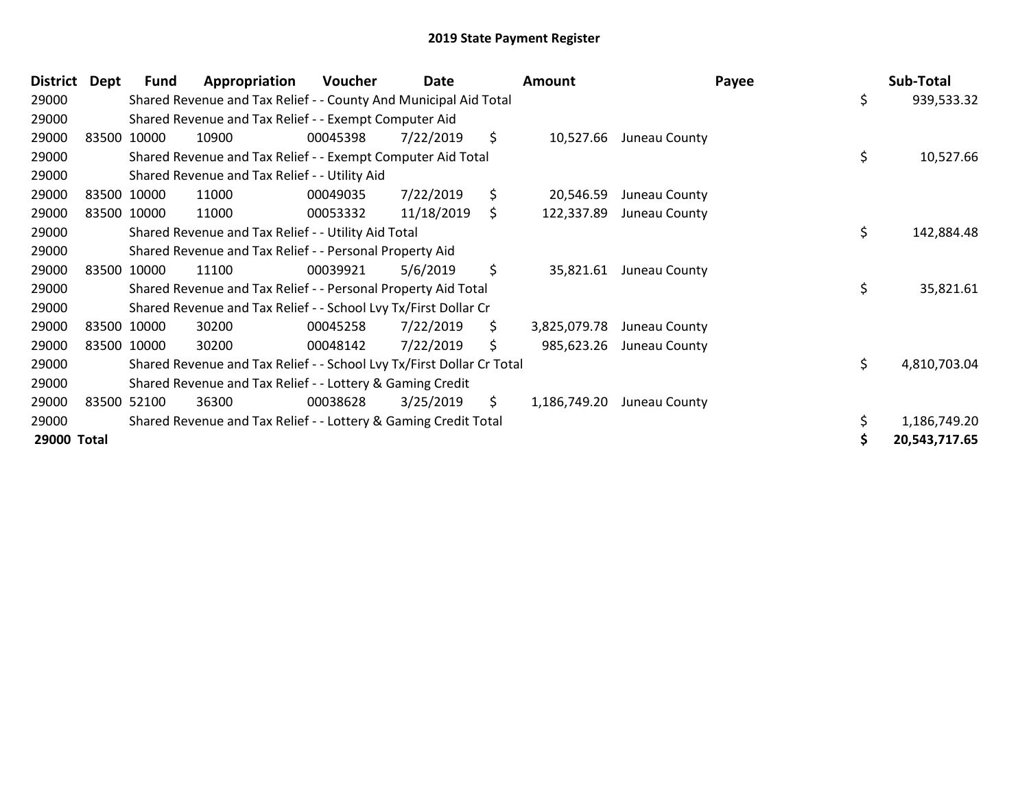# 2019 State Payment Register

| District | Dept | Fund | Appropriation | Voucher | Date | Amount | Payee | Sub-Total |
|---|---|---|---|---|---|---|---|---|
| 29000 | | Shared Revenue and Tax Relief - - County And Municipal Aid Total | | | | | | $ 939,533.32 |
| 29000 | | Shared Revenue and Tax Relief - - Exempt Computer Aid | | | | | | |
| 29000 | 83500 | 10000 | 10900 | 00045398 | 7/22/2019 | $ 10,527.66 | Juneau County | |
| 29000 | | Shared Revenue and Tax Relief - - Exempt Computer Aid Total | | | | | | $ 10,527.66 |
| 29000 | | Shared Revenue and Tax Relief - - Utility Aid | | | | | | |
| 29000 | 83500 | 10000 | 11000 | 00049035 | 7/22/2019 | $ 20,546.59 | Juneau County | |
| 29000 | 83500 | 10000 | 11000 | 00053332 | 11/18/2019 | $ 122,337.89 | Juneau County | |
| 29000 | | Shared Revenue and Tax Relief - - Utility Aid Total | | | | | | $ 142,884.48 |
| 29000 | | Shared Revenue and Tax Relief - - Personal Property Aid | | | | | | |
| 29000 | 83500 | 10000 | 11100 | 00039921 | 5/6/2019 | $ 35,821.61 | Juneau County | |
| 29000 | | Shared Revenue and Tax Relief - - Personal Property Aid Total | | | | | | $ 35,821.61 |
| 29000 | | Shared Revenue and Tax Relief - - School Lvy Tx/First Dollar Cr | | | | | | |
| 29000 | 83500 | 10000 | 30200 | 00045258 | 7/22/2019 | $ 3,825,079.78 | Juneau County | |
| 29000 | 83500 | 10000 | 30200 | 00048142 | 7/22/2019 | $ 985,623.26 | Juneau County | |
| 29000 | | Shared Revenue and Tax Relief - - School Lvy Tx/First Dollar Cr Total | | | | | | $ 4,810,703.04 |
| 29000 | | Shared Revenue and Tax Relief - - Lottery & Gaming Credit | | | | | | |
| 29000 | 83500 | 52100 | 36300 | 00038628 | 3/25/2019 | $ 1,186,749.20 | Juneau County | |
| 29000 | | Shared Revenue and Tax Relief - - Lottery & Gaming Credit Total | | | | | | $ 1,186,749.20 |
| **29000** | **Total** | | | | | | | **$ 20,543,717.65** |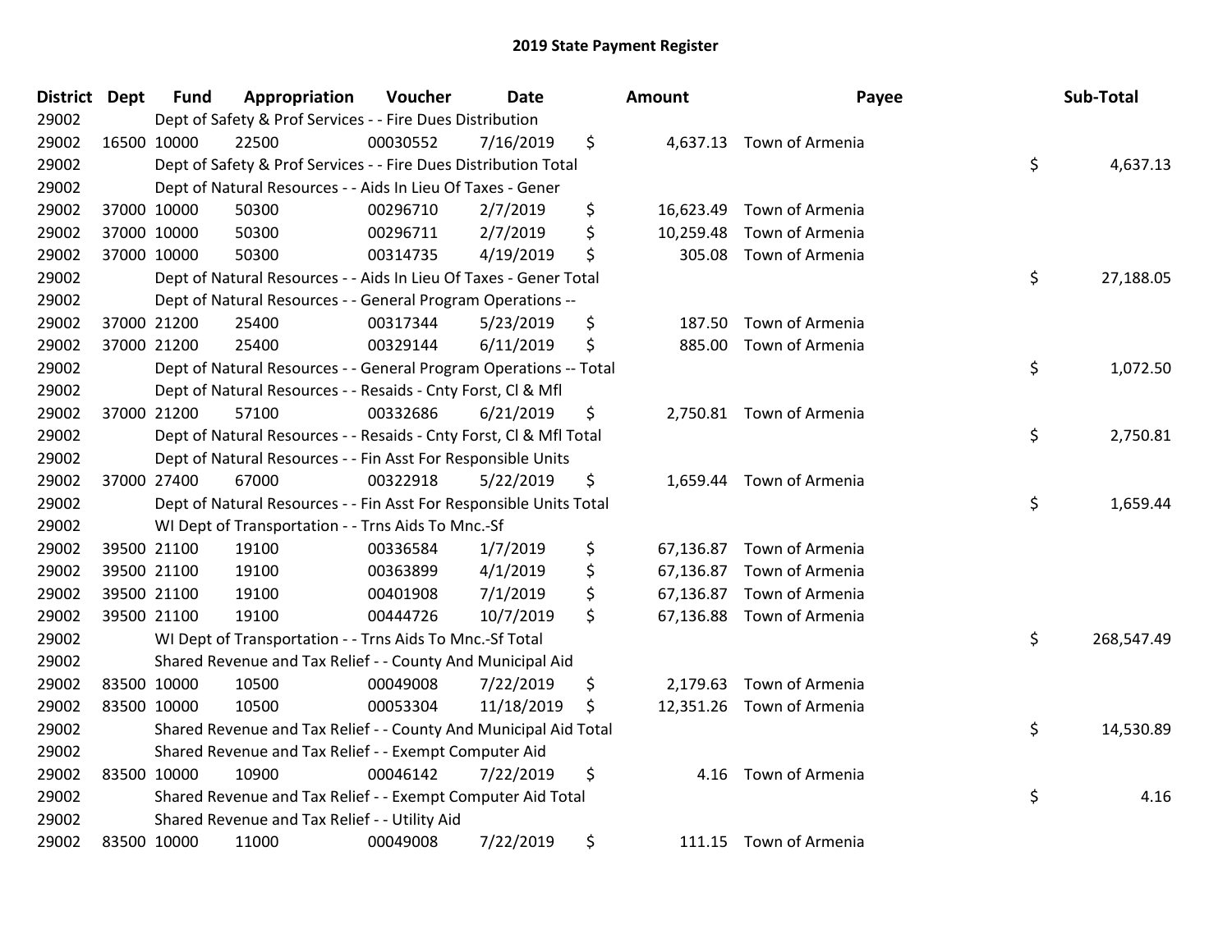# 2019 State Payment Register

| District | Dept | Fund | Appropriation | Voucher | Date | Amount | Payee | Sub-Total |
|---|---|---|---|---|---|---|---|---|
| 29002 | | Dept of Safety & Prof Services - - Fire Dues Distribution | | | | | | |
| 29002 | 16500 | 10000 | 22500 | 00030552 | 7/16/2019 | $ 4,637.13 | Town of Armenia | |
| 29002 | | Dept of Safety & Prof Services - - Fire Dues Distribution Total | | | | | | $ 4,637.13 |
| 29002 | | Dept of Natural Resources - - Aids In Lieu Of Taxes - Gener | | | | | | |
| 29002 | 37000 | 10000 | 50300 | 00296710 | 2/7/2019 | $ 16,623.49 | Town of Armenia | |
| 29002 | 37000 | 10000 | 50300 | 00296711 | 2/7/2019 | $ 10,259.48 | Town of Armenia | |
| 29002 | 37000 | 10000 | 50300 | 00314735 | 4/19/2019 | $ 305.08 | Town of Armenia | |
| 29002 | | Dept of Natural Resources - - Aids In Lieu Of Taxes - Gener Total | | | | | | $ 27,188.05 |
| 29002 | | Dept of Natural Resources - - General Program Operations -- | | | | | | |
| 29002 | 37000 | 21200 | 25400 | 00317344 | 5/23/2019 | $ 187.50 | Town of Armenia | |
| 29002 | 37000 | 21200 | 25400 | 00329144 | 6/11/2019 | $ 885.00 | Town of Armenia | |
| 29002 | | Dept of Natural Resources - - General Program Operations -- Total | | | | | | $ 1,072.50 |
| 29002 | | Dept of Natural Resources - - Resaids - Cnty Forst, Cl & Mfl | | | | | | |
| 29002 | 37000 | 21200 | 57100 | 00332686 | 6/21/2019 | $ 2,750.81 | Town of Armenia | |
| 29002 | | Dept of Natural Resources - - Resaids - Cnty Forst, Cl & Mfl Total | | | | | | $ 2,750.81 |
| 29002 | | Dept of Natural Resources - - Fin Asst For Responsible Units | | | | | | |
| 29002 | 37000 | 27400 | 67000 | 00322918 | 5/22/2019 | $ 1,659.44 | Town of Armenia | |
| 29002 | | Dept of Natural Resources - - Fin Asst For Responsible Units Total | | | | | | $ 1,659.44 |
| 29002 | | WI Dept of Transportation - - Trns Aids To Mnc.-Sf | | | | | | |
| 29002 | 39500 | 21100 | 19100 | 00336584 | 1/7/2019 | $ 67,136.87 | Town of Armenia | |
| 29002 | 39500 | 21100 | 19100 | 00363899 | 4/1/2019 | $ 67,136.87 | Town of Armenia | |
| 29002 | 39500 | 21100 | 19100 | 00401908 | 7/1/2019 | $ 67,136.87 | Town of Armenia | |
| 29002 | 39500 | 21100 | 19100 | 00444726 | 10/7/2019 | $ 67,136.88 | Town of Armenia | |
| 29002 | | WI Dept of Transportation - - Trns Aids To Mnc.-Sf Total | | | | | | $ 268,547.49 |
| 29002 | | Shared Revenue and Tax Relief - - County And Municipal Aid | | | | | | |
| 29002 | 83500 | 10000 | 10500 | 00049008 | 7/22/2019 | $ 2,179.63 | Town of Armenia | |
| 29002 | 83500 | 10000 | 10500 | 00053304 | 11/18/2019 | $ 12,351.26 | Town of Armenia | |
| 29002 | | Shared Revenue and Tax Relief - - County And Municipal Aid Total | | | | | | $ 14,530.89 |
| 29002 | | Shared Revenue and Tax Relief - - Exempt Computer Aid | | | | | | |
| 29002 | 83500 | 10000 | 10900 | 00046142 | 7/22/2019 | $ 4.16 | Town of Armenia | |
| 29002 | | Shared Revenue and Tax Relief - - Exempt Computer Aid Total | | | | | | $ 4.16 |
| 29002 | | Shared Revenue and Tax Relief - - Utility Aid | | | | | | |
| 29002 | 83500 | 10000 | 11000 | 00049008 | 7/22/2019 | $ 111.15 | Town of Armenia | |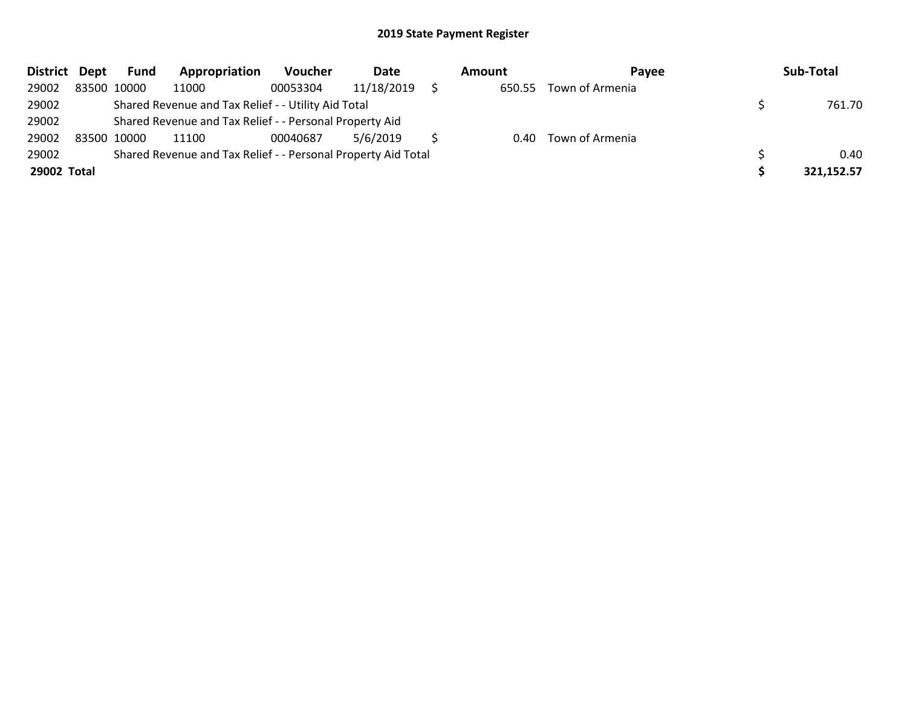## 2019 State Payment Register

| District | Dept | Fund | Appropriation | Voucher | Date | Amount | Payee | Sub-Total |
|---|---|---|---|---|---|---|---|---|
| 29002 | 83500 | 10000 | 11000 | 00053304 | 11/18/2019 | $ 650.55 | Town of Armenia | |
| 29002 | | Shared Revenue and Tax Relief - - Utility Aid Total | | | | | | $ 761.70 |
| 29002 | | Shared Revenue and Tax Relief - - Personal Property Aid | | | | | | |
| 29002 | 83500 | 10000 | 11100 | 00040687 | 5/6/2019 | $ 0.40 | Town of Armenia | |
| 29002 | | Shared Revenue and Tax Relief - - Personal Property Aid Total | | | | | | $ 0.40 |
| **29002** | **Total** | | | | | | | **$ 321,152.57** |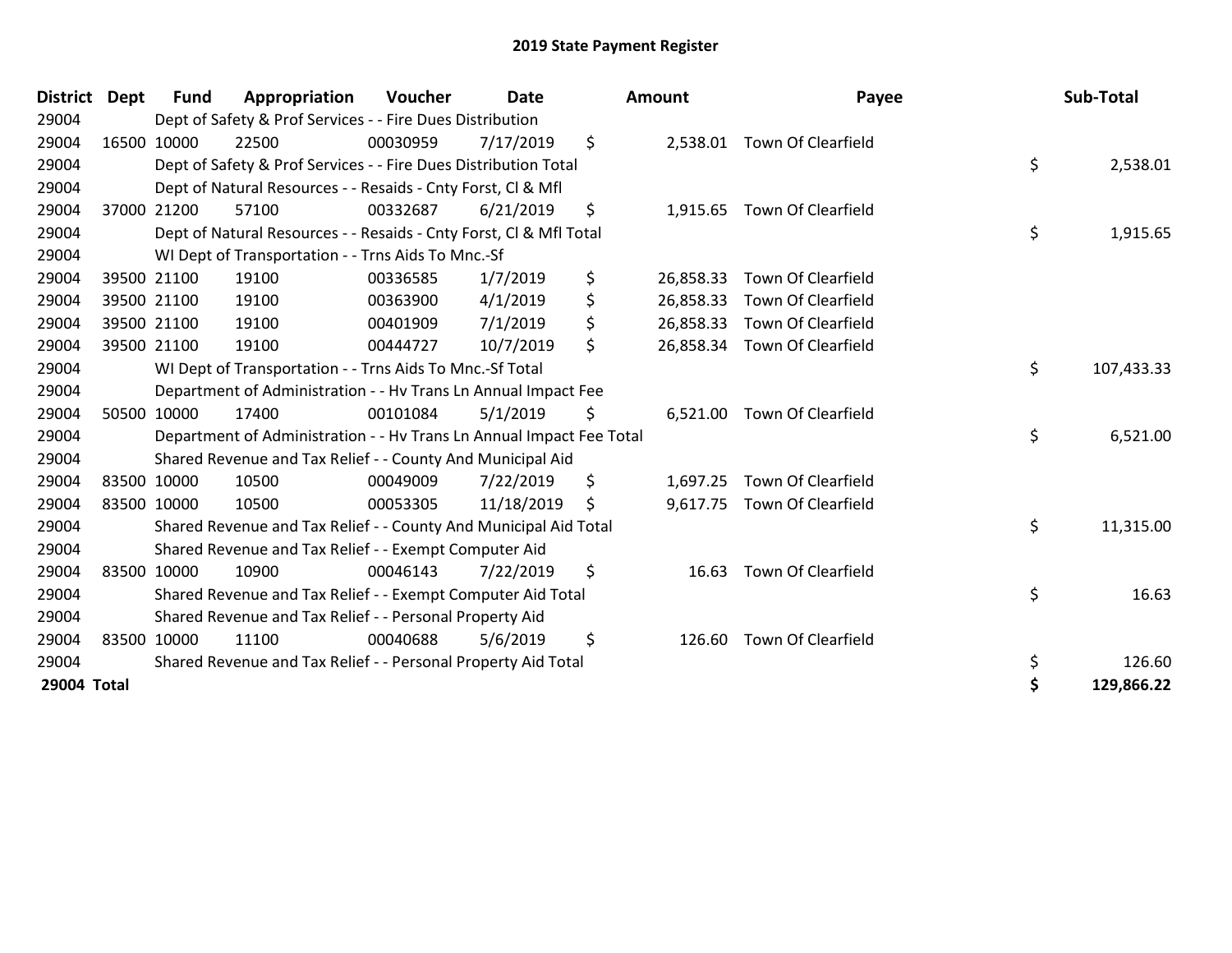# 2019 State Payment Register

| District | Dept | Fund | Appropriation | Voucher | Date | Amount | Payee | Sub-Total |
|---|---|---|---|---|---|---|---|---|
| 29004 | | Dept of Safety & Prof Services - - Fire Dues Distribution | | | | | | |
| 29004 | 16500 | 10000 | 22500 | 00030959 | 7/17/2019 | $ 2,538.01 | Town Of Clearfield | |
| 29004 | | Dept of Safety & Prof Services - - Fire Dues Distribution Total | | | | | | $ 2,538.01 |
| 29004 | | Dept of Natural Resources - - Resaids - Cnty Forst, Cl & Mfl | | | | | | |
| 29004 | 37000 | 21200 | 57100 | 00332687 | 6/21/2019 | $ 1,915.65 | Town Of Clearfield | |
| 29004 | | Dept of Natural Resources - - Resaids - Cnty Forst, Cl & Mfl Total | | | | | | $ 1,915.65 |
| 29004 | | WI Dept of Transportation - - Trns Aids To Mnc.-Sf | | | | | | |
| 29004 | 39500 | 21100 | 19100 | 00336585 | 1/7/2019 | $ 26,858.33 | Town Of Clearfield | |
| 29004 | 39500 | 21100 | 19100 | 00363900 | 4/1/2019 | $ 26,858.33 | Town Of Clearfield | |
| 29004 | 39500 | 21100 | 19100 | 00401909 | 7/1/2019 | $ 26,858.33 | Town Of Clearfield | |
| 29004 | 39500 | 21100 | 19100 | 00444727 | 10/7/2019 | $ 26,858.34 | Town Of Clearfield | |
| 29004 | | WI Dept of Transportation - - Trns Aids To Mnc.-Sf Total | | | | | | $ 107,433.33 |
| 29004 | | Department of Administration - - Hv Trans Ln Annual Impact Fee | | | | | | |
| 29004 | 50500 | 10000 | 17400 | 00101084 | 5/1/2019 | $ 6,521.00 | Town Of Clearfield | |
| 29004 | | Department of Administration - - Hv Trans Ln Annual Impact Fee Total | | | | | | $ 6,521.00 |
| 29004 | | Shared Revenue and Tax Relief - - County And Municipal Aid | | | | | | |
| 29004 | 83500 | 10000 | 10500 | 00049009 | 7/22/2019 | $ 1,697.25 | Town Of Clearfield | |
| 29004 | 83500 | 10000 | 10500 | 00053305 | 11/18/2019 | $ 9,617.75 | Town Of Clearfield | |
| 29004 | | Shared Revenue and Tax Relief - - County And Municipal Aid Total | | | | | | $ 11,315.00 |
| 29004 | | Shared Revenue and Tax Relief - - Exempt Computer Aid | | | | | | |
| 29004 | 83500 | 10000 | 10900 | 00046143 | 7/22/2019 | $ 16.63 | Town Of Clearfield | |
| 29004 | | Shared Revenue and Tax Relief - - Exempt Computer Aid Total | | | | | | $ 16.63 |
| 29004 | | Shared Revenue and Tax Relief - - Personal Property Aid | | | | | | |
| 29004 | 83500 | 10000 | 11100 | 00040688 | 5/6/2019 | $ 126.60 | Town Of Clearfield | |
| 29004 | | Shared Revenue and Tax Relief - - Personal Property Aid Total | | | | | | $ 126.60 |
| **29004 Total** | | | | | | | | **$ 129,866.22** |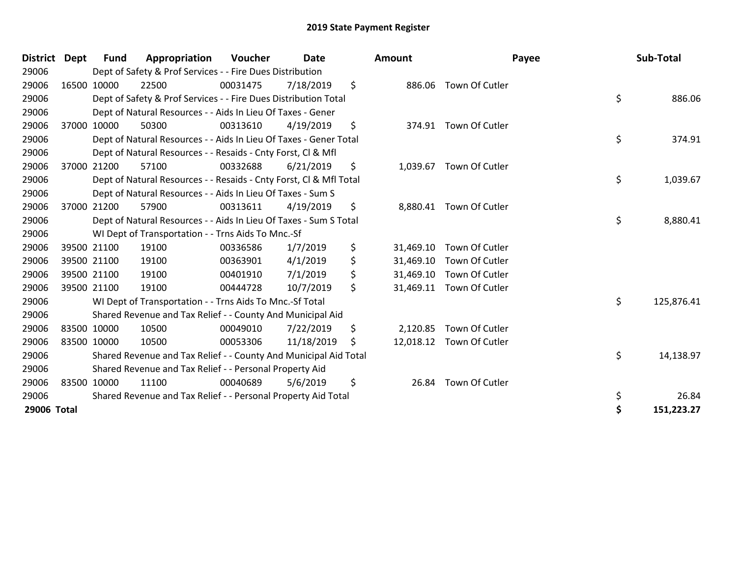# 2019 State Payment Register

| District | Dept | Fund | Appropriation | Voucher | Date | Amount | Payee | Sub-Total |
|---|---|---|---|---|---|---|---|---|
| 29006 | | Dept of Safety & Prof Services - - Fire Dues Distribution | | | | | | |
| 29006 | 16500 | 10000 | 22500 | 00031475 | 7/18/2019 | $ 886.06 | Town Of Cutler | |
| 29006 | | Dept of Safety & Prof Services - - Fire Dues Distribution Total | | | | | | $ 886.06 |
| 29006 | | Dept of Natural Resources - - Aids In Lieu Of Taxes - Gener | | | | | | |
| 29006 | 37000 | 10000 | 50300 | 00313610 | 4/19/2019 | $ 374.91 | Town Of Cutler | |
| 29006 | | Dept of Natural Resources - - Aids In Lieu Of Taxes - Gener Total | | | | | | $ 374.91 |
| 29006 | | Dept of Natural Resources - - Resaids - Cnty Forst, Cl & Mfl | | | | | | |
| 29006 | 37000 | 21200 | 57100 | 00332688 | 6/21/2019 | $ 1,039.67 | Town Of Cutler | |
| 29006 | | Dept of Natural Resources - - Resaids - Cnty Forst, Cl & Mfl Total | | | | | | $ 1,039.67 |
| 29006 | | Dept of Natural Resources - - Aids In Lieu Of Taxes - Sum S | | | | | | |
| 29006 | 37000 | 21200 | 57900 | 00313611 | 4/19/2019 | $ 8,880.41 | Town Of Cutler | |
| 29006 | | Dept of Natural Resources - - Aids In Lieu Of Taxes - Sum S Total | | | | | | $ 8,880.41 |
| 29006 | | WI Dept of Transportation - - Trns Aids To Mnc.-Sf | | | | | | |
| 29006 | 39500 | 21100 | 19100 | 00336586 | 1/7/2019 | $ 31,469.10 | Town Of Cutler | |
| 29006 | 39500 | 21100 | 19100 | 00363901 | 4/1/2019 | $ 31,469.10 | Town Of Cutler | |
| 29006 | 39500 | 21100 | 19100 | 00401910 | 7/1/2019 | $ 31,469.10 | Town Of Cutler | |
| 29006 | 39500 | 21100 | 19100 | 00444728 | 10/7/2019 | $ 31,469.11 | Town Of Cutler | |
| 29006 | | WI Dept of Transportation - - Trns Aids To Mnc.-Sf Total | | | | | | $ 125,876.41 |
| 29006 | | Shared Revenue and Tax Relief - - County And Municipal Aid | | | | | | |
| 29006 | 83500 | 10000 | 10500 | 00049010 | 7/22/2019 | $ 2,120.85 | Town Of Cutler | |
| 29006 | 83500 | 10000 | 10500 | 00053306 | 11/18/2019 | $ 12,018.12 | Town Of Cutler | |
| 29006 | | Shared Revenue and Tax Relief - - County And Municipal Aid Total | | | | | | $ 14,138.97 |
| 29006 | | Shared Revenue and Tax Relief - - Personal Property Aid | | | | | | |
| 29006 | 83500 | 10000 | 11100 | 00040689 | 5/6/2019 | $ 26.84 | Town Of Cutler | |
| 29006 | | Shared Revenue and Tax Relief - - Personal Property Aid Total | | | | | | $ 26.84 |
| **29006 Total** | | | | | | | | **$ 151,223.27** |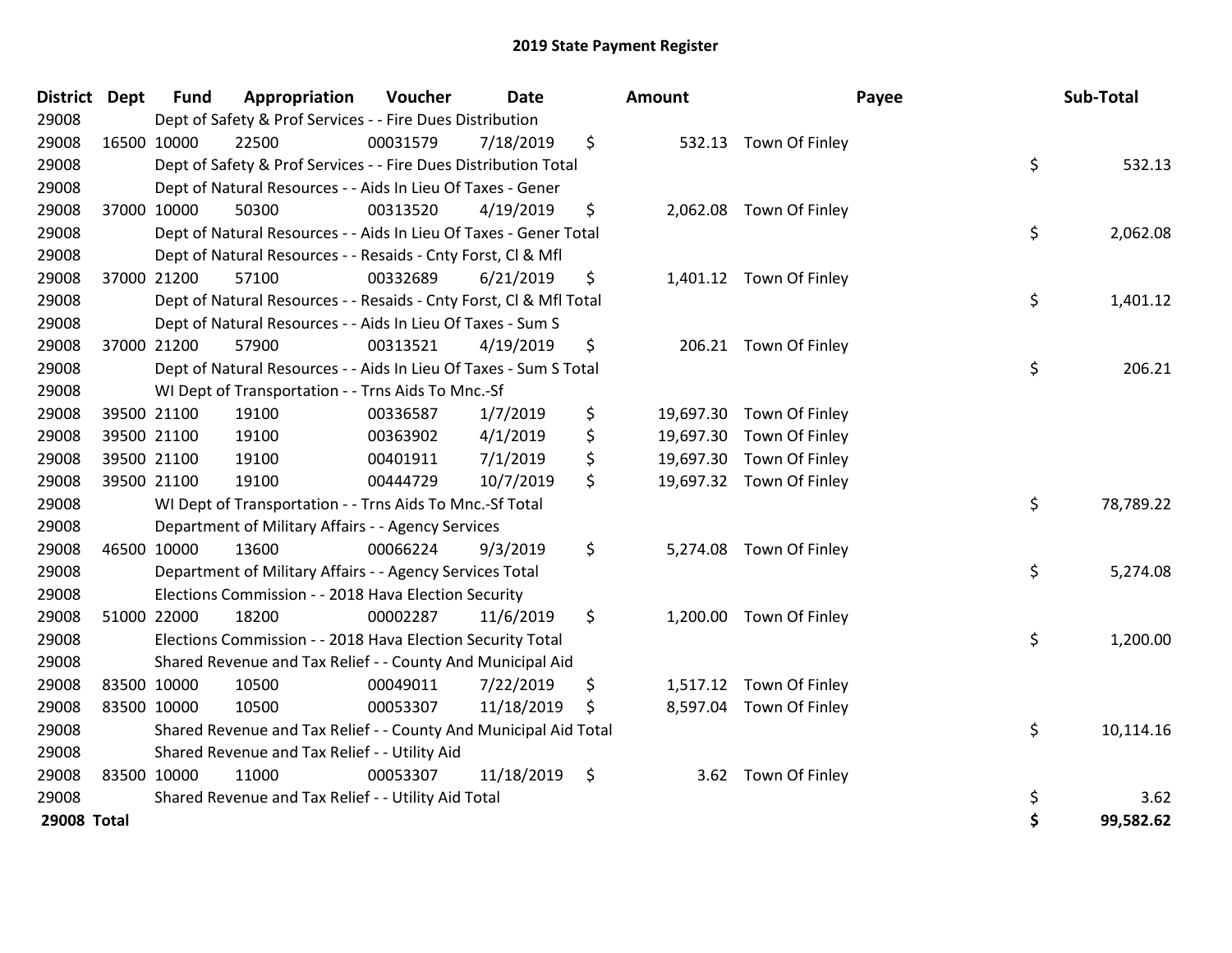# 2019 State Payment Register

| District | Dept | Fund | Appropriation | Voucher | Date | Amount | Payee | Sub-Total |
|---|---|---|---|---|---|---|---|---|
| 29008 | | Dept of Safety & Prof Services - - Fire Dues Distribution | | | | | | |
| 29008 | 16500 | 10000 | 22500 | 00031579 | 7/18/2019 | $ 532.13 | Town Of Finley | |
| 29008 | | Dept of Safety & Prof Services - - Fire Dues Distribution Total | | | | | | $ 532.13 |
| 29008 | | Dept of Natural Resources - - Aids In Lieu Of Taxes - Gener | | | | | | |
| 29008 | 37000 | 10000 | 50300 | 00313520 | 4/19/2019 | $ 2,062.08 | Town Of Finley | |
| 29008 | | Dept of Natural Resources - - Aids In Lieu Of Taxes - Gener Total | | | | | | $ 2,062.08 |
| 29008 | | Dept of Natural Resources - - Resaids - Cnty Forst, Cl & Mfl | | | | | | |
| 29008 | 37000 | 21200 | 57100 | 00332689 | 6/21/2019 | $ 1,401.12 | Town Of Finley | |
| 29008 | | Dept of Natural Resources - - Resaids - Cnty Forst, Cl & Mfl Total | | | | | | $ 1,401.12 |
| 29008 | | Dept of Natural Resources - - Aids In Lieu Of Taxes - Sum S | | | | | | |
| 29008 | 37000 | 21200 | 57900 | 00313521 | 4/19/2019 | $ 206.21 | Town Of Finley | |
| 29008 | | Dept of Natural Resources - - Aids In Lieu Of Taxes - Sum S Total | | | | | | $ 206.21 |
| 29008 | | WI Dept of Transportation - - Trns Aids To Mnc.-Sf | | | | | | |
| 29008 | 39500 | 21100 | 19100 | 00336587 | 1/7/2019 | $ 19,697.30 | Town Of Finley | |
| 29008 | 39500 | 21100 | 19100 | 00363902 | 4/1/2019 | $ 19,697.30 | Town Of Finley | |
| 29008 | 39500 | 21100 | 19100 | 00401911 | 7/1/2019 | $ 19,697.30 | Town Of Finley | |
| 29008 | 39500 | 21100 | 19100 | 00444729 | 10/7/2019 | $ 19,697.32 | Town Of Finley | |
| 29008 | | WI Dept of Transportation - - Trns Aids To Mnc.-Sf Total | | | | | | $ 78,789.22 |
| 29008 | | Department of Military Affairs - - Agency Services | | | | | | |
| 29008 | 46500 | 10000 | 13600 | 00066224 | 9/3/2019 | $ 5,274.08 | Town Of Finley | |
| 29008 | | Department of Military Affairs - - Agency Services Total | | | | | | $ 5,274.08 |
| 29008 | | Elections Commission - - 2018 Hava Election Security | | | | | | |
| 29008 | 51000 | 22000 | 18200 | 00002287 | 11/6/2019 | $ 1,200.00 | Town Of Finley | |
| 29008 | | Elections Commission - - 2018 Hava Election Security Total | | | | | | $ 1,200.00 |
| 29008 | | Shared Revenue and Tax Relief - - County And Municipal Aid | | | | | | |
| 29008 | 83500 | 10000 | 10500 | 00049011 | 7/22/2019 | $ 1,517.12 | Town Of Finley | |
| 29008 | 83500 | 10000 | 10500 | 00053307 | 11/18/2019 | $ 8,597.04 | Town Of Finley | |
| 29008 | | Shared Revenue and Tax Relief - - County And Municipal Aid Total | | | | | | $ 10,114.16 |
| 29008 | | Shared Revenue and Tax Relief - - Utility Aid | | | | | | |
| 29008 | 83500 | 10000 | 11000 | 00053307 | 11/18/2019 | $ 3.62 | Town Of Finley | |
| 29008 | | Shared Revenue and Tax Relief - - Utility Aid Total | | | | | | $ 3.62 |
| **29008 Total** | | | | | | | | **$ 99,582.62** |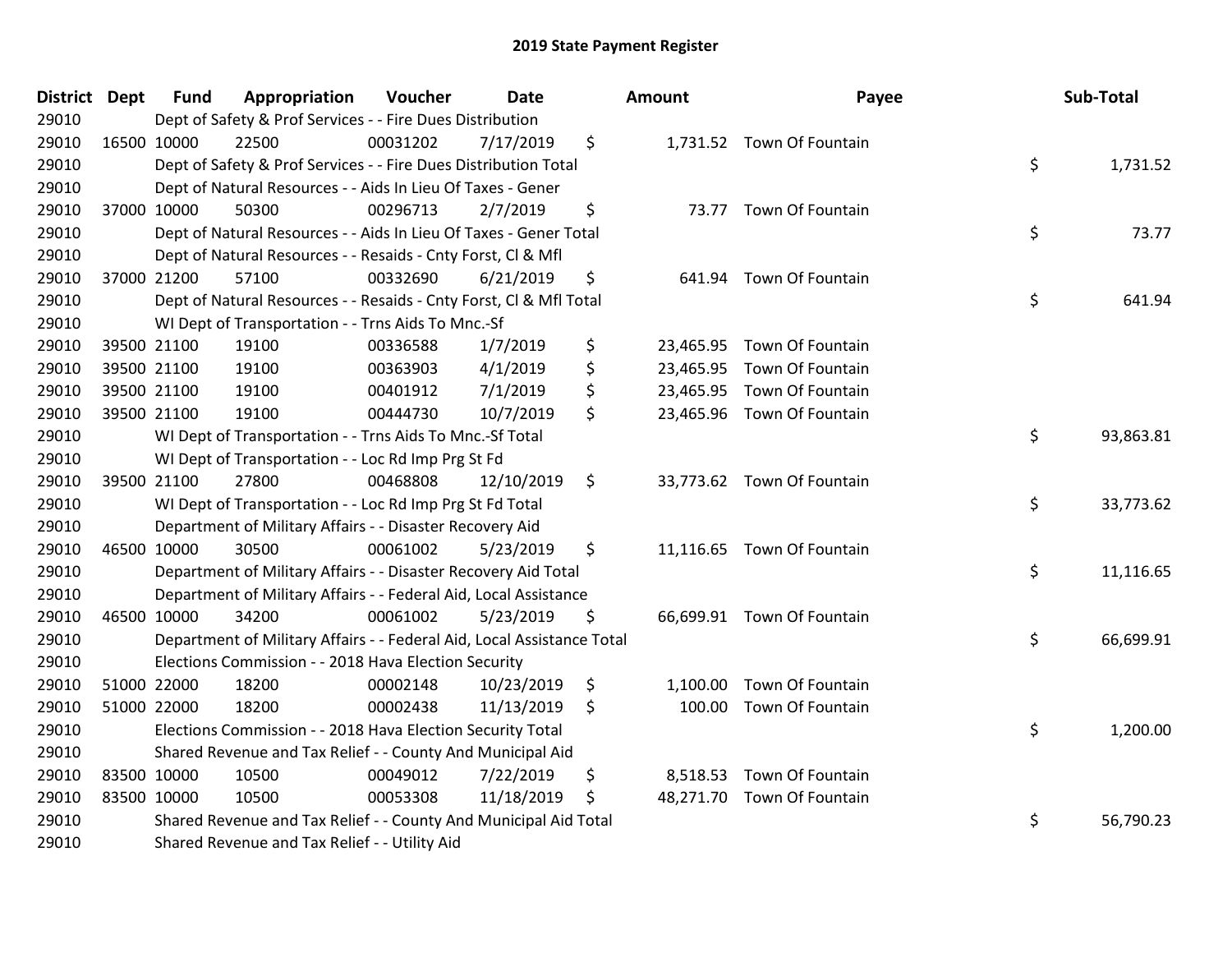# 2019 State Payment Register

| District | Dept | Fund | Appropriation | Voucher | Date | Amount | Payee | Sub-Total |
|---|---|---|---|---|---|---|---|---|
| 29010 | | Dept of Safety & Prof Services - - Fire Dues Distribution | | | | | | |
| 29010 | 16500 | 10000 | 22500 | 00031202 | 7/17/2019 | $ 1,731.52 | Town Of Fountain | |
| 29010 | | Dept of Safety & Prof Services - - Fire Dues Distribution Total | | | | | | $ 1,731.52 |
| 29010 | | Dept of Natural Resources - - Aids In Lieu Of Taxes - Gener | | | | | | |
| 29010 | 37000 | 10000 | 50300 | 00296713 | 2/7/2019 | $ 73.77 | Town Of Fountain | |
| 29010 | | Dept of Natural Resources - - Aids In Lieu Of Taxes - Gener Total | | | | | | $ 73.77 |
| 29010 | | Dept of Natural Resources - - Resaids - Cnty Forst, Cl & Mfl | | | | | | |
| 29010 | 37000 | 21200 | 57100 | 00332690 | 6/21/2019 | $ 641.94 | Town Of Fountain | |
| 29010 | | Dept of Natural Resources - - Resaids - Cnty Forst, Cl & Mfl Total | | | | | | $ 641.94 |
| 29010 | | WI Dept of Transportation - - Trns Aids To Mnc.-Sf | | | | | | |
| 29010 | 39500 | 21100 | 19100 | 00336588 | 1/7/2019 | $ 23,465.95 | Town Of Fountain | |
| 29010 | 39500 | 21100 | 19100 | 00363903 | 4/1/2019 | $ 23,465.95 | Town Of Fountain | |
| 29010 | 39500 | 21100 | 19100 | 00401912 | 7/1/2019 | $ 23,465.95 | Town Of Fountain | |
| 29010 | 39500 | 21100 | 19100 | 00444730 | 10/7/2019 | $ 23,465.96 | Town Of Fountain | |
| 29010 | | WI Dept of Transportation - - Trns Aids To Mnc.-Sf Total | | | | | | $ 93,863.81 |
| 29010 | | WI Dept of Transportation - - Loc Rd Imp Prg St Fd | | | | | | |
| 29010 | 39500 | 21100 | 27800 | 00468808 | 12/10/2019 | $ 33,773.62 | Town Of Fountain | |
| 29010 | | WI Dept of Transportation - - Loc Rd Imp Prg St Fd Total | | | | | | $ 33,773.62 |
| 29010 | | Department of Military Affairs - - Disaster Recovery Aid | | | | | | |
| 29010 | 46500 | 10000 | 30500 | 00061002 | 5/23/2019 | $ 11,116.65 | Town Of Fountain | |
| 29010 | | Department of Military Affairs - - Disaster Recovery Aid Total | | | | | | $ 11,116.65 |
| 29010 | | Department of Military Affairs - - Federal Aid, Local Assistance | | | | | | |
| 29010 | 46500 | 10000 | 34200 | 00061002 | 5/23/2019 | $ 66,699.91 | Town Of Fountain | |
| 29010 | | Department of Military Affairs - - Federal Aid, Local Assistance Total | | | | | | $ 66,699.91 |
| 29010 | | Elections Commission - - 2018 Hava Election Security | | | | | | |
| 29010 | 51000 | 22000 | 18200 | 00002148 | 10/23/2019 | $ 1,100.00 | Town Of Fountain | |
| 29010 | 51000 | 22000 | 18200 | 00002438 | 11/13/2019 | $ 100.00 | Town Of Fountain | |
| 29010 | | Elections Commission - - 2018 Hava Election Security Total | | | | | | $ 1,200.00 |
| 29010 | | Shared Revenue and Tax Relief - - County And Municipal Aid | | | | | | |
| 29010 | 83500 | 10000 | 10500 | 00049012 | 7/22/2019 | $ 8,518.53 | Town Of Fountain | |
| 29010 | 83500 | 10000 | 10500 | 00053308 | 11/18/2019 | $ 48,271.70 | Town Of Fountain | |
| 29010 | | Shared Revenue and Tax Relief - - County And Municipal Aid Total | | | | | | $ 56,790.23 |
| 29010 | | Shared Revenue and Tax Relief - - Utility Aid | | | | | | |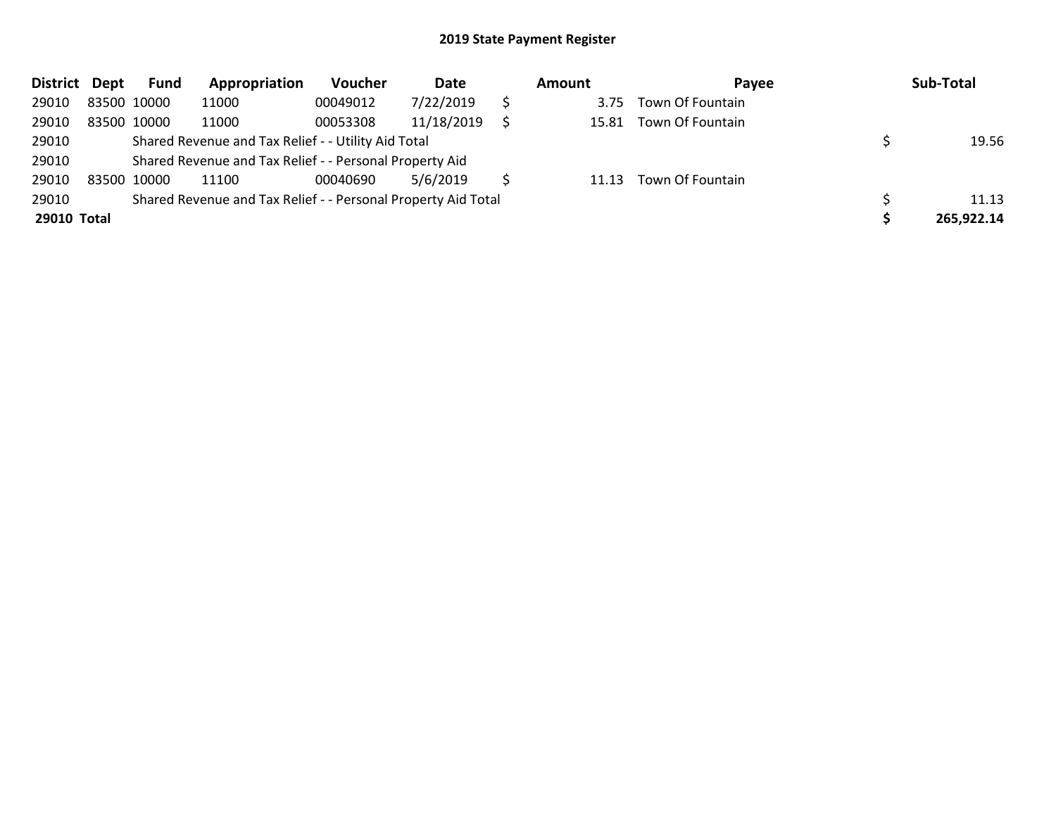# 2019 State Payment Register

| District | Dept | Fund | Appropriation | Voucher | Date | Amount | Payee | Sub-Total |
|---|---|---|---|---|---|---|---|---|
| 29010 | 83500 | 10000 | 11000 | 00049012 | 7/22/2019 | $ 3.75 | Town Of Fountain | |
| 29010 | 83500 | 10000 | 11000 | 00053308 | 11/18/2019 | $ 15.81 | Town Of Fountain | |
| 29010 | | Shared Revenue and Tax Relief - - Utility Aid Total | | | | | | $ 19.56 |
| 29010 | | Shared Revenue and Tax Relief - - Personal Property Aid | | | | | | |
| 29010 | 83500 | 10000 | 11100 | 00040690 | 5/6/2019 | $ 11.13 | Town Of Fountain | |
| 29010 | | Shared Revenue and Tax Relief - - Personal Property Aid Total | | | | | | $ 11.13 |
| **29010** | **Total** | | | | | | | **$ 265,922.14** |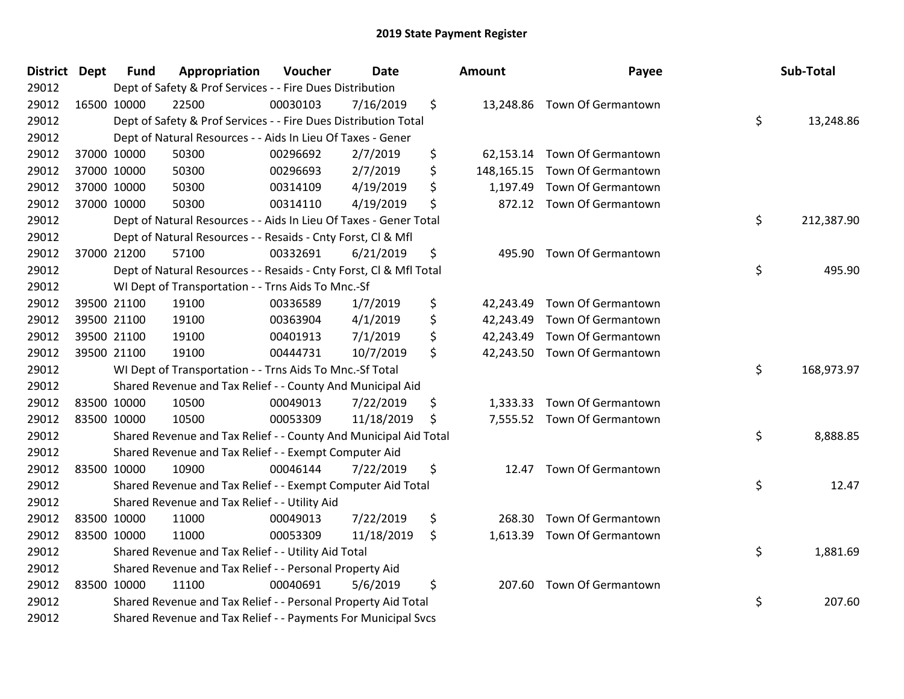# 2019 State Payment Register

| District | Dept | Fund | Appropriation | Voucher | Date | Amount | Payee | Sub-Total |
|---|---|---|---|---|---|---|---|---|
| 29012 | | Dept of Safety & Prof Services - - Fire Dues Distribution | | | | | | |
| 29012 | 16500 | 10000 | 22500 | 00030103 | 7/16/2019 | $ 13,248.86 | Town Of Germantown | |
| 29012 | | Dept of Safety & Prof Services - - Fire Dues Distribution Total | | | | | | $ 13,248.86 |
| 29012 | | Dept of Natural Resources - - Aids In Lieu Of Taxes - Gener | | | | | | |
| 29012 | 37000 | 10000 | 50300 | 00296692 | 2/7/2019 | $ 62,153.14 | Town Of Germantown | |
| 29012 | 37000 | 10000 | 50300 | 00296693 | 2/7/2019 | $ 148,165.15 | Town Of Germantown | |
| 29012 | 37000 | 10000 | 50300 | 00314109 | 4/19/2019 | $ 1,197.49 | Town Of Germantown | |
| 29012 | 37000 | 10000 | 50300 | 00314110 | 4/19/2019 | $ 872.12 | Town Of Germantown | |
| 29012 | | Dept of Natural Resources - - Aids In Lieu Of Taxes - Gener Total | | | | | | $ 212,387.90 |
| 29012 | | Dept of Natural Resources - - Resaids - Cnty Forst, Cl & Mfl | | | | | | |
| 29012 | 37000 | 21200 | 57100 | 00332691 | 6/21/2019 | $ 495.90 | Town Of Germantown | |
| 29012 | | Dept of Natural Resources - - Resaids - Cnty Forst, Cl & Mfl Total | | | | | | $ 495.90 |
| 29012 | | WI Dept of Transportation - - Trns Aids To Mnc.-Sf | | | | | | |
| 29012 | 39500 | 21100 | 19100 | 00336589 | 1/7/2019 | $ 42,243.49 | Town Of Germantown | |
| 29012 | 39500 | 21100 | 19100 | 00363904 | 4/1/2019 | $ 42,243.49 | Town Of Germantown | |
| 29012 | 39500 | 21100 | 19100 | 00401913 | 7/1/2019 | $ 42,243.49 | Town Of Germantown | |
| 29012 | 39500 | 21100 | 19100 | 00444731 | 10/7/2019 | $ 42,243.50 | Town Of Germantown | |
| 29012 | | WI Dept of Transportation - - Trns Aids To Mnc.-Sf Total | | | | | | $ 168,973.97 |
| 29012 | | Shared Revenue and Tax Relief - - County And Municipal Aid | | | | | | |
| 29012 | 83500 | 10000 | 10500 | 00049013 | 7/22/2019 | $ 1,333.33 | Town Of Germantown | |
| 29012 | 83500 | 10000 | 10500 | 00053309 | 11/18/2019 | $ 7,555.52 | Town Of Germantown | |
| 29012 | | Shared Revenue and Tax Relief - - County And Municipal Aid Total | | | | | | $ 8,888.85 |
| 29012 | | Shared Revenue and Tax Relief - - Exempt Computer Aid | | | | | | |
| 29012 | 83500 | 10000 | 10900 | 00046144 | 7/22/2019 | $ 12.47 | Town Of Germantown | |
| 29012 | | Shared Revenue and Tax Relief - - Exempt Computer Aid Total | | | | | | $ 12.47 |
| 29012 | | Shared Revenue and Tax Relief - - Utility Aid | | | | | | |
| 29012 | 83500 | 10000 | 11000 | 00049013 | 7/22/2019 | $ 268.30 | Town Of Germantown | |
| 29012 | 83500 | 10000 | 11000 | 00053309 | 11/18/2019 | $ 1,613.39 | Town Of Germantown | |
| 29012 | | Shared Revenue and Tax Relief - - Utility Aid Total | | | | | | $ 1,881.69 |
| 29012 | | Shared Revenue and Tax Relief - - Personal Property Aid | | | | | | |
| 29012 | 83500 | 10000 | 11100 | 00040691 | 5/6/2019 | $ 207.60 | Town Of Germantown | |
| 29012 | | Shared Revenue and Tax Relief - - Personal Property Aid Total | | | | | | $ 207.60 |
| 29012 | | Shared Revenue and Tax Relief - - Payments For Municipal Svcs | | | | | | |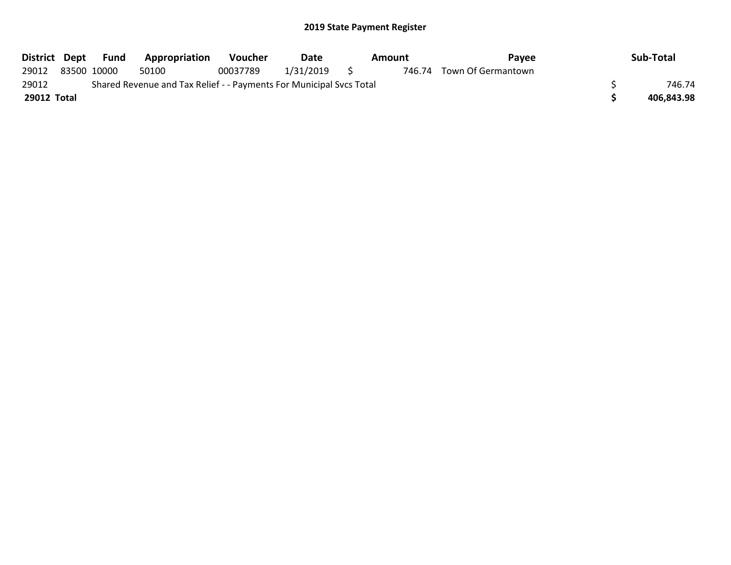# 2019 State Payment Register

| District | Dept | Fund | Appropriation | Voucher | Date | Amount | Payee | Sub-Total |
|---|---|---|---|---|---|---|---|---|
| 29012 | 83500 | 10000 | 50100 | 00037789 | 1/31/2019 | $ 746.74 | Town Of Germantown | |
| 29012 | Shared Revenue and Tax Relief - - Payments For Municipal Svcs Total | | | | | | | $ 746.74 |
| **29012 Total** | | | | | | | | **$ 406,843.98** |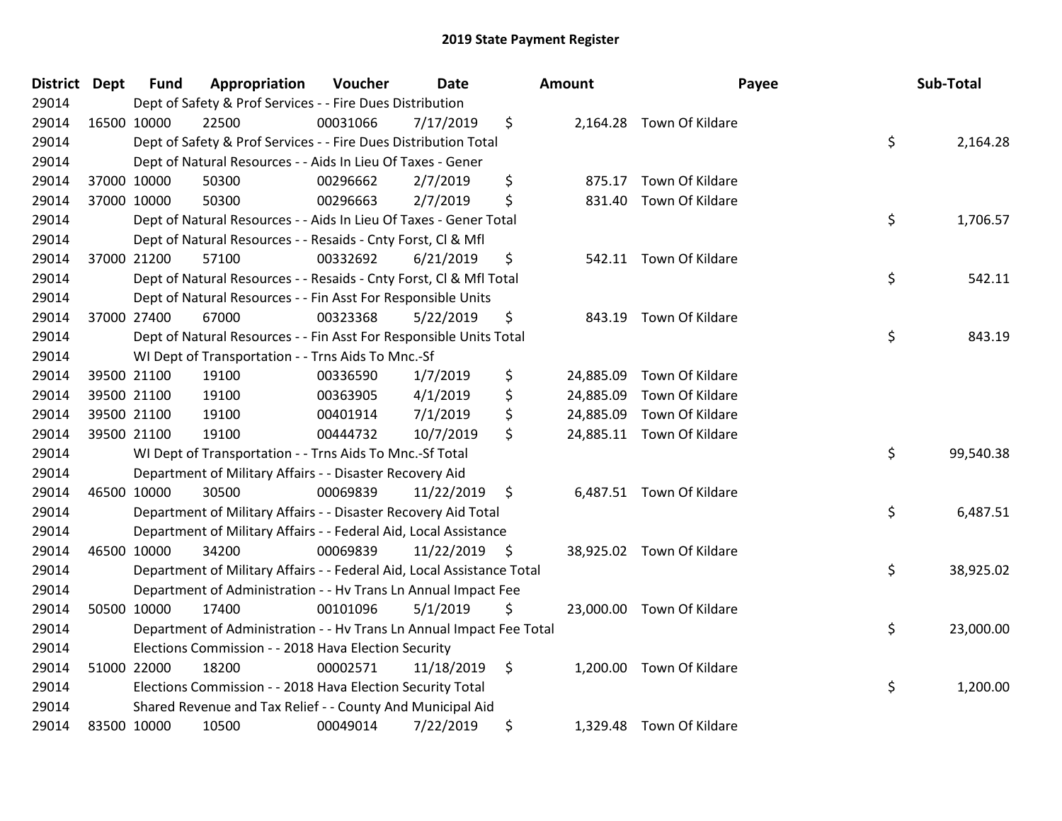# 2019 State Payment Register

| District | Dept | Fund | Appropriation | Voucher | Date | Amount | Payee | Sub-Total |
|---|---|---|---|---|---|---|---|---|
| 29014 | | Dept of Safety & Prof Services - - Fire Dues Distribution | | | | | | |
| 29014 | 16500 | 10000 | 22500 | 00031066 | 7/17/2019 | $ 2,164.28 | Town Of Kildare | |
| 29014 | | Dept of Safety & Prof Services - - Fire Dues Distribution Total | | | | | | $ 2,164.28 |
| 29014 | | Dept of Natural Resources - - Aids In Lieu Of Taxes - Gener | | | | | | |
| 29014 | 37000 | 10000 | 50300 | 00296662 | 2/7/2019 | $ 875.17 | Town Of Kildare | |
| 29014 | 37000 | 10000 | 50300 | 00296663 | 2/7/2019 | $ 831.40 | Town Of Kildare | |
| 29014 | | Dept of Natural Resources - - Aids In Lieu Of Taxes - Gener Total | | | | | | $ 1,706.57 |
| 29014 | | Dept of Natural Resources - - Resaids - Cnty Forst, Cl & Mfl | | | | | | |
| 29014 | 37000 | 21200 | 57100 | 00332692 | 6/21/2019 | $ 542.11 | Town Of Kildare | |
| 29014 | | Dept of Natural Resources - - Resaids - Cnty Forst, Cl & Mfl Total | | | | | | $ 542.11 |
| 29014 | | Dept of Natural Resources - - Fin Asst For Responsible Units | | | | | | |
| 29014 | 37000 | 27400 | 67000 | 00323368 | 5/22/2019 | $ 843.19 | Town Of Kildare | |
| 29014 | | Dept of Natural Resources - - Fin Asst For Responsible Units Total | | | | | | $ 843.19 |
| 29014 | | WI Dept of Transportation - - Trns Aids To Mnc.-Sf | | | | | | |
| 29014 | 39500 | 21100 | 19100 | 00336590 | 1/7/2019 | $ 24,885.09 | Town Of Kildare | |
| 29014 | 39500 | 21100 | 19100 | 00363905 | 4/1/2019 | $ 24,885.09 | Town Of Kildare | |
| 29014 | 39500 | 21100 | 19100 | 00401914 | 7/1/2019 | $ 24,885.09 | Town Of Kildare | |
| 29014 | 39500 | 21100 | 19100 | 00444732 | 10/7/2019 | $ 24,885.11 | Town Of Kildare | |
| 29014 | | WI Dept of Transportation - - Trns Aids To Mnc.-Sf Total | | | | | | $ 99,540.38 |
| 29014 | | Department of Military Affairs - - Disaster Recovery Aid | | | | | | |
| 29014 | 46500 | 10000 | 30500 | 00069839 | 11/22/2019 | $ 6,487.51 | Town Of Kildare | |
| 29014 | | Department of Military Affairs - - Disaster Recovery Aid Total | | | | | | $ 6,487.51 |
| 29014 | | Department of Military Affairs - - Federal Aid, Local Assistance | | | | | | |
| 29014 | 46500 | 10000 | 34200 | 00069839 | 11/22/2019 | $ 38,925.02 | Town Of Kildare | |
| 29014 | | Department of Military Affairs - - Federal Aid, Local Assistance Total | | | | | | $ 38,925.02 |
| 29014 | | Department of Administration - - Hv Trans Ln Annual Impact Fee | | | | | | |
| 29014 | 50500 | 10000 | 17400 | 00101096 | 5/1/2019 | $ 23,000.00 | Town Of Kildare | |
| 29014 | | Department of Administration - - Hv Trans Ln Annual Impact Fee Total | | | | | | $ 23,000.00 |
| 29014 | | Elections Commission - - 2018 Hava Election Security | | | | | | |
| 29014 | 51000 | 22000 | 18200 | 00002571 | 11/18/2019 | $ 1,200.00 | Town Of Kildare | |
| 29014 | | Elections Commission - - 2018 Hava Election Security Total | | | | | | $ 1,200.00 |
| 29014 | | Shared Revenue and Tax Relief - - County And Municipal Aid | | | | | | |
| 29014 | 83500 | 10000 | 10500 | 00049014 | 7/22/2019 | $ 1,329.48 | Town Of Kildare | |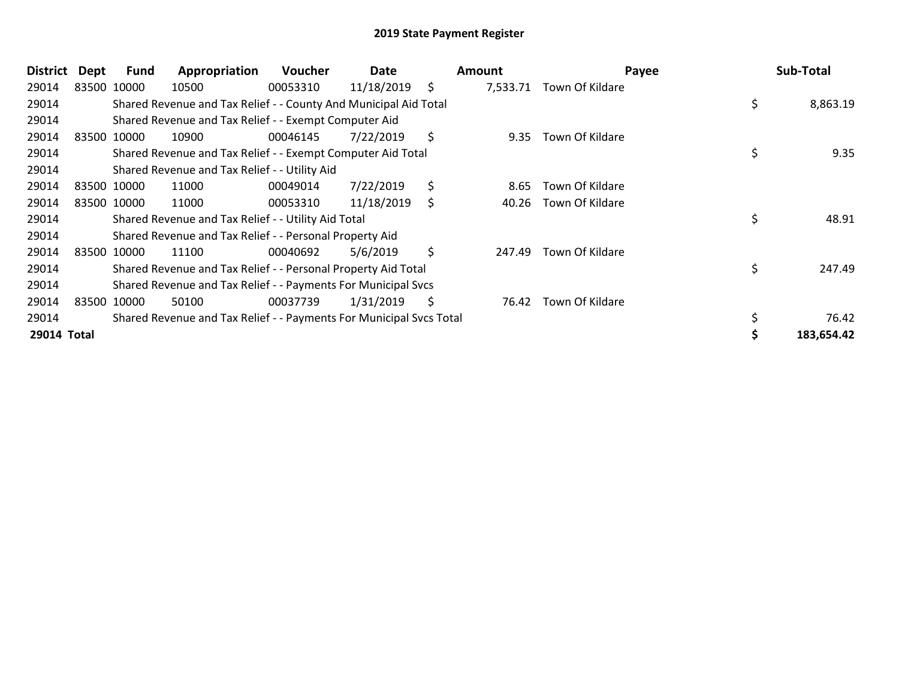# 2019 State Payment Register

| District | Dept | Fund | Appropriation | Voucher | Date | Amount | Payee | Sub-Total |
|---|---|---|---|---|---|---|---|---|
| 29014 | 83500 | 10000 | 10500 | 00053310 | 11/18/2019 | $ 7,533.71 | Town Of Kildare | |
| 29014 | | Shared Revenue and Tax Relief - - County And Municipal Aid Total | | | | | | $ 8,863.19 |
| 29014 | | Shared Revenue and Tax Relief - - Exempt Computer Aid | | | | | | |
| 29014 | 83500 | 10000 | 10900 | 00046145 | 7/22/2019 | $ 9.35 | Town Of Kildare | |
| 29014 | | Shared Revenue and Tax Relief - - Exempt Computer Aid Total | | | | | | $ 9.35 |
| 29014 | | Shared Revenue and Tax Relief - - Utility Aid | | | | | | |
| 29014 | 83500 | 10000 | 11000 | 00049014 | 7/22/2019 | $ 8.65 | Town Of Kildare | |
| 29014 | 83500 | 10000 | 11000 | 00053310 | 11/18/2019 | $ 40.26 | Town Of Kildare | |
| 29014 | | Shared Revenue and Tax Relief - - Utility Aid Total | | | | | | $ 48.91 |
| 29014 | | Shared Revenue and Tax Relief - - Personal Property Aid | | | | | | |
| 29014 | 83500 | 10000 | 11100 | 00040692 | 5/6/2019 | $ 247.49 | Town Of Kildare | |
| 29014 | | Shared Revenue and Tax Relief - - Personal Property Aid Total | | | | | | $ 247.49 |
| 29014 | | Shared Revenue and Tax Relief - - Payments For Municipal Svcs | | | | | | |
| 29014 | 83500 | 10000 | 50100 | 00037739 | 1/31/2019 | $ 76.42 | Town Of Kildare | |
| 29014 | | Shared Revenue and Tax Relief - - Payments For Municipal Svcs Total | | | | | | $ 76.42 |
| **29014 Total** | | | | | | | | **$ 183,654.42** |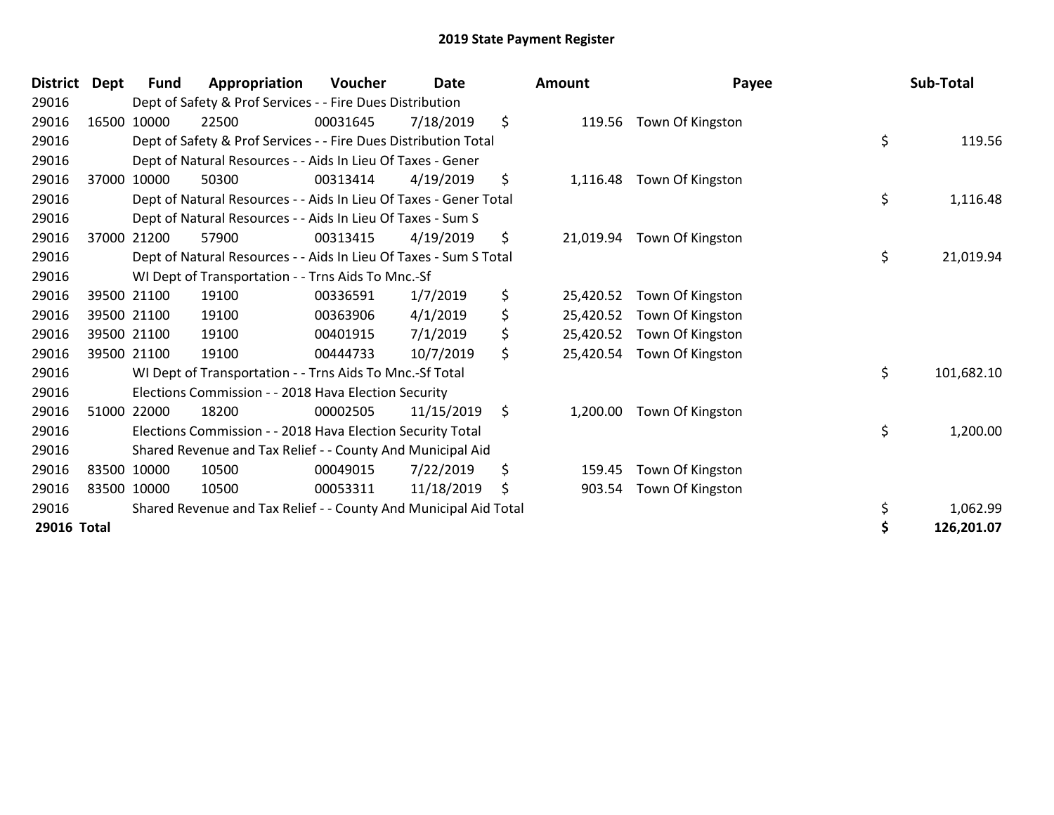# 2019 State Payment Register

| District | Dept | Fund | Appropriation | Voucher | Date | Amount | Payee | Sub-Total |
|---|---|---|---|---|---|---|---|---|
| 29016 | | Dept of Safety & Prof Services - - Fire Dues Distribution | | | | | | |
| 29016 | 16500 | 10000 | 22500 | 00031645 | 7/18/2019 | $ 119.56 | Town Of Kingston | |
| 29016 | | Dept of Safety & Prof Services - - Fire Dues Distribution Total | | | | | | $ 119.56 |
| 29016 | | Dept of Natural Resources - - Aids In Lieu Of Taxes - Gener | | | | | | |
| 29016 | 37000 | 10000 | 50300 | 00313414 | 4/19/2019 | $ 1,116.48 | Town Of Kingston | |
| 29016 | | Dept of Natural Resources - - Aids In Lieu Of Taxes - Gener Total | | | | | | $ 1,116.48 |
| 29016 | | Dept of Natural Resources - - Aids In Lieu Of Taxes - Sum S | | | | | | |
| 29016 | 37000 | 21200 | 57900 | 00313415 | 4/19/2019 | $ 21,019.94 | Town Of Kingston | |
| 29016 | | Dept of Natural Resources - - Aids In Lieu Of Taxes - Sum S Total | | | | | | $ 21,019.94 |
| 29016 | | WI Dept of Transportation - - Trns Aids To Mnc.-Sf | | | | | | |
| 29016 | 39500 | 21100 | 19100 | 00336591 | 1/7/2019 | $ 25,420.52 | Town Of Kingston | |
| 29016 | 39500 | 21100 | 19100 | 00363906 | 4/1/2019 | $ 25,420.52 | Town Of Kingston | |
| 29016 | 39500 | 21100 | 19100 | 00401915 | 7/1/2019 | $ 25,420.52 | Town Of Kingston | |
| 29016 | 39500 | 21100 | 19100 | 00444733 | 10/7/2019 | $ 25,420.54 | Town Of Kingston | |
| 29016 | | WI Dept of Transportation - - Trns Aids To Mnc.-Sf Total | | | | | | $ 101,682.10 |
| 29016 | | Elections Commission - - 2018 Hava Election Security | | | | | | |
| 29016 | 51000 | 22000 | 18200 | 00002505 | 11/15/2019 | $ 1,200.00 | Town Of Kingston | |
| 29016 | | Elections Commission - - 2018 Hava Election Security Total | | | | | | $ 1,200.00 |
| 29016 | | Shared Revenue and Tax Relief - - County And Municipal Aid | | | | | | |
| 29016 | 83500 | 10000 | 10500 | 00049015 | 7/22/2019 | $ 159.45 | Town Of Kingston | |
| 29016 | 83500 | 10000 | 10500 | 00053311 | 11/18/2019 | $ 903.54 | Town Of Kingston | |
| 29016 | | Shared Revenue and Tax Relief - - County And Municipal Aid Total | | | | | | $ 1,062.99 |
| **29016 Total** | | | | | | | | **$ 126,201.07** |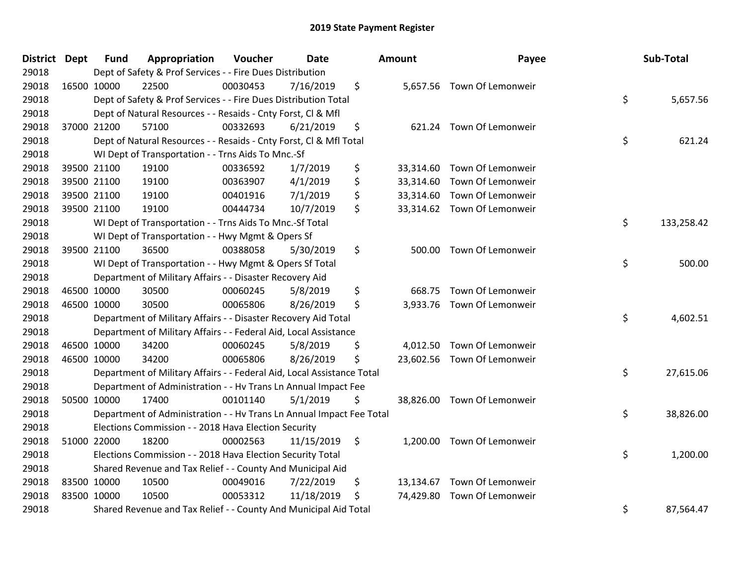# 2019 State Payment Register

| District | Dept | Fund | Appropriation | Voucher | Date | Amount | Payee | Sub-Total |
|---|---|---|---|---|---|---|---|---|
| 29018 | | Dept of Safety & Prof Services - - Fire Dues Distribution | | | | | | |
| 29018 | 16500 | 10000 | 22500 | 00030453 | 7/16/2019 | $ 5,657.56 | Town Of Lemonweir | |
| 29018 | | Dept of Safety & Prof Services - - Fire Dues Distribution Total | | | | | | $ 5,657.56 |
| 29018 | | Dept of Natural Resources - - Resaids - Cnty Forst, Cl & Mfl | | | | | | |
| 29018 | 37000 | 21200 | 57100 | 00332693 | 6/21/2019 | $ 621.24 | Town Of Lemonweir | |
| 29018 | | Dept of Natural Resources - - Resaids - Cnty Forst, Cl & Mfl Total | | | | | | $ 621.24 |
| 29018 | | WI Dept of Transportation - - Trns Aids To Mnc.-Sf | | | | | | |
| 29018 | 39500 | 21100 | 19100 | 00336592 | 1/7/2019 | $ 33,314.60 | Town Of Lemonweir | |
| 29018 | 39500 | 21100 | 19100 | 00363907 | 4/1/2019 | $ 33,314.60 | Town Of Lemonweir | |
| 29018 | 39500 | 21100 | 19100 | 00401916 | 7/1/2019 | $ 33,314.60 | Town Of Lemonweir | |
| 29018 | 39500 | 21100 | 19100 | 00444734 | 10/7/2019 | $ 33,314.62 | Town Of Lemonweir | |
| 29018 | | WI Dept of Transportation - - Trns Aids To Mnc.-Sf Total | | | | | | $ 133,258.42 |
| 29018 | | WI Dept of Transportation - - Hwy Mgmt & Opers Sf | | | | | | |
| 29018 | 39500 | 21100 | 36500 | 00388058 | 5/30/2019 | $ 500.00 | Town Of Lemonweir | |
| 29018 | | WI Dept of Transportation - - Hwy Mgmt & Opers Sf Total | | | | | | $ 500.00 |
| 29018 | | Department of Military Affairs - - Disaster Recovery Aid | | | | | | |
| 29018 | 46500 | 10000 | 30500 | 00060245 | 5/8/2019 | $ 668.75 | Town Of Lemonweir | |
| 29018 | 46500 | 10000 | 30500 | 00065806 | 8/26/2019 | $ 3,933.76 | Town Of Lemonweir | |
| 29018 | | Department of Military Affairs - - Disaster Recovery Aid Total | | | | | | $ 4,602.51 |
| 29018 | | Department of Military Affairs - - Federal Aid, Local Assistance | | | | | | |
| 29018 | 46500 | 10000 | 34200 | 00060245 | 5/8/2019 | $ 4,012.50 | Town Of Lemonweir | |
| 29018 | 46500 | 10000 | 34200 | 00065806 | 8/26/2019 | $ 23,602.56 | Town Of Lemonweir | |
| 29018 | | Department of Military Affairs - - Federal Aid, Local Assistance Total | | | | | | $ 27,615.06 |
| 29018 | | Department of Administration - - Hv Trans Ln Annual Impact Fee | | | | | | |
| 29018 | 50500 | 10000 | 17400 | 00101140 | 5/1/2019 | $ 38,826.00 | Town Of Lemonweir | |
| 29018 | | Department of Administration - - Hv Trans Ln Annual Impact Fee Total | | | | | | $ 38,826.00 |
| 29018 | | Elections Commission - - 2018 Hava Election Security | | | | | | |
| 29018 | 51000 | 22000 | 18200 | 00002563 | 11/15/2019 | $ 1,200.00 | Town Of Lemonweir | |
| 29018 | | Elections Commission - - 2018 Hava Election Security Total | | | | | | $ 1,200.00 |
| 29018 | | Shared Revenue and Tax Relief - - County And Municipal Aid | | | | | | |
| 29018 | 83500 | 10000 | 10500 | 00049016 | 7/22/2019 | $ 13,134.67 | Town Of Lemonweir | |
| 29018 | 83500 | 10000 | 10500 | 00053312 | 11/18/2019 | $ 74,429.80 | Town Of Lemonweir | |
| 29018 | | Shared Revenue and Tax Relief - - County And Municipal Aid Total | | | | | | $ 87,564.47 |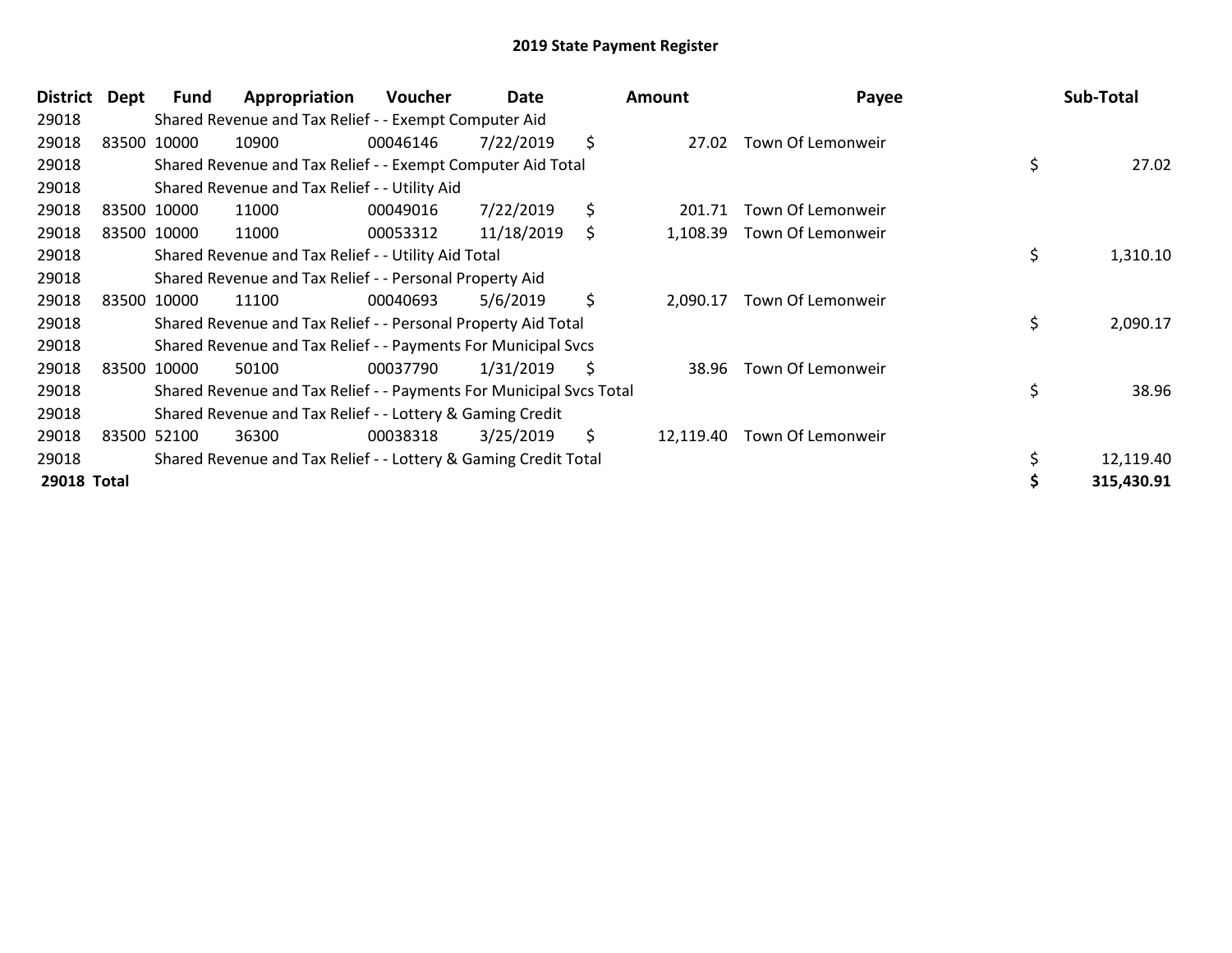## 2019 State Payment Register

| District | Dept | Fund | Appropriation | Voucher | Date | Amount | Payee | Sub-Total |
|---|---|---|---|---|---|---|---|---|
| 29018 | | Shared Revenue and Tax Relief - - Exempt Computer Aid | | | | | | |
| 29018 | 83500 | 10000 | 10900 | 00046146 | 7/22/2019 | $ 27.02 | Town Of Lemonweir | |
| 29018 | | Shared Revenue and Tax Relief - - Exempt Computer Aid Total | | | | | | $ 27.02 |
| 29018 | | Shared Revenue and Tax Relief - - Utility Aid | | | | | | |
| 29018 | 83500 | 10000 | 11000 | 00049016 | 7/22/2019 | $ 201.71 | Town Of Lemonweir | |
| 29018 | 83500 | 10000 | 11000 | 00053312 | 11/18/2019 | $ 1,108.39 | Town Of Lemonweir | |
| 29018 | | Shared Revenue and Tax Relief - - Utility Aid Total | | | | | | $ 1,310.10 |
| 29018 | | Shared Revenue and Tax Relief - - Personal Property Aid | | | | | | |
| 29018 | 83500 | 10000 | 11100 | 00040693 | 5/6/2019 | $ 2,090.17 | Town Of Lemonweir | |
| 29018 | | Shared Revenue and Tax Relief - - Personal Property Aid Total | | | | | | $ 2,090.17 |
| 29018 | | Shared Revenue and Tax Relief - - Payments For Municipal Svcs | | | | | | |
| 29018 | 83500 | 10000 | 50100 | 00037790 | 1/31/2019 | $ 38.96 | Town Of Lemonweir | |
| 29018 | | Shared Revenue and Tax Relief - - Payments For Municipal Svcs Total | | | | | | $ 38.96 |
| 29018 | | Shared Revenue and Tax Relief - - Lottery & Gaming Credit | | | | | | |
| 29018 | 83500 | 52100 | 36300 | 00038318 | 3/25/2019 | $ 12,119.40 | Town Of Lemonweir | |
| 29018 | | Shared Revenue and Tax Relief - - Lottery & Gaming Credit Total | | | | | | $ 12,119.40 |
| **29018 Total** | | | | | | | | **$ 315,430.91** |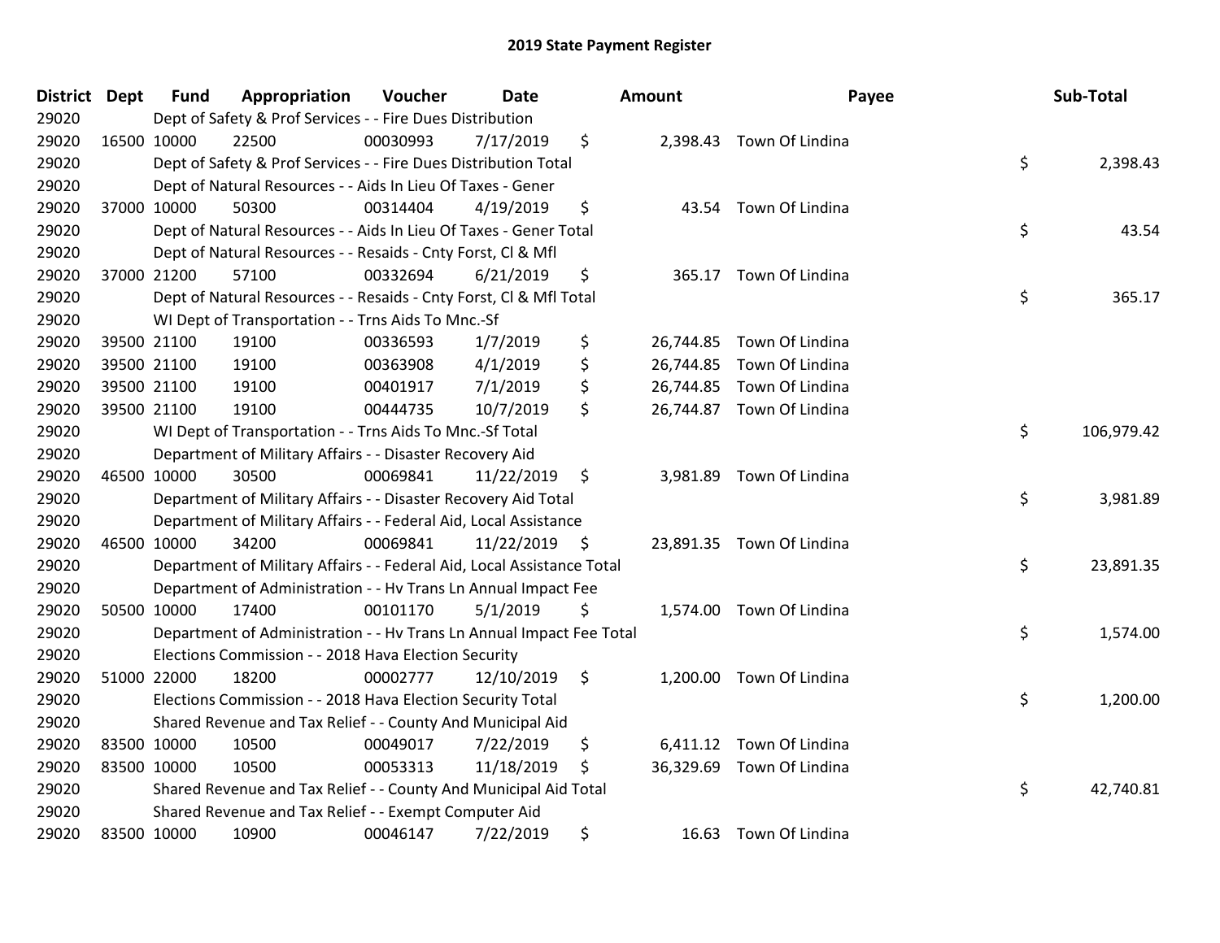# 2019 State Payment Register

| District | Dept | Fund | Appropriation | Voucher | Date | Amount | Payee | Sub-Total |
|---|---|---|---|---|---|---|---|---|
| 29020 | | Dept of Safety & Prof Services - - Fire Dues Distribution | | | | | | |
| 29020 | 16500 | 10000 | 22500 | 00030993 | 7/17/2019 | $ 2,398.43 | Town Of Lindina | |
| 29020 | | Dept of Safety & Prof Services - - Fire Dues Distribution Total | | | | | | $ 2,398.43 |
| 29020 | | Dept of Natural Resources - - Aids In Lieu Of Taxes - Gener | | | | | | |
| 29020 | 37000 | 10000 | 50300 | 00314404 | 4/19/2019 | $ 43.54 | Town Of Lindina | |
| 29020 | | Dept of Natural Resources - - Aids In Lieu Of Taxes - Gener Total | | | | | | $ 43.54 |
| 29020 | | Dept of Natural Resources - - Resaids - Cnty Forst, Cl & Mfl | | | | | | |
| 29020 | 37000 | 21200 | 57100 | 00332694 | 6/21/2019 | $ 365.17 | Town Of Lindina | |
| 29020 | | Dept of Natural Resources - - Resaids - Cnty Forst, Cl & Mfl Total | | | | | | $ 365.17 |
| 29020 | | WI Dept of Transportation - - Trns Aids To Mnc.-Sf | | | | | | |
| 29020 | 39500 | 21100 | 19100 | 00336593 | 1/7/2019 | $ 26,744.85 | Town Of Lindina | |
| 29020 | 39500 | 21100 | 19100 | 00363908 | 4/1/2019 | $ 26,744.85 | Town Of Lindina | |
| 29020 | 39500 | 21100 | 19100 | 00401917 | 7/1/2019 | $ 26,744.85 | Town Of Lindina | |
| 29020 | 39500 | 21100 | 19100 | 00444735 | 10/7/2019 | $ 26,744.87 | Town Of Lindina | |
| 29020 | | WI Dept of Transportation - - Trns Aids To Mnc.-Sf Total | | | | | | $ 106,979.42 |
| 29020 | | Department of Military Affairs - - Disaster Recovery Aid | | | | | | |
| 29020 | 46500 | 10000 | 30500 | 00069841 | 11/22/2019 | $ 3,981.89 | Town Of Lindina | |
| 29020 | | Department of Military Affairs - - Disaster Recovery Aid Total | | | | | | $ 3,981.89 |
| 29020 | | Department of Military Affairs - - Federal Aid, Local Assistance | | | | | | |
| 29020 | 46500 | 10000 | 34200 | 00069841 | 11/22/2019 | $ 23,891.35 | Town Of Lindina | |
| 29020 | | Department of Military Affairs - - Federal Aid, Local Assistance Total | | | | | | $ 23,891.35 |
| 29020 | | Department of Administration - - Hv Trans Ln Annual Impact Fee | | | | | | |
| 29020 | 50500 | 10000 | 17400 | 00101170 | 5/1/2019 | $ 1,574.00 | Town Of Lindina | |
| 29020 | | Department of Administration - - Hv Trans Ln Annual Impact Fee Total | | | | | | $ 1,574.00 |
| 29020 | | Elections Commission - - 2018 Hava Election Security | | | | | | |
| 29020 | 51000 | 22000 | 18200 | 00002777 | 12/10/2019 | $ 1,200.00 | Town Of Lindina | |
| 29020 | | Elections Commission - - 2018 Hava Election Security Total | | | | | | $ 1,200.00 |
| 29020 | | Shared Revenue and Tax Relief - - County And Municipal Aid | | | | | | |
| 29020 | 83500 | 10000 | 10500 | 00049017 | 7/22/2019 | $ 6,411.12 | Town Of Lindina | |
| 29020 | 83500 | 10000 | 10500 | 00053313 | 11/18/2019 | $ 36,329.69 | Town Of Lindina | |
| 29020 | | Shared Revenue and Tax Relief - - County And Municipal Aid Total | | | | | | $ 42,740.81 |
| 29020 | | Shared Revenue and Tax Relief - - Exempt Computer Aid | | | | | | |
| 29020 | 83500 | 10000 | 10900 | 00046147 | 7/22/2019 | $ 16.63 | Town Of Lindina | |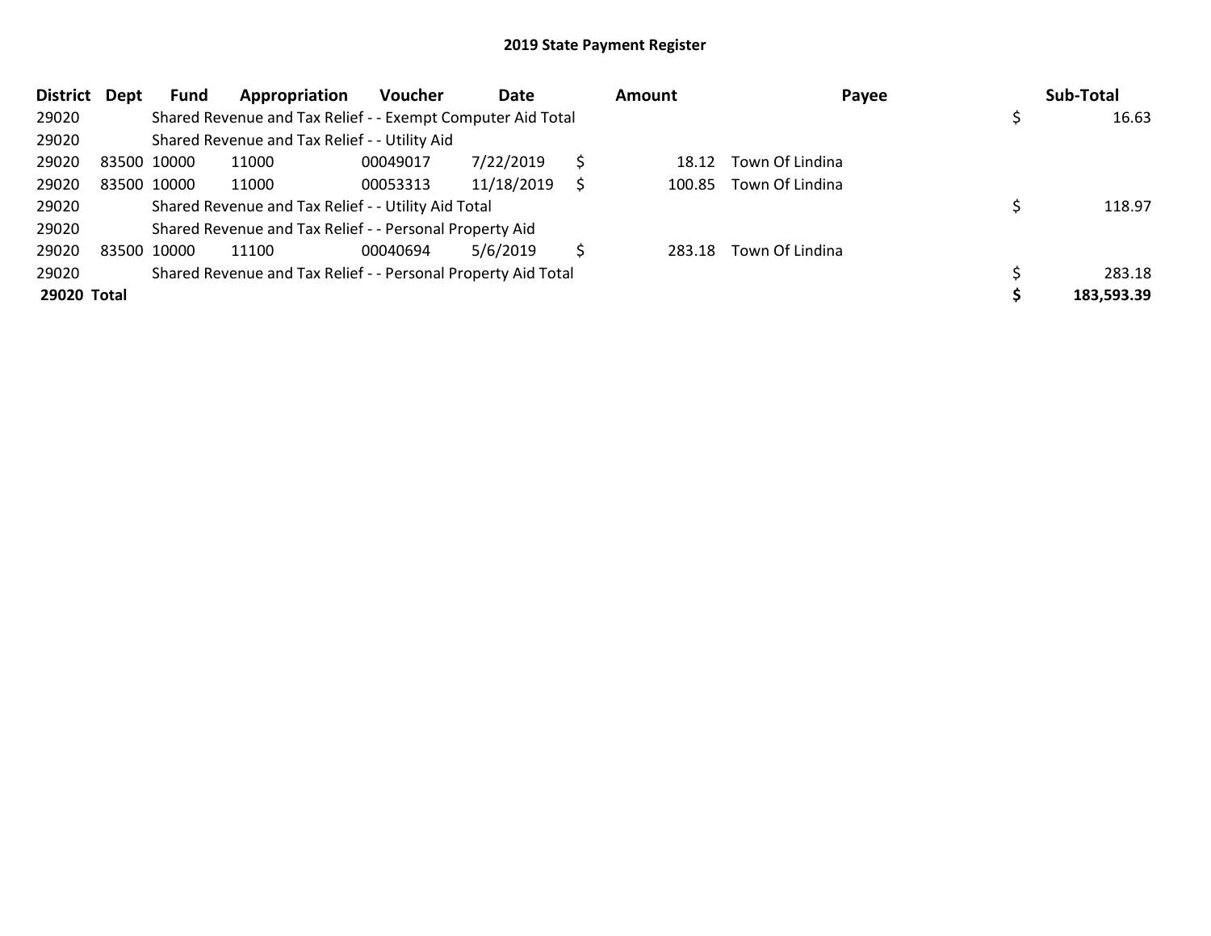# 2019 State Payment Register

| District | Dept | Fund | Appropriation | Voucher | Date | Amount | Payee | Sub-Total |
|---|---|---|---|---|---|---|---|---|
| 29020 | | Shared Revenue and Tax Relief - - Exempt Computer Aid Total | | | | | | $ 16.63 |
| 29020 | | Shared Revenue and Tax Relief - - Utility Aid | | | | | | |
| 29020 | 83500 | 10000 | 11000 | 00049017 | 7/22/2019 | $ 18.12 | Town Of Lindina | |
| 29020 | 83500 | 10000 | 11000 | 00053313 | 11/18/2019 | $ 100.85 | Town Of Lindina | |
| 29020 | | Shared Revenue and Tax Relief - - Utility Aid Total | | | | | | $ 118.97 |
| 29020 | | Shared Revenue and Tax Relief - - Personal Property Aid | | | | | | |
| 29020 | 83500 | 10000 | 11100 | 00040694 | 5/6/2019 | $ 283.18 | Town Of Lindina | |
| 29020 | | Shared Revenue and Tax Relief - - Personal Property Aid Total | | | | | | $ 283.18 |
| **29020** | **Total** | | | | | | | **$ 183,593.39** |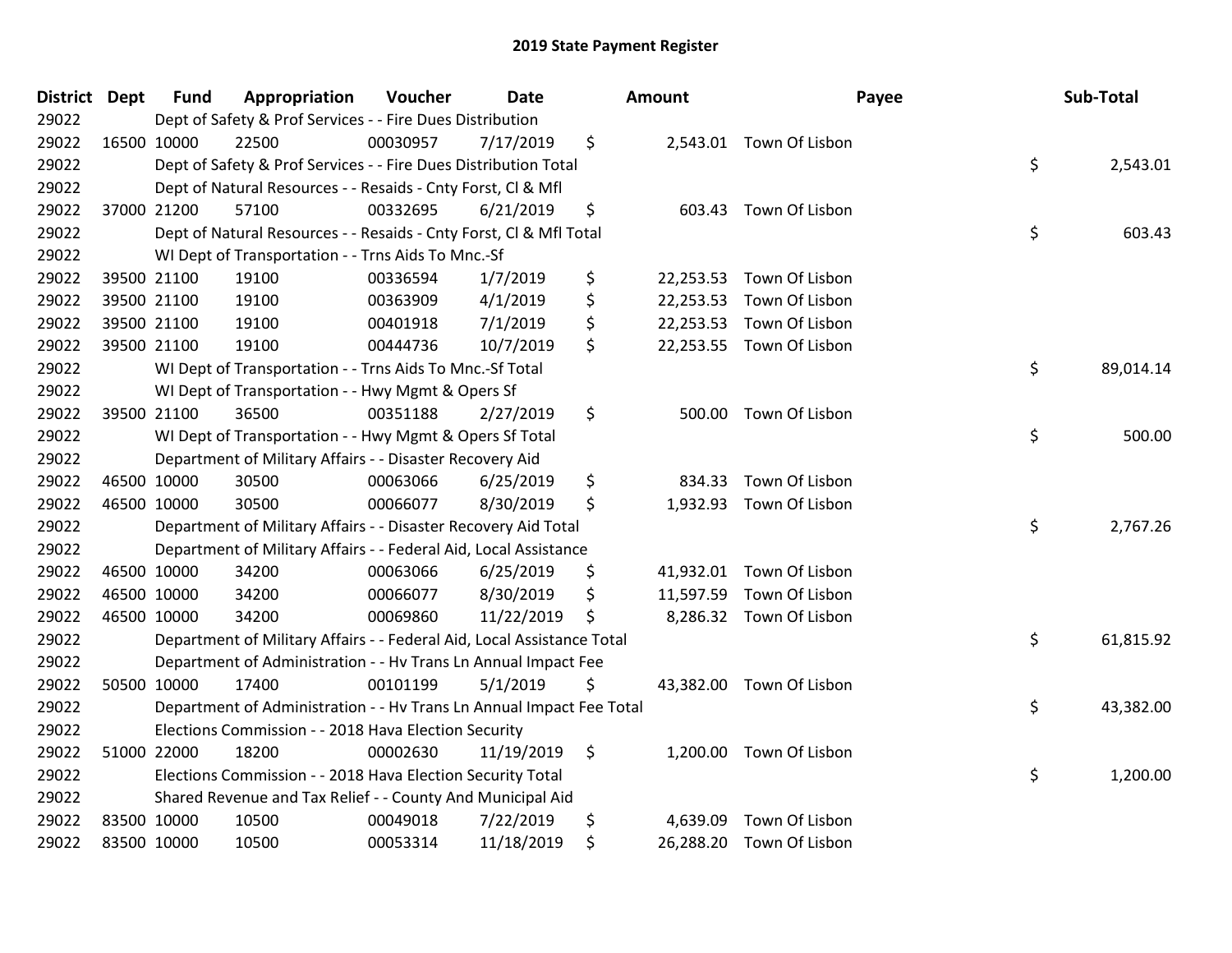# 2019 State Payment Register

| District | Dept | Fund | Appropriation | Voucher | Date | Amount | Payee | Sub-Total |
|---|---|---|---|---|---|---|---|---|
| 29022 | Dept of Safety & Prof Services - - Fire Dues Distribution | | | | | | | |
| 29022 | 16500 | 10000 | 22500 | 00030957 | 7/17/2019 | $ 2,543.01 | Town Of Lisbon | |
| 29022 | Dept of Safety & Prof Services - - Fire Dues Distribution Total | | | | | | | $ 2,543.01 |
| 29022 | Dept of Natural Resources - - Resaids - Cnty Forst, Cl & Mfl | | | | | | | |
| 29022 | 37000 | 21200 | 57100 | 00332695 | 6/21/2019 | $ 603.43 | Town Of Lisbon | |
| 29022 | Dept of Natural Resources - - Resaids - Cnty Forst, Cl & Mfl Total | | | | | | | $ 603.43 |
| 29022 | WI Dept of Transportation - - Trns Aids To Mnc.-Sf | | | | | | | |
| 29022 | 39500 | 21100 | 19100 | 00336594 | 1/7/2019 | $ 22,253.53 | Town Of Lisbon | |
| 29022 | 39500 | 21100 | 19100 | 00363909 | 4/1/2019 | $ 22,253.53 | Town Of Lisbon | |
| 29022 | 39500 | 21100 | 19100 | 00401918 | 7/1/2019 | $ 22,253.53 | Town Of Lisbon | |
| 29022 | 39500 | 21100 | 19100 | 00444736 | 10/7/2019 | $ 22,253.55 | Town Of Lisbon | |
| 29022 | WI Dept of Transportation - - Trns Aids To Mnc.-Sf Total | | | | | | | $ 89,014.14 |
| 29022 | WI Dept of Transportation - - Hwy Mgmt & Opers Sf | | | | | | | |
| 29022 | 39500 | 21100 | 36500 | 00351188 | 2/27/2019 | $ 500.00 | Town Of Lisbon | |
| 29022 | WI Dept of Transportation - - Hwy Mgmt & Opers Sf Total | | | | | | | $ 500.00 |
| 29022 | Department of Military Affairs - - Disaster Recovery Aid | | | | | | | |
| 29022 | 46500 | 10000 | 30500 | 00063066 | 6/25/2019 | $ 834.33 | Town Of Lisbon | |
| 29022 | 46500 | 10000 | 30500 | 00066077 | 8/30/2019 | $ 1,932.93 | Town Of Lisbon | |
| 29022 | Department of Military Affairs - - Disaster Recovery Aid Total | | | | | | | $ 2,767.26 |
| 29022 | Department of Military Affairs - - Federal Aid, Local Assistance | | | | | | | |
| 29022 | 46500 | 10000 | 34200 | 00063066 | 6/25/2019 | $ 41,932.01 | Town Of Lisbon | |
| 29022 | 46500 | 10000 | 34200 | 00066077 | 8/30/2019 | $ 11,597.59 | Town Of Lisbon | |
| 29022 | 46500 | 10000 | 34200 | 00069860 | 11/22/2019 | $ 8,286.32 | Town Of Lisbon | |
| 29022 | Department of Military Affairs - - Federal Aid, Local Assistance Total | | | | | | | $ 61,815.92 |
| 29022 | Department of Administration - - Hv Trans Ln Annual Impact Fee | | | | | | | |
| 29022 | 50500 | 10000 | 17400 | 00101199 | 5/1/2019 | $ 43,382.00 | Town Of Lisbon | |
| 29022 | Department of Administration - - Hv Trans Ln Annual Impact Fee Total | | | | | | | $ 43,382.00 |
| 29022 | Elections Commission - - 2018 Hava Election Security | | | | | | | |
| 29022 | 51000 | 22000 | 18200 | 00002630 | 11/19/2019 | $ 1,200.00 | Town Of Lisbon | |
| 29022 | Elections Commission - - 2018 Hava Election Security Total | | | | | | | $ 1,200.00 |
| 29022 | Shared Revenue and Tax Relief - - County And Municipal Aid | | | | | | | |
| 29022 | 83500 | 10000 | 10500 | 00049018 | 7/22/2019 | $ 4,639.09 | Town Of Lisbon | |
| 29022 | 83500 | 10000 | 10500 | 00053314 | 11/18/2019 | $ 26,288.20 | Town Of Lisbon | |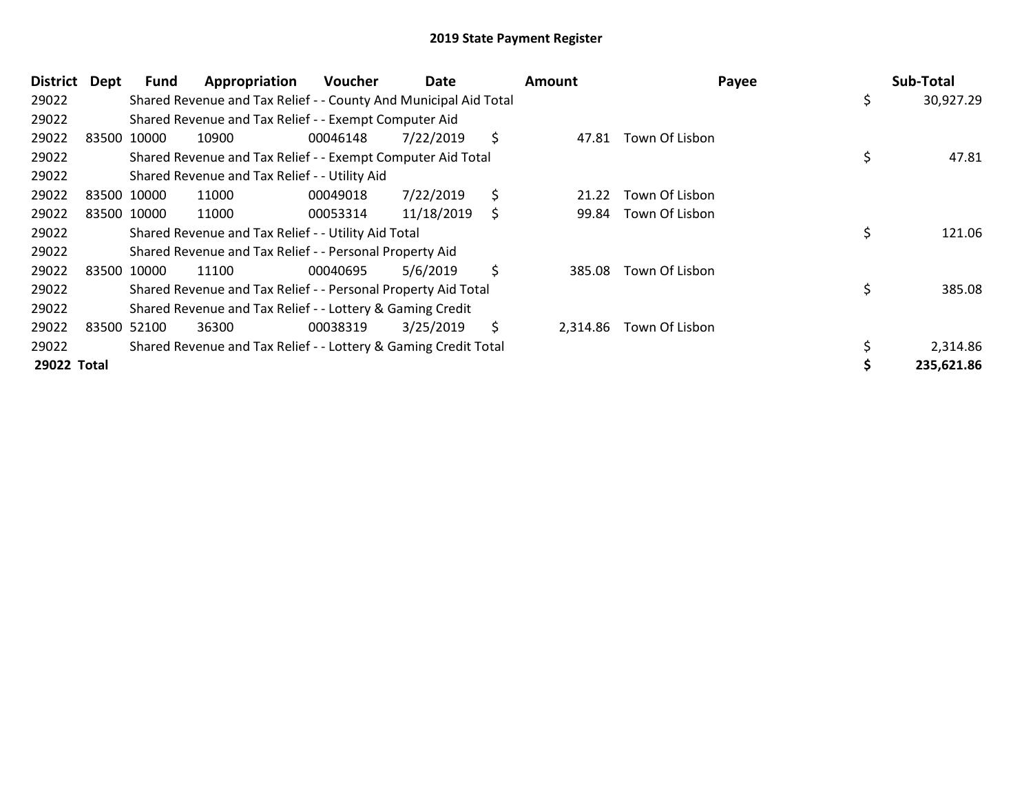## 2019 State Payment Register

| District | Dept | Fund | Appropriation | Voucher | Date | Amount | Payee | Sub-Total |
|---|---|---|---|---|---|---|---|---|
| 29022 | | Shared Revenue and Tax Relief - - County And Municipal Aid Total | | | | | | $ 30,927.29 |
| 29022 | | Shared Revenue and Tax Relief - - Exempt Computer Aid | | | | | | |
| 29022 | 83500 | 10000 | 10900 | 00046148 | 7/22/2019 | $ 47.81 | Town Of Lisbon | |
| 29022 | | Shared Revenue and Tax Relief - - Exempt Computer Aid Total | | | | | | $ 47.81 |
| 29022 | | Shared Revenue and Tax Relief - - Utility Aid | | | | | | |
| 29022 | 83500 | 10000 | 11000 | 00049018 | 7/22/2019 | $ 21.22 | Town Of Lisbon | |
| 29022 | 83500 | 10000 | 11000 | 00053314 | 11/18/2019 | $ 99.84 | Town Of Lisbon | |
| 29022 | | Shared Revenue and Tax Relief - - Utility Aid Total | | | | | | $ 121.06 |
| 29022 | | Shared Revenue and Tax Relief - - Personal Property Aid | | | | | | |
| 29022 | 83500 | 10000 | 11100 | 00040695 | 5/6/2019 | $ 385.08 | Town Of Lisbon | |
| 29022 | | Shared Revenue and Tax Relief - - Personal Property Aid Total | | | | | | $ 385.08 |
| 29022 | | Shared Revenue and Tax Relief - - Lottery & Gaming Credit | | | | | | |
| 29022 | 83500 | 52100 | 36300 | 00038319 | 3/25/2019 | $ 2,314.86 | Town Of Lisbon | |
| 29022 | | Shared Revenue and Tax Relief - - Lottery & Gaming Credit Total | | | | | | $ 2,314.86 |
| **29022 Total** | | | | | | | | **$ 235,621.86** |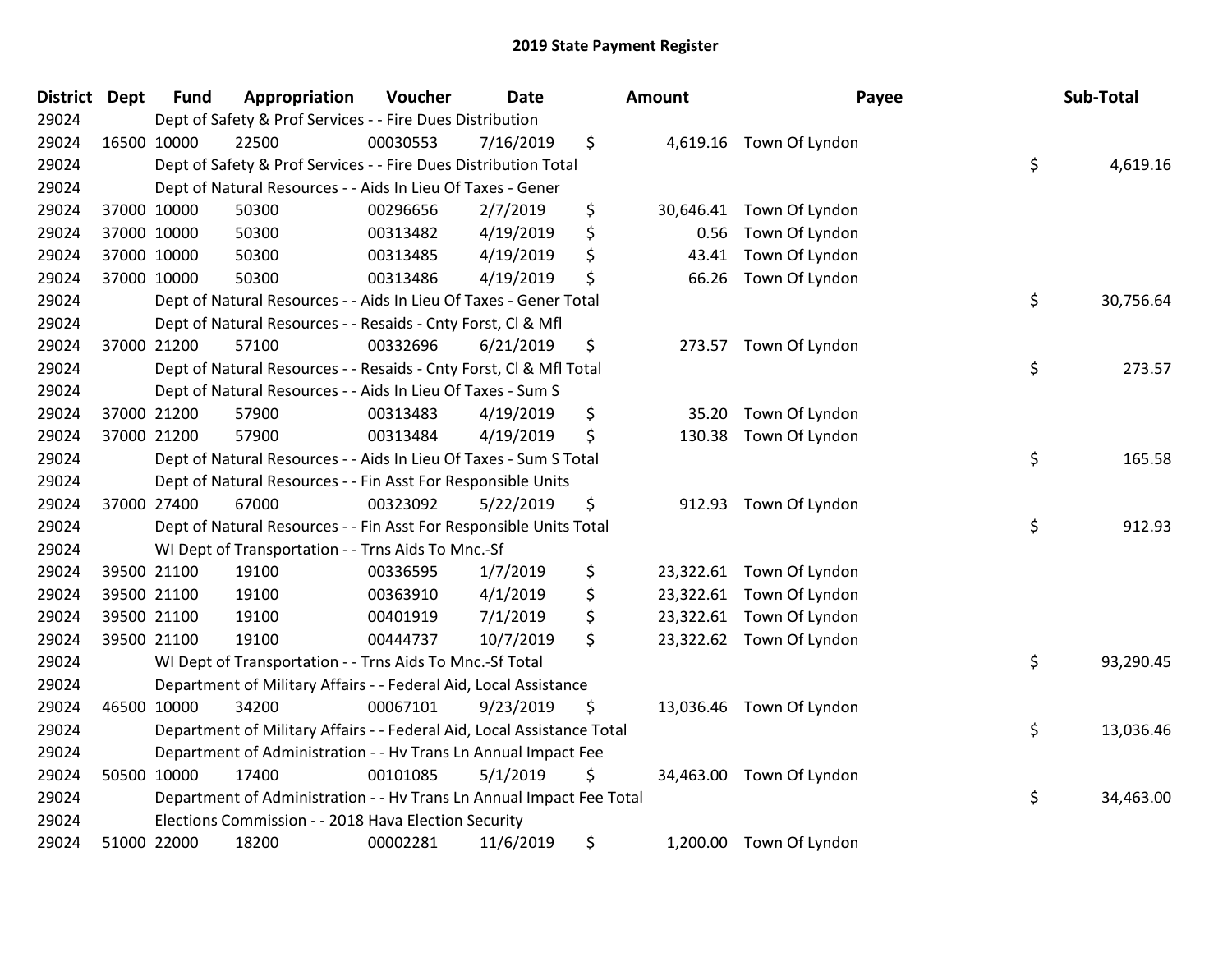# 2019 State Payment Register

| District | Dept | Fund | Appropriation | Voucher | Date | Amount | Payee | Sub-Total |
|---|---|---|---|---|---|---|---|---|
| 29024 | | Dept of Safety & Prof Services - - Fire Dues Distribution | | | | | | |
| 29024 | 16500 | 10000 | 22500 | 00030553 | 7/16/2019 | $ 4,619.16 | Town Of Lyndon | |
| 29024 | | Dept of Safety & Prof Services - - Fire Dues Distribution Total | | | | | | $ 4,619.16 |
| 29024 | | Dept of Natural Resources - - Aids In Lieu Of Taxes - Gener | | | | | | |
| 29024 | 37000 | 10000 | 50300 | 00296656 | 2/7/2019 | $ 30,646.41 | Town Of Lyndon | |
| 29024 | 37000 | 10000 | 50300 | 00313482 | 4/19/2019 | $ 0.56 | Town Of Lyndon | |
| 29024 | 37000 | 10000 | 50300 | 00313485 | 4/19/2019 | $ 43.41 | Town Of Lyndon | |
| 29024 | 37000 | 10000 | 50300 | 00313486 | 4/19/2019 | $ 66.26 | Town Of Lyndon | |
| 29024 | | Dept of Natural Resources - - Aids In Lieu Of Taxes - Gener Total | | | | | | $ 30,756.64 |
| 29024 | | Dept of Natural Resources - - Resaids - Cnty Forst, Cl & Mfl | | | | | | |
| 29024 | 37000 | 21200 | 57100 | 00332696 | 6/21/2019 | $ 273.57 | Town Of Lyndon | |
| 29024 | | Dept of Natural Resources - - Resaids - Cnty Forst, Cl & Mfl Total | | | | | | $ 273.57 |
| 29024 | | Dept of Natural Resources - - Aids In Lieu Of Taxes - Sum S | | | | | | |
| 29024 | 37000 | 21200 | 57900 | 00313483 | 4/19/2019 | $ 35.20 | Town Of Lyndon | |
| 29024 | 37000 | 21200 | 57900 | 00313484 | 4/19/2019 | $ 130.38 | Town Of Lyndon | |
| 29024 | | Dept of Natural Resources - - Aids In Lieu Of Taxes - Sum S Total | | | | | | $ 165.58 |
| 29024 | | Dept of Natural Resources - - Fin Asst For Responsible Units | | | | | | |
| 29024 | 37000 | 27400 | 67000 | 00323092 | 5/22/2019 | $ 912.93 | Town Of Lyndon | |
| 29024 | | Dept of Natural Resources - - Fin Asst For Responsible Units Total | | | | | | $ 912.93 |
| 29024 | | WI Dept of Transportation - - Trns Aids To Mnc.-Sf | | | | | | |
| 29024 | 39500 | 21100 | 19100 | 00336595 | 1/7/2019 | $ 23,322.61 | Town Of Lyndon | |
| 29024 | 39500 | 21100 | 19100 | 00363910 | 4/1/2019 | $ 23,322.61 | Town Of Lyndon | |
| 29024 | 39500 | 21100 | 19100 | 00401919 | 7/1/2019 | $ 23,322.61 | Town Of Lyndon | |
| 29024 | 39500 | 21100 | 19100 | 00444737 | 10/7/2019 | $ 23,322.62 | Town Of Lyndon | |
| 29024 | | WI Dept of Transportation - - Trns Aids To Mnc.-Sf Total | | | | | | $ 93,290.45 |
| 29024 | | Department of Military Affairs - - Federal Aid, Local Assistance | | | | | | |
| 29024 | 46500 | 10000 | 34200 | 00067101 | 9/23/2019 | $ 13,036.46 | Town Of Lyndon | |
| 29024 | | Department of Military Affairs - - Federal Aid, Local Assistance Total | | | | | | $ 13,036.46 |
| 29024 | | Department of Administration - - Hv Trans Ln Annual Impact Fee | | | | | | |
| 29024 | 50500 | 10000 | 17400 | 00101085 | 5/1/2019 | $ 34,463.00 | Town Of Lyndon | |
| 29024 | | Department of Administration - - Hv Trans Ln Annual Impact Fee Total | | | | | | $ 34,463.00 |
| 29024 | | Elections Commission - - 2018 Hava Election Security | | | | | | |
| 29024 | 51000 | 22000 | 18200 | 00002281 | 11/6/2019 | $ 1,200.00 | Town Of Lyndon | |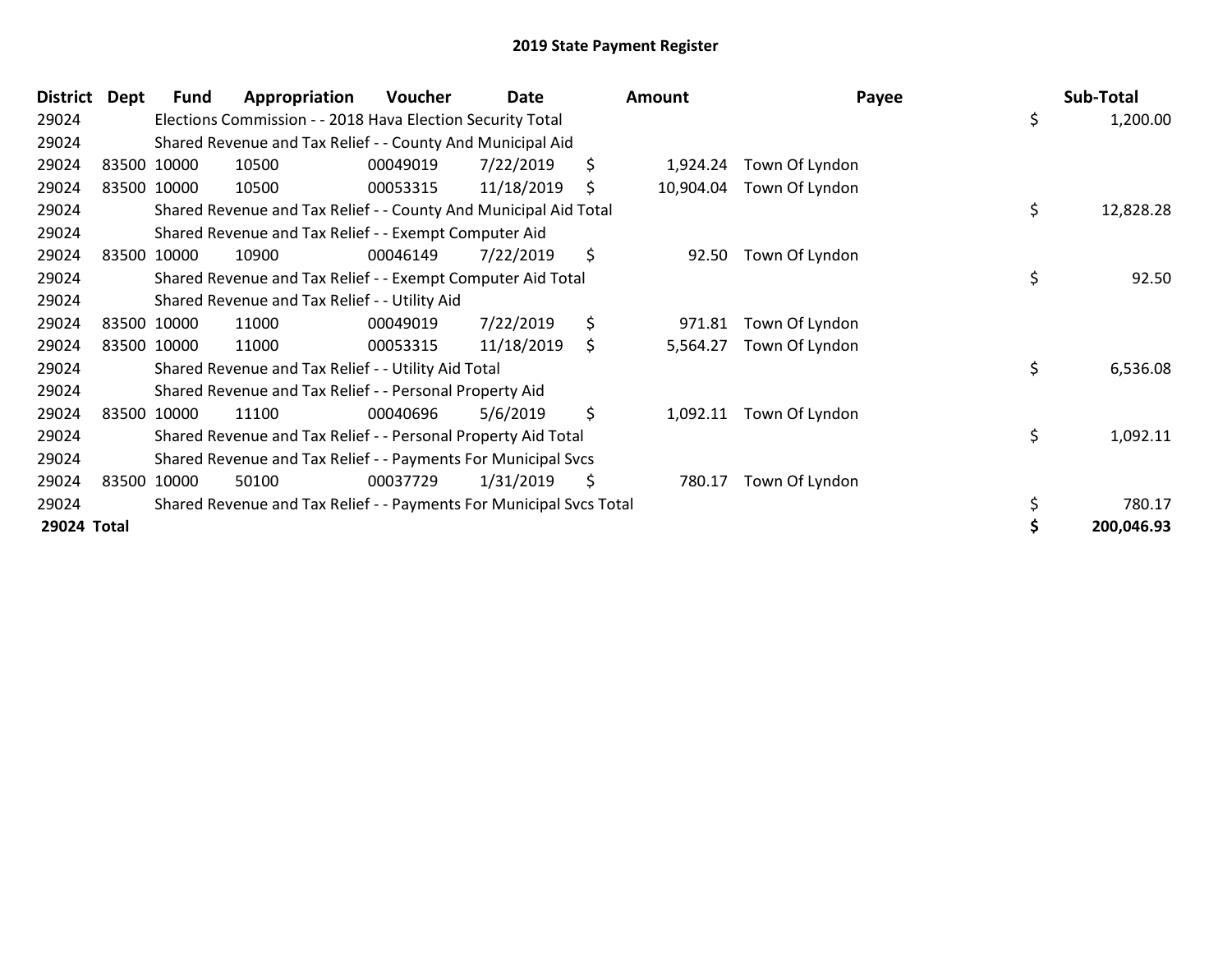# 2019 State Payment Register

| District | Dept | Fund | Appropriation | Voucher | Date | Amount | Payee | Sub-Total |
|---|---|---|---|---|---|---|---|---|
| 29024 | | Elections Commission - - 2018 Hava Election Security Total | | | | | | $ 1,200.00 |
| 29024 | | Shared Revenue and Tax Relief - - County And Municipal Aid | | | | | | |
| 29024 | 83500 | 10000 | 10500 | 00049019 | 7/22/2019 | $ 1,924.24 | Town Of Lyndon | |
| 29024 | 83500 | 10000 | 10500 | 00053315 | 11/18/2019 | $ 10,904.04 | Town Of Lyndon | |
| 29024 | | Shared Revenue and Tax Relief - - County And Municipal Aid Total | | | | | | $ 12,828.28 |
| 29024 | | Shared Revenue and Tax Relief - - Exempt Computer Aid | | | | | | |
| 29024 | 83500 | 10000 | 10900 | 00046149 | 7/22/2019 | $ 92.50 | Town Of Lyndon | |
| 29024 | | Shared Revenue and Tax Relief - - Exempt Computer Aid Total | | | | | | $ 92.50 |
| 29024 | | Shared Revenue and Tax Relief - - Utility Aid | | | | | | |
| 29024 | 83500 | 10000 | 11000 | 00049019 | 7/22/2019 | $ 971.81 | Town Of Lyndon | |
| 29024 | 83500 | 10000 | 11000 | 00053315 | 11/18/2019 | $ 5,564.27 | Town Of Lyndon | |
| 29024 | | Shared Revenue and Tax Relief - - Utility Aid Total | | | | | | $ 6,536.08 |
| 29024 | | Shared Revenue and Tax Relief - - Personal Property Aid | | | | | | |
| 29024 | 83500 | 10000 | 11100 | 00040696 | 5/6/2019 | $ 1,092.11 | Town Of Lyndon | |
| 29024 | | Shared Revenue and Tax Relief - - Personal Property Aid Total | | | | | | $ 1,092.11 |
| 29024 | | Shared Revenue and Tax Relief - - Payments For Municipal Svcs | | | | | | |
| 29024 | 83500 | 10000 | 50100 | 00037729 | 1/31/2019 | $ 780.17 | Town Of Lyndon | |
| 29024 | | Shared Revenue and Tax Relief - - Payments For Municipal Svcs Total | | | | | | $ 780.17 |
| **29024 Total** | | | | | | | | **$ 200,046.93** |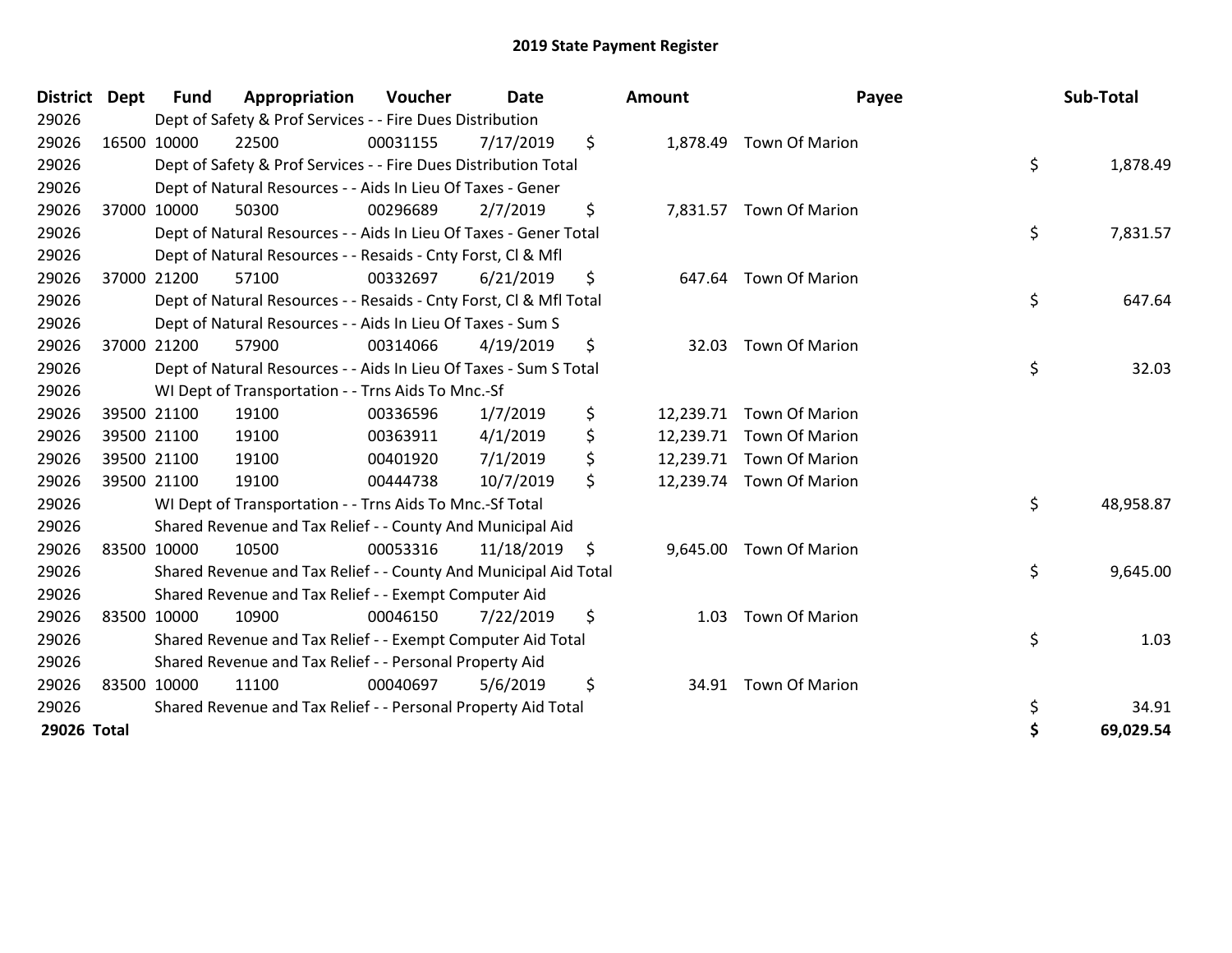# 2019 State Payment Register

| District | Dept | Fund | Appropriation | Voucher | Date | Amount | Payee | Sub-Total |
|---|---|---|---|---|---|---|---|---|
| 29026 | | Dept of Safety & Prof Services - - Fire Dues Distribution | | | | | | |
| 29026 | 16500 | 10000 | 22500 | 00031155 | 7/17/2019 | $ 1,878.49 | Town Of Marion | |
| 29026 | | Dept of Safety & Prof Services - - Fire Dues Distribution Total | | | | | | $ 1,878.49 |
| 29026 | | Dept of Natural Resources - - Aids In Lieu Of Taxes - Gener | | | | | | |
| 29026 | 37000 | 10000 | 50300 | 00296689 | 2/7/2019 | $ 7,831.57 | Town Of Marion | |
| 29026 | | Dept of Natural Resources - - Aids In Lieu Of Taxes - Gener Total | | | | | | $ 7,831.57 |
| 29026 | | Dept of Natural Resources - - Resaids - Cnty Forst, Cl & Mfl | | | | | | |
| 29026 | 37000 | 21200 | 57100 | 00332697 | 6/21/2019 | $ 647.64 | Town Of Marion | |
| 29026 | | Dept of Natural Resources - - Resaids - Cnty Forst, Cl & Mfl Total | | | | | | $ 647.64 |
| 29026 | | Dept of Natural Resources - - Aids In Lieu Of Taxes - Sum S | | | | | | |
| 29026 | 37000 | 21200 | 57900 | 00314066 | 4/19/2019 | $ 32.03 | Town Of Marion | |
| 29026 | | Dept of Natural Resources - - Aids In Lieu Of Taxes - Sum S Total | | | | | | $ 32.03 |
| 29026 | | WI Dept of Transportation - - Trns Aids To Mnc.-Sf | | | | | | |
| 29026 | 39500 | 21100 | 19100 | 00336596 | 1/7/2019 | $ 12,239.71 | Town Of Marion | |
| 29026 | 39500 | 21100 | 19100 | 00363911 | 4/1/2019 | $ 12,239.71 | Town Of Marion | |
| 29026 | 39500 | 21100 | 19100 | 00401920 | 7/1/2019 | $ 12,239.71 | Town Of Marion | |
| 29026 | 39500 | 21100 | 19100 | 00444738 | 10/7/2019 | $ 12,239.74 | Town Of Marion | |
| 29026 | | WI Dept of Transportation - - Trns Aids To Mnc.-Sf Total | | | | | | $ 48,958.87 |
| 29026 | | Shared Revenue and Tax Relief - - County And Municipal Aid | | | | | | |
| 29026 | 83500 | 10000 | 10500 | 00053316 | 11/18/2019 | $ 9,645.00 | Town Of Marion | |
| 29026 | | Shared Revenue and Tax Relief - - County And Municipal Aid Total | | | | | | $ 9,645.00 |
| 29026 | | Shared Revenue and Tax Relief - - Exempt Computer Aid | | | | | | |
| 29026 | 83500 | 10000 | 10900 | 00046150 | 7/22/2019 | $ 1.03 | Town Of Marion | |
| 29026 | | Shared Revenue and Tax Relief - - Exempt Computer Aid Total | | | | | | $ 1.03 |
| 29026 | | Shared Revenue and Tax Relief - - Personal Property Aid | | | | | | |
| 29026 | 83500 | 10000 | 11100 | 00040697 | 5/6/2019 | $ 34.91 | Town Of Marion | |
| 29026 | | Shared Revenue and Tax Relief - - Personal Property Aid Total | | | | | | $ 34.91 |
| **29026 Total** | | | | | | | | **$ 69,029.54** |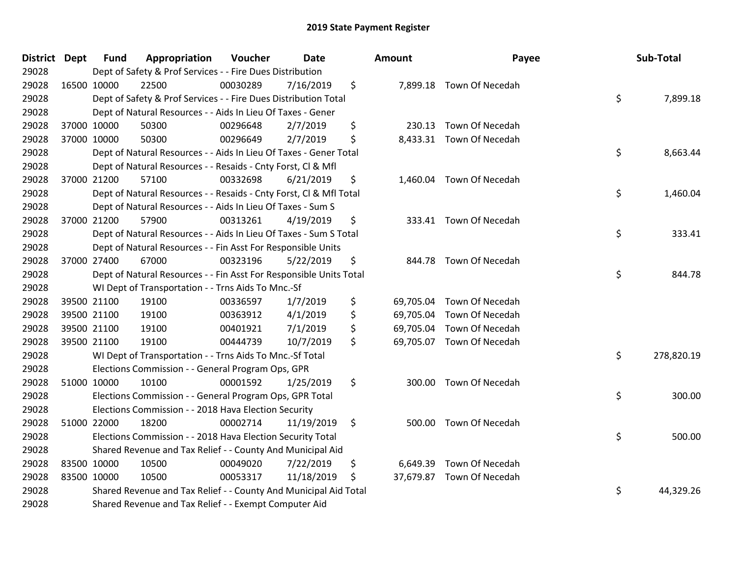# 2019 State Payment Register

| District | Dept | Fund | Appropriation | Voucher | Date | Amount | Payee | Sub-Total |
|---|---|---|---|---|---|---|---|---|
| 29028 | | Dept of Safety & Prof Services - - Fire Dues Distribution | | | | | | |
| 29028 | 16500 | 10000 | 22500 | 00030289 | 7/16/2019 | $ 7,899.18 | Town Of Necedah | |
| 29028 | | Dept of Safety & Prof Services - - Fire Dues Distribution Total | | | | | | $ 7,899.18 |
| 29028 | | Dept of Natural Resources - - Aids In Lieu Of Taxes - Gener | | | | | | |
| 29028 | 37000 | 10000 | 50300 | 00296648 | 2/7/2019 | $ 230.13 | Town Of Necedah | |
| 29028 | 37000 | 10000 | 50300 | 00296649 | 2/7/2019 | $ 8,433.31 | Town Of Necedah | |
| 29028 | | Dept of Natural Resources - - Aids In Lieu Of Taxes - Gener Total | | | | | | $ 8,663.44 |
| 29028 | | Dept of Natural Resources - - Resaids - Cnty Forst, Cl & Mfl | | | | | | |
| 29028 | 37000 | 21200 | 57100 | 00332698 | 6/21/2019 | $ 1,460.04 | Town Of Necedah | |
| 29028 | | Dept of Natural Resources - - Resaids - Cnty Forst, Cl & Mfl Total | | | | | | $ 1,460.04 |
| 29028 | | Dept of Natural Resources - - Aids In Lieu Of Taxes - Sum S | | | | | | |
| 29028 | 37000 | 21200 | 57900 | 00313261 | 4/19/2019 | $ 333.41 | Town Of Necedah | |
| 29028 | | Dept of Natural Resources - - Aids In Lieu Of Taxes - Sum S Total | | | | | | $ 333.41 |
| 29028 | | Dept of Natural Resources - - Fin Asst For Responsible Units | | | | | | |
| 29028 | 37000 | 27400 | 67000 | 00323196 | 5/22/2019 | $ 844.78 | Town Of Necedah | |
| 29028 | | Dept of Natural Resources - - Fin Asst For Responsible Units Total | | | | | | $ 844.78 |
| 29028 | | WI Dept of Transportation - - Trns Aids To Mnc.-Sf | | | | | | |
| 29028 | 39500 | 21100 | 19100 | 00336597 | 1/7/2019 | $ 69,705.04 | Town Of Necedah | |
| 29028 | 39500 | 21100 | 19100 | 00363912 | 4/1/2019 | $ 69,705.04 | Town Of Necedah | |
| 29028 | 39500 | 21100 | 19100 | 00401921 | 7/1/2019 | $ 69,705.04 | Town Of Necedah | |
| 29028 | 39500 | 21100 | 19100 | 00444739 | 10/7/2019 | $ 69,705.07 | Town Of Necedah | |
| 29028 | | WI Dept of Transportation - - Trns Aids To Mnc.-Sf Total | | | | | | $ 278,820.19 |
| 29028 | | Elections Commission - - General Program Ops, GPR | | | | | | |
| 29028 | 51000 | 10000 | 10100 | 00001592 | 1/25/2019 | $ 300.00 | Town Of Necedah | |
| 29028 | | Elections Commission - - General Program Ops, GPR Total | | | | | | $ 300.00 |
| 29028 | | Elections Commission - - 2018 Hava Election Security | | | | | | |
| 29028 | 51000 | 22000 | 18200 | 00002714 | 11/19/2019 | $ 500.00 | Town Of Necedah | |
| 29028 | | Elections Commission - - 2018 Hava Election Security Total | | | | | | $ 500.00 |
| 29028 | | Shared Revenue and Tax Relief - - County And Municipal Aid | | | | | | |
| 29028 | 83500 | 10000 | 10500 | 00049020 | 7/22/2019 | $ 6,649.39 | Town Of Necedah | |
| 29028 | 83500 | 10000 | 10500 | 00053317 | 11/18/2019 | $ 37,679.87 | Town Of Necedah | |
| 29028 | | Shared Revenue and Tax Relief - - County And Municipal Aid Total | | | | | | $ 44,329.26 |
| 29028 | | Shared Revenue and Tax Relief - - Exempt Computer Aid | | | | | | |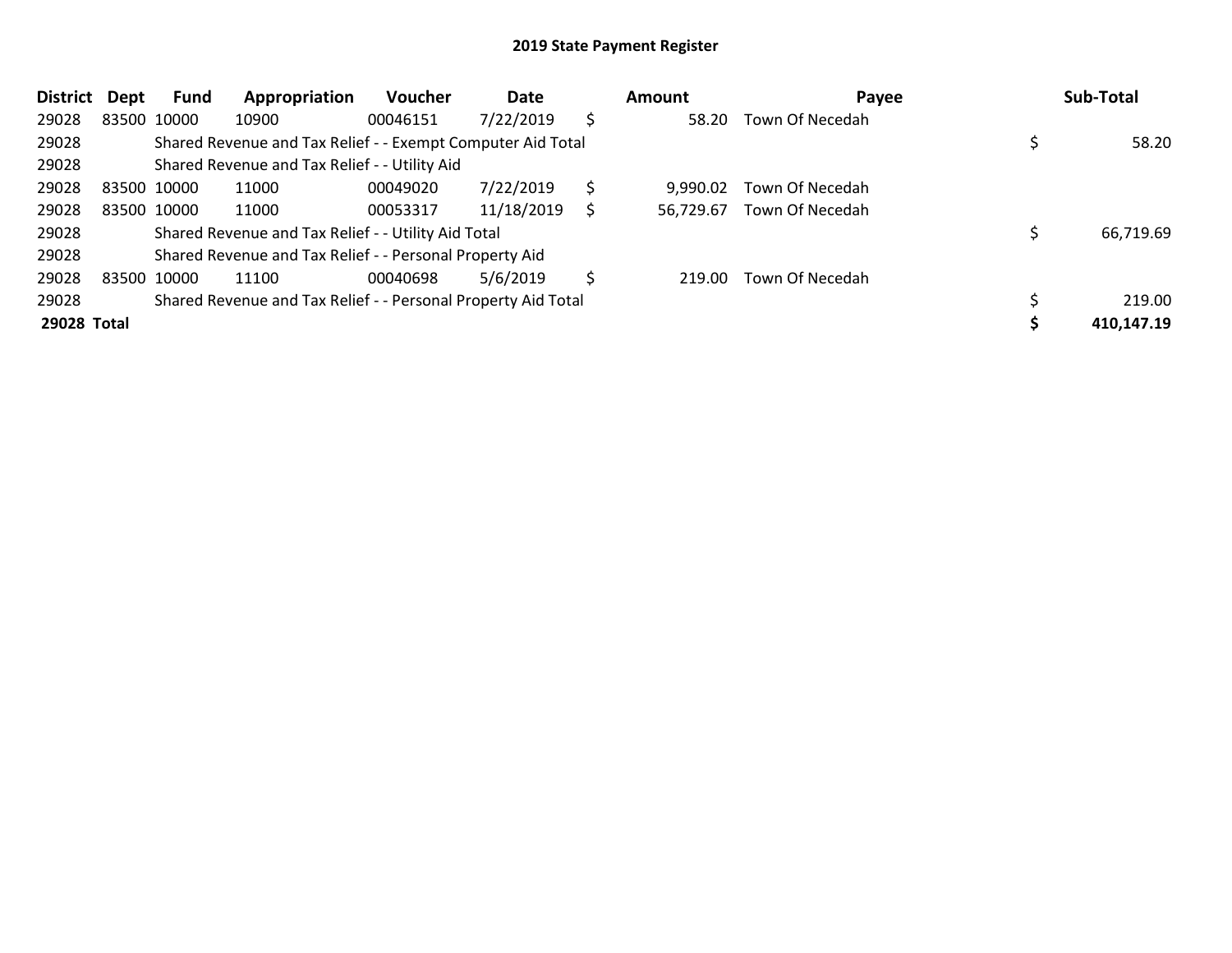## 2019 State Payment Register

| District | Dept | Fund | Appropriation | Voucher | Date | | Amount | Payee | | Sub-Total |
|---|---|---|---|---|---|---|---|---|---|---|
| 29028 | 83500 | 10000 | 10900 | 00046151 | 7/22/2019 | $ | 58.20 | Town Of Necedah | | |
| 29028 | | Shared Revenue and Tax Relief - - Exempt Computer Aid Total | | | | | | | $ | 58.20 |
| 29028 | | Shared Revenue and Tax Relief - - Utility Aid | | | | | | | | |
| 29028 | 83500 | 10000 | 11000 | 00049020 | 7/22/2019 | $ | 9,990.02 | Town Of Necedah | | |
| 29028 | 83500 | 10000 | 11000 | 00053317 | 11/18/2019 | $ | 56,729.67 | Town Of Necedah | | |
| 29028 | | Shared Revenue and Tax Relief - - Utility Aid Total | | | | | | | $ | 66,719.69 |
| 29028 | | Shared Revenue and Tax Relief - - Personal Property Aid | | | | | | | | |
| 29028 | 83500 | 10000 | 11100 | 00040698 | 5/6/2019 | $ | 219.00 | Town Of Necedah | | |
| 29028 | | Shared Revenue and Tax Relief - - Personal Property Aid Total | | | | | | | $ | 219.00 |
| **29028** | **Total** | | | | | | | | **$** | **410,147.19** |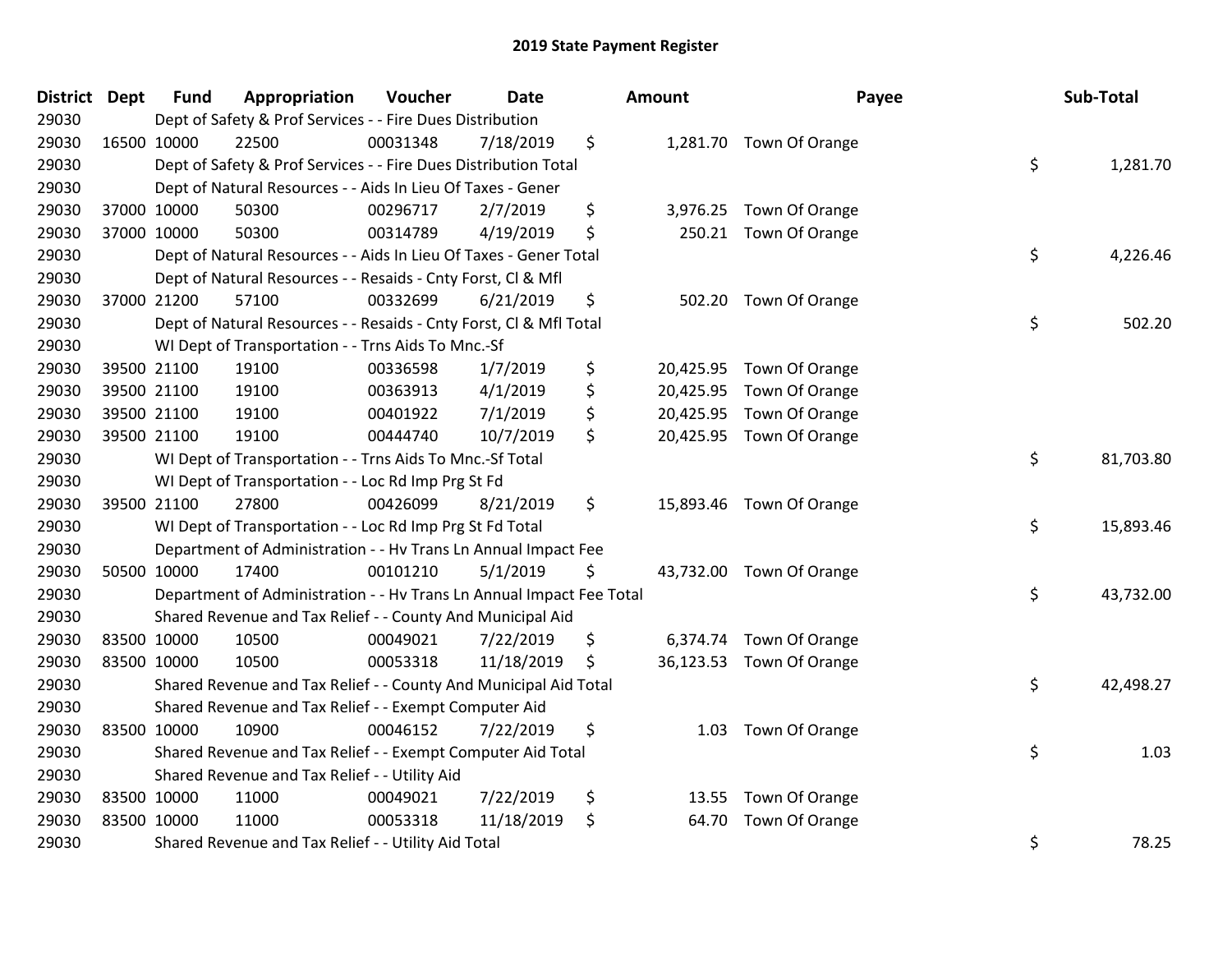# 2019 State Payment Register

| District | Dept | Fund | Appropriation | Voucher | Date | Amount | Payee | Sub-Total |
|---|---|---|---|---|---|---|---|---|
| 29030 | | Dept of Safety & Prof Services - - Fire Dues Distribution | | | | | | |
| 29030 | 16500 | 10000 | 22500 | 00031348 | 7/18/2019 | $ 1,281.70 | Town Of Orange | |
| 29030 | | Dept of Safety & Prof Services - - Fire Dues Distribution Total | | | | | | $ 1,281.70 |
| 29030 | | Dept of Natural Resources - - Aids In Lieu Of Taxes - Gener | | | | | | |
| 29030 | 37000 | 10000 | 50300 | 00296717 | 2/7/2019 | $ 3,976.25 | Town Of Orange | |
| 29030 | 37000 | 10000 | 50300 | 00314789 | 4/19/2019 | $ 250.21 | Town Of Orange | |
| 29030 | | Dept of Natural Resources - - Aids In Lieu Of Taxes - Gener Total | | | | | | $ 4,226.46 |
| 29030 | | Dept of Natural Resources - - Resaids - Cnty Forst, Cl & Mfl | | | | | | |
| 29030 | 37000 | 21200 | 57100 | 00332699 | 6/21/2019 | $ 502.20 | Town Of Orange | |
| 29030 | | Dept of Natural Resources - - Resaids - Cnty Forst, Cl & Mfl Total | | | | | | $ 502.20 |
| 29030 | | WI Dept of Transportation - - Trns Aids To Mnc.-Sf | | | | | | |
| 29030 | 39500 | 21100 | 19100 | 00336598 | 1/7/2019 | $ 20,425.95 | Town Of Orange | |
| 29030 | 39500 | 21100 | 19100 | 00363913 | 4/1/2019 | $ 20,425.95 | Town Of Orange | |
| 29030 | 39500 | 21100 | 19100 | 00401922 | 7/1/2019 | $ 20,425.95 | Town Of Orange | |
| 29030 | 39500 | 21100 | 19100 | 00444740 | 10/7/2019 | $ 20,425.95 | Town Of Orange | |
| 29030 | | WI Dept of Transportation - - Trns Aids To Mnc.-Sf Total | | | | | | $ 81,703.80 |
| 29030 | | WI Dept of Transportation - - Loc Rd Imp Prg St Fd | | | | | | |
| 29030 | 39500 | 21100 | 27800 | 00426099 | 8/21/2019 | $ 15,893.46 | Town Of Orange | |
| 29030 | | WI Dept of Transportation - - Loc Rd Imp Prg St Fd Total | | | | | | $ 15,893.46 |
| 29030 | | Department of Administration - - Hv Trans Ln Annual Impact Fee | | | | | | |
| 29030 | 50500 | 10000 | 17400 | 00101210 | 5/1/2019 | $ 43,732.00 | Town Of Orange | |
| 29030 | | Department of Administration - - Hv Trans Ln Annual Impact Fee Total | | | | | | $ 43,732.00 |
| 29030 | | Shared Revenue and Tax Relief - - County And Municipal Aid | | | | | | |
| 29030 | 83500 | 10000 | 10500 | 00049021 | 7/22/2019 | $ 6,374.74 | Town Of Orange | |
| 29030 | 83500 | 10000 | 10500 | 00053318 | 11/18/2019 | $ 36,123.53 | Town Of Orange | |
| 29030 | | Shared Revenue and Tax Relief - - County And Municipal Aid Total | | | | | | $ 42,498.27 |
| 29030 | | Shared Revenue and Tax Relief - - Exempt Computer Aid | | | | | | |
| 29030 | 83500 | 10000 | 10900 | 00046152 | 7/22/2019 | $ 1.03 | Town Of Orange | |
| 29030 | | Shared Revenue and Tax Relief - - Exempt Computer Aid Total | | | | | | $ 1.03 |
| 29030 | | Shared Revenue and Tax Relief - - Utility Aid | | | | | | |
| 29030 | 83500 | 10000 | 11000 | 00049021 | 7/22/2019 | $ 13.55 | Town Of Orange | |
| 29030 | 83500 | 10000 | 11000 | 00053318 | 11/18/2019 | $ 64.70 | Town Of Orange | |
| 29030 | | Shared Revenue and Tax Relief - - Utility Aid Total | | | | | | $ 78.25 |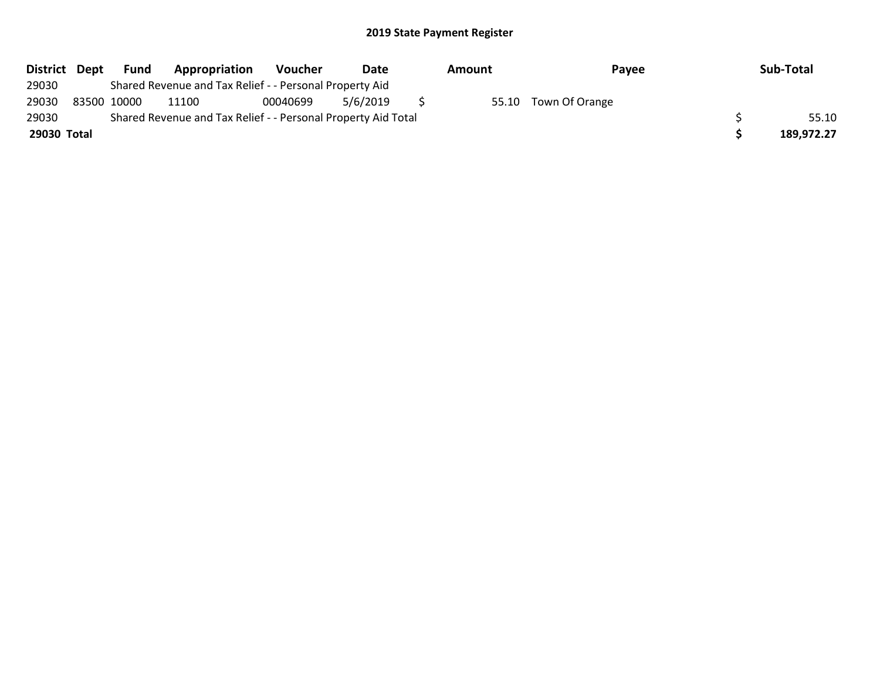## 2019 State Payment Register

| District | Dept | Fund | Appropriation | Voucher | Date | Amount | Payee | Sub-Total |
|---|---|---|---|---|---|---|---|---|
| 29030 | | Shared Revenue and Tax Relief - - Personal Property Aid | | | | | | |
| 29030 | 83500 | 10000 | 11100 | 00040699 | 5/6/2019 | $ 55.10 | Town Of Orange | |
| 29030 | | Shared Revenue and Tax Relief - - Personal Property Aid Total | | | | | | $ 55.10 |
| **29030** | **Total** | | | | | | | **$ 189,972.27** |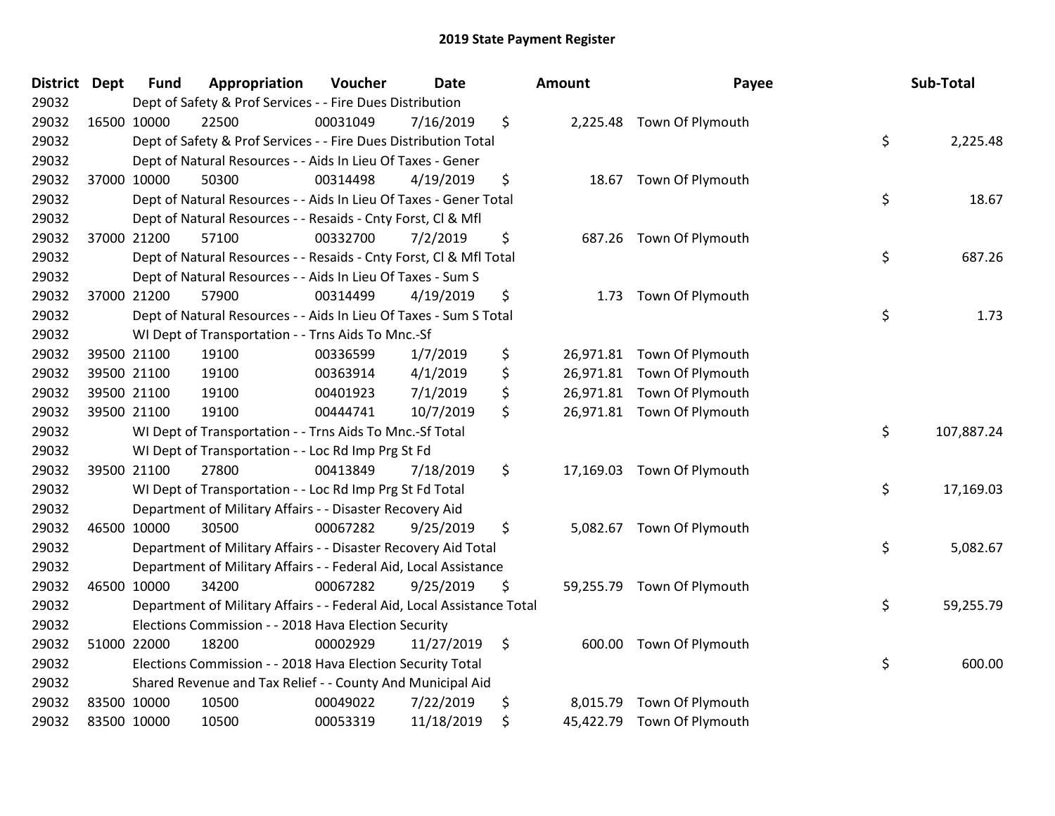# 2019 State Payment Register

| District | Dept | Fund | Appropriation | Voucher | Date | Amount | Payee | Sub-Total |
|---|---|---|---|---|---|---|---|---|
| 29032 | | Dept of Safety & Prof Services - - Fire Dues Distribution | | | | | | |
| 29032 | 16500 | 10000 | 22500 | 00031049 | 7/16/2019 | $ 2,225.48 | Town Of Plymouth | |
| 29032 | | Dept of Safety & Prof Services - - Fire Dues Distribution Total | | | | | | $ 2,225.48 |
| 29032 | | Dept of Natural Resources - - Aids In Lieu Of Taxes - Gener | | | | | | |
| 29032 | 37000 | 10000 | 50300 | 00314498 | 4/19/2019 | $ 18.67 | Town Of Plymouth | |
| 29032 | | Dept of Natural Resources - - Aids In Lieu Of Taxes - Gener Total | | | | | | $ 18.67 |
| 29032 | | Dept of Natural Resources - - Resaids - Cnty Forst, Cl & Mfl | | | | | | |
| 29032 | 37000 | 21200 | 57100 | 00332700 | 7/2/2019 | $ 687.26 | Town Of Plymouth | |
| 29032 | | Dept of Natural Resources - - Resaids - Cnty Forst, Cl & Mfl Total | | | | | | $ 687.26 |
| 29032 | | Dept of Natural Resources - - Aids In Lieu Of Taxes - Sum S | | | | | | |
| 29032 | 37000 | 21200 | 57900 | 00314499 | 4/19/2019 | $ 1.73 | Town Of Plymouth | |
| 29032 | | Dept of Natural Resources - - Aids In Lieu Of Taxes - Sum S Total | | | | | | $ 1.73 |
| 29032 | | WI Dept of Transportation - - Trns Aids To Mnc.-Sf | | | | | | |
| 29032 | 39500 | 21100 | 19100 | 00336599 | 1/7/2019 | $ 26,971.81 | Town Of Plymouth | |
| 29032 | 39500 | 21100 | 19100 | 00363914 | 4/1/2019 | $ 26,971.81 | Town Of Plymouth | |
| 29032 | 39500 | 21100 | 19100 | 00401923 | 7/1/2019 | $ 26,971.81 | Town Of Plymouth | |
| 29032 | 39500 | 21100 | 19100 | 00444741 | 10/7/2019 | $ 26,971.81 | Town Of Plymouth | |
| 29032 | | WI Dept of Transportation - - Trns Aids To Mnc.-Sf Total | | | | | | $ 107,887.24 |
| 29032 | | WI Dept of Transportation - - Loc Rd Imp Prg St Fd | | | | | | |
| 29032 | 39500 | 21100 | 27800 | 00413849 | 7/18/2019 | $ 17,169.03 | Town Of Plymouth | |
| 29032 | | WI Dept of Transportation - - Loc Rd Imp Prg St Fd Total | | | | | | $ 17,169.03 |
| 29032 | | Department of Military Affairs - - Disaster Recovery Aid | | | | | | |
| 29032 | 46500 | 10000 | 30500 | 00067282 | 9/25/2019 | $ 5,082.67 | Town Of Plymouth | |
| 29032 | | Department of Military Affairs - - Disaster Recovery Aid Total | | | | | | $ 5,082.67 |
| 29032 | | Department of Military Affairs - - Federal Aid, Local Assistance | | | | | | |
| 29032 | 46500 | 10000 | 34200 | 00067282 | 9/25/2019 | $ 59,255.79 | Town Of Plymouth | |
| 29032 | | Department of Military Affairs - - Federal Aid, Local Assistance Total | | | | | | $ 59,255.79 |
| 29032 | | Elections Commission - - 2018 Hava Election Security | | | | | | |
| 29032 | 51000 | 22000 | 18200 | 00002929 | 11/27/2019 | $ 600.00 | Town Of Plymouth | |
| 29032 | | Elections Commission - - 2018 Hava Election Security Total | | | | | | $ 600.00 |
| 29032 | | Shared Revenue and Tax Relief - - County And Municipal Aid | | | | | | |
| 29032 | 83500 | 10000 | 10500 | 00049022 | 7/22/2019 | $ 8,015.79 | Town Of Plymouth | |
| 29032 | 83500 | 10000 | 10500 | 00053319 | 11/18/2019 | $ 45,422.79 | Town Of Plymouth | |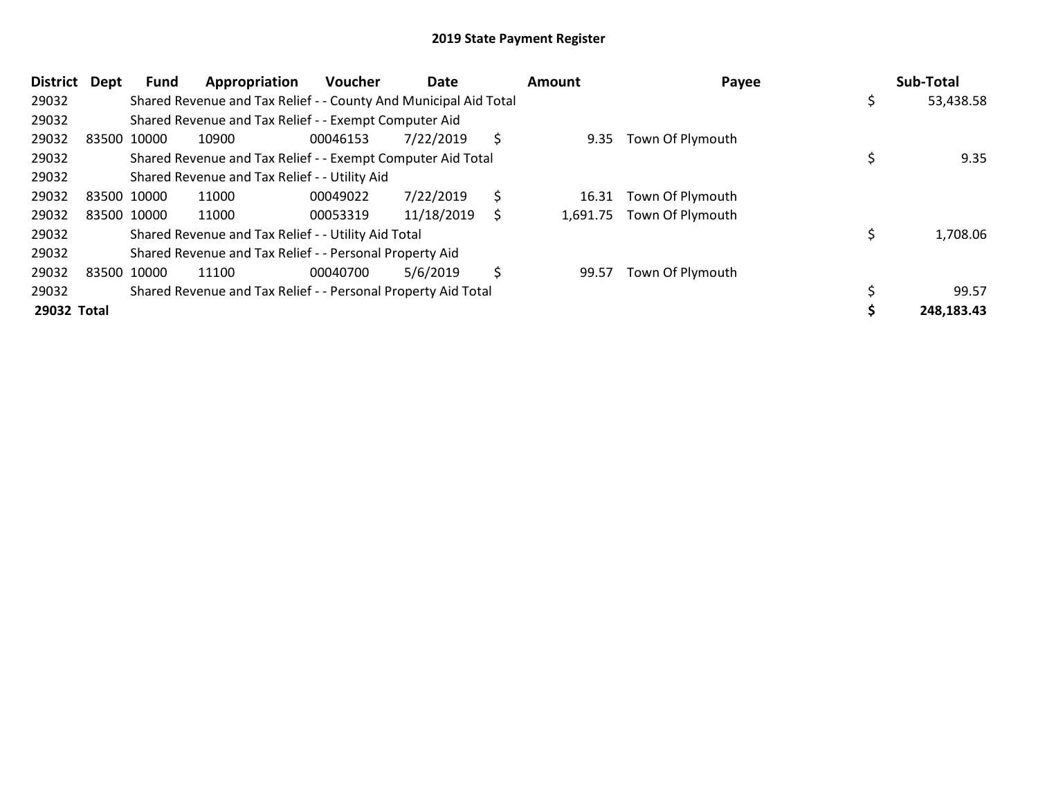# 2019 State Payment Register

| District | Dept | Fund | Appropriation | Voucher | Date | Amount | Payee | Sub-Total |
|---|---|---|---|---|---|---|---|---|
| 29032 | | Shared Revenue and Tax Relief - - County And Municipal Aid Total | | | | | | $ 53,438.58 |
| 29032 | | Shared Revenue and Tax Relief - - Exempt Computer Aid | | | | | | |
| 29032 | 83500 | 10000 | 10900 | 00046153 | 7/22/2019 | $ 9.35 | Town Of Plymouth | |
| 29032 | | Shared Revenue and Tax Relief - - Exempt Computer Aid Total | | | | | | $ 9.35 |
| 29032 | | Shared Revenue and Tax Relief - - Utility Aid | | | | | | |
| 29032 | 83500 | 10000 | 11000 | 00049022 | 7/22/2019 | $ 16.31 | Town Of Plymouth | |
| 29032 | 83500 | 10000 | 11000 | 00053319 | 11/18/2019 | $ 1,691.75 | Town Of Plymouth | |
| 29032 | | Shared Revenue and Tax Relief - - Utility Aid Total | | | | | | $ 1,708.06 |
| 29032 | | Shared Revenue and Tax Relief - - Personal Property Aid | | | | | | |
| 29032 | 83500 | 10000 | 11100 | 00040700 | 5/6/2019 | $ 99.57 | Town Of Plymouth | |
| 29032 | | Shared Revenue and Tax Relief - - Personal Property Aid Total | | | | | | $ 99.57 |
| **29032 Total** | | | | | | | | **$ 248,183.43** |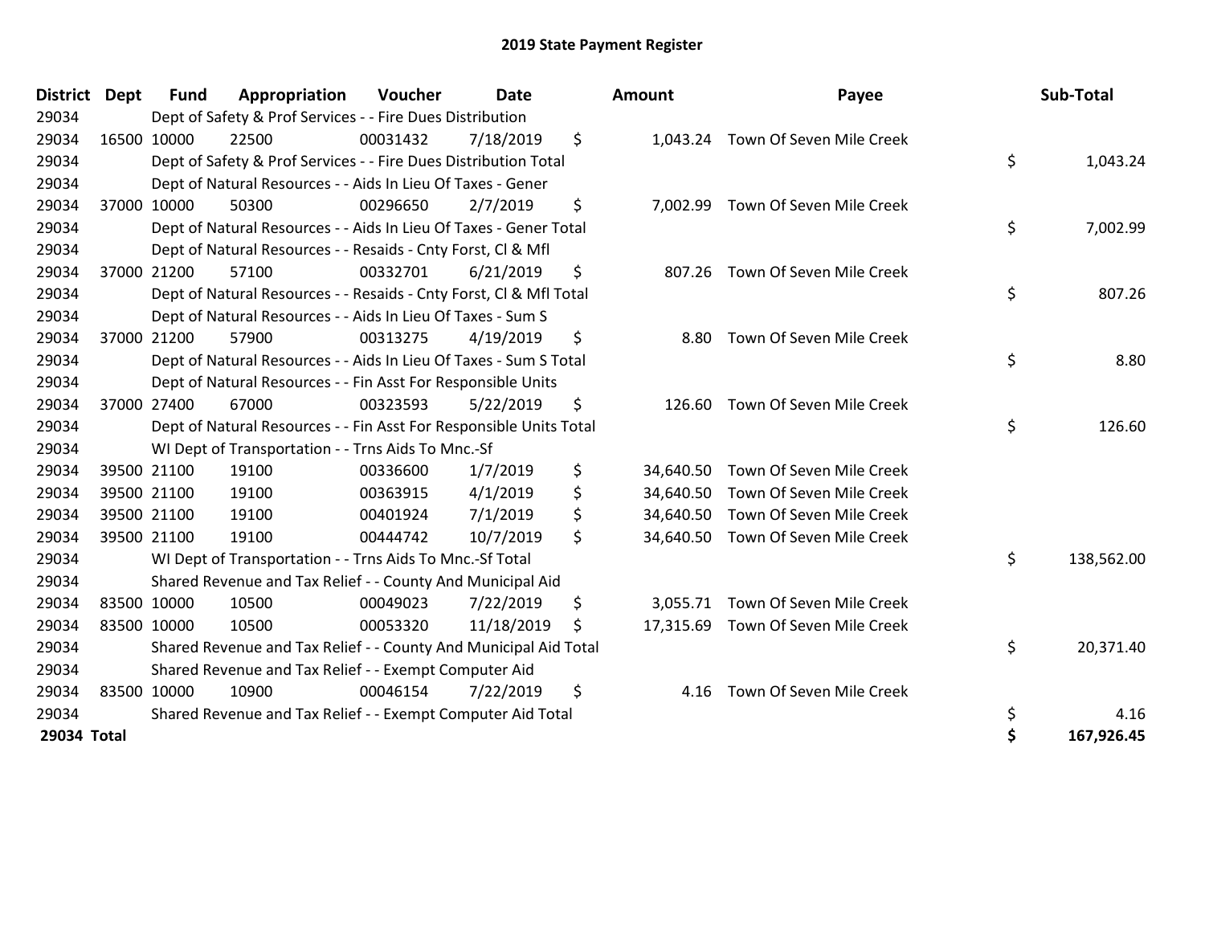# 2019 State Payment Register

| District | Dept | Fund | Appropriation | Voucher | Date | Amount | Payee | Sub-Total |
|---|---|---|---|---|---|---|---|---|
| 29034 | | Dept of Safety & Prof Services - - Fire Dues Distribution | | | | | | |
| 29034 | 16500 | 10000 | 22500 | 00031432 | 7/18/2019 | $ 1,043.24 | Town Of Seven Mile Creek | |
| 29034 | | Dept of Safety & Prof Services - - Fire Dues Distribution Total | | | | | | $ 1,043.24 |
| 29034 | | Dept of Natural Resources - - Aids In Lieu Of Taxes - Gener | | | | | | |
| 29034 | 37000 | 10000 | 50300 | 00296650 | 2/7/2019 | $ 7,002.99 | Town Of Seven Mile Creek | |
| 29034 | | Dept of Natural Resources - - Aids In Lieu Of Taxes - Gener Total | | | | | | $ 7,002.99 |
| 29034 | | Dept of Natural Resources - - Resaids - Cnty Forst, Cl & Mfl | | | | | | |
| 29034 | 37000 | 21200 | 57100 | 00332701 | 6/21/2019 | $ 807.26 | Town Of Seven Mile Creek | |
| 29034 | | Dept of Natural Resources - - Resaids - Cnty Forst, Cl & Mfl Total | | | | | | $ 807.26 |
| 29034 | | Dept of Natural Resources - - Aids In Lieu Of Taxes - Sum S | | | | | | |
| 29034 | 37000 | 21200 | 57900 | 00313275 | 4/19/2019 | $ 8.80 | Town Of Seven Mile Creek | |
| 29034 | | Dept of Natural Resources - - Aids In Lieu Of Taxes - Sum S Total | | | | | | $ 8.80 |
| 29034 | | Dept of Natural Resources - - Fin Asst For Responsible Units | | | | | | |
| 29034 | 37000 | 27400 | 67000 | 00323593 | 5/22/2019 | $ 126.60 | Town Of Seven Mile Creek | |
| 29034 | | Dept of Natural Resources - - Fin Asst For Responsible Units Total | | | | | | $ 126.60 |
| 29034 | | WI Dept of Transportation - - Trns Aids To Mnc.-Sf | | | | | | |
| 29034 | 39500 | 21100 | 19100 | 00336600 | 1/7/2019 | $ 34,640.50 | Town Of Seven Mile Creek | |
| 29034 | 39500 | 21100 | 19100 | 00363915 | 4/1/2019 | $ 34,640.50 | Town Of Seven Mile Creek | |
| 29034 | 39500 | 21100 | 19100 | 00401924 | 7/1/2019 | $ 34,640.50 | Town Of Seven Mile Creek | |
| 29034 | 39500 | 21100 | 19100 | 00444742 | 10/7/2019 | $ 34,640.50 | Town Of Seven Mile Creek | |
| 29034 | | WI Dept of Transportation - - Trns Aids To Mnc.-Sf Total | | | | | | $ 138,562.00 |
| 29034 | | Shared Revenue and Tax Relief - - County And Municipal Aid | | | | | | |
| 29034 | 83500 | 10000 | 10500 | 00049023 | 7/22/2019 | $ 3,055.71 | Town Of Seven Mile Creek | |
| 29034 | 83500 | 10000 | 10500 | 00053320 | 11/18/2019 | $ 17,315.69 | Town Of Seven Mile Creek | |
| 29034 | | Shared Revenue and Tax Relief - - County And Municipal Aid Total | | | | | | $ 20,371.40 |
| 29034 | | Shared Revenue and Tax Relief - - Exempt Computer Aid | | | | | | |
| 29034 | 83500 | 10000 | 10900 | 00046154 | 7/22/2019 | $ 4.16 | Town Of Seven Mile Creek | |
| 29034 | | Shared Revenue and Tax Relief - - Exempt Computer Aid Total | | | | | | $ 4.16 |
| **29034 Total** | | | | | | | | **$ 167,926.45** |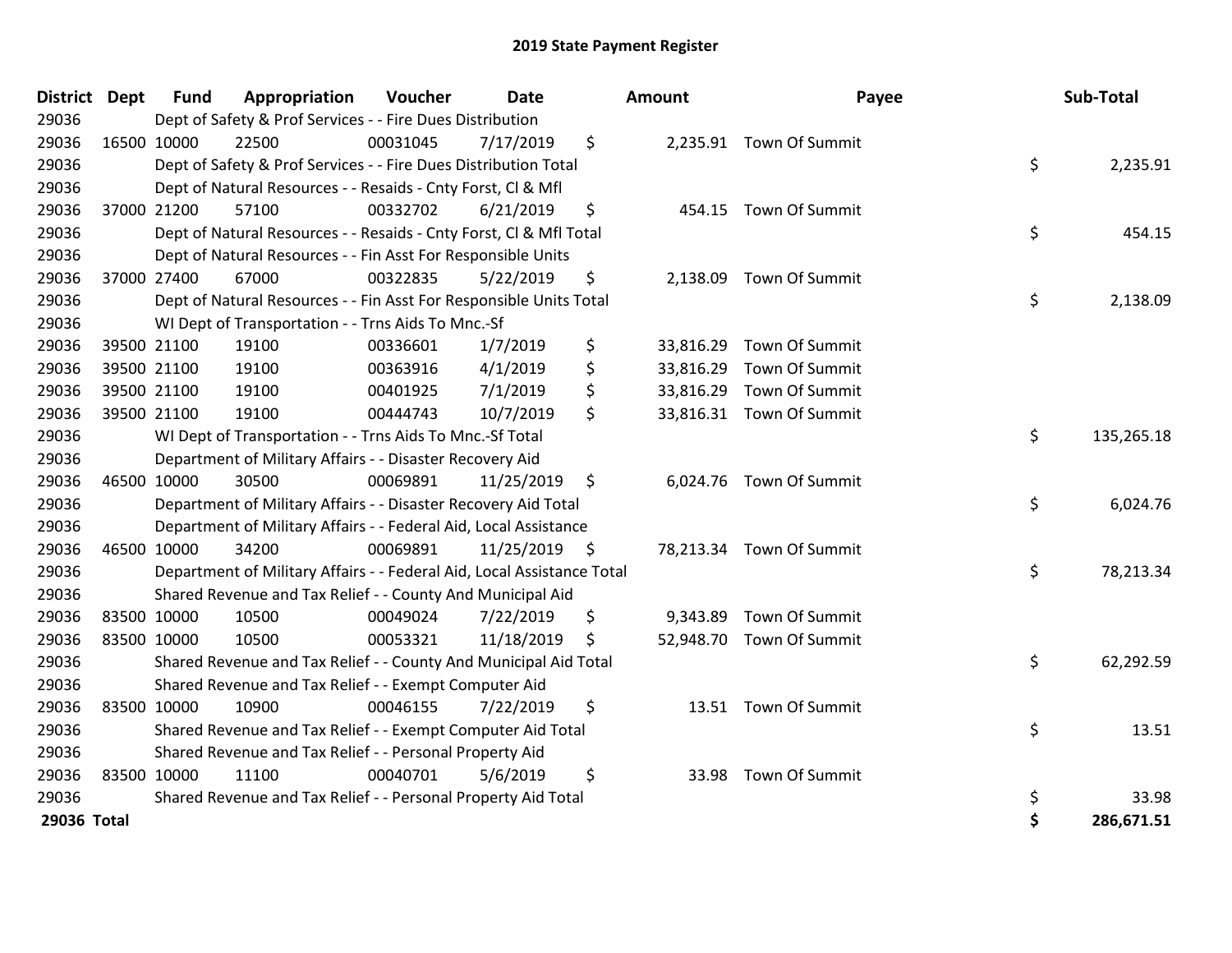# 2019 State Payment Register

| District | Dept | Fund | Appropriation | Voucher | Date | Amount | Payee | Sub-Total |
|---|---|---|---|---|---|---|---|---|
| 29036 | | Dept of Safety & Prof Services - - Fire Dues Distribution | | | | | | |
| 29036 | 16500 | 10000 | 22500 | 00031045 | 7/17/2019 | $ 2,235.91 | Town Of Summit | |
| 29036 | | Dept of Safety & Prof Services - - Fire Dues Distribution Total | | | | | | $ 2,235.91 |
| 29036 | | Dept of Natural Resources - - Resaids - Cnty Forst, Cl & Mfl | | | | | | |
| 29036 | 37000 | 21200 | 57100 | 00332702 | 6/21/2019 | $ 454.15 | Town Of Summit | |
| 29036 | | Dept of Natural Resources - - Resaids - Cnty Forst, Cl & Mfl Total | | | | | | $ 454.15 |
| 29036 | | Dept of Natural Resources - - Fin Asst For Responsible Units | | | | | | |
| 29036 | 37000 | 27400 | 67000 | 00322835 | 5/22/2019 | $ 2,138.09 | Town Of Summit | |
| 29036 | | Dept of Natural Resources - - Fin Asst For Responsible Units Total | | | | | | $ 2,138.09 |
| 29036 | | WI Dept of Transportation - - Trns Aids To Mnc.-Sf | | | | | | |
| 29036 | 39500 | 21100 | 19100 | 00336601 | 1/7/2019 | $ 33,816.29 | Town Of Summit | |
| 29036 | 39500 | 21100 | 19100 | 00363916 | 4/1/2019 | $ 33,816.29 | Town Of Summit | |
| 29036 | 39500 | 21100 | 19100 | 00401925 | 7/1/2019 | $ 33,816.29 | Town Of Summit | |
| 29036 | 39500 | 21100 | 19100 | 00444743 | 10/7/2019 | $ 33,816.31 | Town Of Summit | |
| 29036 | | WI Dept of Transportation - - Trns Aids To Mnc.-Sf Total | | | | | | $ 135,265.18 |
| 29036 | | Department of Military Affairs - - Disaster Recovery Aid | | | | | | |
| 29036 | 46500 | 10000 | 30500 | 00069891 | 11/25/2019 | $ 6,024.76 | Town Of Summit | |
| 29036 | | Department of Military Affairs - - Disaster Recovery Aid Total | | | | | | $ 6,024.76 |
| 29036 | | Department of Military Affairs - - Federal Aid, Local Assistance | | | | | | |
| 29036 | 46500 | 10000 | 34200 | 00069891 | 11/25/2019 | $ 78,213.34 | Town Of Summit | |
| 29036 | | Department of Military Affairs - - Federal Aid, Local Assistance Total | | | | | | $ 78,213.34 |
| 29036 | | Shared Revenue and Tax Relief - - County And Municipal Aid | | | | | | |
| 29036 | 83500 | 10000 | 10500 | 00049024 | 7/22/2019 | $ 9,343.89 | Town Of Summit | |
| 29036 | 83500 | 10000 | 10500 | 00053321 | 11/18/2019 | $ 52,948.70 | Town Of Summit | |
| 29036 | | Shared Revenue and Tax Relief - - County And Municipal Aid Total | | | | | | $ 62,292.59 |
| 29036 | | Shared Revenue and Tax Relief - - Exempt Computer Aid | | | | | | |
| 29036 | 83500 | 10000 | 10900 | 00046155 | 7/22/2019 | $ 13.51 | Town Of Summit | |
| 29036 | | Shared Revenue and Tax Relief - - Exempt Computer Aid Total | | | | | | $ 13.51 |
| 29036 | | Shared Revenue and Tax Relief - - Personal Property Aid | | | | | | |
| 29036 | 83500 | 10000 | 11100 | 00040701 | 5/6/2019 | $ 33.98 | Town Of Summit | |
| 29036 | | Shared Revenue and Tax Relief - - Personal Property Aid Total | | | | | | $ 33.98 |
| **29036 Total** | | | | | | | | **$ 286,671.51** |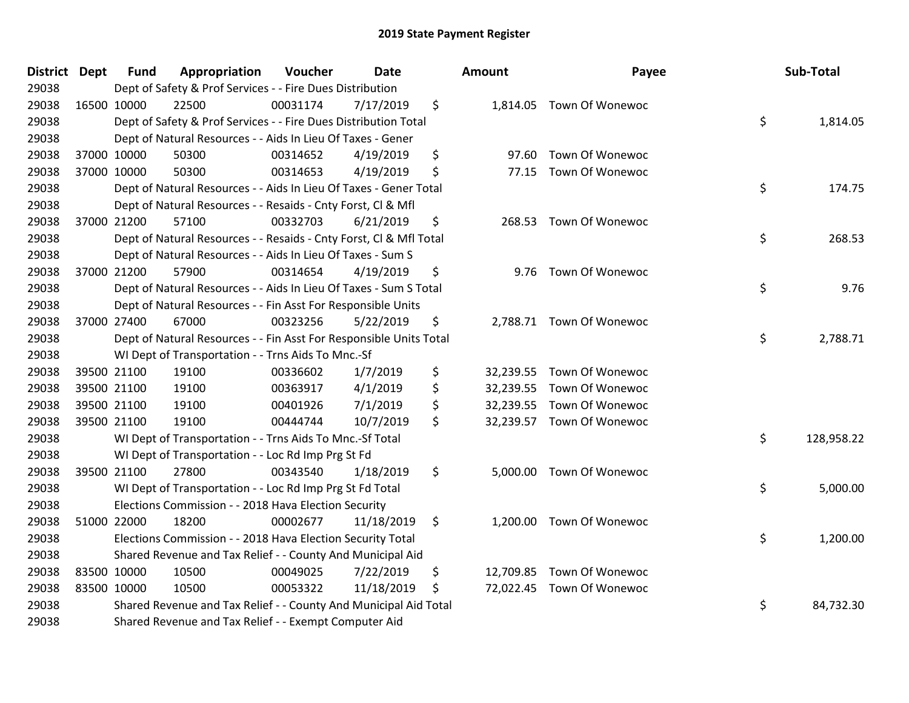## 2019 State Payment Register

| District | Dept | Fund | Appropriation | Voucher | Date | Amount | Payee | Sub-Total |
|---|---|---|---|---|---|---|---|---|
| 29038 | | Dept of Safety & Prof Services - - Fire Dues Distribution | | | | | | |
| 29038 | 16500 | 10000 | 22500 | 00031174 | 7/17/2019 | $ 1,814.05 | Town Of Wonewoc | |
| 29038 | | Dept of Safety & Prof Services - - Fire Dues Distribution Total | | | | | | $ 1,814.05 |
| 29038 | | Dept of Natural Resources - - Aids In Lieu Of Taxes - Gener | | | | | | |
| 29038 | 37000 | 10000 | 50300 | 00314652 | 4/19/2019 | $ 97.60 | Town Of Wonewoc | |
| 29038 | 37000 | 10000 | 50300 | 00314653 | 4/19/2019 | $ 77.15 | Town Of Wonewoc | |
| 29038 | | Dept of Natural Resources - - Aids In Lieu Of Taxes - Gener Total | | | | | | $ 174.75 |
| 29038 | | Dept of Natural Resources - - Resaids - Cnty Forst, Cl & Mfl | | | | | | |
| 29038 | 37000 | 21200 | 57100 | 00332703 | 6/21/2019 | $ 268.53 | Town Of Wonewoc | |
| 29038 | | Dept of Natural Resources - - Resaids - Cnty Forst, Cl & Mfl Total | | | | | | $ 268.53 |
| 29038 | | Dept of Natural Resources - - Aids In Lieu Of Taxes - Sum S | | | | | | |
| 29038 | 37000 | 21200 | 57900 | 00314654 | 4/19/2019 | $ 9.76 | Town Of Wonewoc | |
| 29038 | | Dept of Natural Resources - - Aids In Lieu Of Taxes - Sum S Total | | | | | | $ 9.76 |
| 29038 | | Dept of Natural Resources - - Fin Asst For Responsible Units | | | | | | |
| 29038 | 37000 | 27400 | 67000 | 00323256 | 5/22/2019 | $ 2,788.71 | Town Of Wonewoc | |
| 29038 | | Dept of Natural Resources - - Fin Asst For Responsible Units Total | | | | | | $ 2,788.71 |
| 29038 | | WI Dept of Transportation - - Trns Aids To Mnc.-Sf | | | | | | |
| 29038 | 39500 | 21100 | 19100 | 00336602 | 1/7/2019 | $ 32,239.55 | Town Of Wonewoc | |
| 29038 | 39500 | 21100 | 19100 | 00363917 | 4/1/2019 | $ 32,239.55 | Town Of Wonewoc | |
| 29038 | 39500 | 21100 | 19100 | 00401926 | 7/1/2019 | $ 32,239.55 | Town Of Wonewoc | |
| 29038 | 39500 | 21100 | 19100 | 00444744 | 10/7/2019 | $ 32,239.57 | Town Of Wonewoc | |
| 29038 | | WI Dept of Transportation - - Trns Aids To Mnc.-Sf Total | | | | | | $ 128,958.22 |
| 29038 | | WI Dept of Transportation - - Loc Rd Imp Prg St Fd | | | | | | |
| 29038 | 39500 | 21100 | 27800 | 00343540 | 1/18/2019 | $ 5,000.00 | Town Of Wonewoc | |
| 29038 | | WI Dept of Transportation - - Loc Rd Imp Prg St Fd Total | | | | | | $ 5,000.00 |
| 29038 | | Elections Commission - - 2018 Hava Election Security | | | | | | |
| 29038 | 51000 | 22000 | 18200 | 00002677 | 11/18/2019 | $ 1,200.00 | Town Of Wonewoc | |
| 29038 | | Elections Commission - - 2018 Hava Election Security Total | | | | | | $ 1,200.00 |
| 29038 | | Shared Revenue and Tax Relief - - County And Municipal Aid | | | | | | |
| 29038 | 83500 | 10000 | 10500 | 00049025 | 7/22/2019 | $ 12,709.85 | Town Of Wonewoc | |
| 29038 | 83500 | 10000 | 10500 | 00053322 | 11/18/2019 | $ 72,022.45 | Town Of Wonewoc | |
| 29038 | | Shared Revenue and Tax Relief - - County And Municipal Aid Total | | | | | | $ 84,732.30 |
| 29038 | | Shared Revenue and Tax Relief - - Exempt Computer Aid | | | | | | |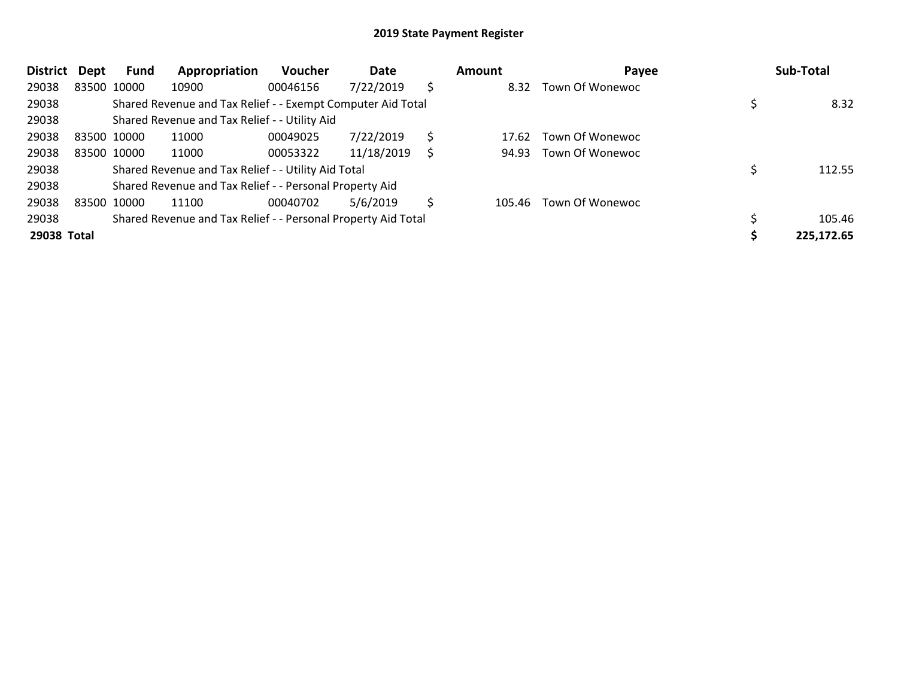## 2019 State Payment Register

| District | Dept | Fund | Appropriation | Voucher | Date | Amount | Payee | Sub-Total |
|---|---|---|---|---|---|---|---|---|
| 29038 | 83500 | 10000 | 10900 | 00046156 | 7/22/2019 | $ 8.32 | Town Of Wonewoc | |
| 29038 | | Shared Revenue and Tax Relief - - Exempt Computer Aid Total | | | | | | $ 8.32 |
| 29038 | | Shared Revenue and Tax Relief - - Utility Aid | | | | | | |
| 29038 | 83500 | 10000 | 11000 | 00049025 | 7/22/2019 | $ 17.62 | Town Of Wonewoc | |
| 29038 | 83500 | 10000 | 11000 | 00053322 | 11/18/2019 | $ 94.93 | Town Of Wonewoc | |
| 29038 | | Shared Revenue and Tax Relief - - Utility Aid Total | | | | | | $ 112.55 |
| 29038 | | Shared Revenue and Tax Relief - - Personal Property Aid | | | | | | |
| 29038 | 83500 | 10000 | 11100 | 00040702 | 5/6/2019 | $ 105.46 | Town Of Wonewoc | |
| 29038 | | Shared Revenue and Tax Relief - - Personal Property Aid Total | | | | | | $ 105.46 |
| **29038 Total** | | | | | | | | **$ 225,172.65** |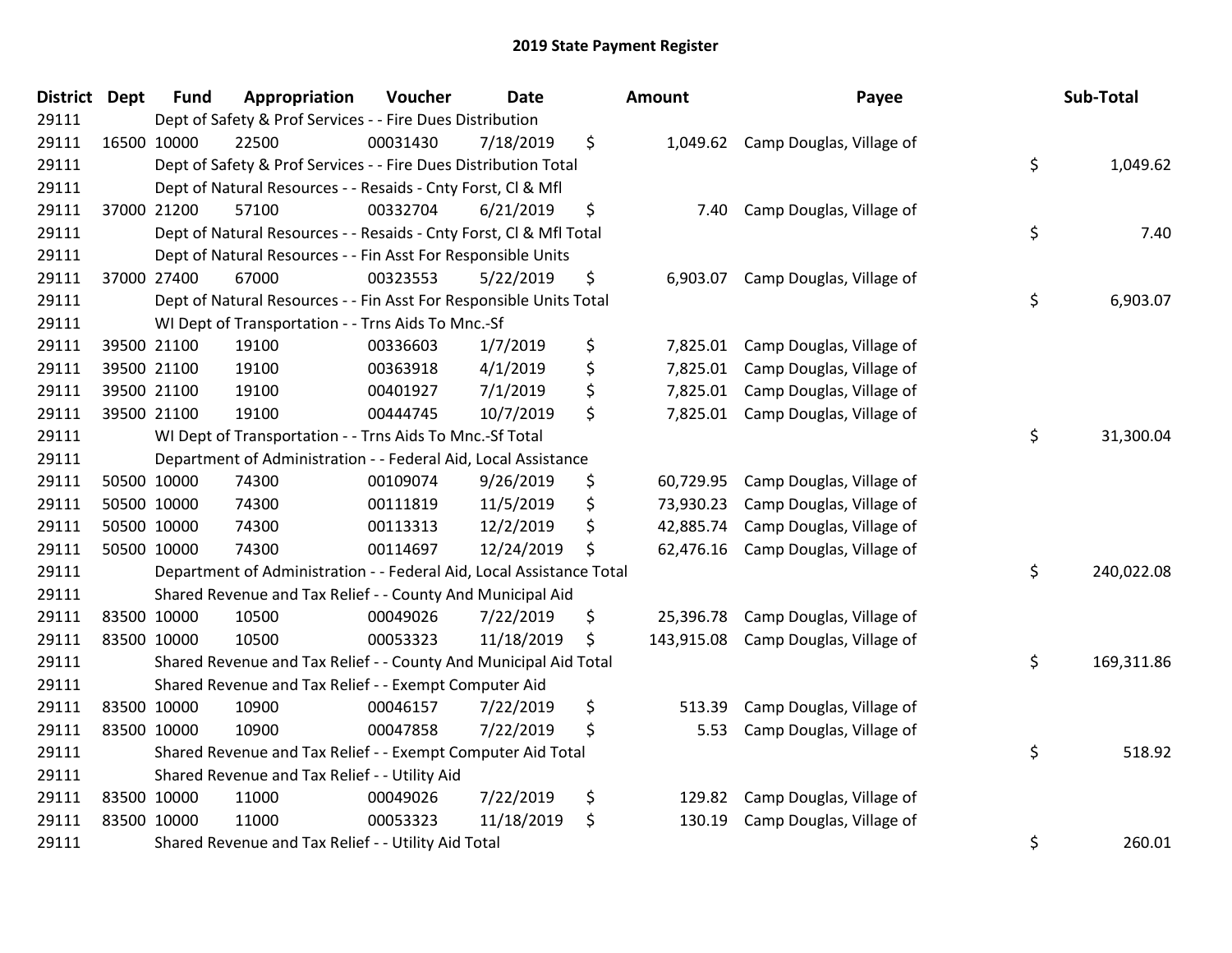# 2019 State Payment Register

| District | Dept | Fund | Appropriation | Voucher | Date | Amount | Payee | Sub-Total |
|---|---|---|---|---|---|---|---|---|
| 29111 | | Dept of Safety & Prof Services - - Fire Dues Distribution | | | | | | |
| 29111 | 16500 | 10000 | 22500 | 00031430 | 7/18/2019 | $ 1,049.62 | Camp Douglas, Village of | |
| 29111 | | Dept of Safety & Prof Services - - Fire Dues Distribution Total | | | | | | $ 1,049.62 |
| 29111 | | Dept of Natural Resources - - Resaids - Cnty Forst, Cl & Mfl | | | | | | |
| 29111 | 37000 | 21200 | 57100 | 00332704 | 6/21/2019 | $ 7.40 | Camp Douglas, Village of | |
| 29111 | | Dept of Natural Resources - - Resaids - Cnty Forst, Cl & Mfl Total | | | | | | $ 7.40 |
| 29111 | | Dept of Natural Resources - - Fin Asst For Responsible Units | | | | | | |
| 29111 | 37000 | 27400 | 67000 | 00323553 | 5/22/2019 | $ 6,903.07 | Camp Douglas, Village of | |
| 29111 | | Dept of Natural Resources - - Fin Asst For Responsible Units Total | | | | | | $ 6,903.07 |
| 29111 | | WI Dept of Transportation - - Trns Aids To Mnc.-Sf | | | | | | |
| 29111 | 39500 | 21100 | 19100 | 00336603 | 1/7/2019 | $ 7,825.01 | Camp Douglas, Village of | |
| 29111 | 39500 | 21100 | 19100 | 00363918 | 4/1/2019 | $ 7,825.01 | Camp Douglas, Village of | |
| 29111 | 39500 | 21100 | 19100 | 00401927 | 7/1/2019 | $ 7,825.01 | Camp Douglas, Village of | |
| 29111 | 39500 | 21100 | 19100 | 00444745 | 10/7/2019 | $ 7,825.01 | Camp Douglas, Village of | |
| 29111 | | WI Dept of Transportation - - Trns Aids To Mnc.-Sf Total | | | | | | $ 31,300.04 |
| 29111 | | Department of Administration - - Federal Aid, Local Assistance | | | | | | |
| 29111 | 50500 | 10000 | 74300 | 00109074 | 9/26/2019 | $ 60,729.95 | Camp Douglas, Village of | |
| 29111 | 50500 | 10000 | 74300 | 00111819 | 11/5/2019 | $ 73,930.23 | Camp Douglas, Village of | |
| 29111 | 50500 | 10000 | 74300 | 00113313 | 12/2/2019 | $ 42,885.74 | Camp Douglas, Village of | |
| 29111 | 50500 | 10000 | 74300 | 00114697 | 12/24/2019 | $ 62,476.16 | Camp Douglas, Village of | |
| 29111 | | Department of Administration - - Federal Aid, Local Assistance Total | | | | | | $ 240,022.08 |
| 29111 | | Shared Revenue and Tax Relief - - County And Municipal Aid | | | | | | |
| 29111 | 83500 | 10000 | 10500 | 00049026 | 7/22/2019 | $ 25,396.78 | Camp Douglas, Village of | |
| 29111 | 83500 | 10000 | 10500 | 00053323 | 11/18/2019 | $ 143,915.08 | Camp Douglas, Village of | |
| 29111 | | Shared Revenue and Tax Relief - - County And Municipal Aid Total | | | | | | $ 169,311.86 |
| 29111 | | Shared Revenue and Tax Relief - - Exempt Computer Aid | | | | | | |
| 29111 | 83500 | 10000 | 10900 | 00046157 | 7/22/2019 | $ 513.39 | Camp Douglas, Village of | |
| 29111 | 83500 | 10000 | 10900 | 00047858 | 7/22/2019 | $ 5.53 | Camp Douglas, Village of | |
| 29111 | | Shared Revenue and Tax Relief - - Exempt Computer Aid Total | | | | | | $ 518.92 |
| 29111 | | Shared Revenue and Tax Relief - - Utility Aid | | | | | | |
| 29111 | 83500 | 10000 | 11000 | 00049026 | 7/22/2019 | $ 129.82 | Camp Douglas, Village of | |
| 29111 | 83500 | 10000 | 11000 | 00053323 | 11/18/2019 | $ 130.19 | Camp Douglas, Village of | |
| 29111 | | Shared Revenue and Tax Relief - - Utility Aid Total | | | | | | $ 260.01 |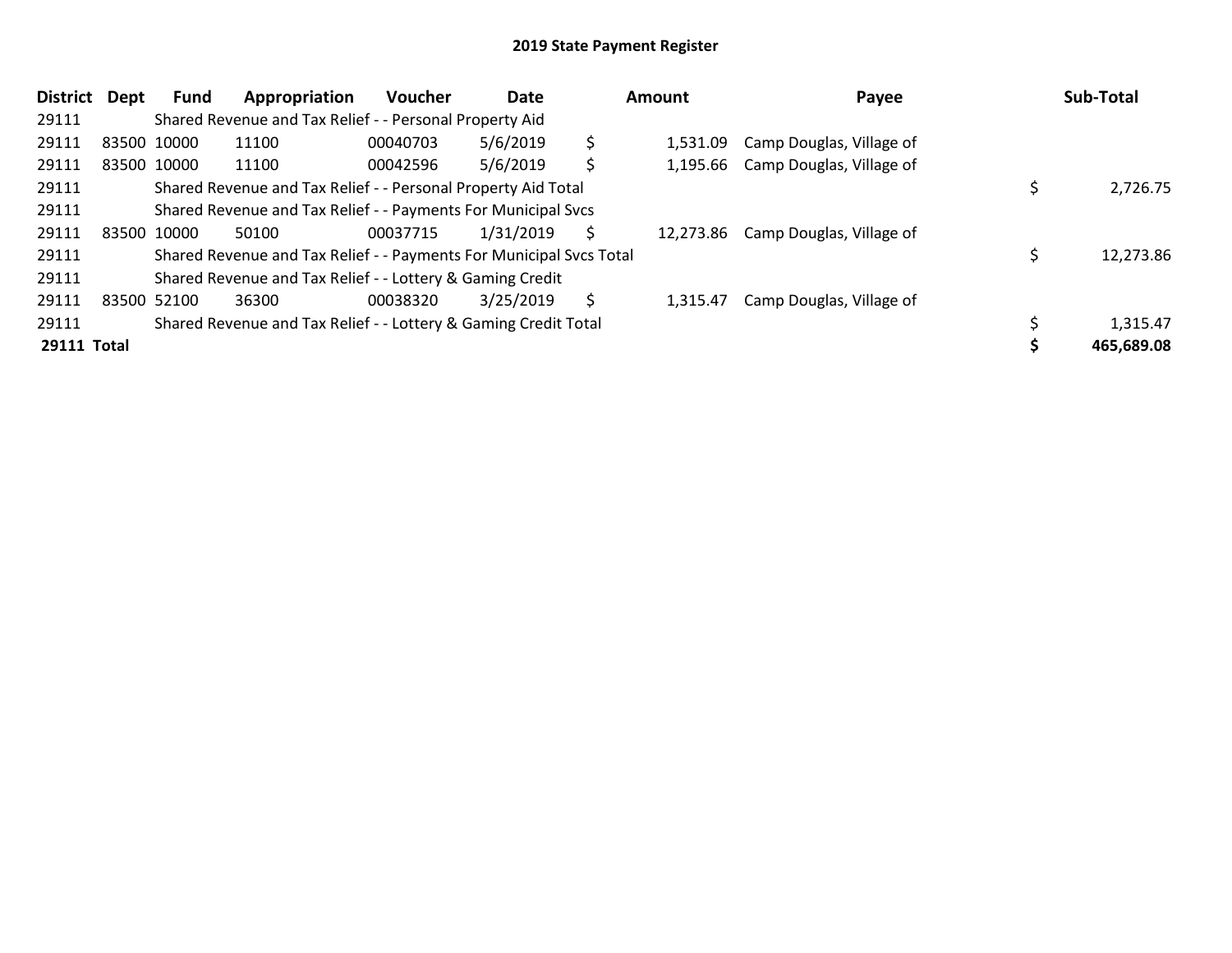# 2019 State Payment Register

| District | Dept | Fund | Appropriation | Voucher | Date | Amount | Payee | Sub-Total |
|---|---|---|---|---|---|---|---|---|
| 29111 | | Shared Revenue and Tax Relief - - Personal Property Aid | | | | | | |
| 29111 | 83500 | 10000 | 11100 | 00040703 | 5/6/2019 | $ 1,531.09 | Camp Douglas, Village of | |
| 29111 | 83500 | 10000 | 11100 | 00042596 | 5/6/2019 | $ 1,195.66 | Camp Douglas, Village of | |
| 29111 | | Shared Revenue and Tax Relief - - Personal Property Aid Total | | | | | | $ 2,726.75 |
| 29111 | | Shared Revenue and Tax Relief - - Payments For Municipal Svcs | | | | | | |
| 29111 | 83500 | 10000 | 50100 | 00037715 | 1/31/2019 | $ 12,273.86 | Camp Douglas, Village of | |
| 29111 | | Shared Revenue and Tax Relief - - Payments For Municipal Svcs Total | | | | | | $ 12,273.86 |
| 29111 | | Shared Revenue and Tax Relief - - Lottery & Gaming Credit | | | | | | |
| 29111 | 83500 | 52100 | 36300 | 00038320 | 3/25/2019 | $ 1,315.47 | Camp Douglas, Village of | |
| 29111 | | Shared Revenue and Tax Relief - - Lottery & Gaming Credit Total | | | | | | $ 1,315.47 |
| **29111 Total** | | | | | | | | **$ 465,689.08** |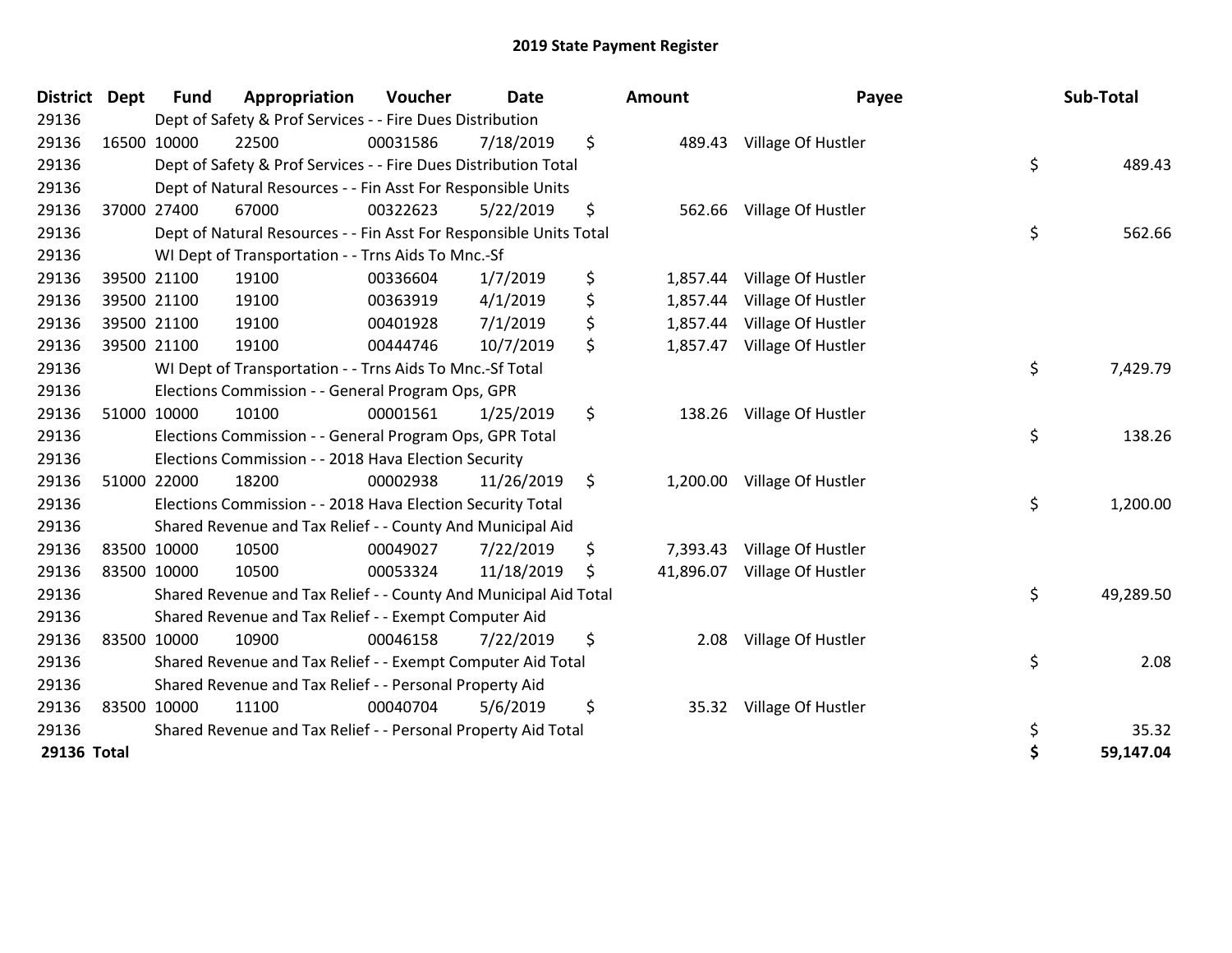# 2019 State Payment Register

| District | Dept | Fund | Appropriation | Voucher | Date | Amount | Payee | Sub-Total |
|---|---|---|---|---|---|---|---|---|
| 29136 | | Dept of Safety & Prof Services - - Fire Dues Distribution | | | | | | |
| 29136 | 16500 | 10000 | 22500 | 00031586 | 7/18/2019 | $ 489.43 | Village Of Hustler | |
| 29136 | | Dept of Safety & Prof Services - - Fire Dues Distribution Total | | | | | | $ 489.43 |
| 29136 | | Dept of Natural Resources - - Fin Asst For Responsible Units | | | | | | |
| 29136 | 37000 | 27400 | 67000 | 00322623 | 5/22/2019 | $ 562.66 | Village Of Hustler | |
| 29136 | | Dept of Natural Resources - - Fin Asst For Responsible Units Total | | | | | | $ 562.66 |
| 29136 | | WI Dept of Transportation - - Trns Aids To Mnc.-Sf | | | | | | |
| 29136 | 39500 | 21100 | 19100 | 00336604 | 1/7/2019 | $ 1,857.44 | Village Of Hustler | |
| 29136 | 39500 | 21100 | 19100 | 00363919 | 4/1/2019 | $ 1,857.44 | Village Of Hustler | |
| 29136 | 39500 | 21100 | 19100 | 00401928 | 7/1/2019 | $ 1,857.44 | Village Of Hustler | |
| 29136 | 39500 | 21100 | 19100 | 00444746 | 10/7/2019 | $ 1,857.47 | Village Of Hustler | |
| 29136 | | WI Dept of Transportation - - Trns Aids To Mnc.-Sf Total | | | | | | $ 7,429.79 |
| 29136 | | Elections Commission - - General Program Ops, GPR | | | | | | |
| 29136 | 51000 | 10000 | 10100 | 00001561 | 1/25/2019 | $ 138.26 | Village Of Hustler | |
| 29136 | | Elections Commission - - General Program Ops, GPR Total | | | | | | $ 138.26 |
| 29136 | | Elections Commission - - 2018 Hava Election Security | | | | | | |
| 29136 | 51000 | 22000 | 18200 | 00002938 | 11/26/2019 | $ 1,200.00 | Village Of Hustler | |
| 29136 | | Elections Commission - - 2018 Hava Election Security Total | | | | | | $ 1,200.00 |
| 29136 | | Shared Revenue and Tax Relief - - County And Municipal Aid | | | | | | |
| 29136 | 83500 | 10000 | 10500 | 00049027 | 7/22/2019 | $ 7,393.43 | Village Of Hustler | |
| 29136 | 83500 | 10000 | 10500 | 00053324 | 11/18/2019 | $ 41,896.07 | Village Of Hustler | |
| 29136 | | Shared Revenue and Tax Relief - - County And Municipal Aid Total | | | | | | $ 49,289.50 |
| 29136 | | Shared Revenue and Tax Relief - - Exempt Computer Aid | | | | | | |
| 29136 | 83500 | 10000 | 10900 | 00046158 | 7/22/2019 | $ 2.08 | Village Of Hustler | |
| 29136 | | Shared Revenue and Tax Relief - - Exempt Computer Aid Total | | | | | | $ 2.08 |
| 29136 | | Shared Revenue and Tax Relief - - Personal Property Aid | | | | | | |
| 29136 | 83500 | 10000 | 11100 | 00040704 | 5/6/2019 | $ 35.32 | Village Of Hustler | |
| 29136 | | Shared Revenue and Tax Relief - - Personal Property Aid Total | | | | | | $ 35.32 |
| **29136 Total** | | | | | | | | **$ 59,147.04** |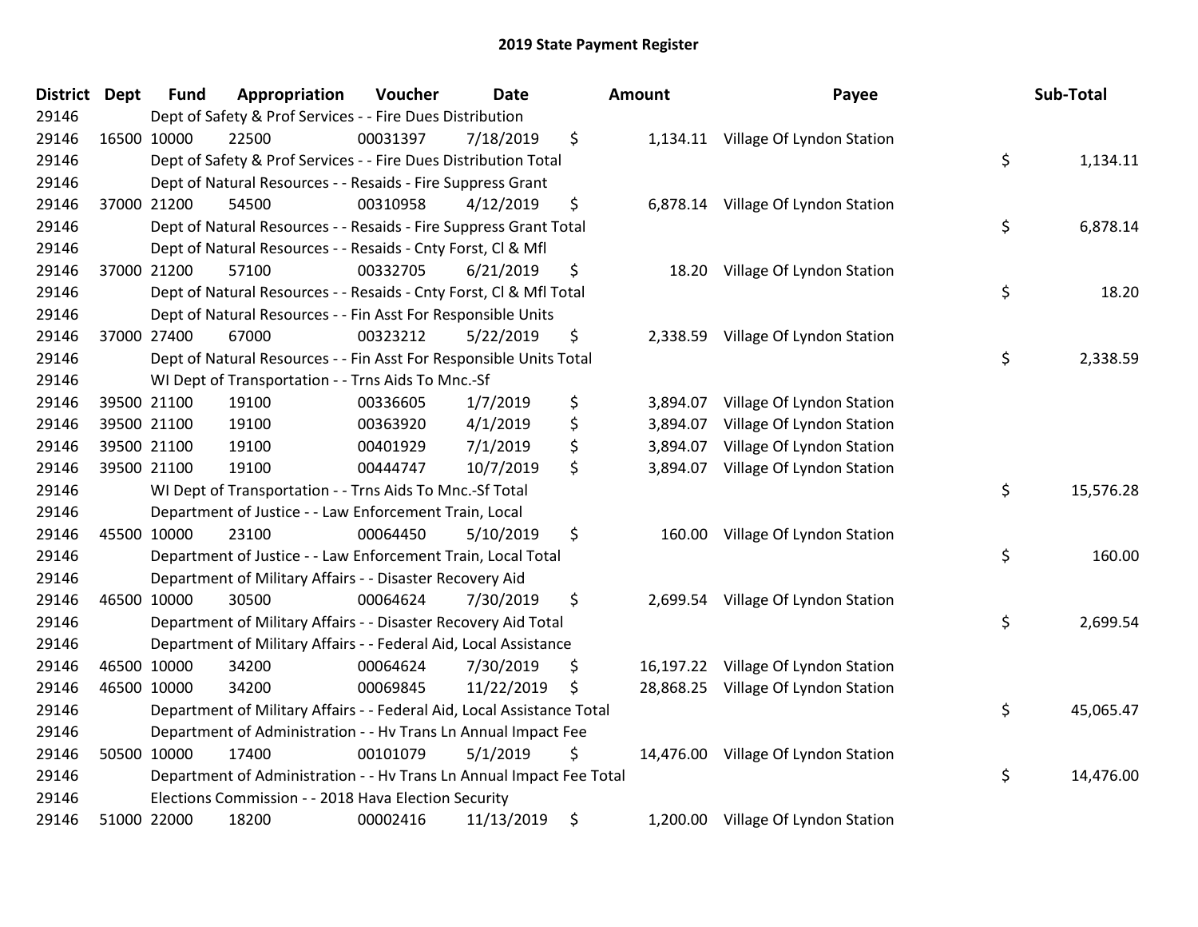# 2019 State Payment Register

| District | Dept | Fund | Appropriation | Voucher | Date | Amount | Payee | Sub-Total |
|---|---|---|---|---|---|---|---|---|
| 29146 | | Dept of Safety & Prof Services - - Fire Dues Distribution | | | | | | |
| 29146 | 16500 | 10000 | 22500 | 00031397 | 7/18/2019 | $ 1,134.11 | Village Of Lyndon Station | |
| 29146 | | Dept of Safety & Prof Services - - Fire Dues Distribution Total | | | | | | $ 1,134.11 |
| 29146 | | Dept of Natural Resources - - Resaids - Fire Suppress Grant | | | | | | |
| 29146 | 37000 | 21200 | 54500 | 00310958 | 4/12/2019 | $ 6,878.14 | Village Of Lyndon Station | |
| 29146 | | Dept of Natural Resources - - Resaids - Fire Suppress Grant Total | | | | | | $ 6,878.14 |
| 29146 | | Dept of Natural Resources - - Resaids - Cnty Forst, Cl & Mfl | | | | | | |
| 29146 | 37000 | 21200 | 57100 | 00332705 | 6/21/2019 | $ 18.20 | Village Of Lyndon Station | |
| 29146 | | Dept of Natural Resources - - Resaids - Cnty Forst, Cl & Mfl Total | | | | | | $ 18.20 |
| 29146 | | Dept of Natural Resources - - Fin Asst For Responsible Units | | | | | | |
| 29146 | 37000 | 27400 | 67000 | 00323212 | 5/22/2019 | $ 2,338.59 | Village Of Lyndon Station | |
| 29146 | | Dept of Natural Resources - - Fin Asst For Responsible Units Total | | | | | | $ 2,338.59 |
| 29146 | | WI Dept of Transportation - - Trns Aids To Mnc.-Sf | | | | | | |
| 29146 | 39500 | 21100 | 19100 | 00336605 | 1/7/2019 | $ 3,894.07 | Village Of Lyndon Station | |
| 29146 | 39500 | 21100 | 19100 | 00363920 | 4/1/2019 | $ 3,894.07 | Village Of Lyndon Station | |
| 29146 | 39500 | 21100 | 19100 | 00401929 | 7/1/2019 | $ 3,894.07 | Village Of Lyndon Station | |
| 29146 | 39500 | 21100 | 19100 | 00444747 | 10/7/2019 | $ 3,894.07 | Village Of Lyndon Station | |
| 29146 | | WI Dept of Transportation - - Trns Aids To Mnc.-Sf Total | | | | | | $ 15,576.28 |
| 29146 | | Department of Justice - - Law Enforcement Train, Local | | | | | | |
| 29146 | 45500 | 10000 | 23100 | 00064450 | 5/10/2019 | $ 160.00 | Village Of Lyndon Station | |
| 29146 | | Department of Justice - - Law Enforcement Train, Local Total | | | | | | $ 160.00 |
| 29146 | | Department of Military Affairs - - Disaster Recovery Aid | | | | | | |
| 29146 | 46500 | 10000 | 30500 | 00064624 | 7/30/2019 | $ 2,699.54 | Village Of Lyndon Station | |
| 29146 | | Department of Military Affairs - - Disaster Recovery Aid Total | | | | | | $ 2,699.54 |
| 29146 | | Department of Military Affairs - - Federal Aid, Local Assistance | | | | | | |
| 29146 | 46500 | 10000 | 34200 | 00064624 | 7/30/2019 | $ 16,197.22 | Village Of Lyndon Station | |
| 29146 | 46500 | 10000 | 34200 | 00069845 | 11/22/2019 | $ 28,868.25 | Village Of Lyndon Station | |
| 29146 | | Department of Military Affairs - - Federal Aid, Local Assistance Total | | | | | | $ 45,065.47 |
| 29146 | | Department of Administration - - Hv Trans Ln Annual Impact Fee | | | | | | |
| 29146 | 50500 | 10000 | 17400 | 00101079 | 5/1/2019 | $ 14,476.00 | Village Of Lyndon Station | |
| 29146 | | Department of Administration - - Hv Trans Ln Annual Impact Fee Total | | | | | | $ 14,476.00 |
| 29146 | | Elections Commission - - 2018 Hava Election Security | | | | | | |
| 29146 | 51000 | 22000 | 18200 | 00002416 | 11/13/2019 | $ 1,200.00 | Village Of Lyndon Station | |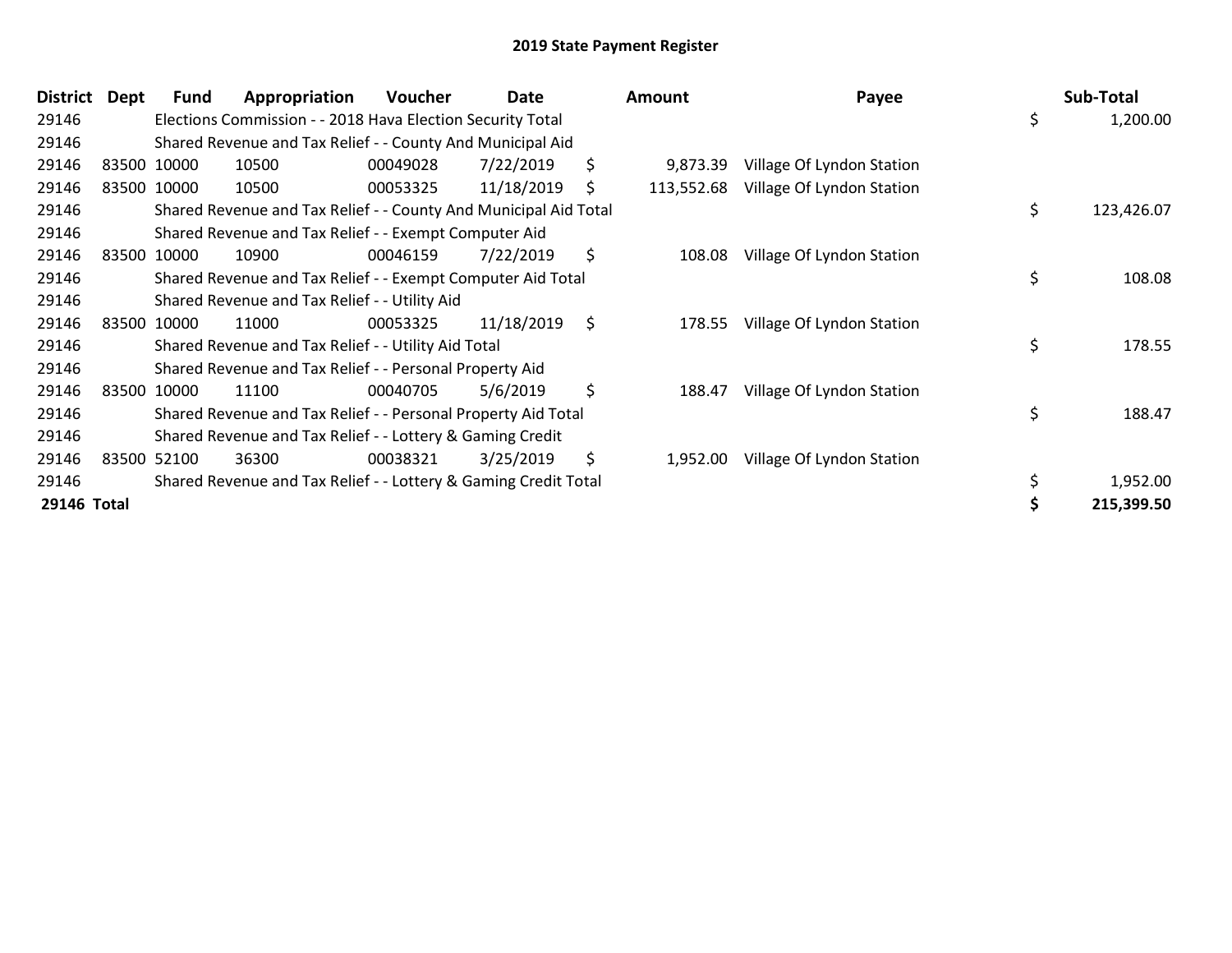## 2019 State Payment Register

| District | Dept | Fund | Appropriation | Voucher | Date | Amount | Payee | Sub-Total |
|---|---|---|---|---|---|---|---|---|
| 29146 | | Elections Commission - - 2018 Hava Election Security Total | | | | | | $ 1,200.00 |
| 29146 | | Shared Revenue and Tax Relief - - County And Municipal Aid | | | | | | |
| 29146 | 83500 | 10000 | 10500 | 00049028 | 7/22/2019 | $ 9,873.39 | Village Of Lyndon Station | |
| 29146 | 83500 | 10000 | 10500 | 00053325 | 11/18/2019 | $ 113,552.68 | Village Of Lyndon Station | |
| 29146 | | Shared Revenue and Tax Relief - - County And Municipal Aid Total | | | | | | $ 123,426.07 |
| 29146 | | Shared Revenue and Tax Relief - - Exempt Computer Aid | | | | | | |
| 29146 | 83500 | 10000 | 10900 | 00046159 | 7/22/2019 | $ 108.08 | Village Of Lyndon Station | |
| 29146 | | Shared Revenue and Tax Relief - - Exempt Computer Aid Total | | | | | | $ 108.08 |
| 29146 | | Shared Revenue and Tax Relief - - Utility Aid | | | | | | |
| 29146 | 83500 | 10000 | 11000 | 00053325 | 11/18/2019 | $ 178.55 | Village Of Lyndon Station | |
| 29146 | | Shared Revenue and Tax Relief - - Utility Aid Total | | | | | | $ 178.55 |
| 29146 | | Shared Revenue and Tax Relief - - Personal Property Aid | | | | | | |
| 29146 | 83500 | 10000 | 11100 | 00040705 | 5/6/2019 | $ 188.47 | Village Of Lyndon Station | |
| 29146 | | Shared Revenue and Tax Relief - - Personal Property Aid Total | | | | | | $ 188.47 |
| 29146 | | Shared Revenue and Tax Relief - - Lottery & Gaming Credit | | | | | | |
| 29146 | 83500 | 52100 | 36300 | 00038321 | 3/25/2019 | $ 1,952.00 | Village Of Lyndon Station | |
| 29146 | | Shared Revenue and Tax Relief - - Lottery & Gaming Credit Total | | | | | | $ 1,952.00 |
| **29146 Total** | | | | | | | | **$ 215,399.50** |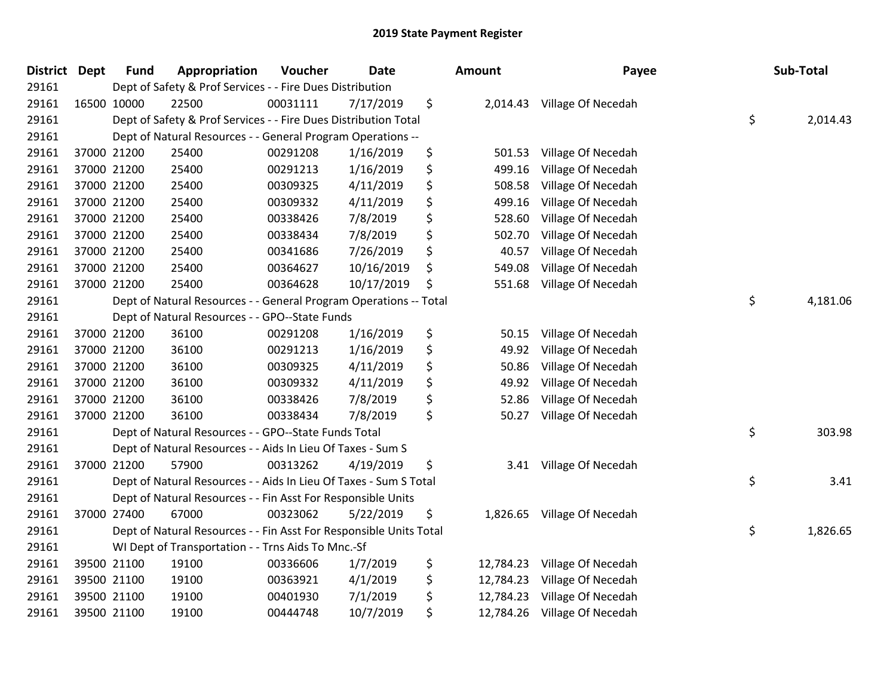# 2019 State Payment Register

| District | Dept | Fund | Appropriation | Voucher | Date | Amount | Payee | Sub-Total |
|---|---|---|---|---|---|---|---|---|
| 29161 | | Dept of Safety & Prof Services - - Fire Dues Distribution | | | | | | |
| 29161 | 16500 | 10000 | 22500 | 00031111 | 7/17/2019 | $ 2,014.43 | Village Of Necedah | |
| 29161 | | Dept of Safety & Prof Services - - Fire Dues Distribution Total | | | | | | $ 2,014.43 |
| 29161 | | Dept of Natural Resources - - General Program Operations -- | | | | | | |
| 29161 | 37000 | 21200 | 25400 | 00291208 | 1/16/2019 | $ 501.53 | Village Of Necedah | |
| 29161 | 37000 | 21200 | 25400 | 00291213 | 1/16/2019 | $ 499.16 | Village Of Necedah | |
| 29161 | 37000 | 21200 | 25400 | 00309325 | 4/11/2019 | $ 508.58 | Village Of Necedah | |
| 29161 | 37000 | 21200 | 25400 | 00309332 | 4/11/2019 | $ 499.16 | Village Of Necedah | |
| 29161 | 37000 | 21200 | 25400 | 00338426 | 7/8/2019 | $ 528.60 | Village Of Necedah | |
| 29161 | 37000 | 21200 | 25400 | 00338434 | 7/8/2019 | $ 502.70 | Village Of Necedah | |
| 29161 | 37000 | 21200 | 25400 | 00341686 | 7/26/2019 | $ 40.57 | Village Of Necedah | |
| 29161 | 37000 | 21200 | 25400 | 00364627 | 10/16/2019 | $ 549.08 | Village Of Necedah | |
| 29161 | 37000 | 21200 | 25400 | 00364628 | 10/17/2019 | $ 551.68 | Village Of Necedah | |
| 29161 | | Dept of Natural Resources - - General Program Operations -- Total | | | | | | $ 4,181.06 |
| 29161 | | Dept of Natural Resources - - GPO--State Funds | | | | | | |
| 29161 | 37000 | 21200 | 36100 | 00291208 | 1/16/2019 | $ 50.15 | Village Of Necedah | |
| 29161 | 37000 | 21200 | 36100 | 00291213 | 1/16/2019 | $ 49.92 | Village Of Necedah | |
| 29161 | 37000 | 21200 | 36100 | 00309325 | 4/11/2019 | $ 50.86 | Village Of Necedah | |
| 29161 | 37000 | 21200 | 36100 | 00309332 | 4/11/2019 | $ 49.92 | Village Of Necedah | |
| 29161 | 37000 | 21200 | 36100 | 00338426 | 7/8/2019 | $ 52.86 | Village Of Necedah | |
| 29161 | 37000 | 21200 | 36100 | 00338434 | 7/8/2019 | $ 50.27 | Village Of Necedah | |
| 29161 | | Dept of Natural Resources - - GPO--State Funds Total | | | | | | $ 303.98 |
| 29161 | | Dept of Natural Resources - - Aids In Lieu Of Taxes - Sum S | | | | | | |
| 29161 | 37000 | 21200 | 57900 | 00313262 | 4/19/2019 | $ 3.41 | Village Of Necedah | |
| 29161 | | Dept of Natural Resources - - Aids In Lieu Of Taxes - Sum S Total | | | | | | $ 3.41 |
| 29161 | | Dept of Natural Resources - - Fin Asst For Responsible Units | | | | | | |
| 29161 | 37000 | 27400 | 67000 | 00323062 | 5/22/2019 | $ 1,826.65 | Village Of Necedah | |
| 29161 | | Dept of Natural Resources - - Fin Asst For Responsible Units Total | | | | | | $ 1,826.65 |
| 29161 | | WI Dept of Transportation - - Trns Aids To Mnc.-Sf | | | | | | |
| 29161 | 39500 | 21100 | 19100 | 00336606 | 1/7/2019 | $ 12,784.23 | Village Of Necedah | |
| 29161 | 39500 | 21100 | 19100 | 00363921 | 4/1/2019 | $ 12,784.23 | Village Of Necedah | |
| 29161 | 39500 | 21100 | 19100 | 00401930 | 7/1/2019 | $ 12,784.23 | Village Of Necedah | |
| 29161 | 39500 | 21100 | 19100 | 00444748 | 10/7/2019 | $ 12,784.26 | Village Of Necedah | |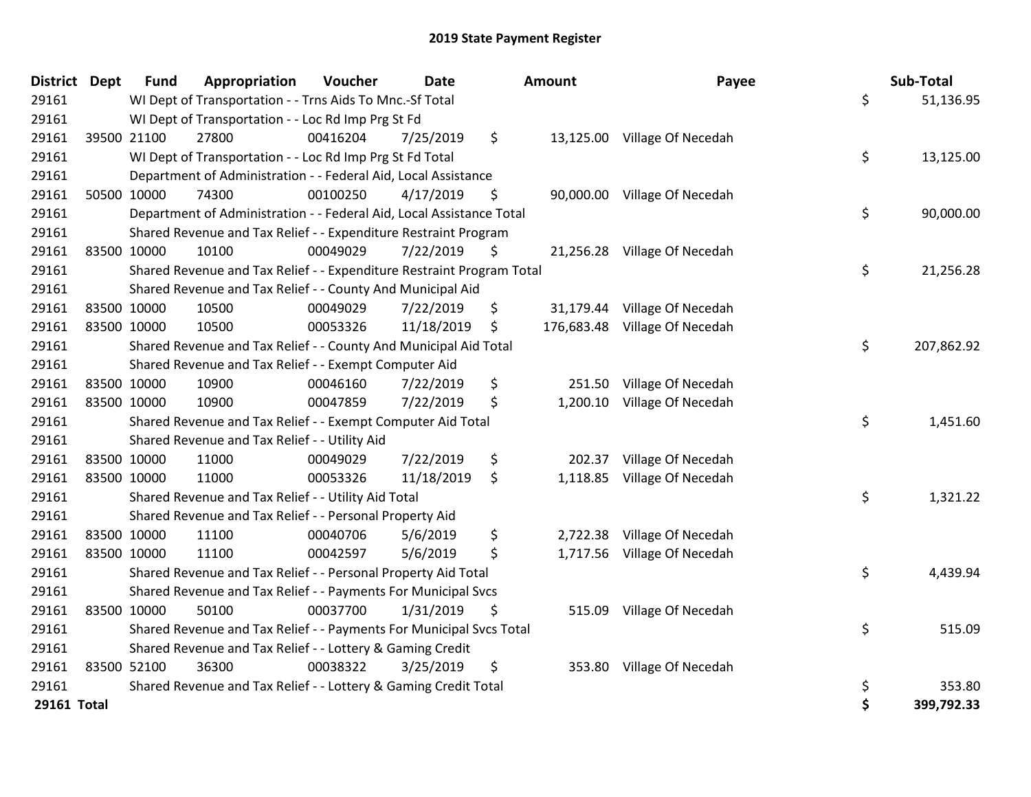# 2019 State Payment Register

| District | Dept | Fund | Appropriation | Voucher | Date | Amount | Payee | Sub-Total |
|---|---|---|---|---|---|---|---|---|
| 29161 | | WI Dept of Transportation - - Trns Aids To Mnc.-Sf Total | | | | | | $ 51,136.95 |
| 29161 | | WI Dept of Transportation - - Loc Rd Imp Prg St Fd | | | | | | |
| 29161 | 39500 | 21100 | 27800 | 00416204 | 7/25/2019 | $ 13,125.00 | Village Of Necedah | |
| 29161 | | WI Dept of Transportation - - Loc Rd Imp Prg St Fd Total | | | | | | $ 13,125.00 |
| 29161 | | Department of Administration - - Federal Aid, Local Assistance | | | | | | |
| 29161 | 50500 | 10000 | 74300 | 00100250 | 4/17/2019 | $ 90,000.00 | Village Of Necedah | |
| 29161 | | Department of Administration - - Federal Aid, Local Assistance Total | | | | | | $ 90,000.00 |
| 29161 | | Shared Revenue and Tax Relief - - Expenditure Restraint Program | | | | | | |
| 29161 | 83500 | 10000 | 10100 | 00049029 | 7/22/2019 | $ 21,256.28 | Village Of Necedah | |
| 29161 | | Shared Revenue and Tax Relief - - Expenditure Restraint Program Total | | | | | | $ 21,256.28 |
| 29161 | | Shared Revenue and Tax Relief - - County And Municipal Aid | | | | | | |
| 29161 | 83500 | 10000 | 10500 | 00049029 | 7/22/2019 | $ 31,179.44 | Village Of Necedah | |
| 29161 | 83500 | 10000 | 10500 | 00053326 | 11/18/2019 | $ 176,683.48 | Village Of Necedah | |
| 29161 | | Shared Revenue and Tax Relief - - County And Municipal Aid Total | | | | | | $ 207,862.92 |
| 29161 | | Shared Revenue and Tax Relief - - Exempt Computer Aid | | | | | | |
| 29161 | 83500 | 10000 | 10900 | 00046160 | 7/22/2019 | $ 251.50 | Village Of Necedah | |
| 29161 | 83500 | 10000 | 10900 | 00047859 | 7/22/2019 | $ 1,200.10 | Village Of Necedah | |
| 29161 | | Shared Revenue and Tax Relief - - Exempt Computer Aid Total | | | | | | $ 1,451.60 |
| 29161 | | Shared Revenue and Tax Relief - - Utility Aid | | | | | | |
| 29161 | 83500 | 10000 | 11000 | 00049029 | 7/22/2019 | $ 202.37 | Village Of Necedah | |
| 29161 | 83500 | 10000 | 11000 | 00053326 | 11/18/2019 | $ 1,118.85 | Village Of Necedah | |
| 29161 | | Shared Revenue and Tax Relief - - Utility Aid Total | | | | | | $ 1,321.22 |
| 29161 | | Shared Revenue and Tax Relief - - Personal Property Aid | | | | | | |
| 29161 | 83500 | 10000 | 11100 | 00040706 | 5/6/2019 | $ 2,722.38 | Village Of Necedah | |
| 29161 | 83500 | 10000 | 11100 | 00042597 | 5/6/2019 | $ 1,717.56 | Village Of Necedah | |
| 29161 | | Shared Revenue and Tax Relief - - Personal Property Aid Total | | | | | | $ 4,439.94 |
| 29161 | | Shared Revenue and Tax Relief - - Payments For Municipal Svcs | | | | | | |
| 29161 | 83500 | 10000 | 50100 | 00037700 | 1/31/2019 | $ 515.09 | Village Of Necedah | |
| 29161 | | Shared Revenue and Tax Relief - - Payments For Municipal Svcs Total | | | | | | $ 515.09 |
| 29161 | | Shared Revenue and Tax Relief - - Lottery & Gaming Credit | | | | | | |
| 29161 | 83500 | 52100 | 36300 | 00038322 | 3/25/2019 | $ 353.80 | Village Of Necedah | |
| 29161 | | Shared Revenue and Tax Relief - - Lottery & Gaming Credit Total | | | | | | $ 353.80 |
| **29161 Total** | | | | | | | | **$ 399,792.33** |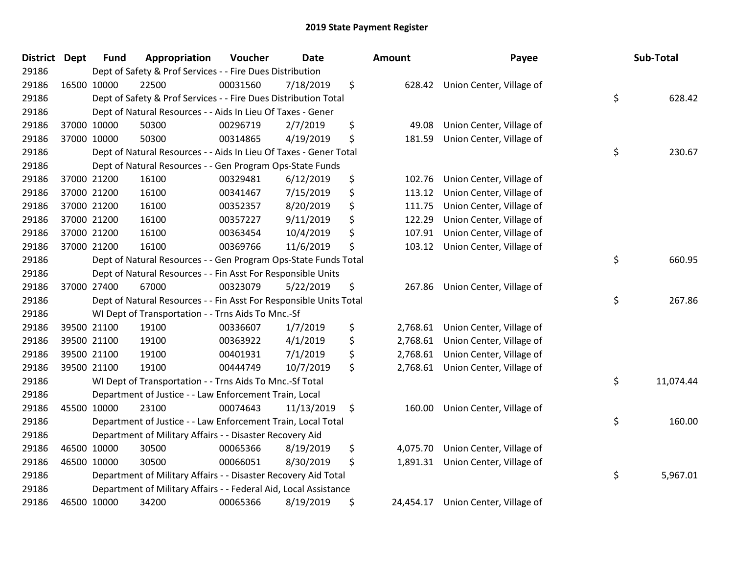# 2019 State Payment Register

| District | Dept | Fund | Appropriation | Voucher | Date | Amount | Payee | Sub-Total |
|---|---|---|---|---|---|---|---|---|
| 29186 | | Dept of Safety & Prof Services - - Fire Dues Distribution | | | | | | |
| 29186 | 16500 | 10000 | 22500 | 00031560 | 7/18/2019 | $ 628.42 | Union Center, Village of | |
| 29186 | | Dept of Safety & Prof Services - - Fire Dues Distribution Total | | | | | | $ 628.42 |
| 29186 | | Dept of Natural Resources - - Aids In Lieu Of Taxes - Gener | | | | | | |
| 29186 | 37000 | 10000 | 50300 | 00296719 | 2/7/2019 | $ 49.08 | Union Center, Village of | |
| 29186 | 37000 | 10000 | 50300 | 00314865 | 4/19/2019 | $ 181.59 | Union Center, Village of | |
| 29186 | | Dept of Natural Resources - - Aids In Lieu Of Taxes - Gener Total | | | | | | $ 230.67 |
| 29186 | | Dept of Natural Resources - - Gen Program Ops-State Funds | | | | | | |
| 29186 | 37000 | 21200 | 16100 | 00329481 | 6/12/2019 | $ 102.76 | Union Center, Village of | |
| 29186 | 37000 | 21200 | 16100 | 00341467 | 7/15/2019 | $ 113.12 | Union Center, Village of | |
| 29186 | 37000 | 21200 | 16100 | 00352357 | 8/20/2019 | $ 111.75 | Union Center, Village of | |
| 29186 | 37000 | 21200 | 16100 | 00357227 | 9/11/2019 | $ 122.29 | Union Center, Village of | |
| 29186 | 37000 | 21200 | 16100 | 00363454 | 10/4/2019 | $ 107.91 | Union Center, Village of | |
| 29186 | 37000 | 21200 | 16100 | 00369766 | 11/6/2019 | $ 103.12 | Union Center, Village of | |
| 29186 | | Dept of Natural Resources - - Gen Program Ops-State Funds Total | | | | | | $ 660.95 |
| 29186 | | Dept of Natural Resources - - Fin Asst For Responsible Units | | | | | | |
| 29186 | 37000 | 27400 | 67000 | 00323079 | 5/22/2019 | $ 267.86 | Union Center, Village of | |
| 29186 | | Dept of Natural Resources - - Fin Asst For Responsible Units Total | | | | | | $ 267.86 |
| 29186 | | WI Dept of Transportation - - Trns Aids To Mnc.-Sf | | | | | | |
| 29186 | 39500 | 21100 | 19100 | 00336607 | 1/7/2019 | $ 2,768.61 | Union Center, Village of | |
| 29186 | 39500 | 21100 | 19100 | 00363922 | 4/1/2019 | $ 2,768.61 | Union Center, Village of | |
| 29186 | 39500 | 21100 | 19100 | 00401931 | 7/1/2019 | $ 2,768.61 | Union Center, Village of | |
| 29186 | 39500 | 21100 | 19100 | 00444749 | 10/7/2019 | $ 2,768.61 | Union Center, Village of | |
| 29186 | | WI Dept of Transportation - - Trns Aids To Mnc.-Sf Total | | | | | | $ 11,074.44 |
| 29186 | | Department of Justice - - Law Enforcement Train, Local | | | | | | |
| 29186 | 45500 | 10000 | 23100 | 00074643 | 11/13/2019 | $ 160.00 | Union Center, Village of | |
| 29186 | | Department of Justice - - Law Enforcement Train, Local Total | | | | | | $ 160.00 |
| 29186 | | Department of Military Affairs - - Disaster Recovery Aid | | | | | | |
| 29186 | 46500 | 10000 | 30500 | 00065366 | 8/19/2019 | $ 4,075.70 | Union Center, Village of | |
| 29186 | 46500 | 10000 | 30500 | 00066051 | 8/30/2019 | $ 1,891.31 | Union Center, Village of | |
| 29186 | | Department of Military Affairs - - Disaster Recovery Aid Total | | | | | | $ 5,967.01 |
| 29186 | | Department of Military Affairs - - Federal Aid, Local Assistance | | | | | | |
| 29186 | 46500 | 10000 | 34200 | 00065366 | 8/19/2019 | $ 24,454.17 | Union Center, Village of | |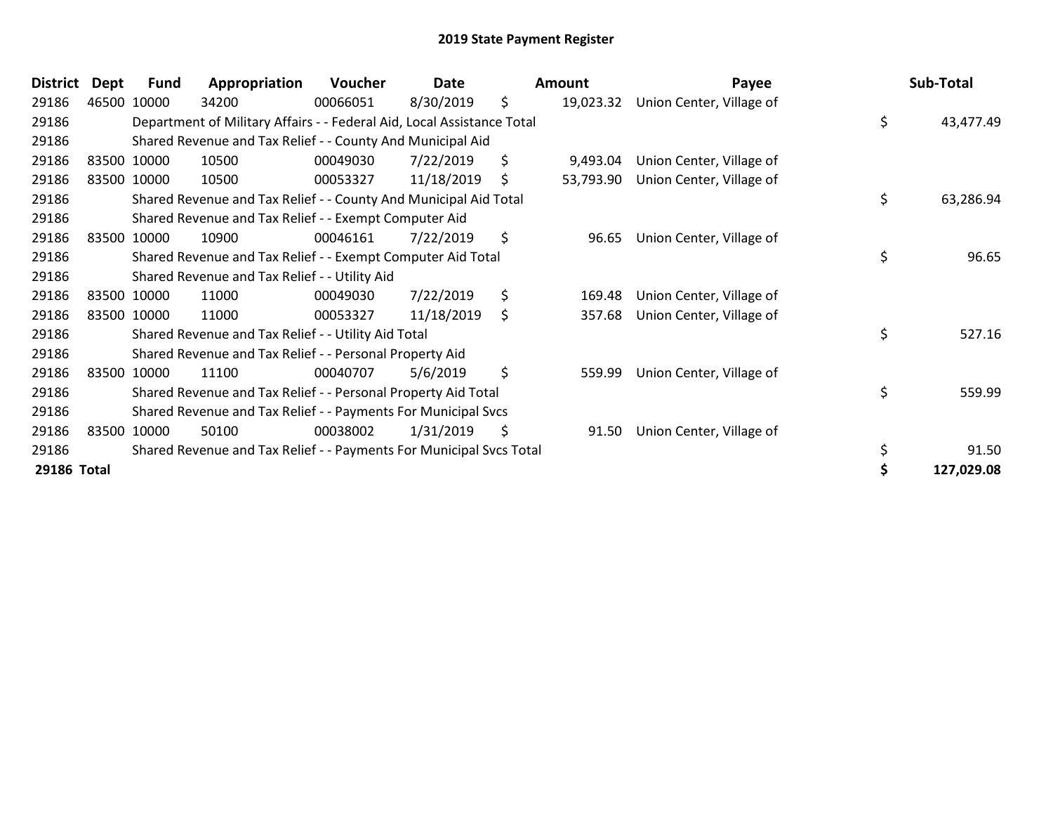# 2019 State Payment Register

| District | Dept | Fund | Appropriation | Voucher | Date | Amount | Payee | Sub-Total |
|---|---|---|---|---|---|---|---|---|
| 29186 | 46500 | 10000 | 34200 | 00066051 | 8/30/2019 | $ 19,023.32 | Union Center, Village of | |
| 29186 | | Department of Military Affairs - - Federal Aid, Local Assistance Total | | | | | | $ 43,477.49 |
| 29186 | | Shared Revenue and Tax Relief - - County And Municipal Aid | | | | | | |
| 29186 | 83500 | 10000 | 10500 | 00049030 | 7/22/2019 | $ 9,493.04 | Union Center, Village of | |
| 29186 | 83500 | 10000 | 10500 | 00053327 | 11/18/2019 | $ 53,793.90 | Union Center, Village of | |
| 29186 | | Shared Revenue and Tax Relief - - County And Municipal Aid Total | | | | | | $ 63,286.94 |
| 29186 | | Shared Revenue and Tax Relief - - Exempt Computer Aid | | | | | | |
| 29186 | 83500 | 10000 | 10900 | 00046161 | 7/22/2019 | $ 96.65 | Union Center, Village of | |
| 29186 | | Shared Revenue and Tax Relief - - Exempt Computer Aid Total | | | | | | $ 96.65 |
| 29186 | | Shared Revenue and Tax Relief - - Utility Aid | | | | | | |
| 29186 | 83500 | 10000 | 11000 | 00049030 | 7/22/2019 | $ 169.48 | Union Center, Village of | |
| 29186 | 83500 | 10000 | 11000 | 00053327 | 11/18/2019 | $ 357.68 | Union Center, Village of | |
| 29186 | | Shared Revenue and Tax Relief - - Utility Aid Total | | | | | | $ 527.16 |
| 29186 | | Shared Revenue and Tax Relief - - Personal Property Aid | | | | | | |
| 29186 | 83500 | 10000 | 11100 | 00040707 | 5/6/2019 | $ 559.99 | Union Center, Village of | |
| 29186 | | Shared Revenue and Tax Relief - - Personal Property Aid Total | | | | | | $ 559.99 |
| 29186 | | Shared Revenue and Tax Relief - - Payments For Municipal Svcs | | | | | | |
| 29186 | 83500 | 10000 | 50100 | 00038002 | 1/31/2019 | $ 91.50 | Union Center, Village of | |
| 29186 | | Shared Revenue and Tax Relief - - Payments For Municipal Svcs Total | | | | | | $ 91.50 |
| **29186 Total** | | | | | | | | **$ 127,029.08** |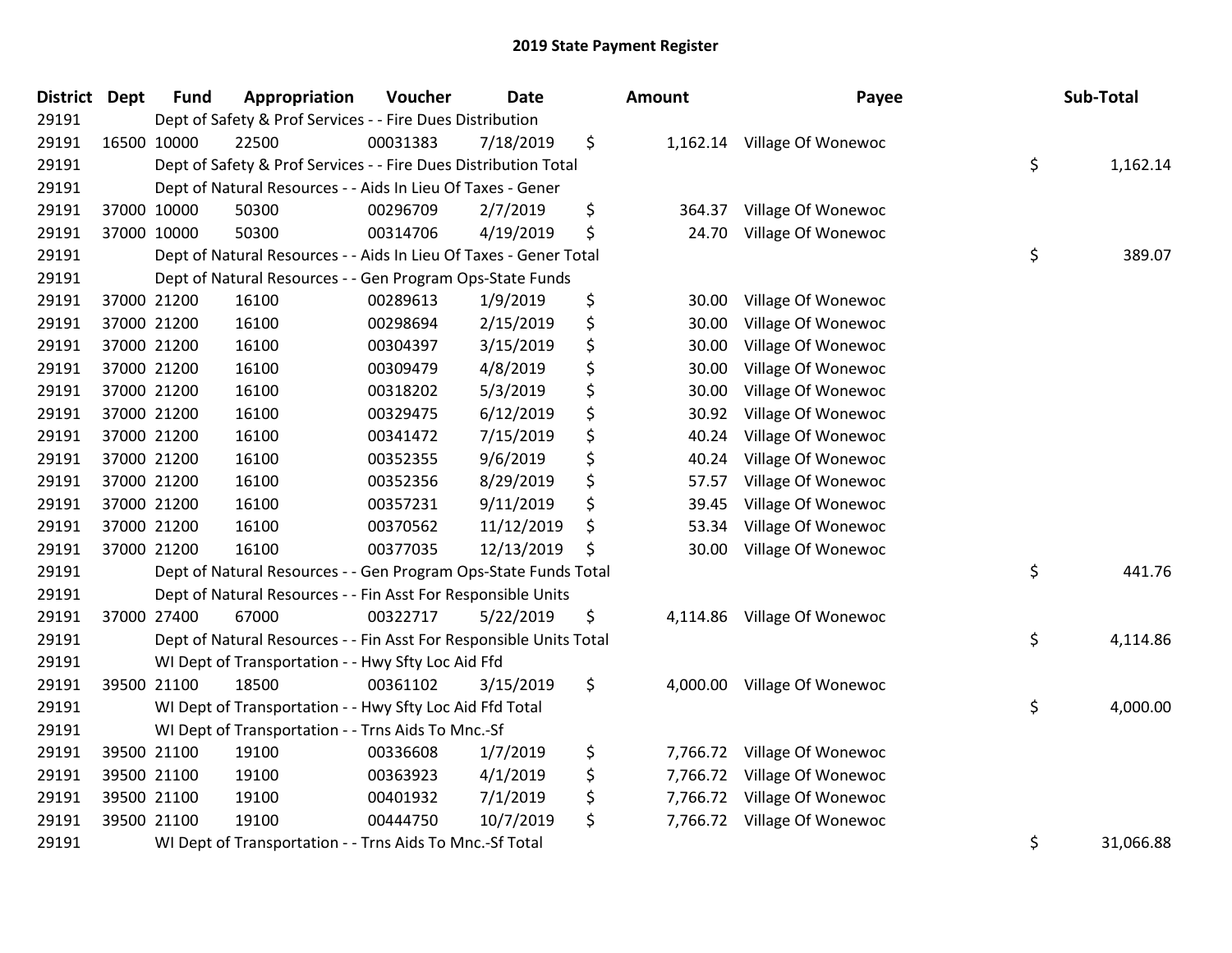# 2019 State Payment Register

| District | Dept | Fund | Appropriation | Voucher | Date | Amount | Payee | Sub-Total |
|---|---|---|---|---|---|---|---|---|
| 29191 | | Dept of Safety & Prof Services - - Fire Dues Distribution | | | | | | |
| 29191 | 16500 | 10000 | 22500 | 00031383 | 7/18/2019 | $ 1,162.14 | Village Of Wonewoc | |
| 29191 | | Dept of Safety & Prof Services - - Fire Dues Distribution Total | | | | | | $ 1,162.14 |
| 29191 | | Dept of Natural Resources - - Aids In Lieu Of Taxes - Gener | | | | | | |
| 29191 | 37000 | 10000 | 50300 | 00296709 | 2/7/2019 | $ 364.37 | Village Of Wonewoc | |
| 29191 | 37000 | 10000 | 50300 | 00314706 | 4/19/2019 | $ 24.70 | Village Of Wonewoc | |
| 29191 | | Dept of Natural Resources - - Aids In Lieu Of Taxes - Gener Total | | | | | | $ 389.07 |
| 29191 | | Dept of Natural Resources - - Gen Program Ops-State Funds | | | | | | |
| 29191 | 37000 | 21200 | 16100 | 00289613 | 1/9/2019 | $ 30.00 | Village Of Wonewoc | |
| 29191 | 37000 | 21200 | 16100 | 00298694 | 2/15/2019 | $ 30.00 | Village Of Wonewoc | |
| 29191 | 37000 | 21200 | 16100 | 00304397 | 3/15/2019 | $ 30.00 | Village Of Wonewoc | |
| 29191 | 37000 | 21200 | 16100 | 00309479 | 4/8/2019 | $ 30.00 | Village Of Wonewoc | |
| 29191 | 37000 | 21200 | 16100 | 00318202 | 5/3/2019 | $ 30.00 | Village Of Wonewoc | |
| 29191 | 37000 | 21200 | 16100 | 00329475 | 6/12/2019 | $ 30.92 | Village Of Wonewoc | |
| 29191 | 37000 | 21200 | 16100 | 00341472 | 7/15/2019 | $ 40.24 | Village Of Wonewoc | |
| 29191 | 37000 | 21200 | 16100 | 00352355 | 9/6/2019 | $ 40.24 | Village Of Wonewoc | |
| 29191 | 37000 | 21200 | 16100 | 00352356 | 8/29/2019 | $ 57.57 | Village Of Wonewoc | |
| 29191 | 37000 | 21200 | 16100 | 00357231 | 9/11/2019 | $ 39.45 | Village Of Wonewoc | |
| 29191 | 37000 | 21200 | 16100 | 00370562 | 11/12/2019 | $ 53.34 | Village Of Wonewoc | |
| 29191 | 37000 | 21200 | 16100 | 00377035 | 12/13/2019 | $ 30.00 | Village Of Wonewoc | |
| 29191 | | Dept of Natural Resources - - Gen Program Ops-State Funds Total | | | | | | $ 441.76 |
| 29191 | | Dept of Natural Resources - - Fin Asst For Responsible Units | | | | | | |
| 29191 | 37000 | 27400 | 67000 | 00322717 | 5/22/2019 | $ 4,114.86 | Village Of Wonewoc | |
| 29191 | | Dept of Natural Resources - - Fin Asst For Responsible Units Total | | | | | | $ 4,114.86 |
| 29191 | | WI Dept of Transportation - - Hwy Sfty Loc Aid Ffd | | | | | | |
| 29191 | 39500 | 21100 | 18500 | 00361102 | 3/15/2019 | $ 4,000.00 | Village Of Wonewoc | |
| 29191 | | WI Dept of Transportation - - Hwy Sfty Loc Aid Ffd Total | | | | | | $ 4,000.00 |
| 29191 | | WI Dept of Transportation - - Trns Aids To Mnc.-Sf | | | | | | |
| 29191 | 39500 | 21100 | 19100 | 00336608 | 1/7/2019 | $ 7,766.72 | Village Of Wonewoc | |
| 29191 | 39500 | 21100 | 19100 | 00363923 | 4/1/2019 | $ 7,766.72 | Village Of Wonewoc | |
| 29191 | 39500 | 21100 | 19100 | 00401932 | 7/1/2019 | $ 7,766.72 | Village Of Wonewoc | |
| 29191 | 39500 | 21100 | 19100 | 00444750 | 10/7/2019 | $ 7,766.72 | Village Of Wonewoc | |
| 29191 | | WI Dept of Transportation - - Trns Aids To Mnc.-Sf Total | | | | | | $ 31,066.88 |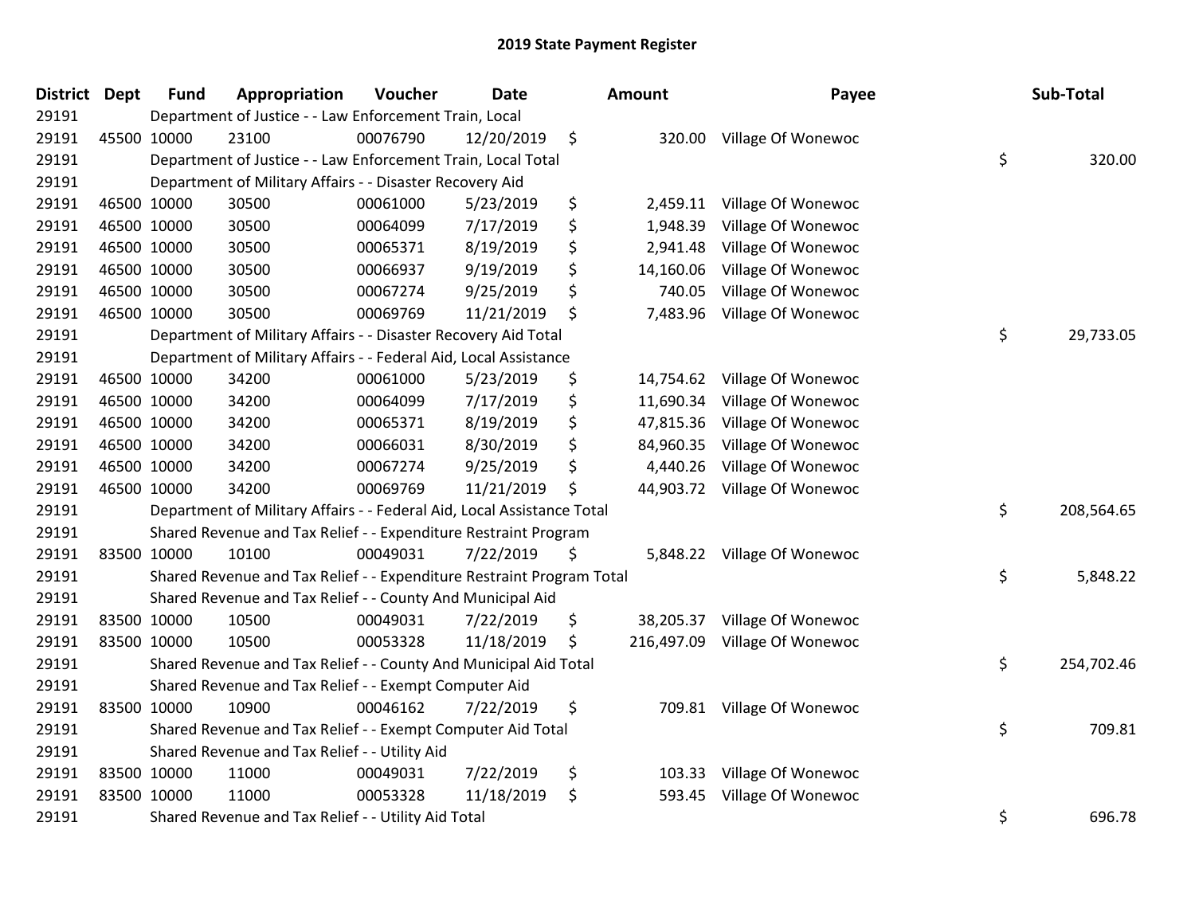# 2019 State Payment Register

| District | Dept | Fund | Appropriation | Voucher | Date | Amount | Payee | Sub-Total |
|---|---|---|---|---|---|---|---|---|
| 29191 | | Department of Justice - - Law Enforcement Train, Local | | | | | | |
| 29191 | 45500 | 10000 | 23100 | 00076790 | 12/20/2019 | $ 320.00 | Village Of Wonewoc | |
| 29191 | | Department of Justice - - Law Enforcement Train, Local Total | | | | | | $ 320.00 |
| 29191 | | Department of Military Affairs - - Disaster Recovery Aid | | | | | | |
| 29191 | 46500 | 10000 | 30500 | 00061000 | 5/23/2019 | $ 2,459.11 | Village Of Wonewoc | |
| 29191 | 46500 | 10000 | 30500 | 00064099 | 7/17/2019 | $ 1,948.39 | Village Of Wonewoc | |
| 29191 | 46500 | 10000 | 30500 | 00065371 | 8/19/2019 | $ 2,941.48 | Village Of Wonewoc | |
| 29191 | 46500 | 10000 | 30500 | 00066937 | 9/19/2019 | $ 14,160.06 | Village Of Wonewoc | |
| 29191 | 46500 | 10000 | 30500 | 00067274 | 9/25/2019 | $ 740.05 | Village Of Wonewoc | |
| 29191 | 46500 | 10000 | 30500 | 00069769 | 11/21/2019 | $ 7,483.96 | Village Of Wonewoc | |
| 29191 | | Department of Military Affairs - - Disaster Recovery Aid Total | | | | | | $ 29,733.05 |
| 29191 | | Department of Military Affairs - - Federal Aid, Local Assistance | | | | | | |
| 29191 | 46500 | 10000 | 34200 | 00061000 | 5/23/2019 | $ 14,754.62 | Village Of Wonewoc | |
| 29191 | 46500 | 10000 | 34200 | 00064099 | 7/17/2019 | $ 11,690.34 | Village Of Wonewoc | |
| 29191 | 46500 | 10000 | 34200 | 00065371 | 8/19/2019 | $ 47,815.36 | Village Of Wonewoc | |
| 29191 | 46500 | 10000 | 34200 | 00066031 | 8/30/2019 | $ 84,960.35 | Village Of Wonewoc | |
| 29191 | 46500 | 10000 | 34200 | 00067274 | 9/25/2019 | $ 4,440.26 | Village Of Wonewoc | |
| 29191 | 46500 | 10000 | 34200 | 00069769 | 11/21/2019 | $ 44,903.72 | Village Of Wonewoc | |
| 29191 | | Department of Military Affairs - - Federal Aid, Local Assistance Total | | | | | | $ 208,564.65 |
| 29191 | | Shared Revenue and Tax Relief - - Expenditure Restraint Program | | | | | | |
| 29191 | 83500 | 10000 | 10100 | 00049031 | 7/22/2019 | $ 5,848.22 | Village Of Wonewoc | |
| 29191 | | Shared Revenue and Tax Relief - - Expenditure Restraint Program Total | | | | | | $ 5,848.22 |
| 29191 | | Shared Revenue and Tax Relief - - County And Municipal Aid | | | | | | |
| 29191 | 83500 | 10000 | 10500 | 00049031 | 7/22/2019 | $ 38,205.37 | Village Of Wonewoc | |
| 29191 | 83500 | 10000 | 10500 | 00053328 | 11/18/2019 | $ 216,497.09 | Village Of Wonewoc | |
| 29191 | | Shared Revenue and Tax Relief - - County And Municipal Aid Total | | | | | | $ 254,702.46 |
| 29191 | | Shared Revenue and Tax Relief - - Exempt Computer Aid | | | | | | |
| 29191 | 83500 | 10000 | 10900 | 00046162 | 7/22/2019 | $ 709.81 | Village Of Wonewoc | |
| 29191 | | Shared Revenue and Tax Relief - - Exempt Computer Aid Total | | | | | | $ 709.81 |
| 29191 | | Shared Revenue and Tax Relief - - Utility Aid | | | | | | |
| 29191 | 83500 | 10000 | 11000 | 00049031 | 7/22/2019 | $ 103.33 | Village Of Wonewoc | |
| 29191 | 83500 | 10000 | 11000 | 00053328 | 11/18/2019 | $ 593.45 | Village Of Wonewoc | |
| 29191 | | Shared Revenue and Tax Relief - - Utility Aid Total | | | | | | $ 696.78 |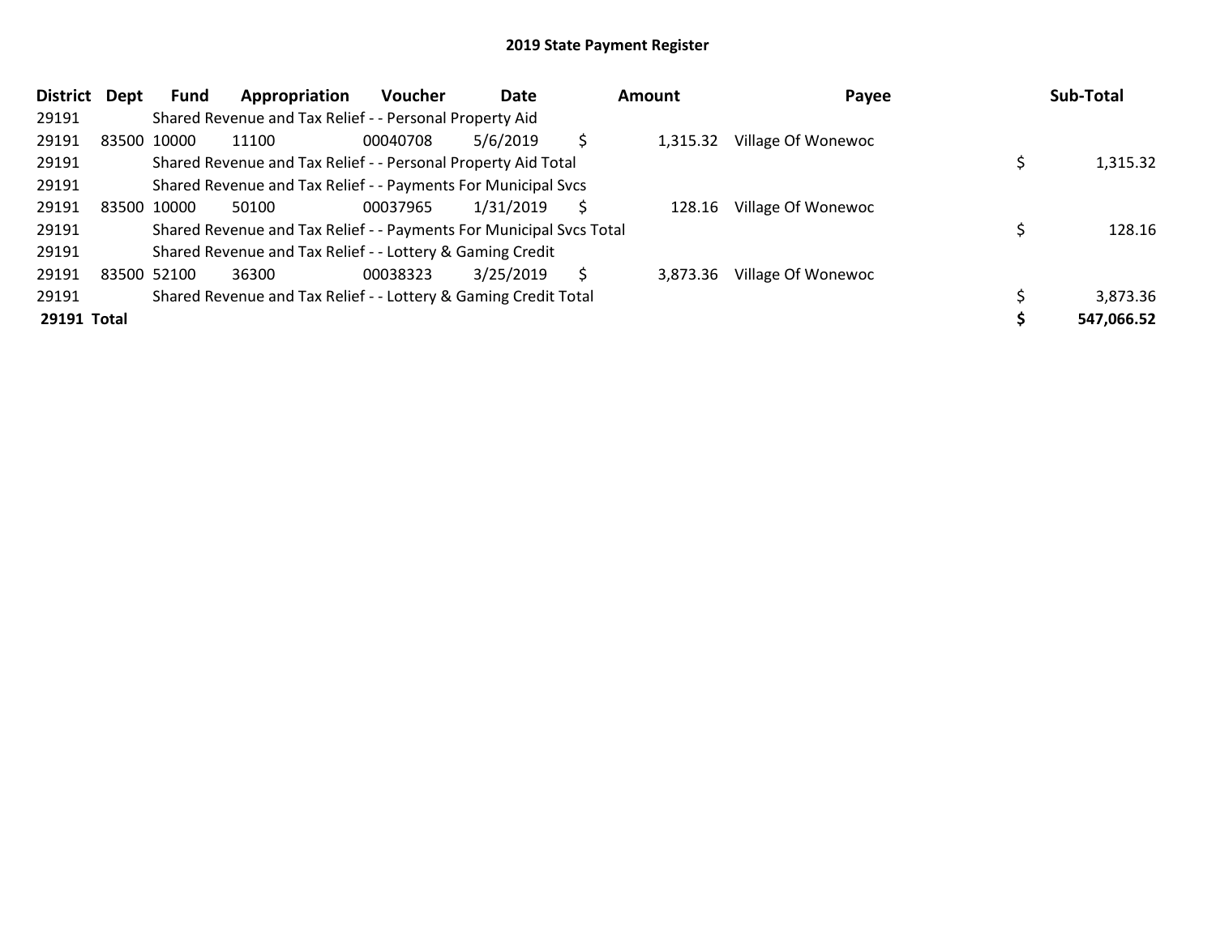# 2019 State Payment Register

| District | Dept | Fund | Appropriation | Voucher | Date | Amount | Payee | Sub-Total |
|---|---|---|---|---|---|---|---|---|
| 29191 | | Shared Revenue and Tax Relief - - Personal Property Aid | | | | | | |
| 29191 | 83500 | 10000 | 11100 | 00040708 | 5/6/2019 | $ 1,315.32 | Village Of Wonewoc | |
| 29191 | | Shared Revenue and Tax Relief - - Personal Property Aid Total | | | | | | $ 1,315.32 |
| 29191 | | Shared Revenue and Tax Relief - - Payments For Municipal Svcs | | | | | | |
| 29191 | 83500 | 10000 | 50100 | 00037965 | 1/31/2019 | $ 128.16 | Village Of Wonewoc | |
| 29191 | | Shared Revenue and Tax Relief - - Payments For Municipal Svcs Total | | | | | | $ 128.16 |
| 29191 | | Shared Revenue and Tax Relief - - Lottery & Gaming Credit | | | | | | |
| 29191 | 83500 | 52100 | 36300 | 00038323 | 3/25/2019 | $ 3,873.36 | Village Of Wonewoc | |
| 29191 | | Shared Revenue and Tax Relief - - Lottery & Gaming Credit Total | | | | | | $ 3,873.36 |
| **29191 Total** | | | | | | | | **$ 547,066.52** |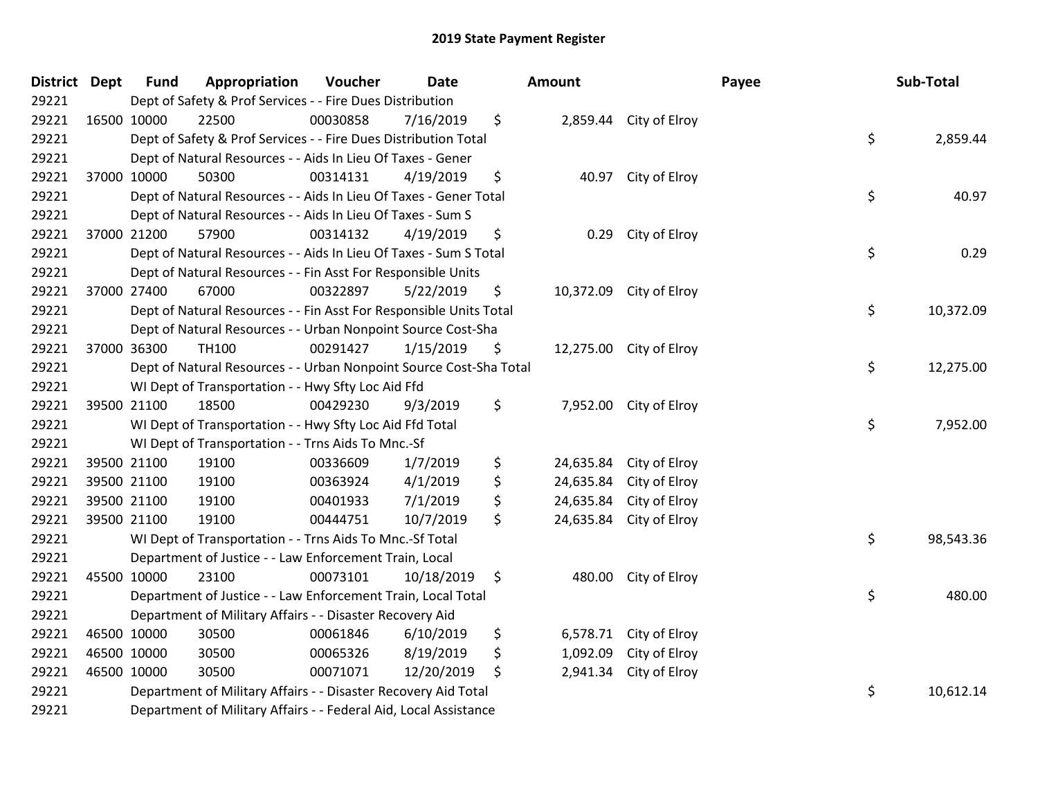# 2019 State Payment Register

| District | Dept | Fund | Appropriation | Voucher | Date | Amount | Payee | Sub-Total |
|---|---|---|---|---|---|---|---|---|
| 29221 | | Dept of Safety & Prof Services - - Fire Dues Distribution | | | | | | |
| 29221 | 16500 | 10000 | 22500 | 00030858 | 7/16/2019 | $ 2,859.44 | City of Elroy | |
| 29221 | | Dept of Safety & Prof Services - - Fire Dues Distribution Total | | | | | | $ 2,859.44 |
| 29221 | | Dept of Natural Resources - - Aids In Lieu Of Taxes - Gener | | | | | | |
| 29221 | 37000 | 10000 | 50300 | 00314131 | 4/19/2019 | $ 40.97 | City of Elroy | |
| 29221 | | Dept of Natural Resources - - Aids In Lieu Of Taxes - Gener Total | | | | | | $ 40.97 |
| 29221 | | Dept of Natural Resources - - Aids In Lieu Of Taxes - Sum S | | | | | | |
| 29221 | 37000 | 21200 | 57900 | 00314132 | 4/19/2019 | $ 0.29 | City of Elroy | |
| 29221 | | Dept of Natural Resources - - Aids In Lieu Of Taxes - Sum S Total | | | | | | $ 0.29 |
| 29221 | | Dept of Natural Resources - - Fin Asst For Responsible Units | | | | | | |
| 29221 | 37000 | 27400 | 67000 | 00322897 | 5/22/2019 | $ 10,372.09 | City of Elroy | |
| 29221 | | Dept of Natural Resources - - Fin Asst For Responsible Units Total | | | | | | $ 10,372.09 |
| 29221 | | Dept of Natural Resources - - Urban Nonpoint Source Cost-Sha | | | | | | |
| 29221 | 37000 | 36300 | TH100 | 00291427 | 1/15/2019 | $ 12,275.00 | City of Elroy | |
| 29221 | | Dept of Natural Resources - - Urban Nonpoint Source Cost-Sha Total | | | | | | $ 12,275.00 |
| 29221 | | WI Dept of Transportation - - Hwy Sfty Loc Aid Ffd | | | | | | |
| 29221 | 39500 | 21100 | 18500 | 00429230 | 9/3/2019 | $ 7,952.00 | City of Elroy | |
| 29221 | | WI Dept of Transportation - - Hwy Sfty Loc Aid Ffd Total | | | | | | $ 7,952.00 |
| 29221 | | WI Dept of Transportation - - Trns Aids To Mnc.-Sf | | | | | | |
| 29221 | 39500 | 21100 | 19100 | 00336609 | 1/7/2019 | $ 24,635.84 | City of Elroy | |
| 29221 | 39500 | 21100 | 19100 | 00363924 | 4/1/2019 | $ 24,635.84 | City of Elroy | |
| 29221 | 39500 | 21100 | 19100 | 00401933 | 7/1/2019 | $ 24,635.84 | City of Elroy | |
| 29221 | 39500 | 21100 | 19100 | 00444751 | 10/7/2019 | $ 24,635.84 | City of Elroy | |
| 29221 | | WI Dept of Transportation - - Trns Aids To Mnc.-Sf Total | | | | | | $ 98,543.36 |
| 29221 | | Department of Justice - - Law Enforcement Train, Local | | | | | | |
| 29221 | 45500 | 10000 | 23100 | 00073101 | 10/18/2019 | $ 480.00 | City of Elroy | |
| 29221 | | Department of Justice - - Law Enforcement Train, Local Total | | | | | | $ 480.00 |
| 29221 | | Department of Military Affairs - - Disaster Recovery Aid | | | | | | |
| 29221 | 46500 | 10000 | 30500 | 00061846 | 6/10/2019 | $ 6,578.71 | City of Elroy | |
| 29221 | 46500 | 10000 | 30500 | 00065326 | 8/19/2019 | $ 1,092.09 | City of Elroy | |
| 29221 | 46500 | 10000 | 30500 | 00071071 | 12/20/2019 | $ 2,941.34 | City of Elroy | |
| 29221 | | Department of Military Affairs - - Disaster Recovery Aid Total | | | | | | $ 10,612.14 |
| 29221 | | Department of Military Affairs - - Federal Aid, Local Assistance | | | | | | |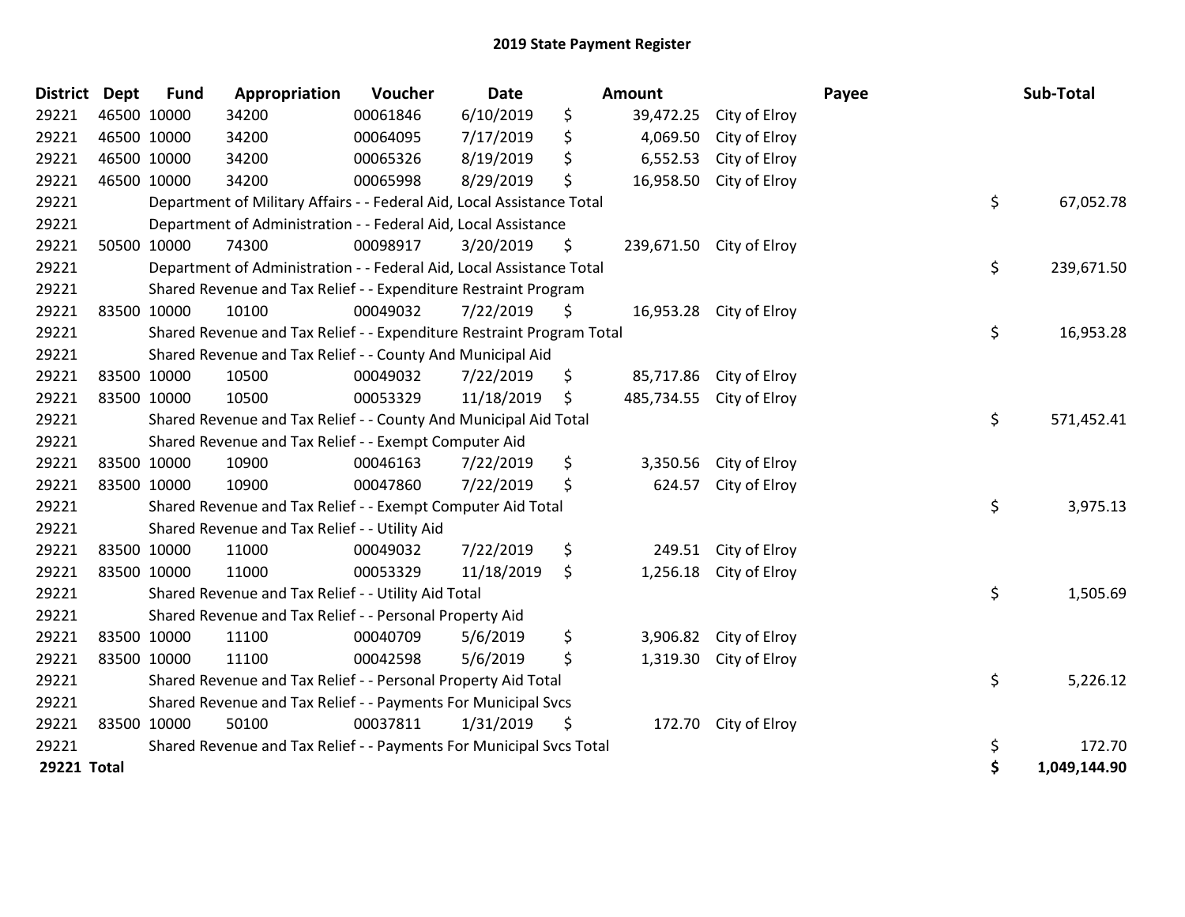# 2019 State Payment Register

| District | Dept | Fund | Appropriation | Voucher | Date | Amount | Payee | Sub-Total |
|---|---|---|---|---|---|---|---|---|
| 29221 | 46500 | 10000 | 34200 | 00061846 | 6/10/2019 | $ 39,472.25 | City of Elroy | |
| 29221 | 46500 | 10000 | 34200 | 00064095 | 7/17/2019 | $ 4,069.50 | City of Elroy | |
| 29221 | 46500 | 10000 | 34200 | 00065326 | 8/19/2019 | $ 6,552.53 | City of Elroy | |
| 29221 | 46500 | 10000 | 34200 | 00065998 | 8/29/2019 | $ 16,958.50 | City of Elroy | |
| 29221 | | Department of Military Affairs - - Federal Aid, Local Assistance Total | | | | | | $ 67,052.78 |
| 29221 | | Department of Administration - - Federal Aid, Local Assistance | | | | | | |
| 29221 | 50500 | 10000 | 74300 | 00098917 | 3/20/2019 | $ 239,671.50 | City of Elroy | |
| 29221 | | Department of Administration - - Federal Aid, Local Assistance Total | | | | | | $ 239,671.50 |
| 29221 | | Shared Revenue and Tax Relief - - Expenditure Restraint Program | | | | | | |
| 29221 | 83500 | 10000 | 10100 | 00049032 | 7/22/2019 | $ 16,953.28 | City of Elroy | |
| 29221 | | Shared Revenue and Tax Relief - - Expenditure Restraint Program Total | | | | | | $ 16,953.28 |
| 29221 | | Shared Revenue and Tax Relief - - County And Municipal Aid | | | | | | |
| 29221 | 83500 | 10000 | 10500 | 00049032 | 7/22/2019 | $ 85,717.86 | City of Elroy | |
| 29221 | 83500 | 10000 | 10500 | 00053329 | 11/18/2019 | $ 485,734.55 | City of Elroy | |
| 29221 | | Shared Revenue and Tax Relief - - County And Municipal Aid Total | | | | | | $ 571,452.41 |
| 29221 | | Shared Revenue and Tax Relief - - Exempt Computer Aid | | | | | | |
| 29221 | 83500 | 10000 | 10900 | 00046163 | 7/22/2019 | $ 3,350.56 | City of Elroy | |
| 29221 | 83500 | 10000 | 10900 | 00047860 | 7/22/2019 | $ 624.57 | City of Elroy | |
| 29221 | | Shared Revenue and Tax Relief - - Exempt Computer Aid Total | | | | | | $ 3,975.13 |
| 29221 | | Shared Revenue and Tax Relief - - Utility Aid | | | | | | |
| 29221 | 83500 | 10000 | 11000 | 00049032 | 7/22/2019 | $ 249.51 | City of Elroy | |
| 29221 | 83500 | 10000 | 11000 | 00053329 | 11/18/2019 | $ 1,256.18 | City of Elroy | |
| 29221 | | Shared Revenue and Tax Relief - - Utility Aid Total | | | | | | $ 1,505.69 |
| 29221 | | Shared Revenue and Tax Relief - - Personal Property Aid | | | | | | |
| 29221 | 83500 | 10000 | 11100 | 00040709 | 5/6/2019 | $ 3,906.82 | City of Elroy | |
| 29221 | 83500 | 10000 | 11100 | 00042598 | 5/6/2019 | $ 1,319.30 | City of Elroy | |
| 29221 | | Shared Revenue and Tax Relief - - Personal Property Aid Total | | | | | | $ 5,226.12 |
| 29221 | | Shared Revenue and Tax Relief - - Payments For Municipal Svcs | | | | | | |
| 29221 | 83500 | 10000 | 50100 | 00037811 | 1/31/2019 | $ 172.70 | City of Elroy | |
| 29221 | | Shared Revenue and Tax Relief - - Payments For Municipal Svcs Total | | | | | | $ 172.70 |
| **29221 Total** | | | | | | | | **$ 1,049,144.90** |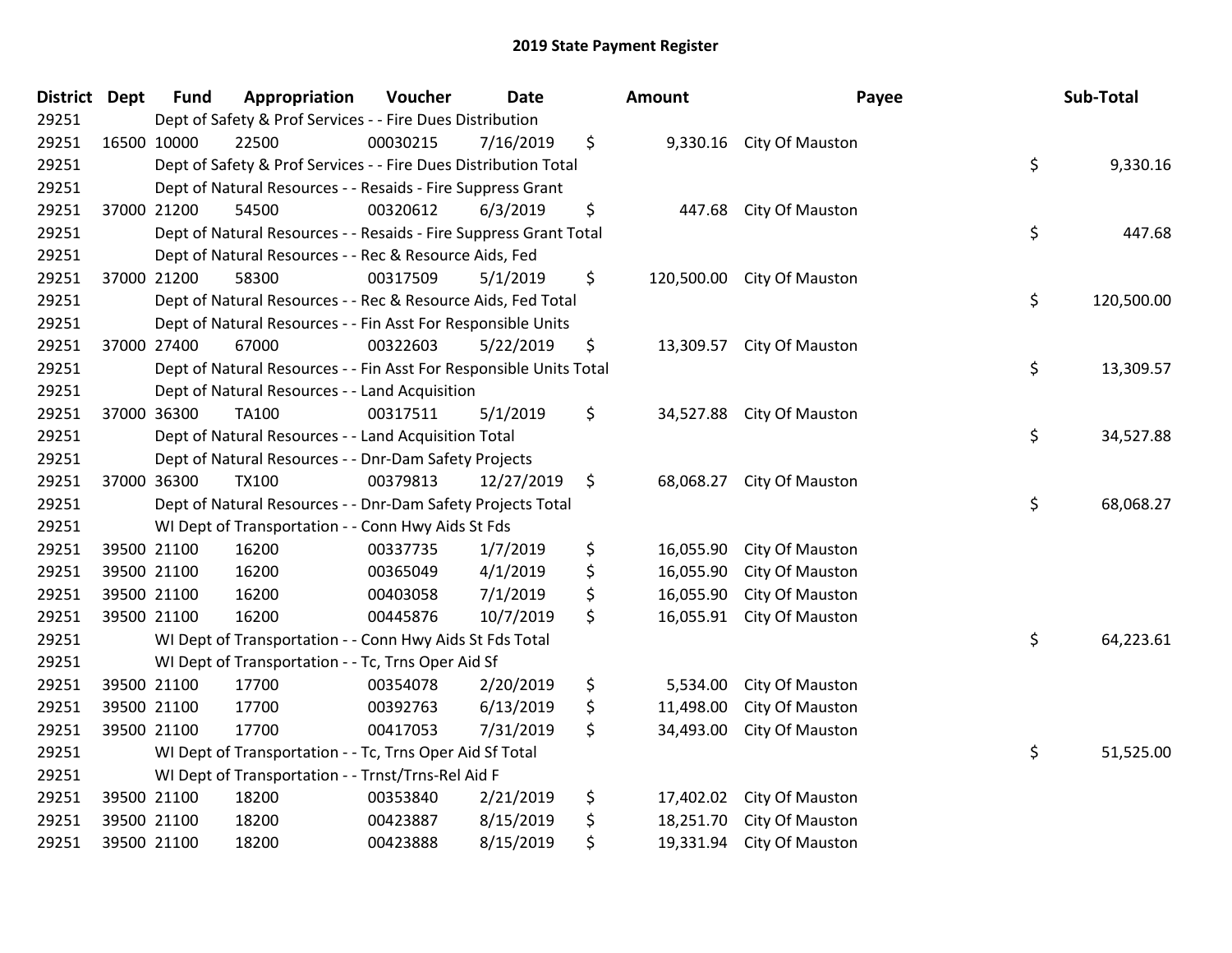# 2019 State Payment Register

| District | Dept | Fund | Appropriation | Voucher | Date | Amount | Payee | Sub-Total |
|---|---|---|---|---|---|---|---|---|
| 29251 | | Dept of Safety & Prof Services - - Fire Dues Distribution | | | | | | |
| 29251 | 16500 | 10000 | 22500 | 00030215 | 7/16/2019 | $ 9,330.16 | City Of Mauston | |
| 29251 | | Dept of Safety & Prof Services - - Fire Dues Distribution Total | | | | | | $ 9,330.16 |
| 29251 | | Dept of Natural Resources - - Resaids - Fire Suppress Grant | | | | | | |
| 29251 | 37000 | 21200 | 54500 | 00320612 | 6/3/2019 | $ 447.68 | City Of Mauston | |
| 29251 | | Dept of Natural Resources - - Resaids - Fire Suppress Grant Total | | | | | | $ 447.68 |
| 29251 | | Dept of Natural Resources - - Rec & Resource Aids, Fed | | | | | | |
| 29251 | 37000 | 21200 | 58300 | 00317509 | 5/1/2019 | $ 120,500.00 | City Of Mauston | |
| 29251 | | Dept of Natural Resources - - Rec & Resource Aids, Fed Total | | | | | | $ 120,500.00 |
| 29251 | | Dept of Natural Resources - - Fin Asst For Responsible Units | | | | | | |
| 29251 | 37000 | 27400 | 67000 | 00322603 | 5/22/2019 | $ 13,309.57 | City Of Mauston | |
| 29251 | | Dept of Natural Resources - - Fin Asst For Responsible Units Total | | | | | | $ 13,309.57 |
| 29251 | | Dept of Natural Resources - - Land Acquisition | | | | | | |
| 29251 | 37000 | 36300 | TA100 | 00317511 | 5/1/2019 | $ 34,527.88 | City Of Mauston | |
| 29251 | | Dept of Natural Resources - - Land Acquisition Total | | | | | | $ 34,527.88 |
| 29251 | | Dept of Natural Resources - - Dnr-Dam Safety Projects | | | | | | |
| 29251 | 37000 | 36300 | TX100 | 00379813 | 12/27/2019 | $ 68,068.27 | City Of Mauston | |
| 29251 | | Dept of Natural Resources - - Dnr-Dam Safety Projects Total | | | | | | $ 68,068.27 |
| 29251 | | WI Dept of Transportation - - Conn Hwy Aids St Fds | | | | | | |
| 29251 | 39500 | 21100 | 16200 | 00337735 | 1/7/2019 | $ 16,055.90 | City Of Mauston | |
| 29251 | 39500 | 21100 | 16200 | 00365049 | 4/1/2019 | $ 16,055.90 | City Of Mauston | |
| 29251 | 39500 | 21100 | 16200 | 00403058 | 7/1/2019 | $ 16,055.90 | City Of Mauston | |
| 29251 | 39500 | 21100 | 16200 | 00445876 | 10/7/2019 | $ 16,055.91 | City Of Mauston | |
| 29251 | | WI Dept of Transportation - - Conn Hwy Aids St Fds Total | | | | | | $ 64,223.61 |
| 29251 | | WI Dept of Transportation - - Tc, Trns Oper Aid Sf | | | | | | |
| 29251 | 39500 | 21100 | 17700 | 00354078 | 2/20/2019 | $ 5,534.00 | City Of Mauston | |
| 29251 | 39500 | 21100 | 17700 | 00392763 | 6/13/2019 | $ 11,498.00 | City Of Mauston | |
| 29251 | 39500 | 21100 | 17700 | 00417053 | 7/31/2019 | $ 34,493.00 | City Of Mauston | |
| 29251 | | WI Dept of Transportation - - Tc, Trns Oper Aid Sf Total | | | | | | $ 51,525.00 |
| 29251 | | WI Dept of Transportation - - Trnst/Trns-Rel Aid F | | | | | | |
| 29251 | 39500 | 21100 | 18200 | 00353840 | 2/21/2019 | $ 17,402.02 | City Of Mauston | |
| 29251 | 39500 | 21100 | 18200 | 00423887 | 8/15/2019 | $ 18,251.70 | City Of Mauston | |
| 29251 | 39500 | 21100 | 18200 | 00423888 | 8/15/2019 | $ 19,331.94 | City Of Mauston | |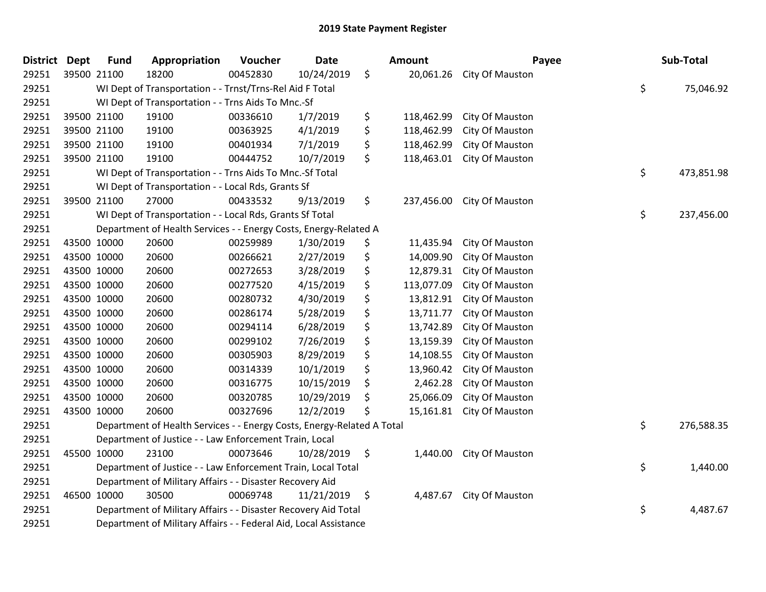# 2019 State Payment Register

| District | Dept | Fund | Appropriation | Voucher | Date | Amount | Payee | Sub-Total |
|---|---|---|---|---|---|---|---|---|
| 29251 | 39500 | 21100 | 18200 | 00452830 | 10/24/2019 | $ 20,061.26 | City Of Mauston | |
| 29251 | | | WI Dept of Transportation - - Trnst/Trns-Rel Aid F Total | | | | | $ 75,046.92 |
| 29251 | | | WI Dept of Transportation - - Trns Aids To Mnc.-Sf | | | | | |
| 29251 | 39500 | 21100 | 19100 | 00336610 | 1/7/2019 | $ 118,462.99 | City Of Mauston | |
| 29251 | 39500 | 21100 | 19100 | 00363925 | 4/1/2019 | $ 118,462.99 | City Of Mauston | |
| 29251 | 39500 | 21100 | 19100 | 00401934 | 7/1/2019 | $ 118,462.99 | City Of Mauston | |
| 29251 | 39500 | 21100 | 19100 | 00444752 | 10/7/2019 | $ 118,463.01 | City Of Mauston | |
| 29251 | | | WI Dept of Transportation - - Trns Aids To Mnc.-Sf Total | | | | | $ 473,851.98 |
| 29251 | | | WI Dept of Transportation - - Local Rds, Grants Sf | | | | | |
| 29251 | 39500 | 21100 | 27000 | 00433532 | 9/13/2019 | $ 237,456.00 | City Of Mauston | |
| 29251 | | | WI Dept of Transportation - - Local Rds, Grants Sf Total | | | | | $ 237,456.00 |
| 29251 | | | Department of Health Services - - Energy Costs, Energy-Related A | | | | | |
| 29251 | 43500 | 10000 | 20600 | 00259989 | 1/30/2019 | $ 11,435.94 | City Of Mauston | |
| 29251 | 43500 | 10000 | 20600 | 00266621 | 2/27/2019 | $ 14,009.90 | City Of Mauston | |
| 29251 | 43500 | 10000 | 20600 | 00272653 | 3/28/2019 | $ 12,879.31 | City Of Mauston | |
| 29251 | 43500 | 10000 | 20600 | 00277520 | 4/15/2019 | $ 113,077.09 | City Of Mauston | |
| 29251 | 43500 | 10000 | 20600 | 00280732 | 4/30/2019 | $ 13,812.91 | City Of Mauston | |
| 29251 | 43500 | 10000 | 20600 | 00286174 | 5/28/2019 | $ 13,711.77 | City Of Mauston | |
| 29251 | 43500 | 10000 | 20600 | 00294114 | 6/28/2019 | $ 13,742.89 | City Of Mauston | |
| 29251 | 43500 | 10000 | 20600 | 00299102 | 7/26/2019 | $ 13,159.39 | City Of Mauston | |
| 29251 | 43500 | 10000 | 20600 | 00305903 | 8/29/2019 | $ 14,108.55 | City Of Mauston | |
| 29251 | 43500 | 10000 | 20600 | 00314339 | 10/1/2019 | $ 13,960.42 | City Of Mauston | |
| 29251 | 43500 | 10000 | 20600 | 00316775 | 10/15/2019 | $ 2,462.28 | City Of Mauston | |
| 29251 | 43500 | 10000 | 20600 | 00320785 | 10/29/2019 | $ 25,066.09 | City Of Mauston | |
| 29251 | 43500 | 10000 | 20600 | 00327696 | 12/2/2019 | $ 15,161.81 | City Of Mauston | |
| 29251 | | | Department of Health Services - - Energy Costs, Energy-Related A Total | | | | | $ 276,588.35 |
| 29251 | | | Department of Justice - - Law Enforcement Train, Local | | | | | |
| 29251 | 45500 | 10000 | 23100 | 00073646 | 10/28/2019 | $ 1,440.00 | City Of Mauston | |
| 29251 | | | Department of Justice - - Law Enforcement Train, Local Total | | | | | $ 1,440.00 |
| 29251 | | | Department of Military Affairs - - Disaster Recovery Aid | | | | | |
| 29251 | 46500 | 10000 | 30500 | 00069748 | 11/21/2019 | $ 4,487.67 | City Of Mauston | |
| 29251 | | | Department of Military Affairs - - Disaster Recovery Aid Total | | | | | $ 4,487.67 |
| 29251 | | | Department of Military Affairs - - Federal Aid, Local Assistance | | | | | |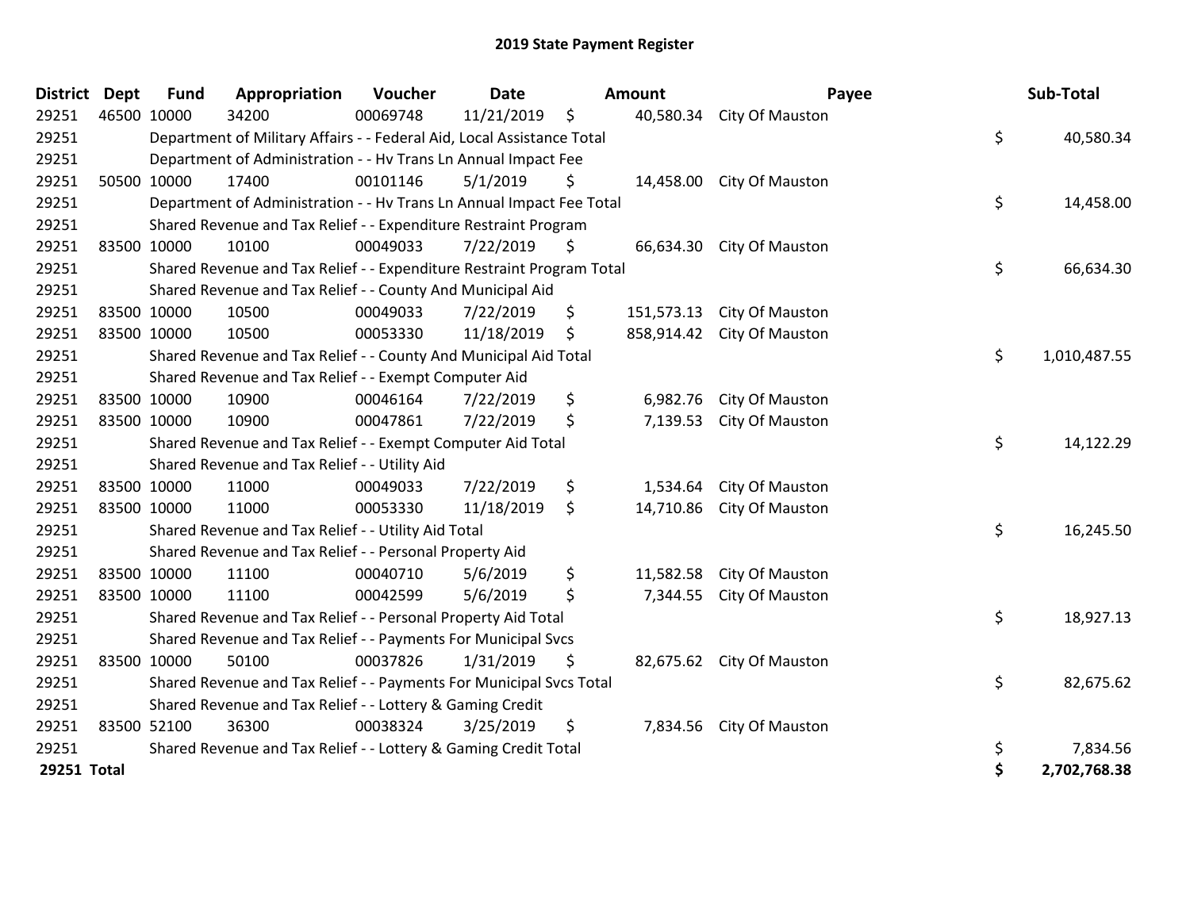# 2019 State Payment Register

| District | Dept | Fund | Appropriation | Voucher | Date | Amount | Payee | Sub-Total |
|---|---|---|---|---|---|---|---|---|
| 29251 | 46500 | 10000 | 34200 | 00069748 | 11/21/2019 | $ 40,580.34 | City Of Mauston | |
| 29251 | | Department of Military Affairs - - Federal Aid, Local Assistance Total | | | | | | $ 40,580.34 |
| 29251 | | Department of Administration - - Hv Trans Ln Annual Impact Fee | | | | | | |
| 29251 | 50500 | 10000 | 17400 | 00101146 | 5/1/2019 | $ 14,458.00 | City Of Mauston | |
| 29251 | | Department of Administration - - Hv Trans Ln Annual Impact Fee Total | | | | | | $ 14,458.00 |
| 29251 | | Shared Revenue and Tax Relief - - Expenditure Restraint Program | | | | | | |
| 29251 | 83500 | 10000 | 10100 | 00049033 | 7/22/2019 | $ 66,634.30 | City Of Mauston | |
| 29251 | | Shared Revenue and Tax Relief - - Expenditure Restraint Program Total | | | | | | $ 66,634.30 |
| 29251 | | Shared Revenue and Tax Relief - - County And Municipal Aid | | | | | | |
| 29251 | 83500 | 10000 | 10500 | 00049033 | 7/22/2019 | $ 151,573.13 | City Of Mauston | |
| 29251 | 83500 | 10000 | 10500 | 00053330 | 11/18/2019 | $ 858,914.42 | City Of Mauston | |
| 29251 | | Shared Revenue and Tax Relief - - County And Municipal Aid Total | | | | | | $ 1,010,487.55 |
| 29251 | | Shared Revenue and Tax Relief - - Exempt Computer Aid | | | | | | |
| 29251 | 83500 | 10000 | 10900 | 00046164 | 7/22/2019 | $ 6,982.76 | City Of Mauston | |
| 29251 | 83500 | 10000 | 10900 | 00047861 | 7/22/2019 | $ 7,139.53 | City Of Mauston | |
| 29251 | | Shared Revenue and Tax Relief - - Exempt Computer Aid Total | | | | | | $ 14,122.29 |
| 29251 | | Shared Revenue and Tax Relief - - Utility Aid | | | | | | |
| 29251 | 83500 | 10000 | 11000 | 00049033 | 7/22/2019 | $ 1,534.64 | City Of Mauston | |
| 29251 | 83500 | 10000 | 11000 | 00053330 | 11/18/2019 | $ 14,710.86 | City Of Mauston | |
| 29251 | | Shared Revenue and Tax Relief - - Utility Aid Total | | | | | | $ 16,245.50 |
| 29251 | | Shared Revenue and Tax Relief - - Personal Property Aid | | | | | | |
| 29251 | 83500 | 10000 | 11100 | 00040710 | 5/6/2019 | $ 11,582.58 | City Of Mauston | |
| 29251 | 83500 | 10000 | 11100 | 00042599 | 5/6/2019 | $ 7,344.55 | City Of Mauston | |
| 29251 | | Shared Revenue and Tax Relief - - Personal Property Aid Total | | | | | | $ 18,927.13 |
| 29251 | | Shared Revenue and Tax Relief - - Payments For Municipal Svcs | | | | | | |
| 29251 | 83500 | 10000 | 50100 | 00037826 | 1/31/2019 | $ 82,675.62 | City Of Mauston | |
| 29251 | | Shared Revenue and Tax Relief - - Payments For Municipal Svcs Total | | | | | | $ 82,675.62 |
| 29251 | | Shared Revenue and Tax Relief - - Lottery & Gaming Credit | | | | | | |
| 29251 | 83500 | 52100 | 36300 | 00038324 | 3/25/2019 | $ 7,834.56 | City Of Mauston | |
| 29251 | | Shared Revenue and Tax Relief - - Lottery & Gaming Credit Total | | | | | | $ 7,834.56 |
| **29251 Total** | | | | | | | | **$ 2,702,768.38** |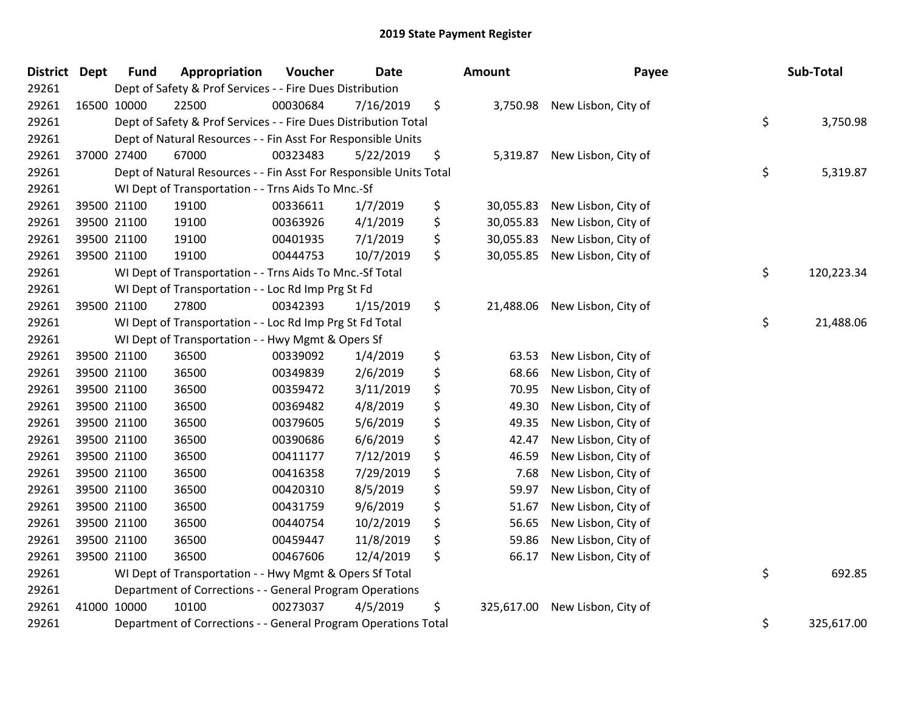# 2019 State Payment Register

| District | Dept | Fund | Appropriation | Voucher | Date | Amount | Payee | Sub-Total |
|---|---|---|---|---|---|---|---|---|
| 29261 | | Dept of Safety & Prof Services - - Fire Dues Distribution | | | | | | |
| 29261 | 16500 | 10000 | 22500 | 00030684 | 7/16/2019 | $ 3,750.98 | New Lisbon, City of | |
| 29261 | | Dept of Safety & Prof Services - - Fire Dues Distribution Total | | | | | | $ 3,750.98 |
| 29261 | | Dept of Natural Resources - - Fin Asst For Responsible Units | | | | | | |
| 29261 | 37000 | 27400 | 67000 | 00323483 | 5/22/2019 | $ 5,319.87 | New Lisbon, City of | |
| 29261 | | Dept of Natural Resources - - Fin Asst For Responsible Units Total | | | | | | $ 5,319.87 |
| 29261 | | WI Dept of Transportation - - Trns Aids To Mnc.-Sf | | | | | | |
| 29261 | 39500 | 21100 | 19100 | 00336611 | 1/7/2019 | $ 30,055.83 | New Lisbon, City of | |
| 29261 | 39500 | 21100 | 19100 | 00363926 | 4/1/2019 | $ 30,055.83 | New Lisbon, City of | |
| 29261 | 39500 | 21100 | 19100 | 00401935 | 7/1/2019 | $ 30,055.83 | New Lisbon, City of | |
| 29261 | 39500 | 21100 | 19100 | 00444753 | 10/7/2019 | $ 30,055.85 | New Lisbon, City of | |
| 29261 | | WI Dept of Transportation - - Trns Aids To Mnc.-Sf Total | | | | | | $ 120,223.34 |
| 29261 | | WI Dept of Transportation - - Loc Rd Imp Prg St Fd | | | | | | |
| 29261 | 39500 | 21100 | 27800 | 00342393 | 1/15/2019 | $ 21,488.06 | New Lisbon, City of | |
| 29261 | | WI Dept of Transportation - - Loc Rd Imp Prg St Fd Total | | | | | | $ 21,488.06 |
| 29261 | | WI Dept of Transportation - - Hwy Mgmt & Opers Sf | | | | | | |
| 29261 | 39500 | 21100 | 36500 | 00339092 | 1/4/2019 | $ 63.53 | New Lisbon, City of | |
| 29261 | 39500 | 21100 | 36500 | 00349839 | 2/6/2019 | $ 68.66 | New Lisbon, City of | |
| 29261 | 39500 | 21100 | 36500 | 00359472 | 3/11/2019 | $ 70.95 | New Lisbon, City of | |
| 29261 | 39500 | 21100 | 36500 | 00369482 | 4/8/2019 | $ 49.30 | New Lisbon, City of | |
| 29261 | 39500 | 21100 | 36500 | 00379605 | 5/6/2019 | $ 49.35 | New Lisbon, City of | |
| 29261 | 39500 | 21100 | 36500 | 00390686 | 6/6/2019 | $ 42.47 | New Lisbon, City of | |
| 29261 | 39500 | 21100 | 36500 | 00411177 | 7/12/2019 | $ 46.59 | New Lisbon, City of | |
| 29261 | 39500 | 21100 | 36500 | 00416358 | 7/29/2019 | $ 7.68 | New Lisbon, City of | |
| 29261 | 39500 | 21100 | 36500 | 00420310 | 8/5/2019 | $ 59.97 | New Lisbon, City of | |
| 29261 | 39500 | 21100 | 36500 | 00431759 | 9/6/2019 | $ 51.67 | New Lisbon, City of | |
| 29261 | 39500 | 21100 | 36500 | 00440754 | 10/2/2019 | $ 56.65 | New Lisbon, City of | |
| 29261 | 39500 | 21100 | 36500 | 00459447 | 11/8/2019 | $ 59.86 | New Lisbon, City of | |
| 29261 | 39500 | 21100 | 36500 | 00467606 | 12/4/2019 | $ 66.17 | New Lisbon, City of | |
| 29261 | | WI Dept of Transportation - - Hwy Mgmt & Opers Sf Total | | | | | | $ 692.85 |
| 29261 | | Department of Corrections - - General Program Operations | | | | | | |
| 29261 | 41000 | 10000 | 10100 | 00273037 | 4/5/2019 | $ 325,617.00 | New Lisbon, City of | |
| 29261 | | Department of Corrections - - General Program Operations Total | | | | | | $ 325,617.00 |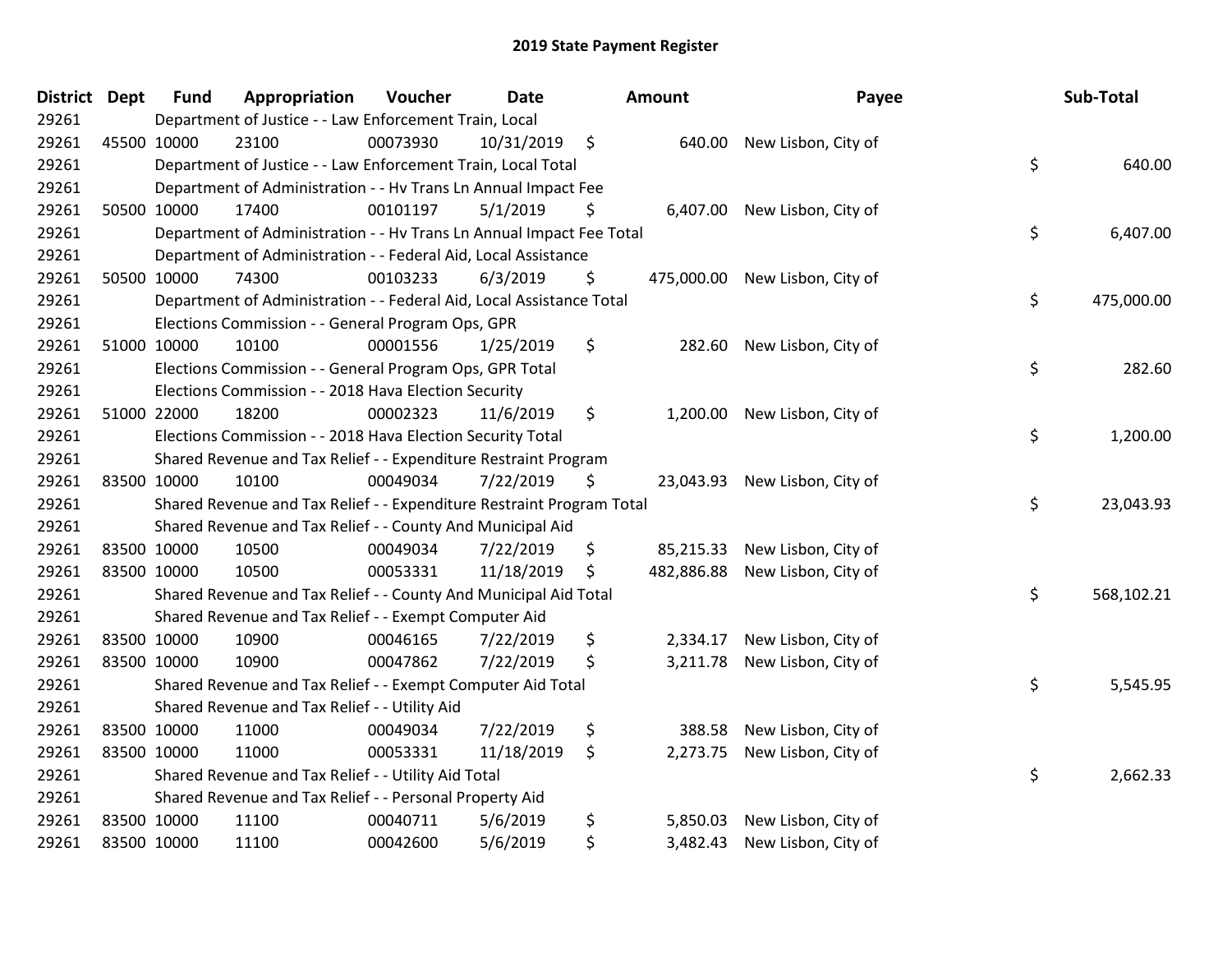# 2019 State Payment Register

| District | Dept | Fund | Appropriation | Voucher | Date | Amount | Payee | Sub-Total |
|---|---|---|---|---|---|---|---|---|
| 29261 | | Department of Justice - - Law Enforcement Train, Local | | | | | | |
| 29261 | 45500 | 10000 | 23100 | 00073930 | 10/31/2019 | $ 640.00 | New Lisbon, City of | |
| 29261 | | Department of Justice - - Law Enforcement Train, Local Total | | | | | | $ 640.00 |
| 29261 | | Department of Administration - - Hv Trans Ln Annual Impact Fee | | | | | | |
| 29261 | 50500 | 10000 | 17400 | 00101197 | 5/1/2019 | $ 6,407.00 | New Lisbon, City of | |
| 29261 | | Department of Administration - - Hv Trans Ln Annual Impact Fee Total | | | | | | $ 6,407.00 |
| 29261 | | Department of Administration - - Federal Aid, Local Assistance | | | | | | |
| 29261 | 50500 | 10000 | 74300 | 00103233 | 6/3/2019 | $ 475,000.00 | New Lisbon, City of | |
| 29261 | | Department of Administration - - Federal Aid, Local Assistance Total | | | | | | $ 475,000.00 |
| 29261 | | Elections Commission - - General Program Ops, GPR | | | | | | |
| 29261 | 51000 | 10000 | 10100 | 00001556 | 1/25/2019 | $ 282.60 | New Lisbon, City of | |
| 29261 | | Elections Commission - - General Program Ops, GPR Total | | | | | | $ 282.60 |
| 29261 | | Elections Commission - - 2018 Hava Election Security | | | | | | |
| 29261 | 51000 | 22000 | 18200 | 00002323 | 11/6/2019 | $ 1,200.00 | New Lisbon, City of | |
| 29261 | | Elections Commission - - 2018 Hava Election Security Total | | | | | | $ 1,200.00 |
| 29261 | | Shared Revenue and Tax Relief - - Expenditure Restraint Program | | | | | | |
| 29261 | 83500 | 10000 | 10100 | 00049034 | 7/22/2019 | $ 23,043.93 | New Lisbon, City of | |
| 29261 | | Shared Revenue and Tax Relief - - Expenditure Restraint Program Total | | | | | | $ 23,043.93 |
| 29261 | | Shared Revenue and Tax Relief - - County And Municipal Aid | | | | | | |
| 29261 | 83500 | 10000 | 10500 | 00049034 | 7/22/2019 | $ 85,215.33 | New Lisbon, City of | |
| 29261 | 83500 | 10000 | 10500 | 00053331 | 11/18/2019 | $ 482,886.88 | New Lisbon, City of | |
| 29261 | | Shared Revenue and Tax Relief - - County And Municipal Aid Total | | | | | | $ 568,102.21 |
| 29261 | | Shared Revenue and Tax Relief - - Exempt Computer Aid | | | | | | |
| 29261 | 83500 | 10000 | 10900 | 00046165 | 7/22/2019 | $ 2,334.17 | New Lisbon, City of | |
| 29261 | 83500 | 10000 | 10900 | 00047862 | 7/22/2019 | $ 3,211.78 | New Lisbon, City of | |
| 29261 | | Shared Revenue and Tax Relief - - Exempt Computer Aid Total | | | | | | $ 5,545.95 |
| 29261 | | Shared Revenue and Tax Relief - - Utility Aid | | | | | | |
| 29261 | 83500 | 10000 | 11000 | 00049034 | 7/22/2019 | $ 388.58 | New Lisbon, City of | |
| 29261 | 83500 | 10000 | 11000 | 00053331 | 11/18/2019 | $ 2,273.75 | New Lisbon, City of | |
| 29261 | | Shared Revenue and Tax Relief - - Utility Aid Total | | | | | | $ 2,662.33 |
| 29261 | | Shared Revenue and Tax Relief - - Personal Property Aid | | | | | | |
| 29261 | 83500 | 10000 | 11100 | 00040711 | 5/6/2019 | $ 5,850.03 | New Lisbon, City of | |
| 29261 | 83500 | 10000 | 11100 | 00042600 | 5/6/2019 | $ 3,482.43 | New Lisbon, City of | |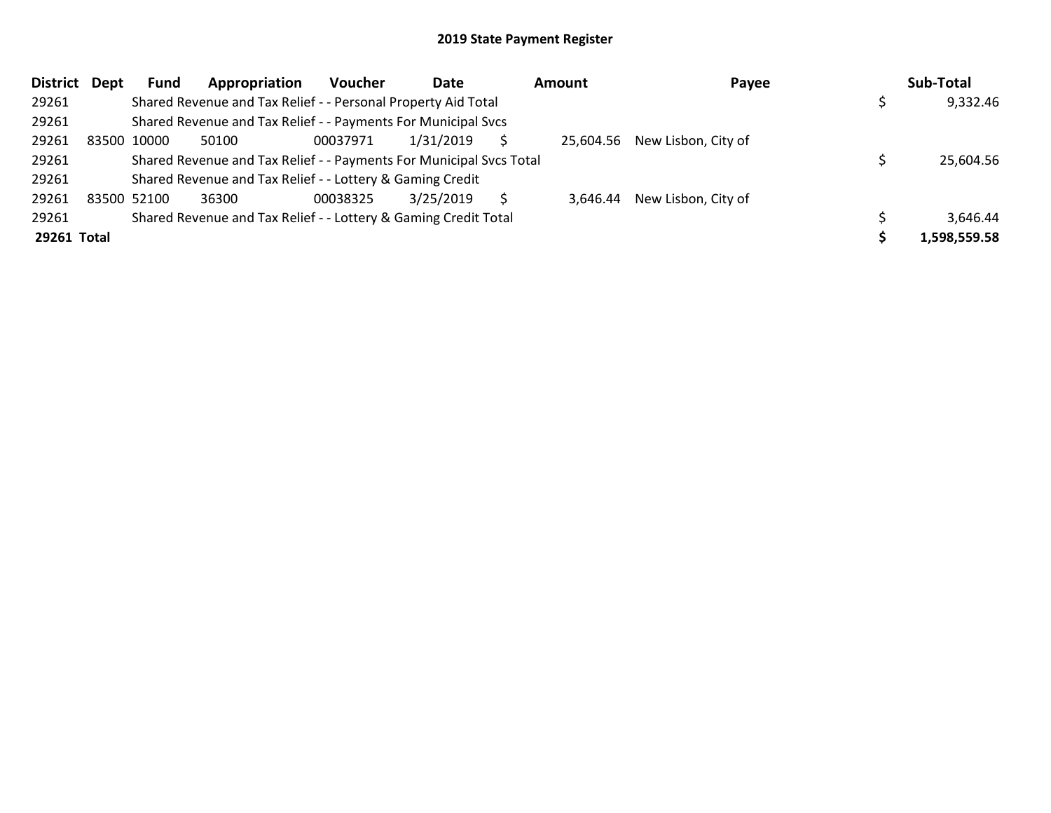## 2019 State Payment Register

| District | Dept | Fund | Appropriation | Voucher | Date | Amount | Payee | Sub-Total |
|---|---|---|---|---|---|---|---|---|
| 29261 | | Shared Revenue and Tax Relief - - Personal Property Aid Total | | | | | | $ 9,332.46 |
| 29261 | | Shared Revenue and Tax Relief - - Payments For Municipal Svcs | | | | | | |
| 29261 | 83500 | 10000 | 50100 | 00037971 | 1/31/2019 | $ 25,604.56 | New Lisbon, City of | |
| 29261 | | Shared Revenue and Tax Relief - - Payments For Municipal Svcs Total | | | | | | $ 25,604.56 |
| 29261 | | Shared Revenue and Tax Relief - - Lottery & Gaming Credit | | | | | | |
| 29261 | 83500 | 52100 | 36300 | 00038325 | 3/25/2019 | $ 3,646.44 | New Lisbon, City of | |
| 29261 | | Shared Revenue and Tax Relief - - Lottery & Gaming Credit Total | | | | | | $ 3,646.44 |
| **29261 Total** | | | | | | | | **$ 1,598,559.58** |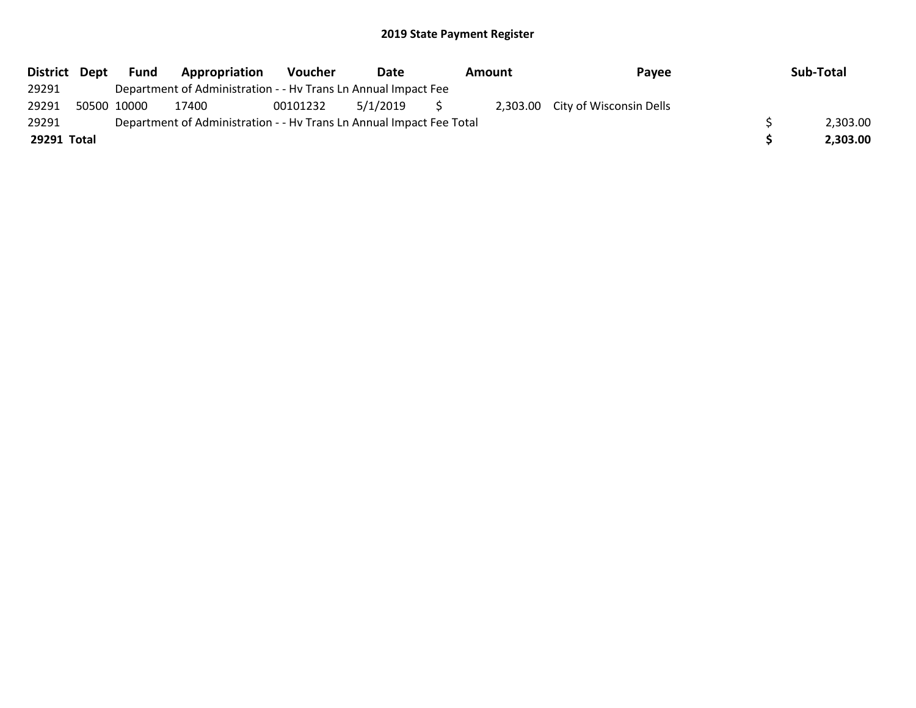# 2019 State Payment Register

| District | Dept | Fund | Appropriation | Voucher | Date | Amount | Payee | Sub-Total |
|---|---|---|---|---|---|---|---|---|
| 29291 | | Department of Administration - - Hv Trans Ln Annual Impact Fee | | | | | | |
| 29291 | 50500 | 10000 | 17400 | 00101232 | 5/1/2019 | $ 2,303.00 | City of Wisconsin Dells | |
| 29291 | | Department of Administration - - Hv Trans Ln Annual Impact Fee Total | | | | | | $ 2,303.00 |
| **29291 Total** | | | | | | | | **$ 2,303.00** |